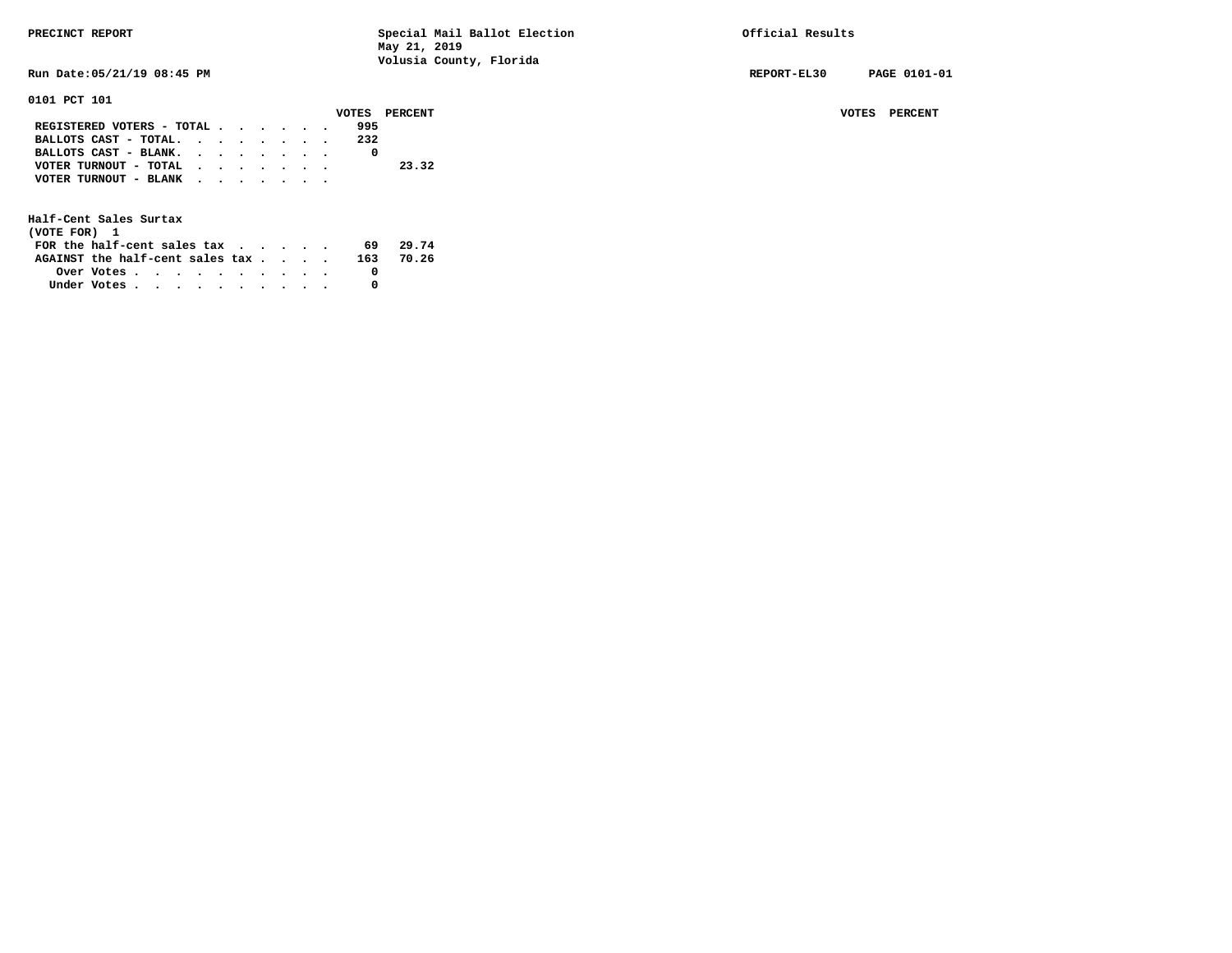PRECINCT REPORT

Special Mail Ballot Election
May 21, 2019
Volusia County, Florida

Official Results

Run Date:05/21/19 08:45 PM

REPORT-EL30 PAGE 0101-01

## 0101 PCT 101

| | VOTES | PERCENT |
|---|---|---|
| REGISTERED VOTERS - TOTAL | 995 | |
| BALLOTS CAST - TOTAL. | 232 | |
| BALLOTS CAST - BLANK. | 0 | |
| VOTER TURNOUT - TOTAL | | 23.32 |
| VOTER TURNOUT - BLANK | | |

### Half-Cent Sales Surtax
(VOTE FOR) 1

| | VOTES | PERCENT |
|---|---|---|
| FOR the half-cent sales tax | 69 | 29.74 |
| AGAINST the half-cent sales tax | 163 | 70.26 |
| Over Votes | 0 | |
| Under Votes | 0 | |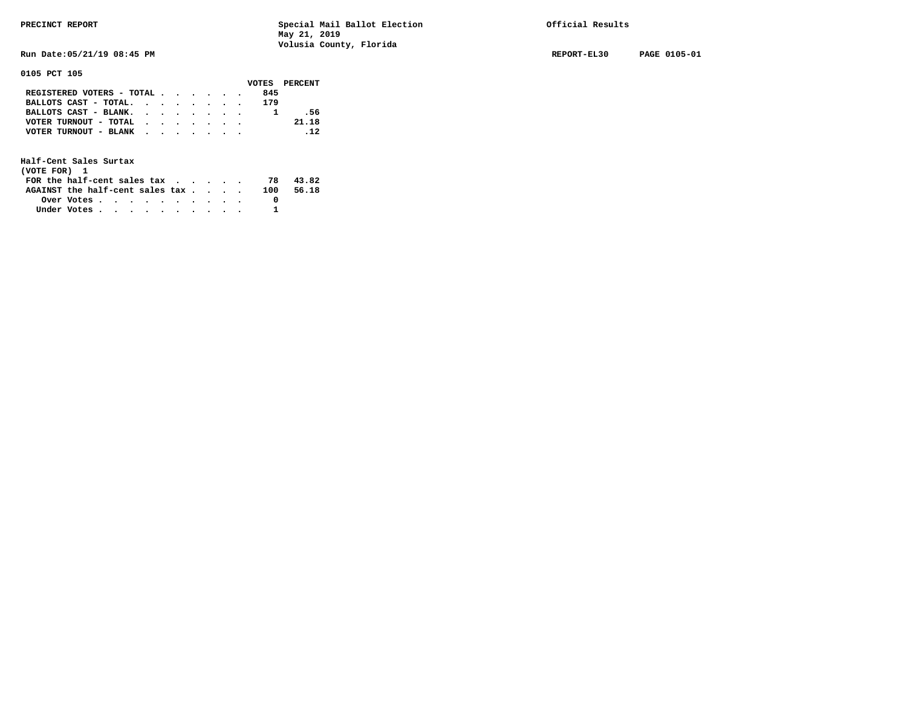PRECINCT REPORT — Special Mail Ballot Election — May 21, 2019 — Volusia County, Florida — Official Results

Run Date:05/21/19 08:45 PM — REPORT-EL30 — PAGE 0105-01

## 0105 PCT 105

| | VOTES | PERCENT |
|---|---|---|
| REGISTERED VOTERS - TOTAL | 845 | |
| BALLOTS CAST - TOTAL. | 179 | |
| BALLOTS CAST - BLANK. | 1 | .56 |
| VOTER TURNOUT - TOTAL | | 21.18 |
| VOTER TURNOUT - BLANK | | .12 |

### Half-Cent Sales Surtax
(VOTE FOR) 1

| | VOTES | PERCENT |
|---|---|---|
| FOR the half-cent sales tax | 78 | 43.82 |
| AGAINST the half-cent sales tax | 100 | 56.18 |
| Over Votes | 0 | |
| Under Votes | 1 | |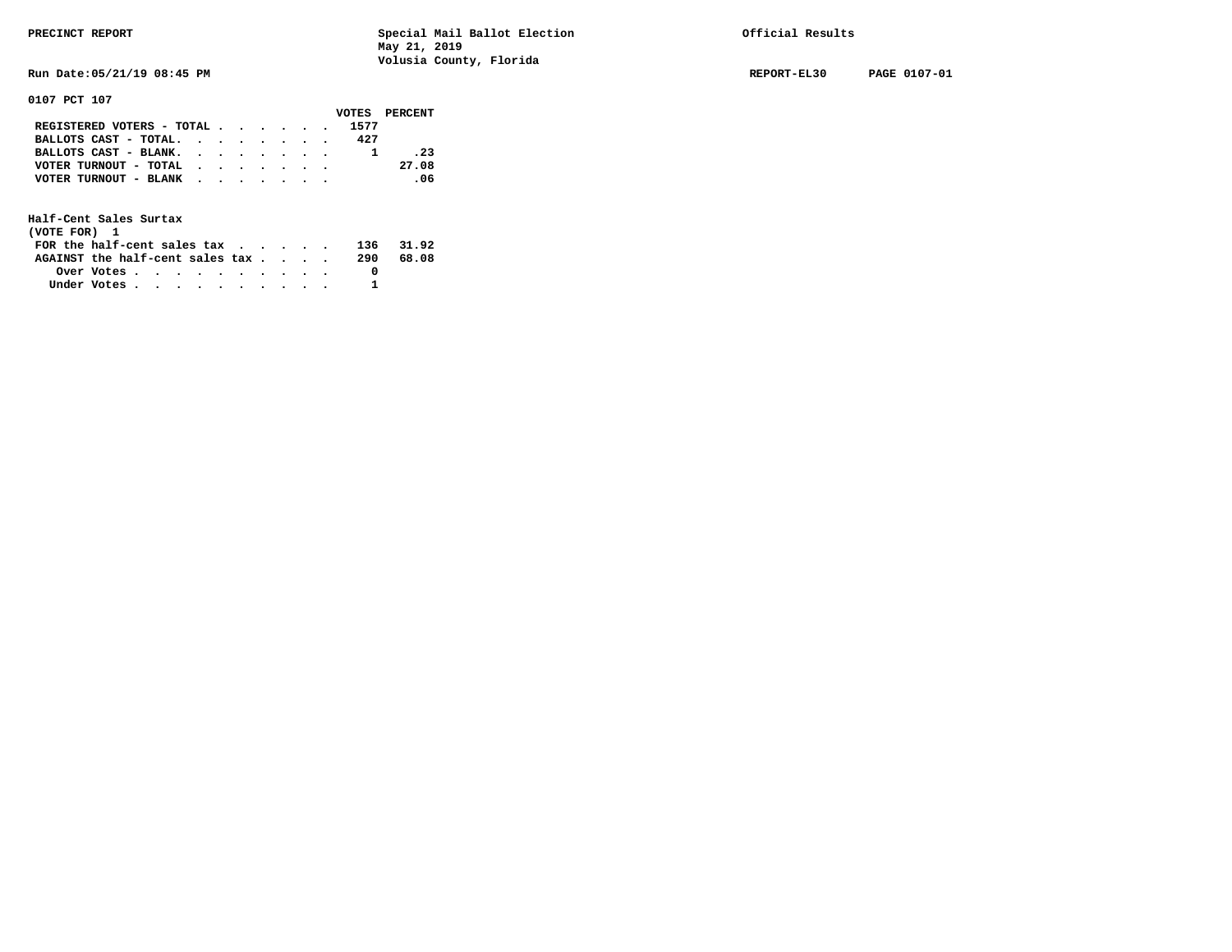**0107 PCT 107**

| | VOTES | PERCENT |
|---|---|---|
| REGISTERED VOTERS - TOTAL | 1577 | |
| BALLOTS CAST - TOTAL | 427 | |
| BALLOTS CAST - BLANK | 1 | .23 |
| VOTER TURNOUT - TOTAL | | 27.08 |
| VOTER TURNOUT - BLANK | | .06 |

**Half-Cent Sales Surtax**
(VOTE FOR) 1

| | VOTES | PERCENT |
|---|---|---|
| FOR the half-cent sales tax | 136 | 31.92 |
| AGAINST the half-cent sales tax | 290 | 68.08 |
| Over Votes | 0 | |
| Under Votes | 1 | |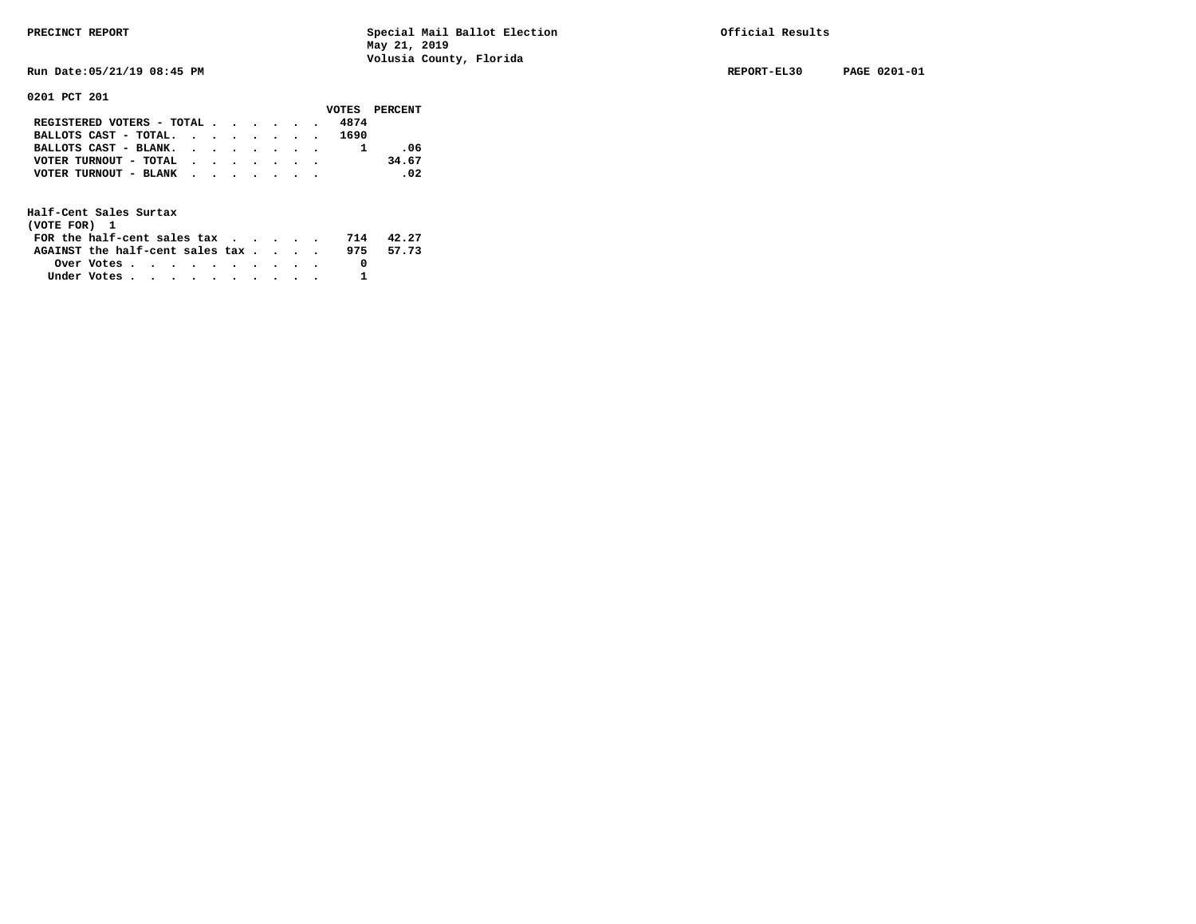PRECINCT REPORT — Special Mail Ballot Election, May 21, 2019, Volusia County, Florida — Official Results

Run Date:05/21/19 08:45 PM — REPORT-EL30 — PAGE 0201-01

## 0201 PCT 201

| | VOTES | PERCENT |
|---|---|---|
| REGISTERED VOTERS - TOTAL | 4874 | |
| BALLOTS CAST - TOTAL. | 1690 | |
| BALLOTS CAST - BLANK. | 1 | .06 |
| VOTER TURNOUT - TOTAL | | 34.67 |
| VOTER TURNOUT - BLANK | | .02 |

### Half-Cent Sales Surtax
(VOTE FOR) 1

| | VOTES | PERCENT |
|---|---|---|
| FOR the half-cent sales tax | 714 | 42.27 |
| AGAINST the half-cent sales tax | 975 | 57.73 |
| Over Votes | 0 | |
| Under Votes | 1 | |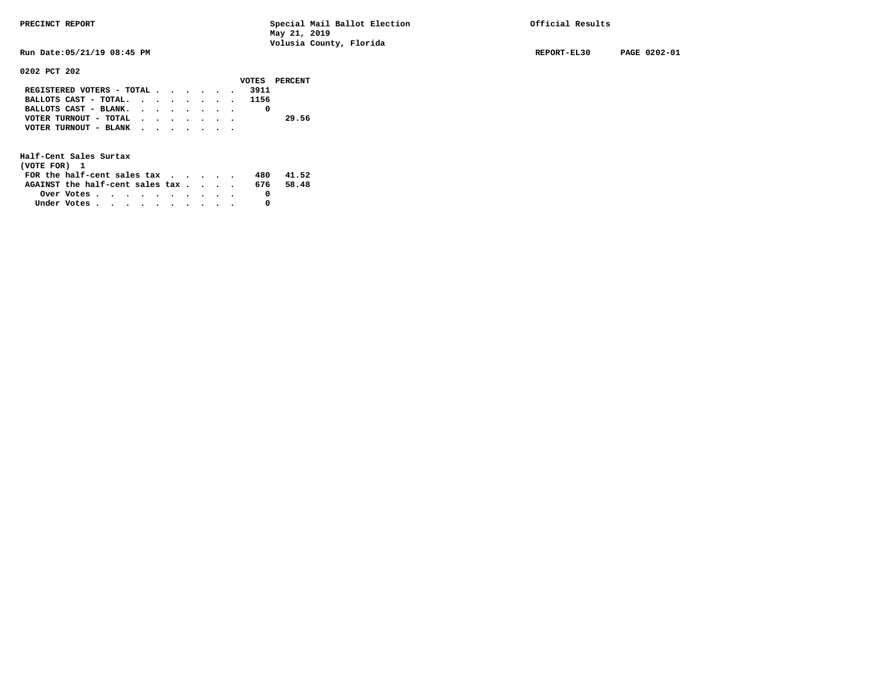PRECINCT REPORT — Special Mail Ballot Election, May 21, 2019, Volusia County, Florida — Official Results

Run Date:05/21/19 08:45 PM — REPORT-EL30 — PAGE 0202-01

## 0202 PCT 202

| | VOTES | PERCENT |
|---|---|---|
| REGISTERED VOTERS - TOTAL | 3911 | |
| BALLOTS CAST - TOTAL. | 1156 | |
| BALLOTS CAST - BLANK. | 0 | |
| VOTER TURNOUT - TOTAL | | 29.56 |
| VOTER TURNOUT - BLANK | | |

### Half-Cent Sales Surtax
(VOTE FOR) 1

| | VOTES | PERCENT |
|---|---|---|
| FOR the half-cent sales tax | 480 | 41.52 |
| AGAINST the half-cent sales tax | 676 | 58.48 |
| Over Votes | 0 | |
| Under Votes | 0 | |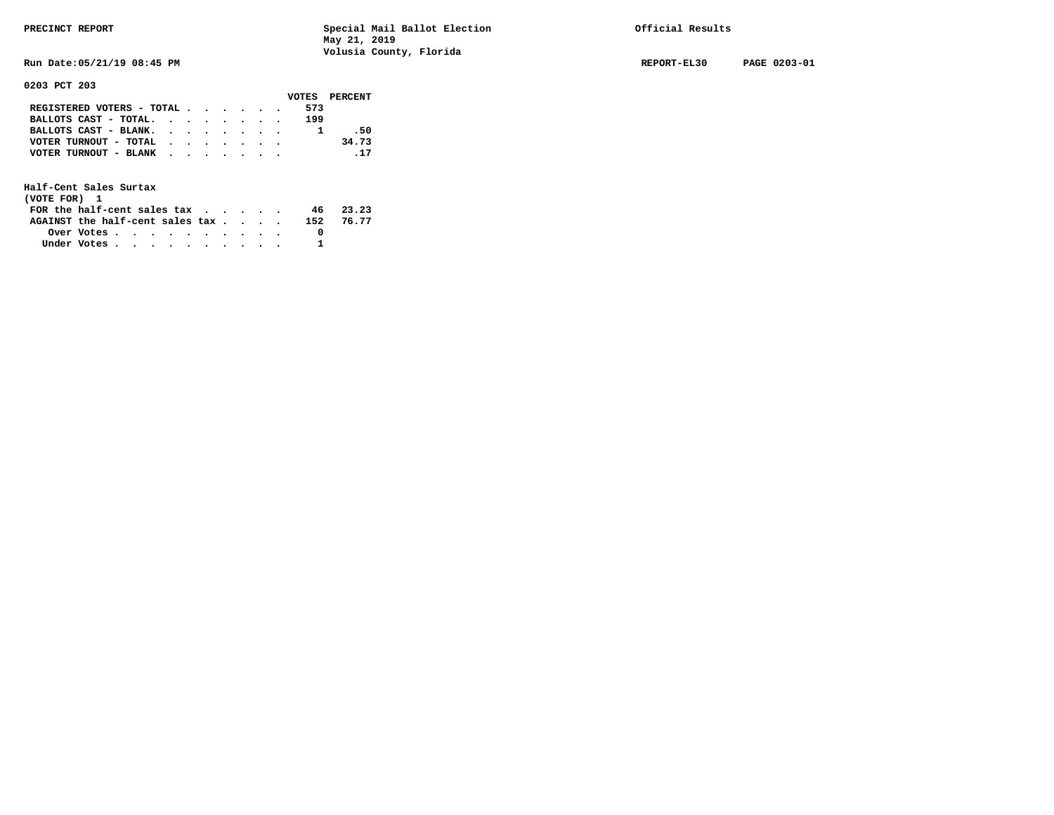PRECINCT REPORT — Special Mail Ballot Election, May 21, 2019, Volusia County, Florida — Official Results

Run Date:05/21/19 08:45 PM — REPORT-EL30 — PAGE 0203-01

## 0203 PCT 203

| | VOTES | PERCENT |
|---|---|---|
| REGISTERED VOTERS - TOTAL | 573 | |
| BALLOTS CAST - TOTAL. | 199 | |
| BALLOTS CAST - BLANK. | 1 | .50 |
| VOTER TURNOUT - TOTAL | | 34.73 |
| VOTER TURNOUT - BLANK | | .17 |

### Half-Cent Sales Surtax
(VOTE FOR) 1

| | VOTES | PERCENT |
|---|---|---|
| FOR the half-cent sales tax | 46 | 23.23 |
| AGAINST the half-cent sales tax | 152 | 76.77 |
| Over Votes | 0 | |
| Under Votes | 1 | |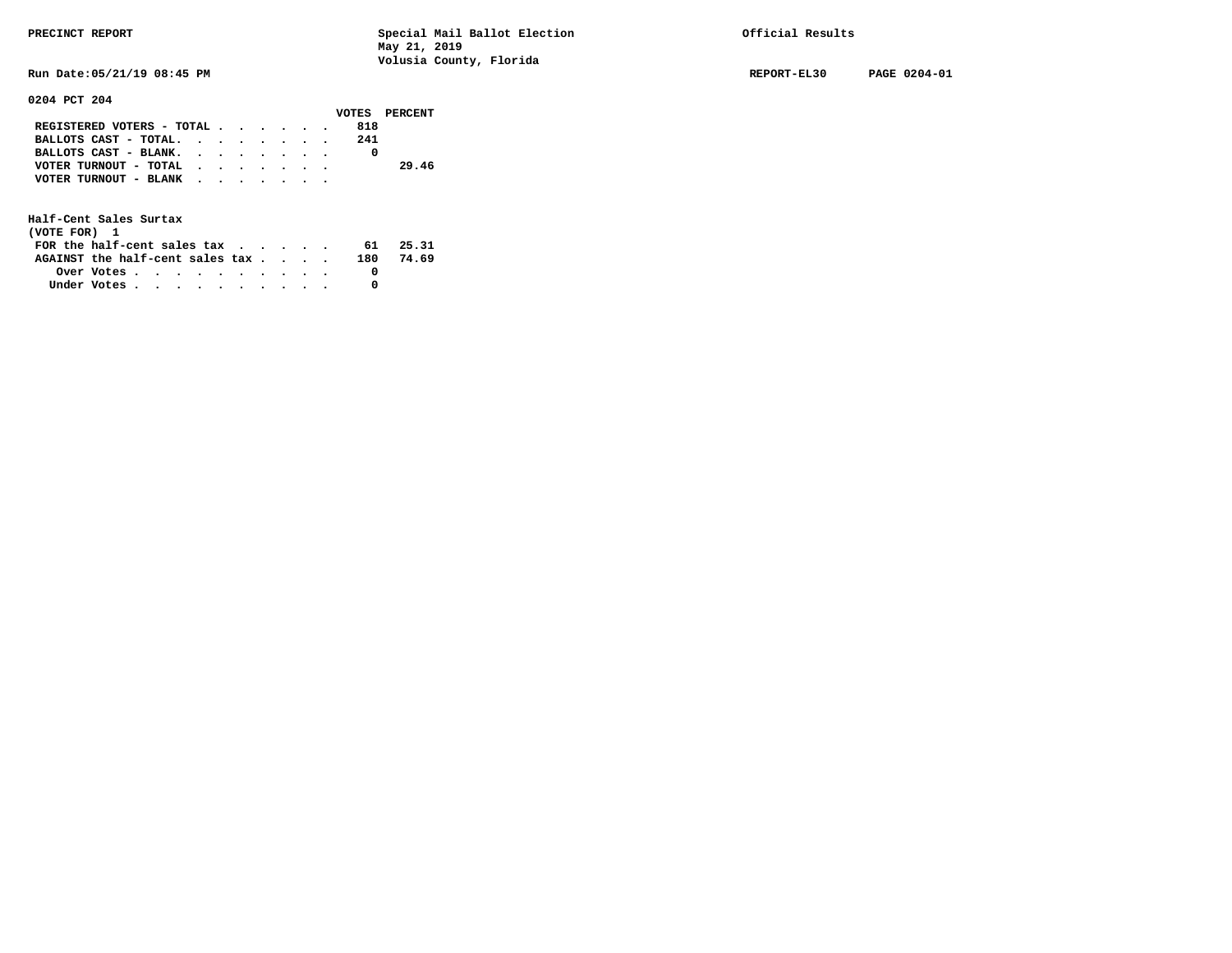PRECINCT REPORT

Special Mail Ballot Election
May 21, 2019
Volusia County, Florida

Official Results

Run Date:05/21/19 08:45 PM

REPORT-EL30 PAGE 0204-01

**0204 PCT 204**

| | VOTES | PERCENT |
|---|---|---|
| REGISTERED VOTERS - TOTAL | 818 | |
| BALLOTS CAST - TOTAL. | 241 | |
| BALLOTS CAST - BLANK. | 0 | |
| VOTER TURNOUT - TOTAL | | 29.46 |
| VOTER TURNOUT - BLANK | | |

**Half-Cent Sales Surtax**
(VOTE FOR) 1

| | VOTES | PERCENT |
|---|---|---|
| FOR the half-cent sales tax | 61 | 25.31 |
| AGAINST the half-cent sales tax | 180 | 74.69 |
| Over Votes | 0 | |
| Under Votes | 0 | |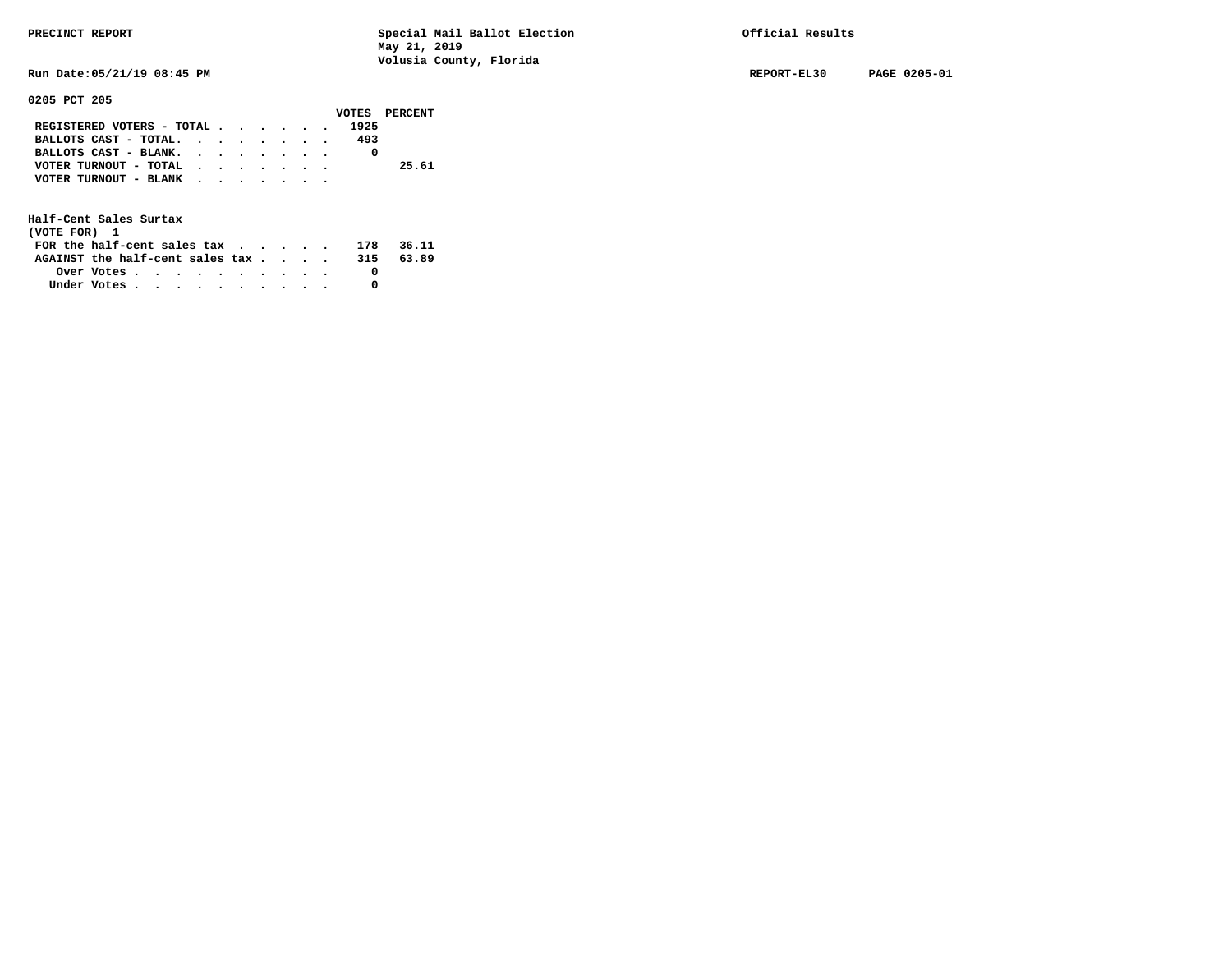**PRECINCT REPORT** — Special Mail Ballot Election, May 21, 2019, Volusia County, Florida — Official Results

Run Date:05/21/19 08:45 PM — REPORT-EL30 — PAGE 0205-01

**0205 PCT 205**

| | VOTES | PERCENT |
|---|---|---|
| REGISTERED VOTERS - TOTAL | 1925 | |
| BALLOTS CAST - TOTAL. | 493 | |
| BALLOTS CAST - BLANK. | 0 | |
| VOTER TURNOUT - TOTAL | | 25.61 |
| VOTER TURNOUT - BLANK | | |

**Half-Cent Sales Surtax**
(VOTE FOR) 1

| | VOTES | PERCENT |
|---|---|---|
| FOR the half-cent sales tax | 178 | 36.11 |
| AGAINST the half-cent sales tax | 315 | 63.89 |
| Over Votes | 0 | |
| Under Votes | 0 | |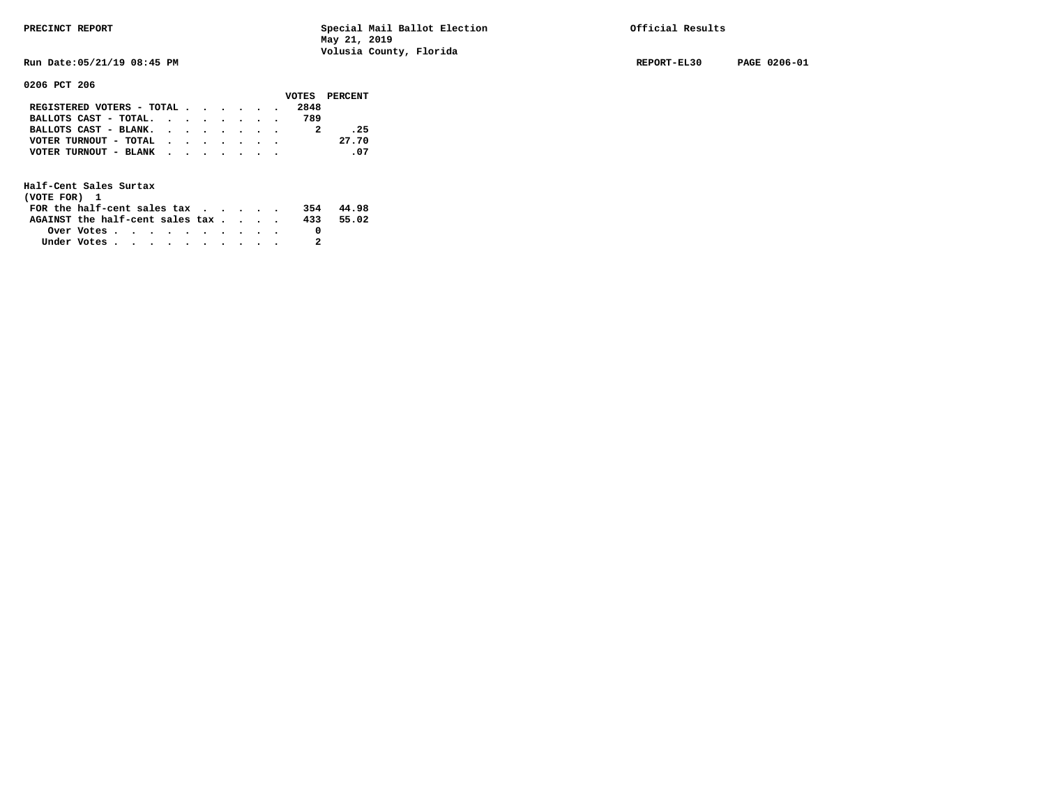**PRECINCT REPORT** | **Special Mail Ballot Election** | **Official Results**
**May 21, 2019**
**Volusia County, Florida**

**Run Date:05/21/19 08:45 PM** | **REPORT-EL30** | **PAGE 0206-01**

**0206 PCT 206**

| | VOTES | PERCENT |
|---|---|---|
| REGISTERED VOTERS - TOTAL | 2848 | |
| BALLOTS CAST - TOTAL. | 789 | |
| BALLOTS CAST - BLANK. | 2 | .25 |
| VOTER TURNOUT - TOTAL | | 27.70 |
| VOTER TURNOUT - BLANK | | .07 |

**Half-Cent Sales Surtax**
**(VOTE FOR) 1**

| | VOTES | PERCENT |
|---|---|---|
| FOR the half-cent sales tax | 354 | 44.98 |
| AGAINST the half-cent sales tax | 433 | 55.02 |
| Over Votes | 0 | |
| Under Votes | 2 | |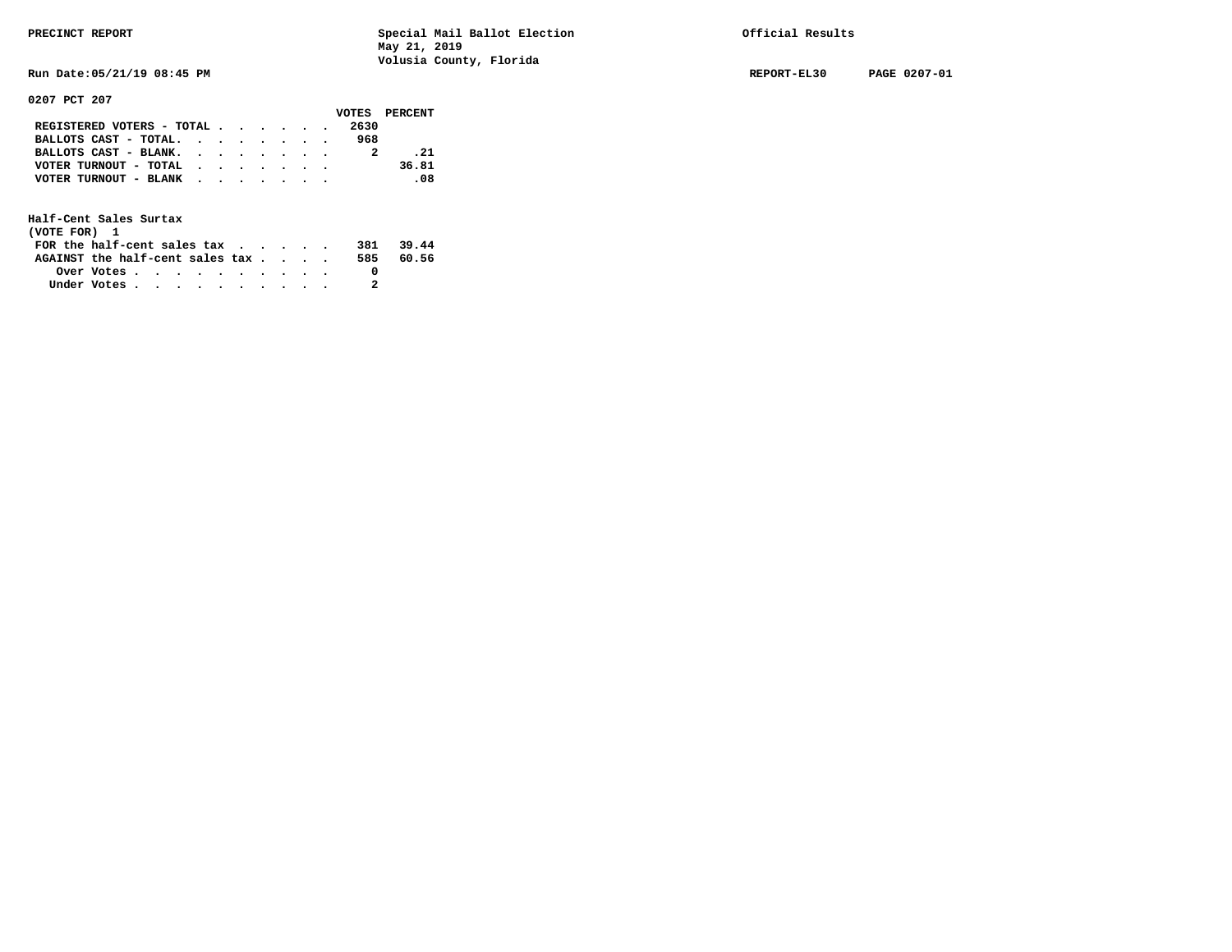PRECINCT REPORT

Special Mail Ballot Election
May 21, 2019
Volusia County, Florida

Official Results

Run Date:05/21/19 08:45 PM

REPORT-EL30 PAGE 0207-01

**0207 PCT 207**

| | VOTES | PERCENT |
|---|---|---|
| REGISTERED VOTERS - TOTAL | 2630 | |
| BALLOTS CAST - TOTAL. | 968 | |
| BALLOTS CAST - BLANK. | 2 | .21 |
| VOTER TURNOUT - TOTAL | | 36.81 |
| VOTER TURNOUT - BLANK | | .08 |

**Half-Cent Sales Surtax**
**(VOTE FOR) 1**

| | VOTES | PERCENT |
|---|---|---|
| FOR the half-cent sales tax | 381 | 39.44 |
| AGAINST the half-cent sales tax | 585 | 60.56 |
| Over Votes | 0 | |
| Under Votes | 2 | |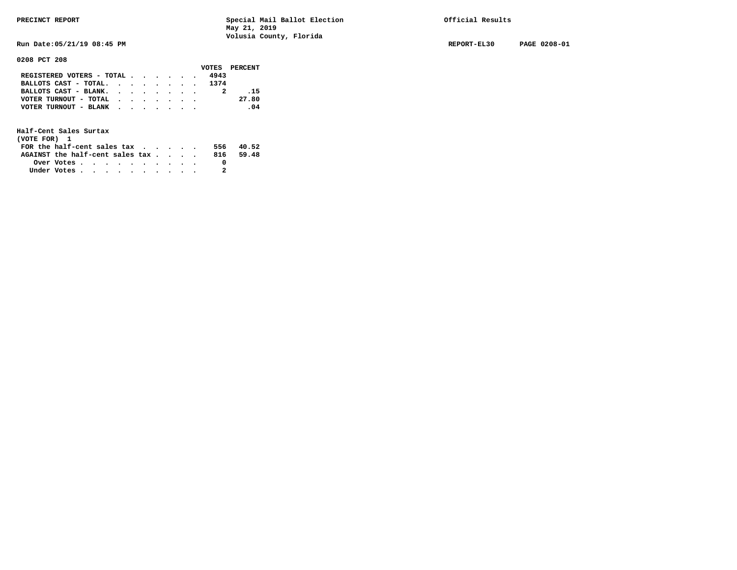PRECINCT REPORT — Special Mail Ballot Election, May 21, 2019, Volusia County, Florida — Official Results

Run Date:05/21/19 08:45 PM — REPORT-EL30 — PAGE 0208-01

## 0208 PCT 208

| | VOTES | PERCENT |
|---|---|---|
| REGISTERED VOTERS - TOTAL | 4943 | |
| BALLOTS CAST - TOTAL. | 1374 | |
| BALLOTS CAST - BLANK. | 2 | .15 |
| VOTER TURNOUT - TOTAL | | 27.80 |
| VOTER TURNOUT - BLANK | | .04 |

### Half-Cent Sales Surtax
(VOTE FOR) 1

| | VOTES | PERCENT |
|---|---|---|
| FOR the half-cent sales tax | 556 | 40.52 |
| AGAINST the half-cent sales tax | 816 | 59.48 |
| Over Votes | 0 | |
| Under Votes | 2 | |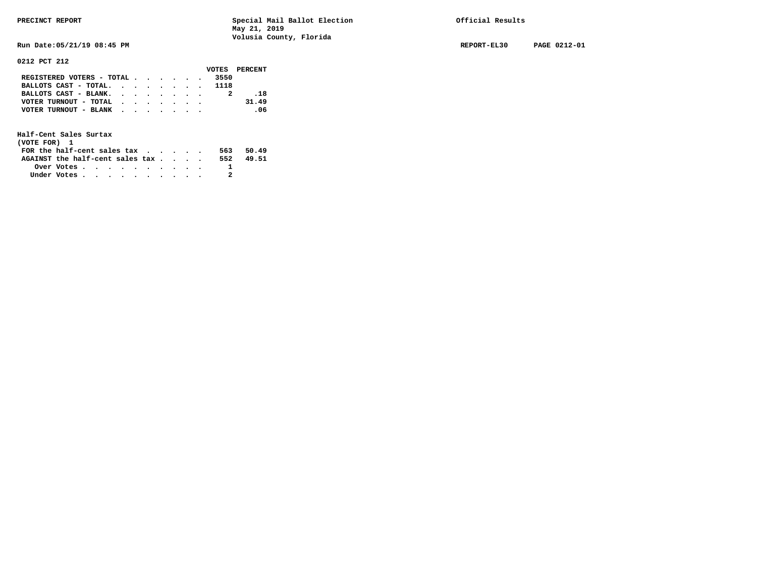PRECINCT REPORT — Special Mail Ballot Election, May 21, 2019, Volusia County, Florida — Official Results

Run Date:05/21/19 08:45 PM — REPORT-EL30 — PAGE 0212-01

**0212 PCT 212**

| | VOTES | PERCENT |
|---|---|---|
| REGISTERED VOTERS - TOTAL | 3550 | |
| BALLOTS CAST - TOTAL | 1118 | |
| BALLOTS CAST - BLANK | 2 | .18 |
| VOTER TURNOUT - TOTAL | | 31.49 |
| VOTER TURNOUT - BLANK | | .06 |

**Half-Cent Sales Surtax**
(VOTE FOR) 1

| | VOTES | PERCENT |
|---|---|---|
| FOR the half-cent sales tax | 563 | 50.49 |
| AGAINST the half-cent sales tax | 552 | 49.51 |
| Over Votes | 1 | |
| Under Votes | 2 | |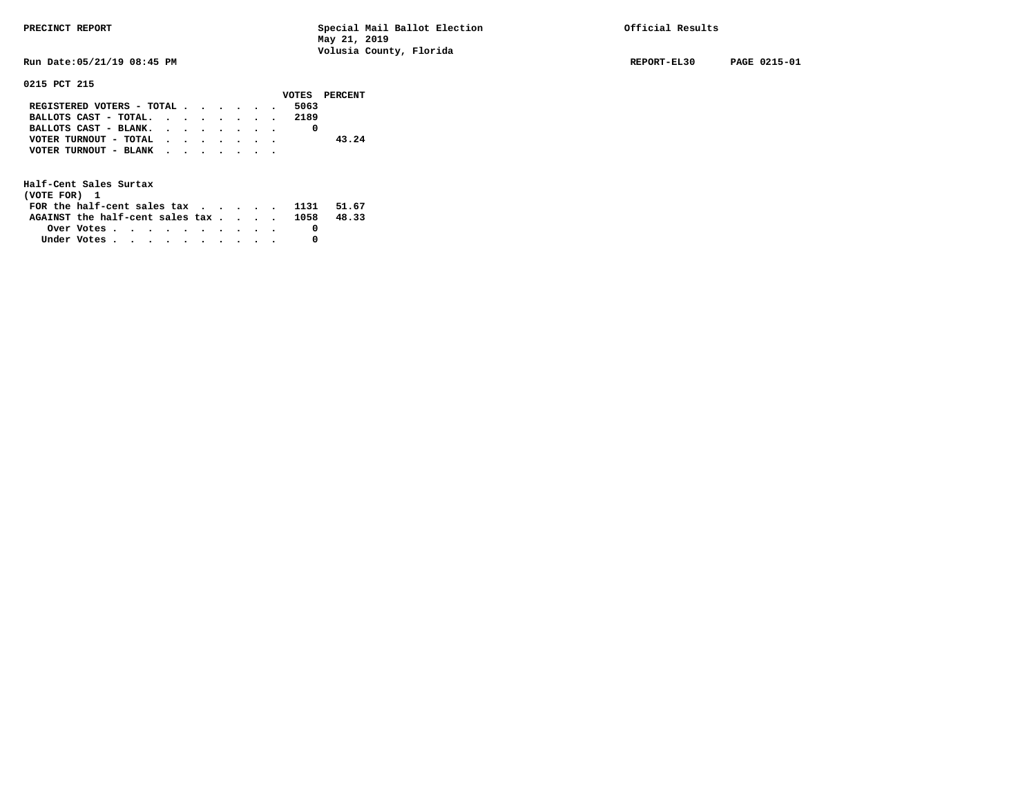PRECINCT REPORT — Special Mail Ballot Election, May 21, 2019, Volusia County, Florida — Official Results

Run Date:05/21/19 08:45 PM — REPORT-EL30 — PAGE 0215-01

## 0215 PCT 215

| | VOTES | PERCENT |
|---|---|---|
| REGISTERED VOTERS - TOTAL | 5063 | |
| BALLOTS CAST - TOTAL. | 2189 | |
| BALLOTS CAST - BLANK. | 0 | |
| VOTER TURNOUT - TOTAL | | 43.24 |
| VOTER TURNOUT - BLANK | | |

### Half-Cent Sales Surtax

(VOTE FOR) 1

| | VOTES | PERCENT |
|---|---|---|
| FOR the half-cent sales tax | 1131 | 51.67 |
| AGAINST the half-cent sales tax | 1058 | 48.33 |
| Over Votes | 0 | |
| Under Votes | 0 | |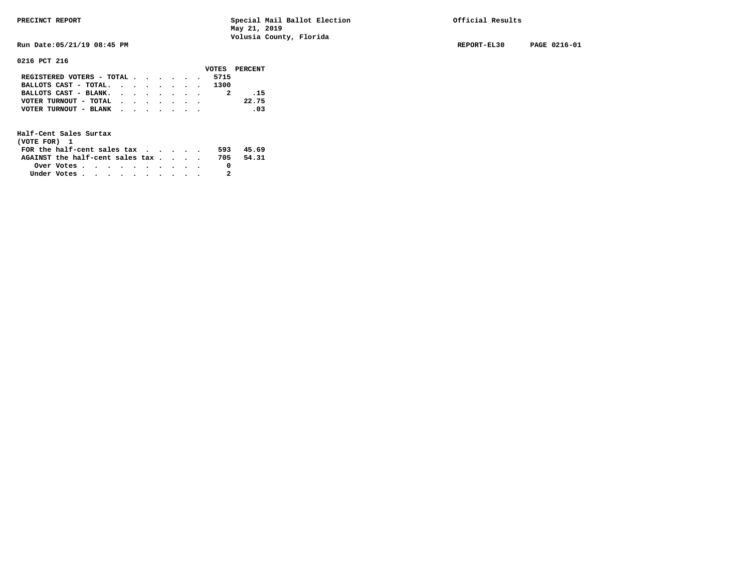PRECINCT REPORT — Special Mail Ballot Election, May 21, 2019, Volusia County, Florida — Official Results

Run Date:05/21/19 08:45 PM — REPORT-EL30 — PAGE 0216-01

## 0216 PCT 216

| | VOTES | PERCENT |
|---|---|---|
| REGISTERED VOTERS - TOTAL | 5715 | |
| BALLOTS CAST - TOTAL. | 1300 | |
| BALLOTS CAST - BLANK. | 2 | .15 |
| VOTER TURNOUT - TOTAL | | 22.75 |
| VOTER TURNOUT - BLANK | | .03 |

### Half-Cent Sales Surtax
(VOTE FOR) 1

| | VOTES | PERCENT |
|---|---|---|
| FOR the half-cent sales tax | 593 | 45.69 |
| AGAINST the half-cent sales tax | 705 | 54.31 |
| Over Votes | 0 | |
| Under Votes | 2 | |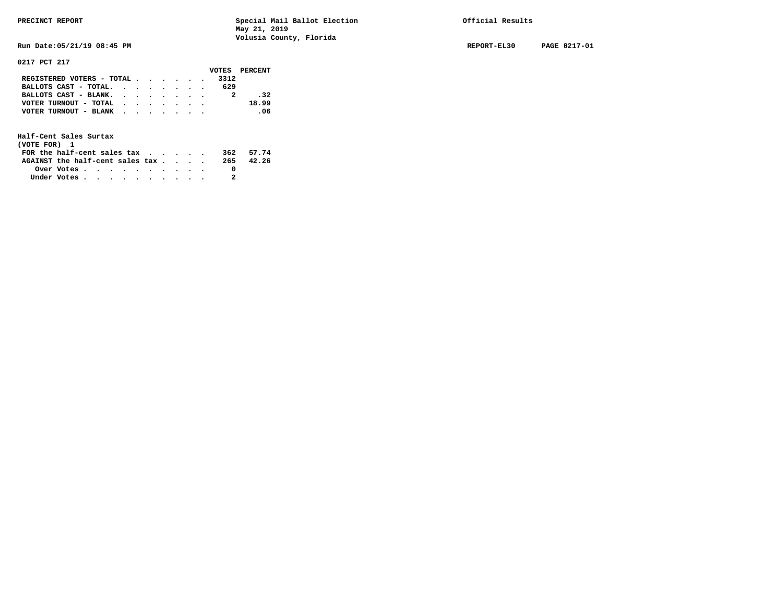PRECINCT REPORT

Special Mail Ballot Election
May 21, 2019
Volusia County, Florida

Official Results

Run Date:05/21/19 08:45 PM

REPORT-EL30 PAGE 0217-01

## 0217 PCT 217

| | VOTES | PERCENT |
|---|---|---|
| REGISTERED VOTERS - TOTAL | 3312 | |
| BALLOTS CAST - TOTAL | 629 | |
| BALLOTS CAST - BLANK | 2 | .32 |
| VOTER TURNOUT - TOTAL | | 18.99 |
| VOTER TURNOUT - BLANK | | .06 |

### Half-Cent Sales Surtax
(VOTE FOR) 1

| | VOTES | PERCENT |
|---|---|---|
| FOR the half-cent sales tax | 362 | 57.74 |
| AGAINST the half-cent sales tax | 265 | 42.26 |
| Over Votes | 0 | |
| Under Votes | 2 | |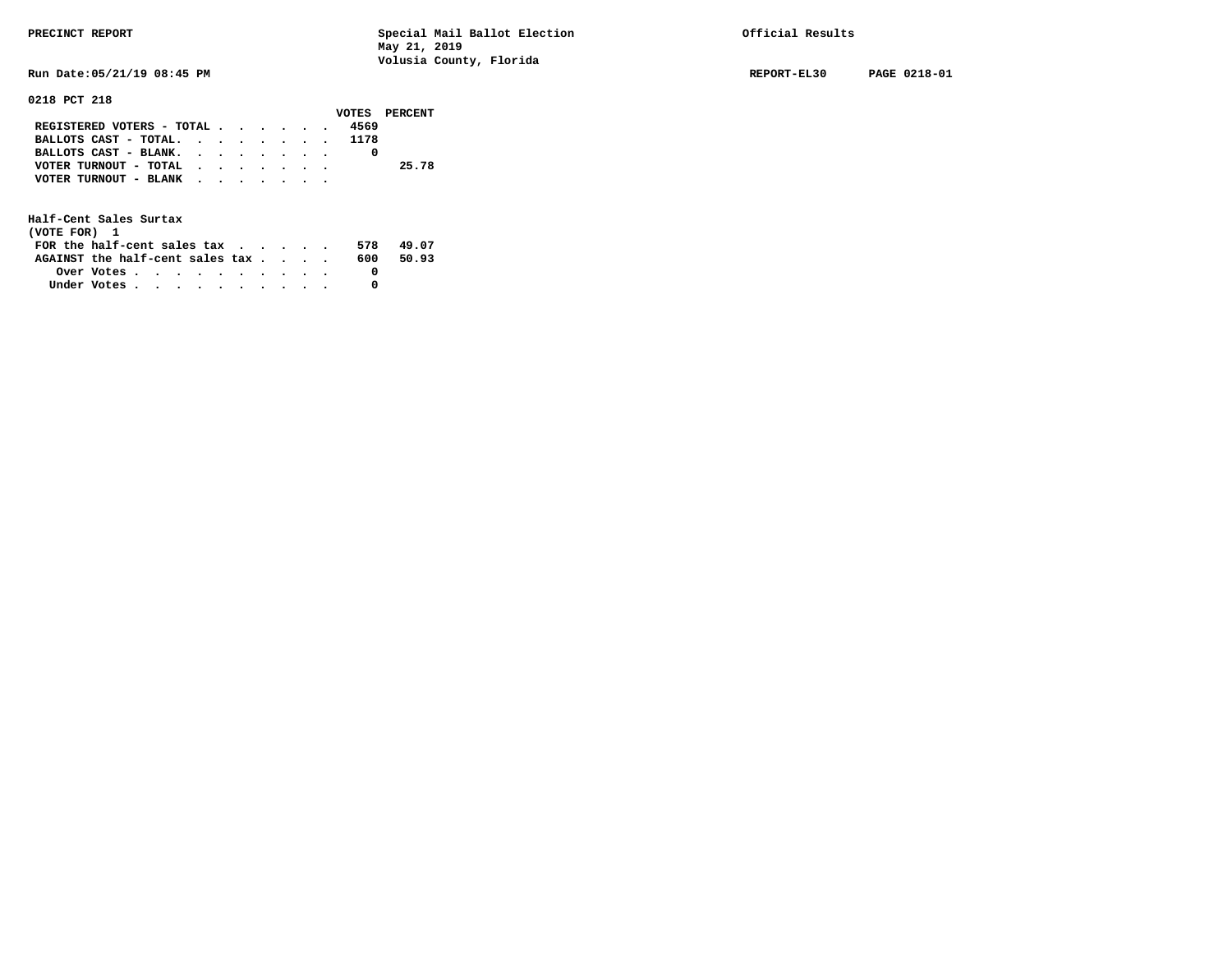PRECINCT REPORT — Special Mail Ballot Election, May 21, 2019, Volusia County, Florida — Official Results

Run Date:05/21/19 08:45 PM — REPORT-EL30 — PAGE 0218-01

## 0218 PCT 218

| | VOTES | PERCENT |
|---|---|---|
| REGISTERED VOTERS - TOTAL | 4569 | |
| BALLOTS CAST - TOTAL. | 1178 | |
| BALLOTS CAST - BLANK. | 0 | |
| VOTER TURNOUT - TOTAL | | 25.78 |
| VOTER TURNOUT - BLANK | | |

### Half-Cent Sales Surtax
(VOTE FOR) 1

| | VOTES | PERCENT |
|---|---|---|
| FOR the half-cent sales tax | 578 | 49.07 |
| AGAINST the half-cent sales tax | 600 | 50.93 |
| Over Votes | 0 | |
| Under Votes | 0 | |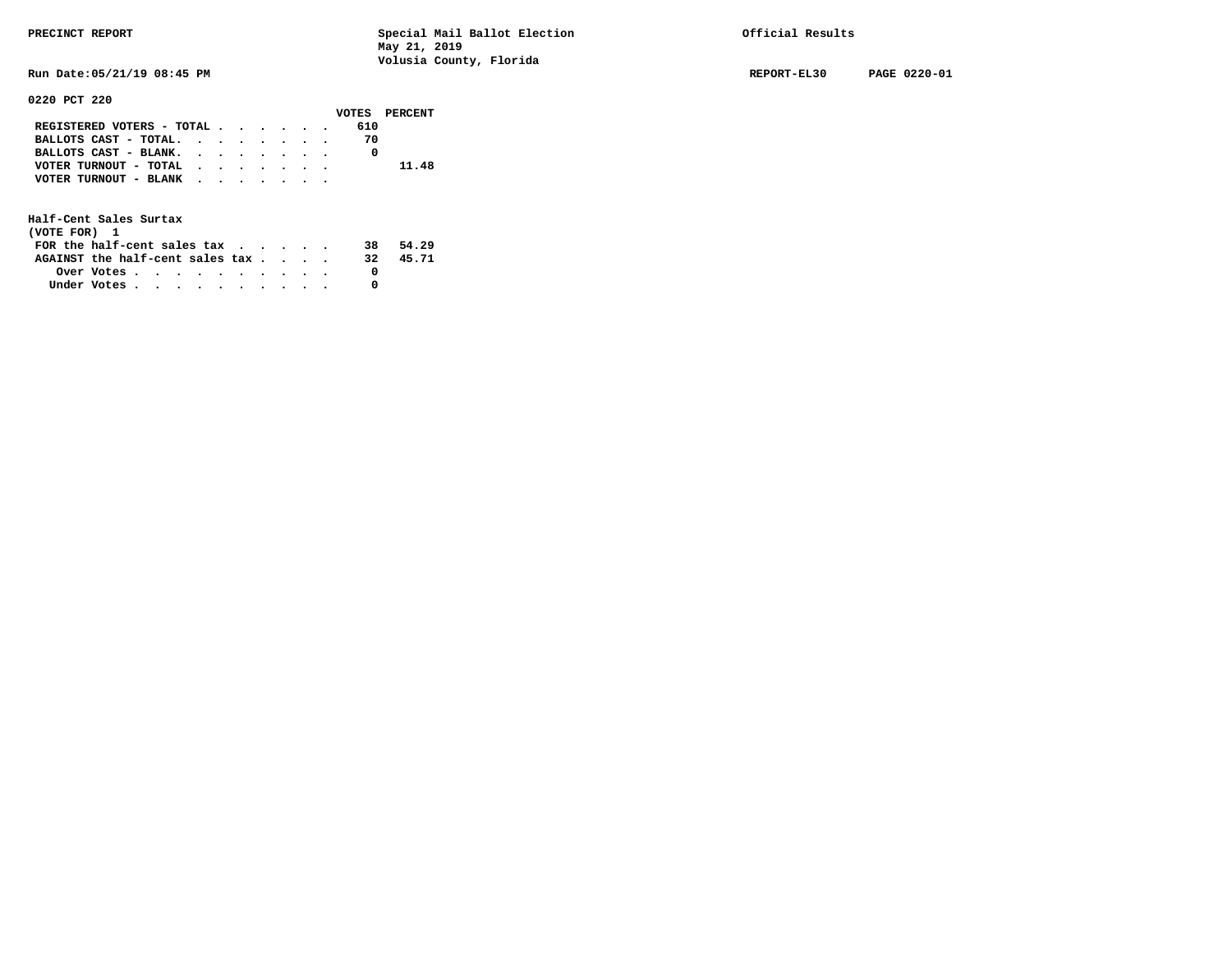PRECINCT REPORT

Special Mail Ballot Election
May 21, 2019
Volusia County, Florida

Official Results

Run Date:05/21/19 08:45 PM

REPORT-EL30 PAGE 0220-01

**0220 PCT 220**

| | VOTES | PERCENT |
|---|---|---|
| REGISTERED VOTERS - TOTAL | 610 | |
| BALLOTS CAST - TOTAL. | 70 | |
| BALLOTS CAST - BLANK. | 0 | |
| VOTER TURNOUT - TOTAL | | 11.48 |
| VOTER TURNOUT - BLANK | | |

**Half-Cent Sales Surtax**
(VOTE FOR) 1

| | VOTES | PERCENT |
|---|---|---|
| FOR the half-cent sales tax | 38 | 54.29 |
| AGAINST the half-cent sales tax | 32 | 45.71 |
| Over Votes | 0 | |
| Under Votes | 0 | |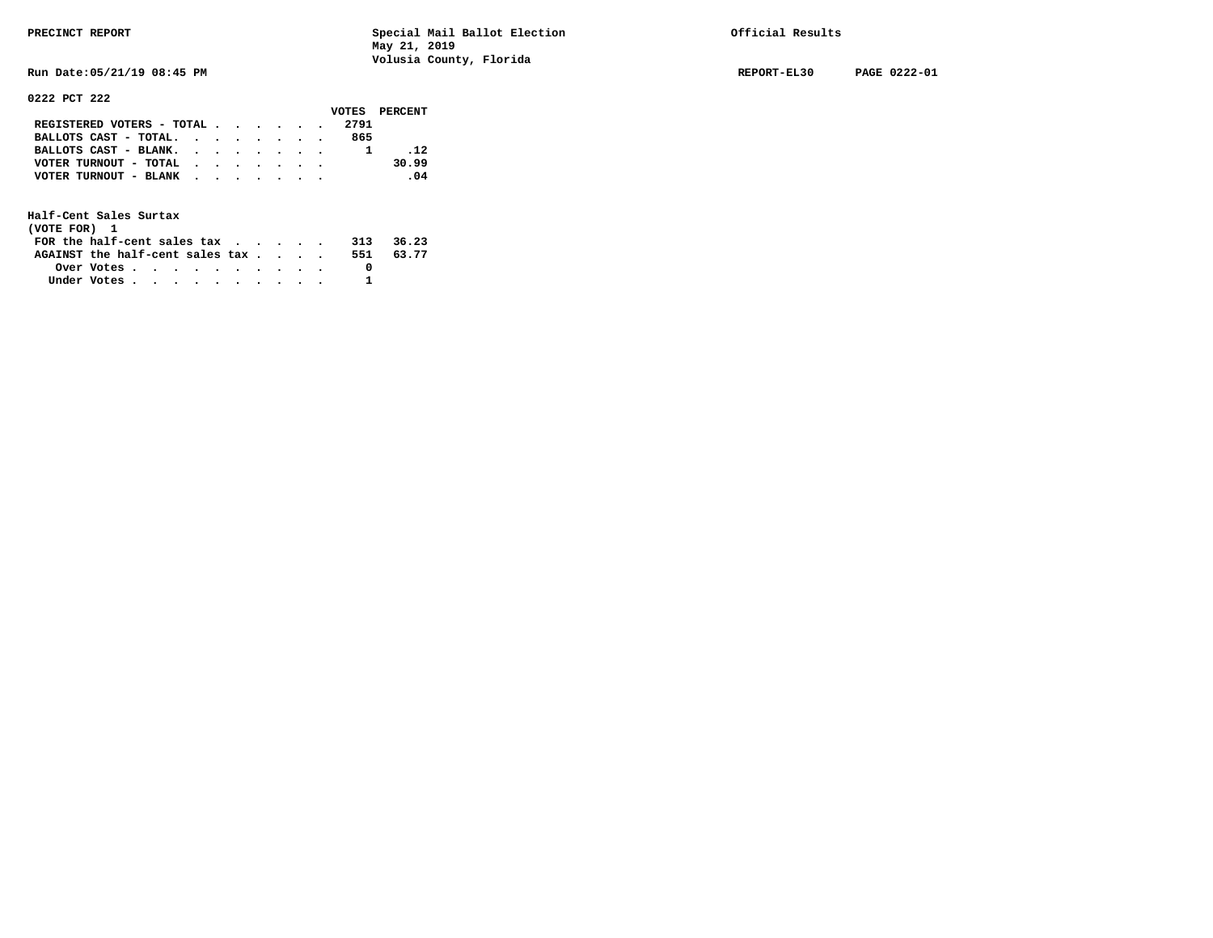PRECINCT REPORT — Special Mail Ballot Election — May 21, 2019 — Volusia County, Florida — Official Results

Run Date:05/21/19 08:45 PM — REPORT-EL30 — PAGE 0222-01

## 0222 PCT 222

| | VOTES | PERCENT |
|---|---|---|
| REGISTERED VOTERS - TOTAL | 2791 | |
| BALLOTS CAST - TOTAL | 865 | |
| BALLOTS CAST - BLANK | 1 | .12 |
| VOTER TURNOUT - TOTAL | | 30.99 |
| VOTER TURNOUT - BLANK | | .04 |

### Half-Cent Sales Surtax
(VOTE FOR) 1

| | VOTES | PERCENT |
|---|---|---|
| FOR the half-cent sales tax | 313 | 36.23 |
| AGAINST the half-cent sales tax | 551 | 63.77 |
| Over Votes | 0 | |
| Under Votes | 1 | |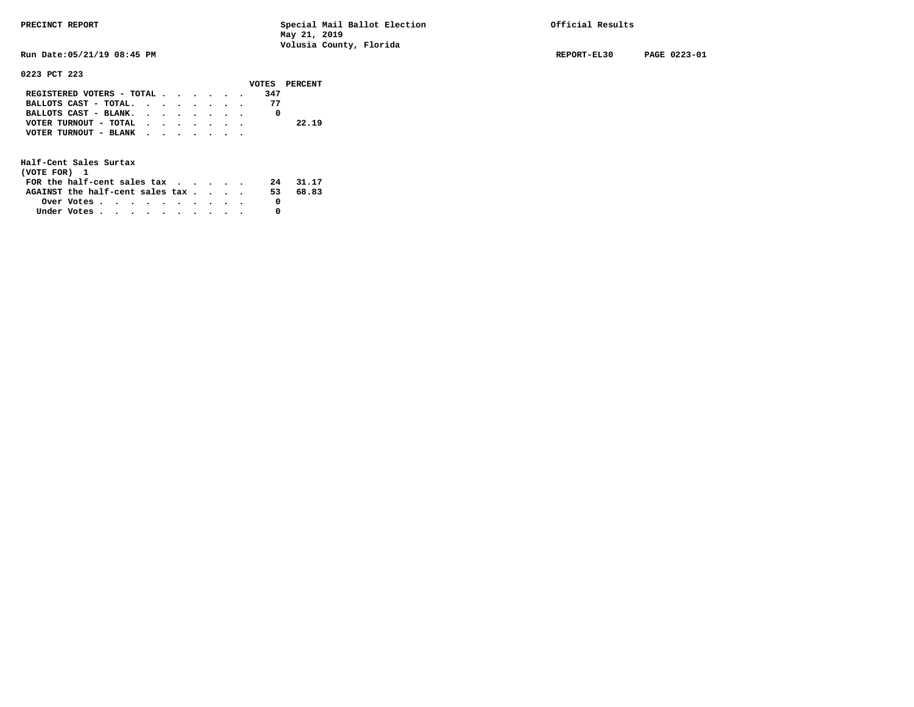PRECINCT REPORT — Special Mail Ballot Election, May 21, 2019, Volusia County, Florida — Official Results

Run Date:05/21/19 08:45 PM — REPORT-EL30 — PAGE 0223-01

## 0223 PCT 223

| | VOTES | PERCENT |
|---|---|---|
| REGISTERED VOTERS - TOTAL | 347 | |
| BALLOTS CAST - TOTAL. | 77 | |
| BALLOTS CAST - BLANK. | 0 | |
| VOTER TURNOUT - TOTAL | | 22.19 |
| VOTER TURNOUT - BLANK | | |

### Half-Cent Sales Surtax
(VOTE FOR) 1

| | VOTES | PERCENT |
|---|---|---|
| FOR the half-cent sales tax | 24 | 31.17 |
| AGAINST the half-cent sales tax | 53 | 68.83 |
| Over Votes | 0 | |
| Under Votes | 0 | |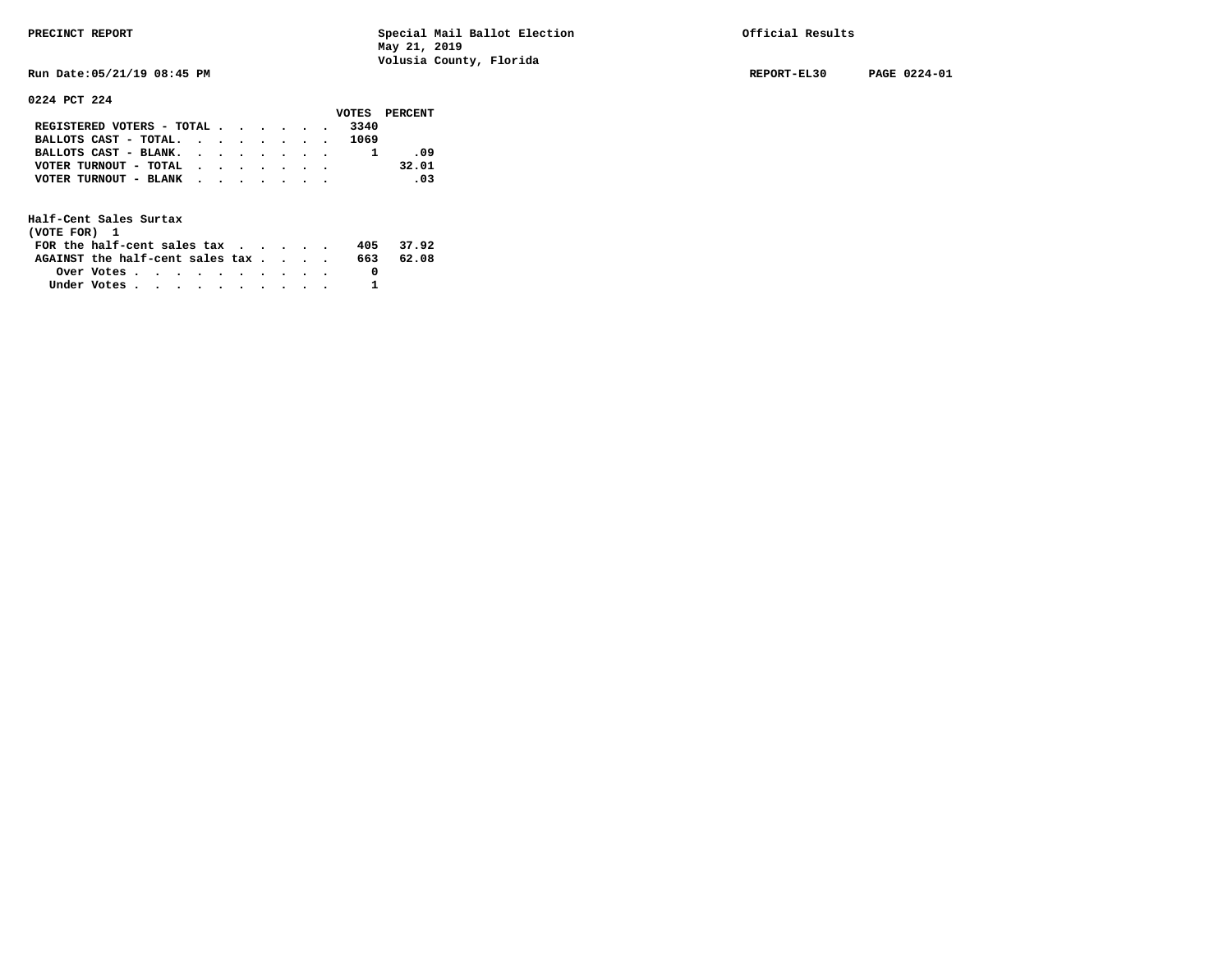PRECINCT REPORT — Special Mail Ballot Election — May 21, 2019 — Volusia County, Florida — Official Results

Run Date:05/21/19 08:45 PM — REPORT-EL30 — PAGE 0224-01

## 0224 PCT 224

| | VOTES | PERCENT |
|---|---|---|
| REGISTERED VOTERS - TOTAL | 3340 | |
| BALLOTS CAST - TOTAL. | 1069 | |
| BALLOTS CAST - BLANK. | 1 | .09 |
| VOTER TURNOUT - TOTAL | | 32.01 |
| VOTER TURNOUT - BLANK | | .03 |

### Half-Cent Sales Surtax
(VOTE FOR) 1

| | VOTES | PERCENT |
|---|---|---|
| FOR the half-cent sales tax | 405 | 37.92 |
| AGAINST the half-cent sales tax | 663 | 62.08 |
| Over Votes | 0 | |
| Under Votes | 1 | |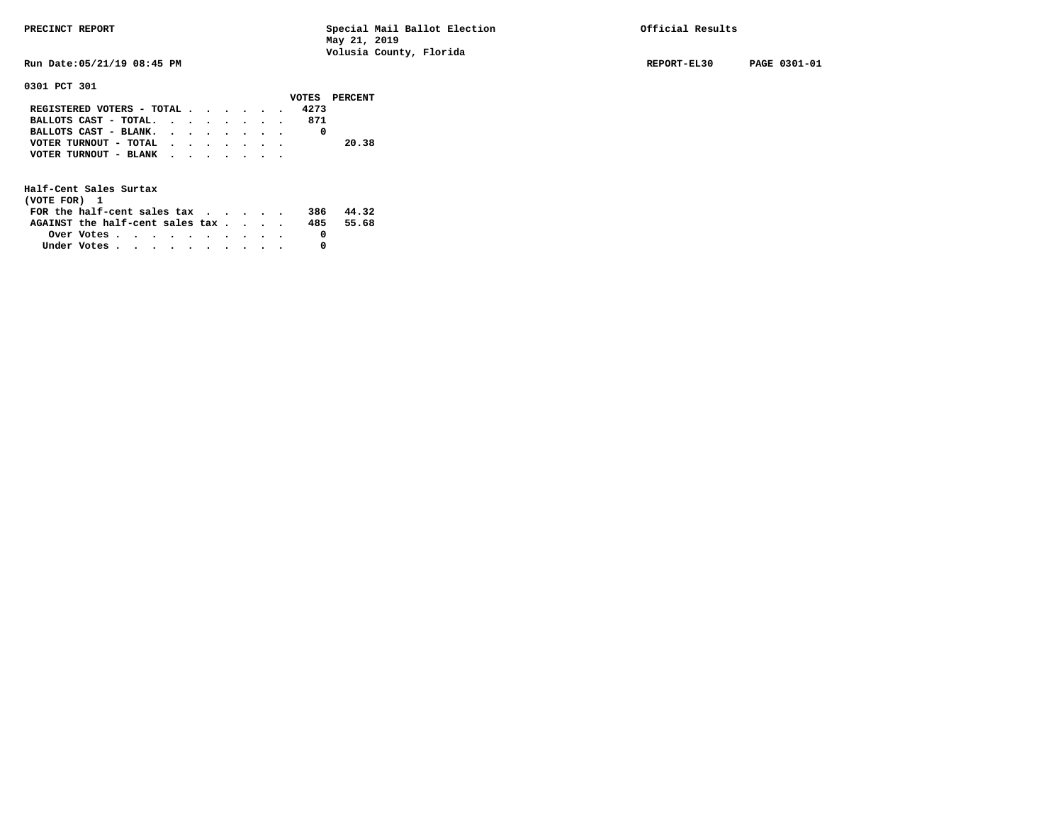PRECINCT REPORT — Special Mail Ballot Election, May 21, 2019, Volusia County, Florida — Official Results

Run Date:05/21/19 08:45 PM — REPORT-EL30 — PAGE 0301-01

## 0301 PCT 301

| | VOTES | PERCENT |
|---|---|---|
| REGISTERED VOTERS - TOTAL | 4273 | |
| BALLOTS CAST - TOTAL. | 871 | |
| BALLOTS CAST - BLANK. | 0 | |
| VOTER TURNOUT - TOTAL | | 20.38 |
| VOTER TURNOUT - BLANK | | |

### Half-Cent Sales Surtax
(VOTE FOR) 1

| | VOTES | PERCENT |
|---|---|---|
| FOR the half-cent sales tax | 386 | 44.32 |
| AGAINST the half-cent sales tax | 485 | 55.68 |
| Over Votes | 0 | |
| Under Votes | 0 | |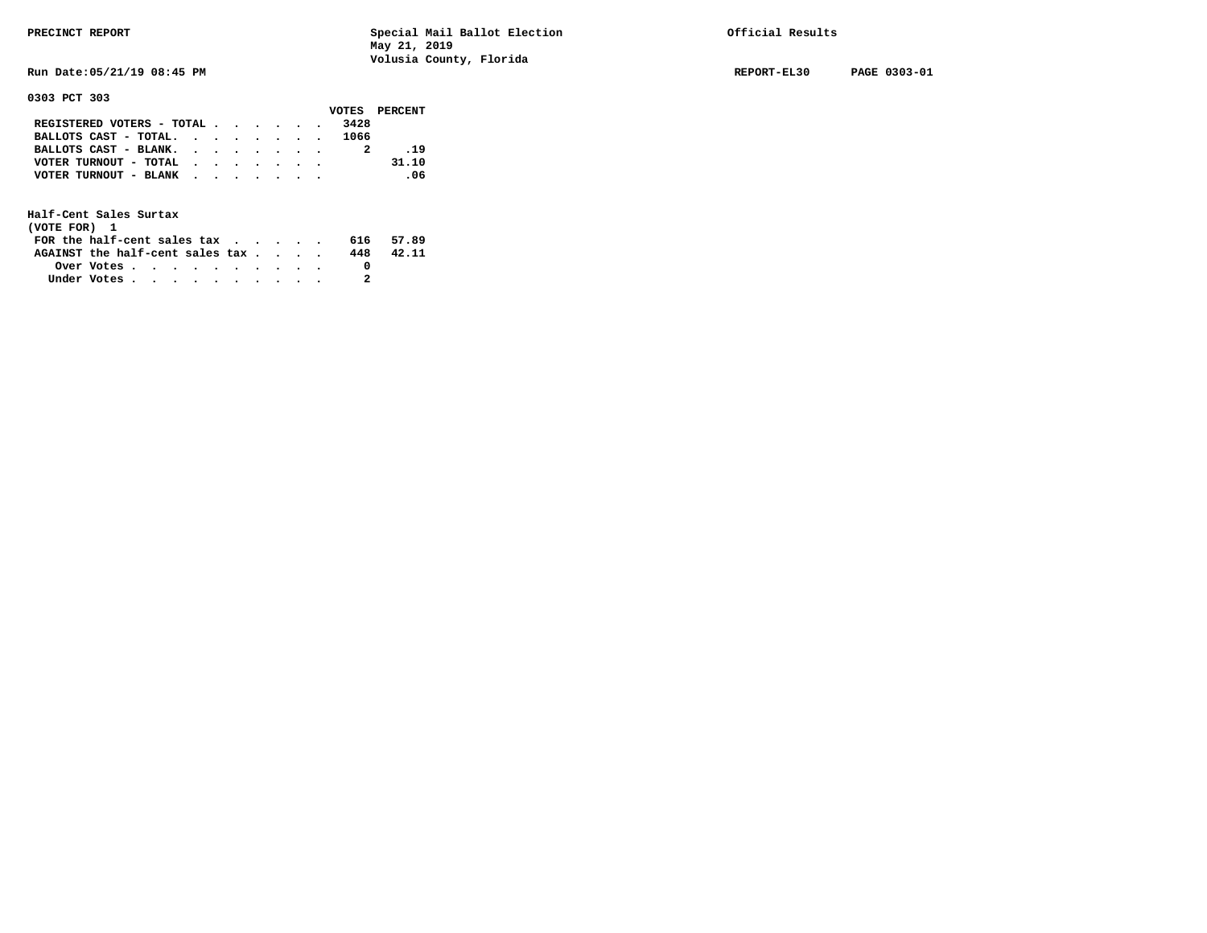PRECINCT REPORT

Special Mail Ballot Election
May 21, 2019
Volusia County, Florida

Official Results

Run Date:05/21/19 08:45 PM

REPORT-EL30 PAGE 0303-01

## 0303 PCT 303

| | VOTES | PERCENT |
|---|---|---|
| REGISTERED VOTERS - TOTAL | 3428 | |
| BALLOTS CAST - TOTAL. | 1066 | |
| BALLOTS CAST - BLANK. | 2 | .19 |
| VOTER TURNOUT - TOTAL | | 31.10 |
| VOTER TURNOUT - BLANK | | .06 |

### Half-Cent Sales Surtax
(VOTE FOR) 1

| | VOTES | PERCENT |
|---|---|---|
| FOR the half-cent sales tax | 616 | 57.89 |
| AGAINST the half-cent sales tax | 448 | 42.11 |
| Over Votes | 0 | |
| Under Votes | 2 | |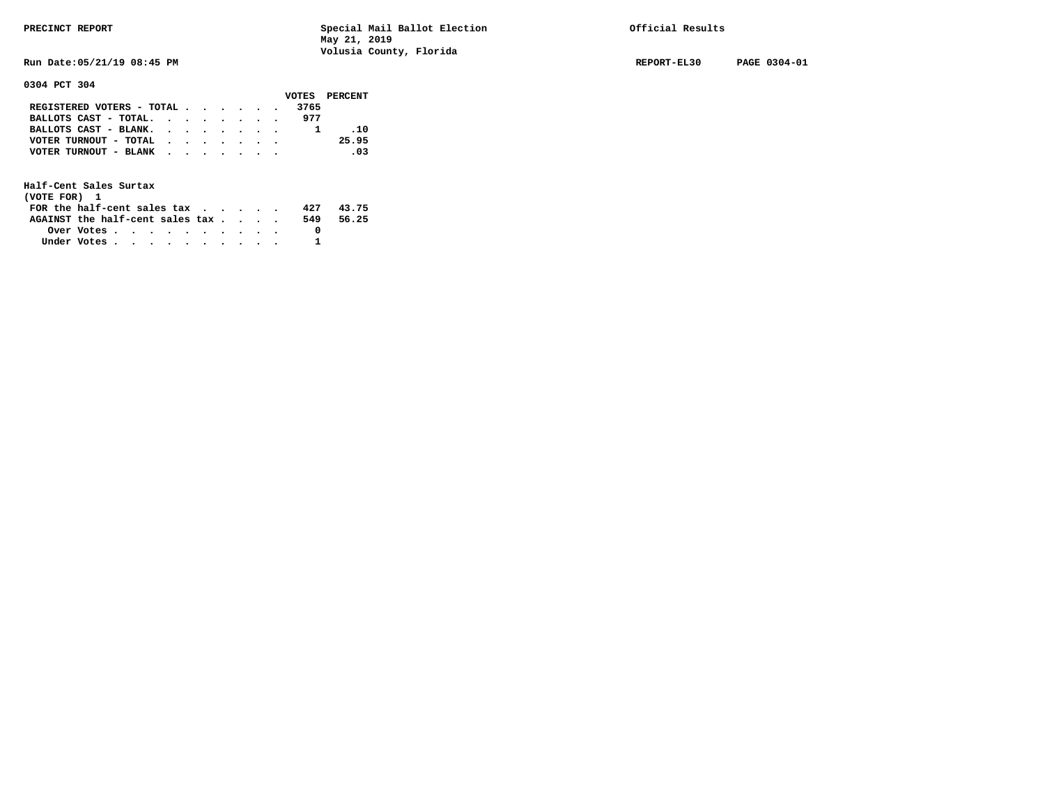PRECINCT REPORT — Special Mail Ballot Election, May 21, 2019, Volusia County, Florida — Official Results

Run Date:05/21/19 08:45 PM — REPORT-EL30 — PAGE 0304-01

**0304 PCT 304**

| | VOTES | PERCENT |
|---|---|---|
| REGISTERED VOTERS - TOTAL | 3765 | |
| BALLOTS CAST - TOTAL | 977 | |
| BALLOTS CAST - BLANK | 1 | .10 |
| VOTER TURNOUT - TOTAL | | 25.95 |
| VOTER TURNOUT - BLANK | | .03 |

**Half-Cent Sales Surtax**
(VOTE FOR) 1

| | VOTES | PERCENT |
|---|---|---|
| FOR the half-cent sales tax | 427 | 43.75 |
| AGAINST the half-cent sales tax | 549 | 56.25 |
| Over Votes | 0 | |
| Under Votes | 1 | |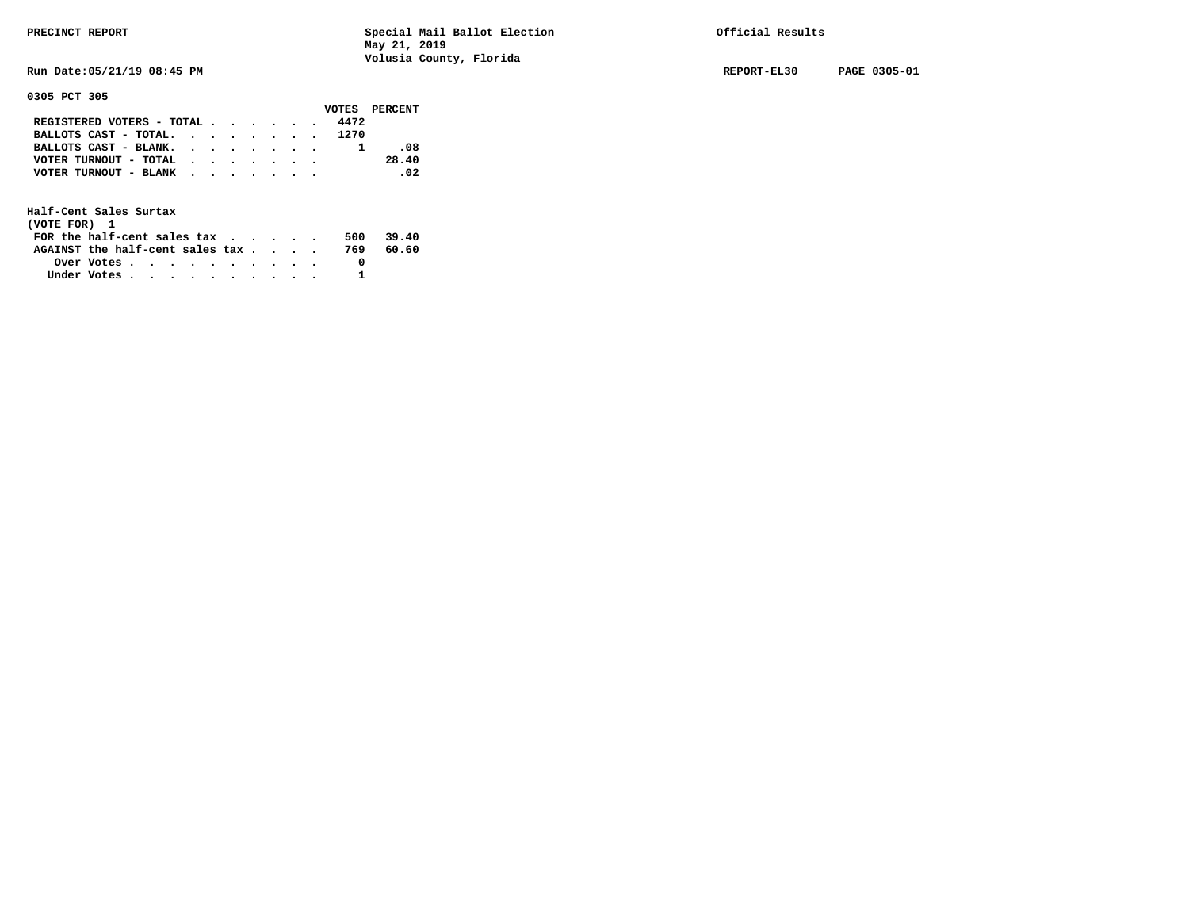PRECINCT REPORT

Special Mail Ballot Election
May 21, 2019
Volusia County, Florida

Official Results

Run Date:05/21/19 08:45 PM

REPORT-EL30 PAGE 0305-01

**0305 PCT 305**

| | VOTES | PERCENT |
|---|---|---|
| REGISTERED VOTERS - TOTAL | 4472 | |
| BALLOTS CAST - TOTAL. | 1270 | |
| BALLOTS CAST - BLANK. | 1 | .08 |
| VOTER TURNOUT - TOTAL | | 28.40 |
| VOTER TURNOUT - BLANK | | .02 |

**Half-Cent Sales Surtax**
**(VOTE FOR) 1**

| | VOTES | PERCENT |
|---|---|---|
| FOR the half-cent sales tax | 500 | 39.40 |
| AGAINST the half-cent sales tax | 769 | 60.60 |
| Over Votes | 0 | |
| Under Votes | 1 | |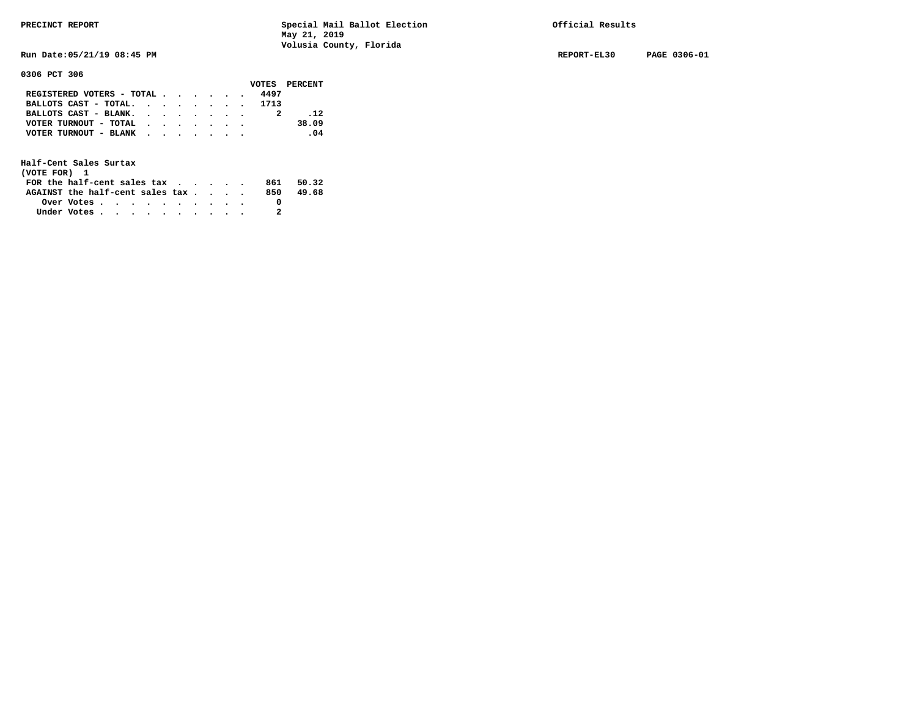PRECINCT REPORT — Special Mail Ballot Election, May 21, 2019, Volusia County, Florida — Official Results

Run Date:05/21/19 08:45 PM — REPORT-EL30 — PAGE 0306-01

**0306 PCT 306**

| | VOTES | PERCENT |
|---|---|---|
| REGISTERED VOTERS - TOTAL | 4497 | |
| BALLOTS CAST - TOTAL. | 1713 | |
| BALLOTS CAST - BLANK. | 2 | .12 |
| VOTER TURNOUT - TOTAL | | 38.09 |
| VOTER TURNOUT - BLANK | | .04 |

**Half-Cent Sales Surtax**
(VOTE FOR) 1

| | VOTES | PERCENT |
|---|---|---|
| FOR the half-cent sales tax | 861 | 50.32 |
| AGAINST the half-cent sales tax | 850 | 49.68 |
| Over Votes | 0 | |
| Under Votes | 2 | |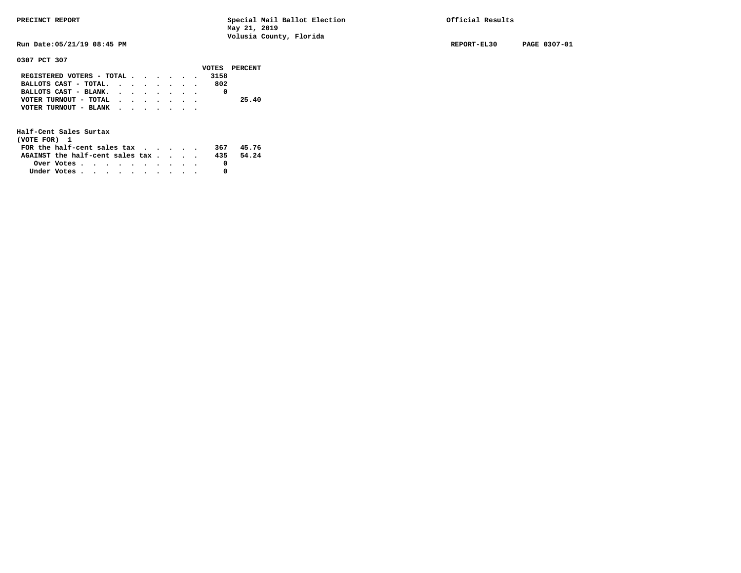PRECINCT REPORT

Special Mail Ballot Election
May 21, 2019
Volusia County, Florida

Official Results

Run Date:05/21/19 08:45 PM

REPORT-EL30 PAGE 0307-01

**0307 PCT 307**

| | VOTES | PERCENT |
|---|---|---|
| REGISTERED VOTERS - TOTAL | 3158 | |
| BALLOTS CAST - TOTAL. | 802 | |
| BALLOTS CAST - BLANK. | 0 | |
| VOTER TURNOUT - TOTAL | | 25.40 |
| VOTER TURNOUT - BLANK | | |

**Half-Cent Sales Surtax**
**(VOTE FOR) 1**

| | VOTES | PERCENT |
|---|---|---|
| FOR the half-cent sales tax | 367 | 45.76 |
| AGAINST the half-cent sales tax | 435 | 54.24 |
| Over Votes | 0 | |
| Under Votes | 0 | |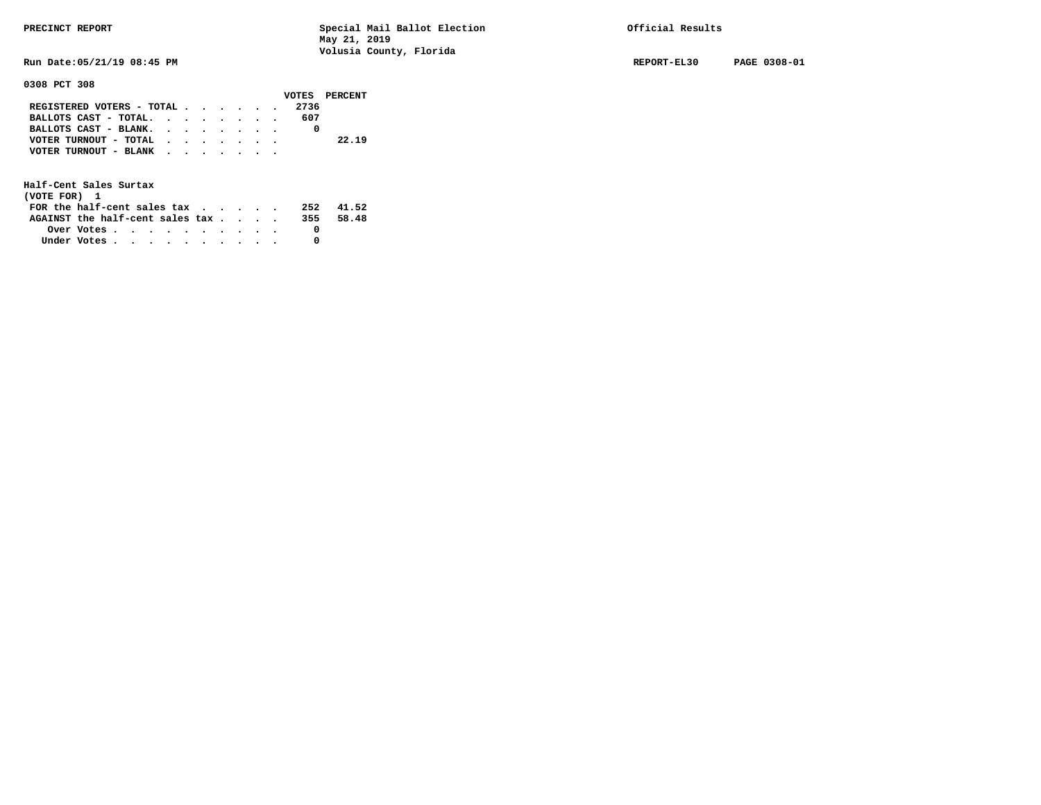PRECINCT REPORT — Special Mail Ballot Election, May 21, 2019, Volusia County, Florida — Official Results

Run Date:05/21/19 08:45 PM — REPORT-EL30 — PAGE 0308-01

## 0308 PCT 308

| | VOTES | PERCENT |
|---|---|---|
| REGISTERED VOTERS - TOTAL | 2736 | |
| BALLOTS CAST - TOTAL. | 607 | |
| BALLOTS CAST - BLANK. | 0 | |
| VOTER TURNOUT - TOTAL | | 22.19 |
| VOTER TURNOUT - BLANK | | |

### Half-Cent Sales Surtax
(VOTE FOR) 1

| | VOTES | PERCENT |
|---|---|---|
| FOR the half-cent sales tax | 252 | 41.52 |
| AGAINST the half-cent sales tax | 355 | 58.48 |
| Over Votes | 0 | |
| Under Votes | 0 | |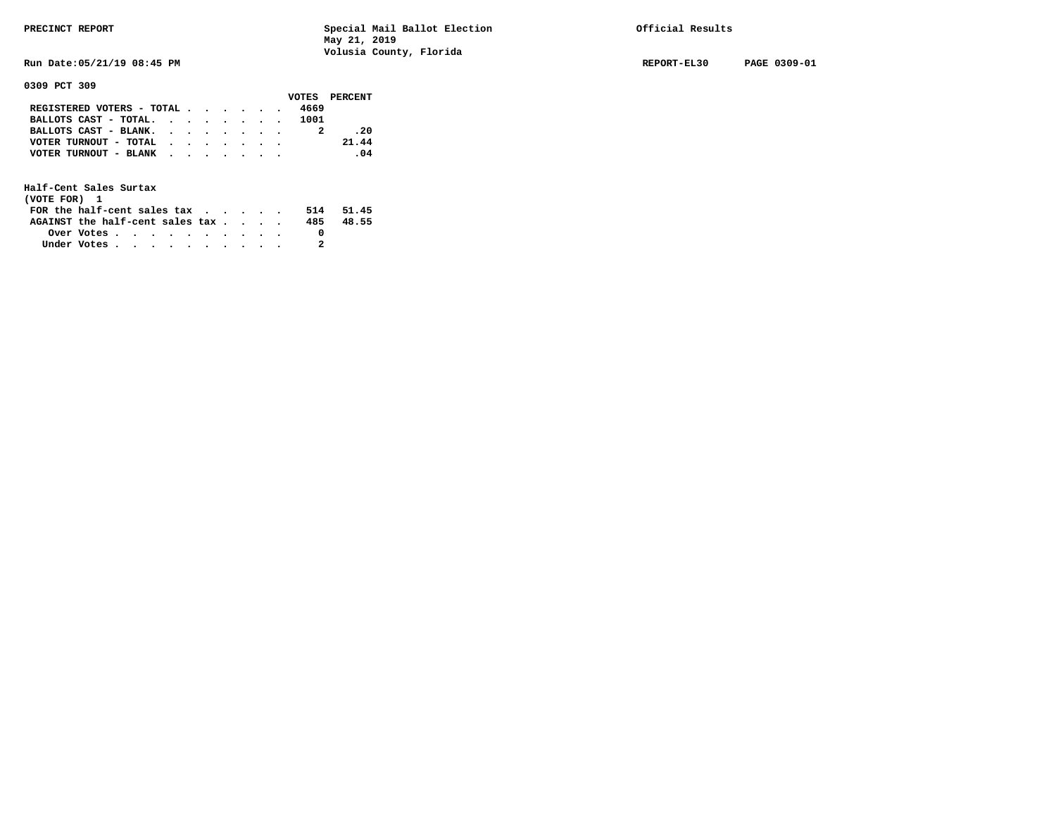PRECINCT REPORT | Special Mail Ballot Election | Official Results

May 21, 2019

Volusia County, Florida

Run Date:05/21/19 08:45 PM | REPORT-EL30 | PAGE 0309-01

## 0309 PCT 309

| | VOTES | PERCENT |
|---|---|---|
| REGISTERED VOTERS - TOTAL | 4669 | |
| BALLOTS CAST - TOTAL. | 1001 | |
| BALLOTS CAST - BLANK. | 2 | .20 |
| VOTER TURNOUT - TOTAL | | 21.44 |
| VOTER TURNOUT - BLANK | | .04 |

### Half-Cent Sales Surtax
(VOTE FOR) 1

| | VOTES | PERCENT |
|---|---|---|
| FOR the half-cent sales tax | 514 | 51.45 |
| AGAINST the half-cent sales tax | 485 | 48.55 |
| Over Votes | 0 | |
| Under Votes | 2 | |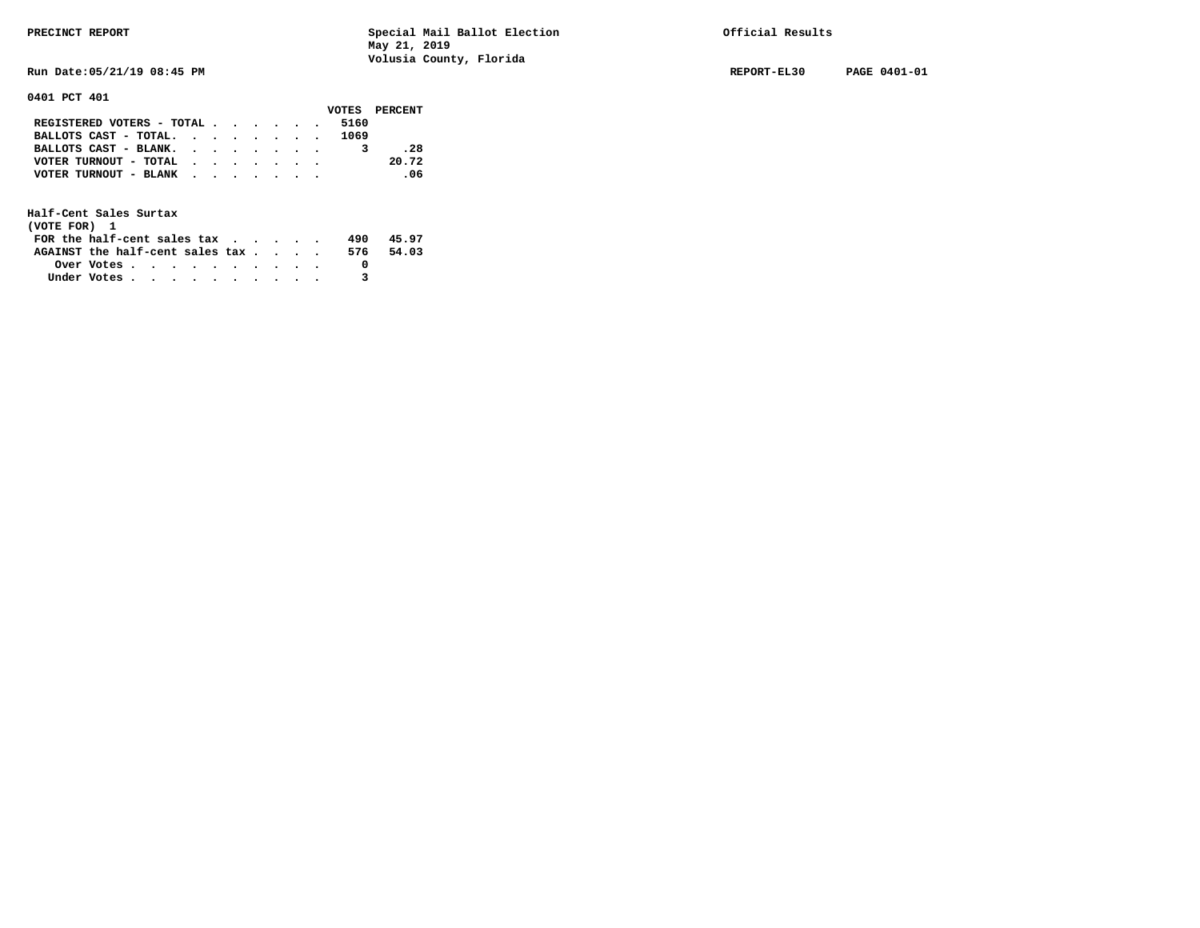PRECINCT REPORT

Special Mail Ballot Election
May 21, 2019
Volusia County, Florida

Official Results

Run Date:05/21/19 08:45 PM

REPORT-EL30 PAGE 0401-01

## 0401 PCT 401

| | VOTES | PERCENT |
|---|---|---|
| REGISTERED VOTERS - TOTAL | 5160 | |
| BALLOTS CAST - TOTAL. | 1069 | |
| BALLOTS CAST - BLANK. | 3 | .28 |
| VOTER TURNOUT - TOTAL | | 20.72 |
| VOTER TURNOUT - BLANK | | .06 |

### Half-Cent Sales Surtax
(VOTE FOR) 1

| | VOTES | PERCENT |
|---|---|---|
| FOR the half-cent sales tax | 490 | 45.97 |
| AGAINST the half-cent sales tax | 576 | 54.03 |
| Over Votes | 0 | |
| Under Votes | 3 | |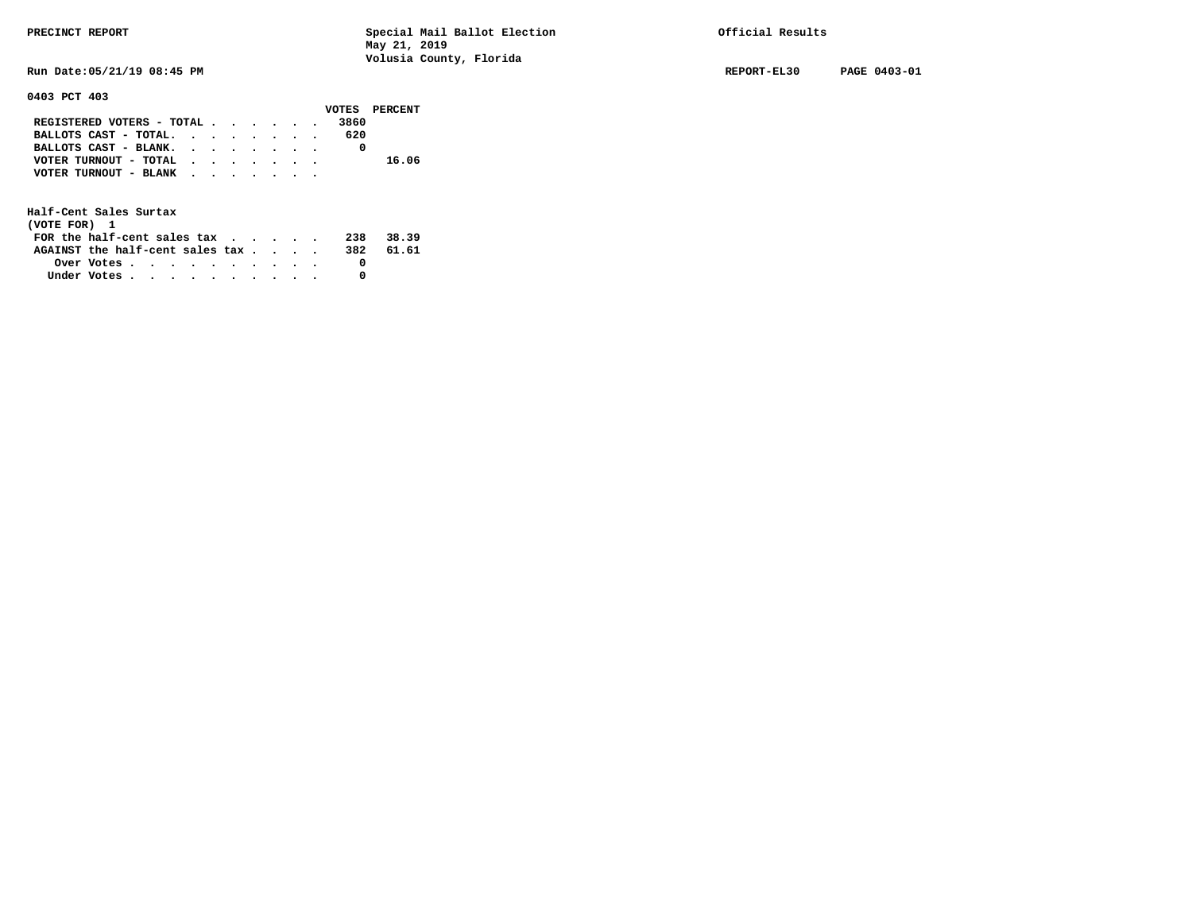PRECINCT REPORT

Special Mail Ballot Election
May 21, 2019
Volusia County, Florida

Official Results

Run Date:05/21/19 08:45 PM

REPORT-EL30 PAGE 0403-01

**0403 PCT 403**

| | VOTES | PERCENT |
|---|---|---|
| REGISTERED VOTERS - TOTAL | 3860 | |
| BALLOTS CAST - TOTAL. | 620 | |
| BALLOTS CAST - BLANK. | 0 | |
| VOTER TURNOUT - TOTAL | | 16.06 |
| VOTER TURNOUT - BLANK | | |

**Half-Cent Sales Surtax**
(VOTE FOR) 1

| | VOTES | PERCENT |
|---|---|---|
| FOR the half-cent sales tax | 238 | 38.39 |
| AGAINST the half-cent sales tax | 382 | 61.61 |
| Over Votes | 0 | |
| Under Votes | 0 | |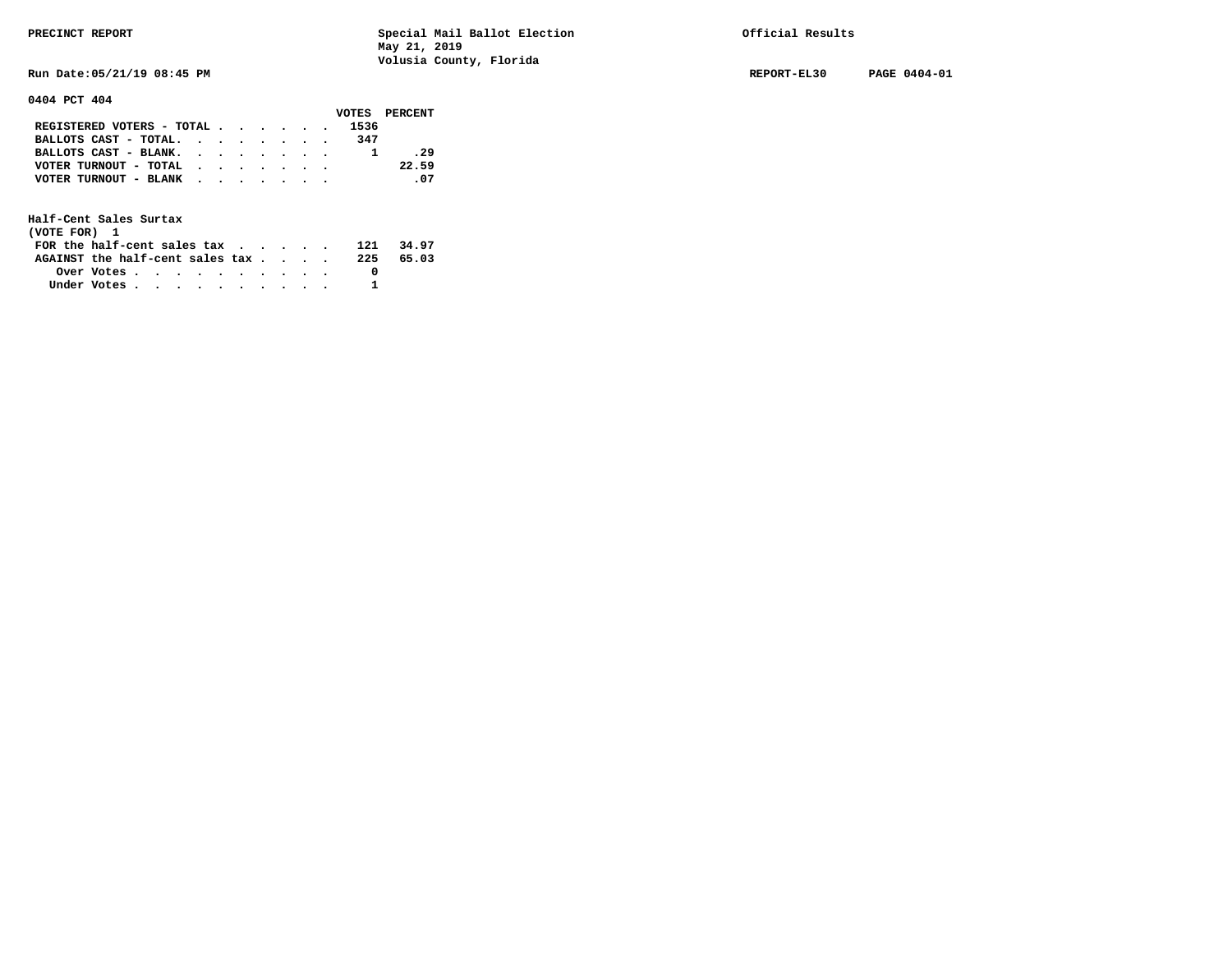PRECINCT REPORT

Special Mail Ballot Election
May 21, 2019
Volusia County, Florida

Official Results

Run Date:05/21/19 08:45 PM

REPORT-EL30 PAGE 0404-01

**0404 PCT 404**

| | VOTES | PERCENT |
|---|---|---|
| REGISTERED VOTERS - TOTAL | 1536 | |
| BALLOTS CAST - TOTAL. | 347 | |
| BALLOTS CAST - BLANK. | 1 | .29 |
| VOTER TURNOUT - TOTAL | | 22.59 |
| VOTER TURNOUT - BLANK | | .07 |

**Half-Cent Sales Surtax**
**(VOTE FOR) 1**

| | VOTES | PERCENT |
|---|---|---|
| FOR the half-cent sales tax | 121 | 34.97 |
| AGAINST the half-cent sales tax | 225 | 65.03 |
| Over Votes | 0 | |
| Under Votes | 1 | |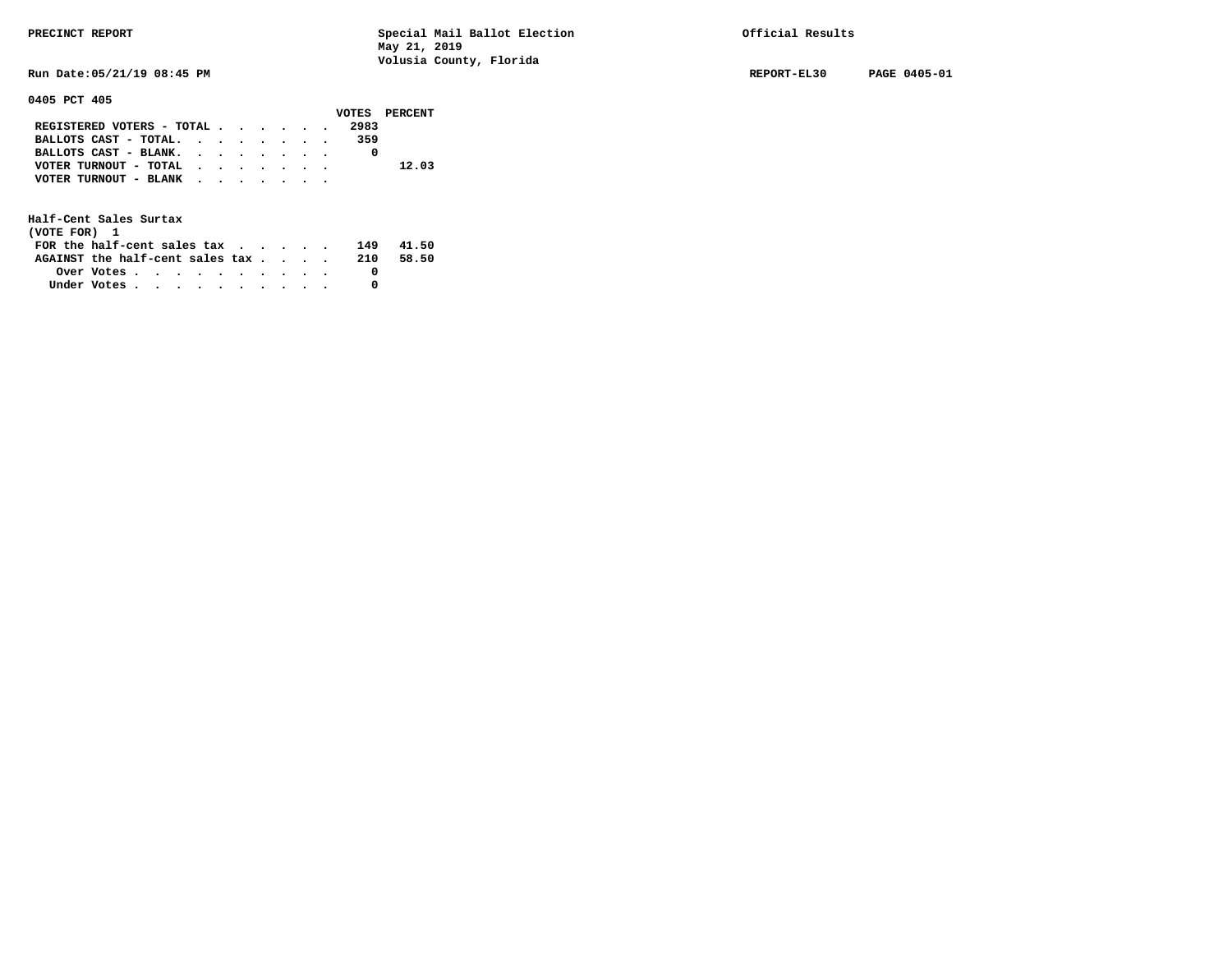PRECINCT REPORT

Special Mail Ballot Election
May 21, 2019
Volusia County, Florida

Official Results

Run Date:05/21/19 08:45 PM

REPORT-EL30 PAGE 0405-01

**0405 PCT 405**

| | VOTES | PERCENT |
|---|---|---|
| REGISTERED VOTERS - TOTAL | 2983 | |
| BALLOTS CAST - TOTAL. | 359 | |
| BALLOTS CAST - BLANK. | 0 | |
| VOTER TURNOUT - TOTAL | | 12.03 |
| VOTER TURNOUT - BLANK | | |

**Half-Cent Sales Surtax**
**(VOTE FOR) 1**

| | VOTES | PERCENT |
|---|---|---|
| FOR the half-cent sales tax | 149 | 41.50 |
| AGAINST the half-cent sales tax | 210 | 58.50 |
| Over Votes | 0 | |
| Under Votes | 0 | |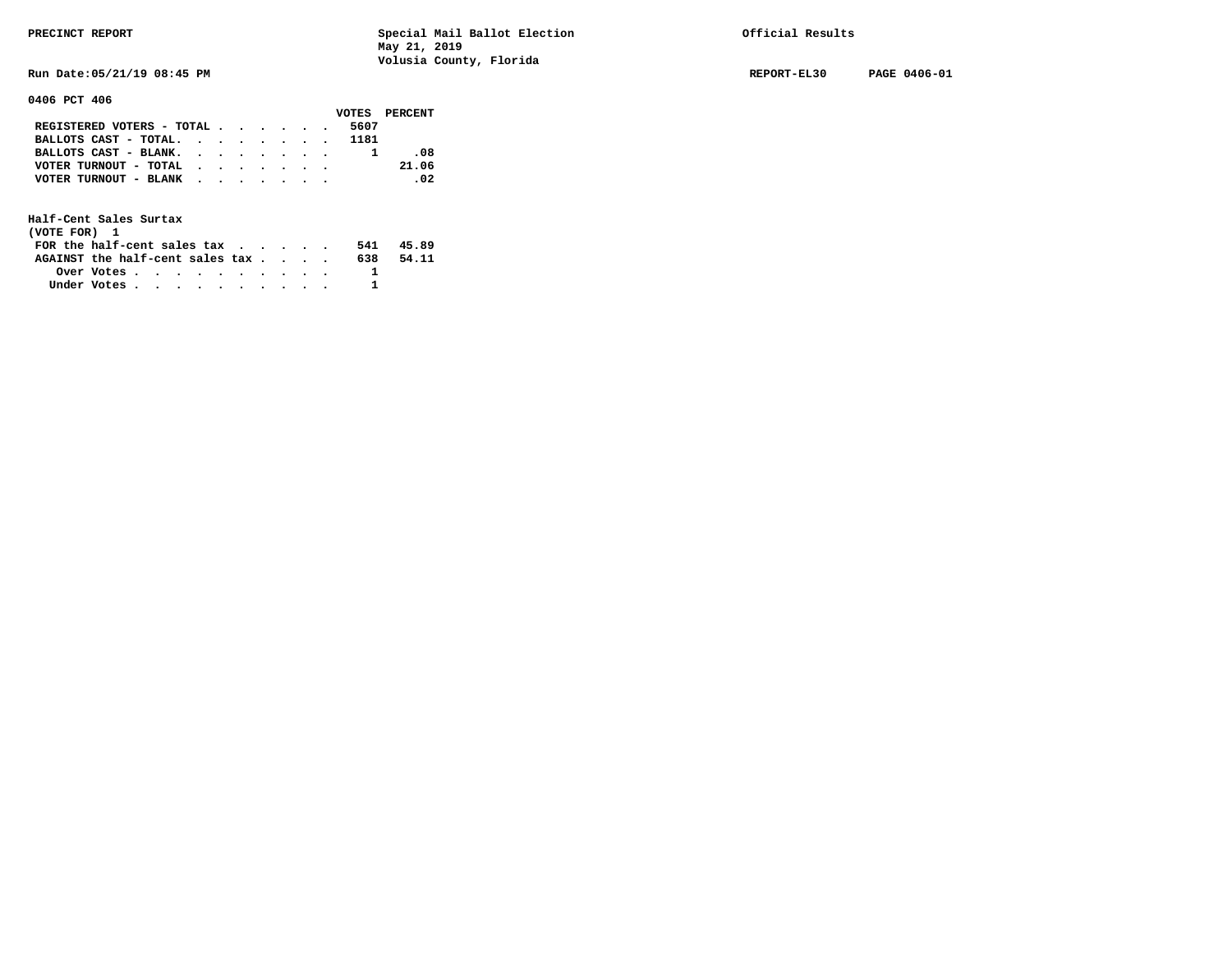PRECINCT REPORT — Special Mail Ballot Election, May 21, 2019, Volusia County, Florida — Official Results

Run Date:05/21/19 08:45 PM — REPORT-EL30 — PAGE 0406-01

## 0406 PCT 406

| | VOTES | PERCENT |
|---|---|---|
| REGISTERED VOTERS - TOTAL | 5607 | |
| BALLOTS CAST - TOTAL. | 1181 | |
| BALLOTS CAST - BLANK. | 1 | .08 |
| VOTER TURNOUT - TOTAL | | 21.06 |
| VOTER TURNOUT - BLANK | | .02 |

### Half-Cent Sales Surtax
(VOTE FOR) 1

| | VOTES | PERCENT |
|---|---|---|
| FOR the half-cent sales tax | 541 | 45.89 |
| AGAINST the half-cent sales tax | 638 | 54.11 |
| Over Votes | 1 | |
| Under Votes | 1 | |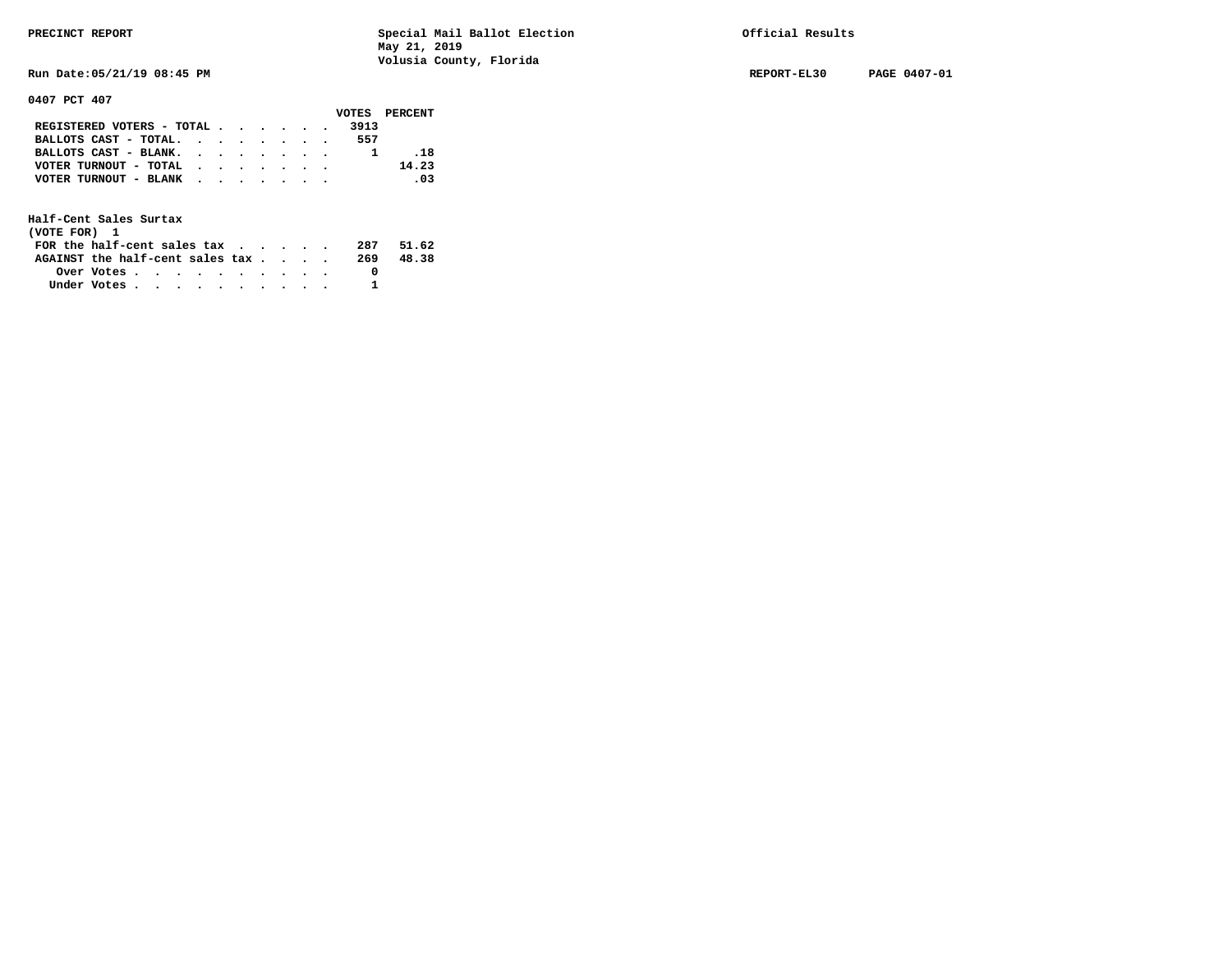PRECINCT REPORT — Special Mail Ballot Election, May 21, 2019, Volusia County, Florida — Official Results

Run Date:05/21/19 08:45 PM — REPORT-EL30 — PAGE 0407-01

## 0407 PCT 407

| | VOTES | PERCENT |
|---|---|---|
| REGISTERED VOTERS - TOTAL | 3913 | |
| BALLOTS CAST - TOTAL. | 557 | |
| BALLOTS CAST - BLANK. | 1 | .18 |
| VOTER TURNOUT - TOTAL | | 14.23 |
| VOTER TURNOUT - BLANK | | .03 |

### Half-Cent Sales Surtax
(VOTE FOR) 1

| | VOTES | PERCENT |
|---|---|---|
| FOR the half-cent sales tax | 287 | 51.62 |
| AGAINST the half-cent sales tax | 269 | 48.38 |
| Over Votes | 0 | |
| Under Votes | 1 | |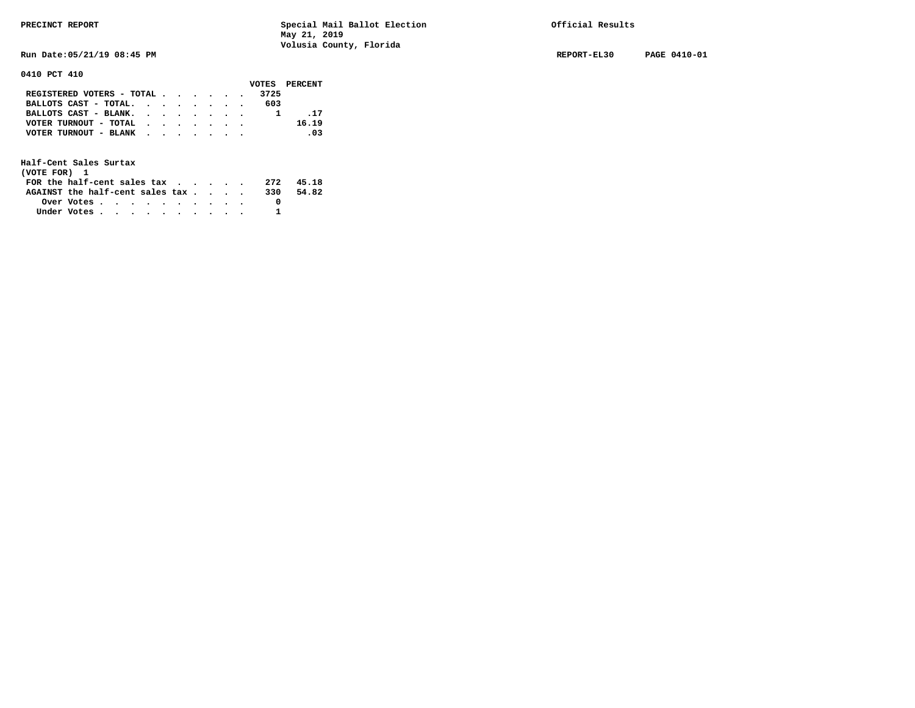PRECINCT REPORT

Special Mail Ballot Election
May 21, 2019
Volusia County, Florida

Official Results

Run Date:05/21/19 08:45 PM

REPORT-EL30 PAGE 0410-01

## 0410 PCT 410

| | VOTES | PERCENT |
|---|---|---|
| REGISTERED VOTERS - TOTAL | 3725 | |
| BALLOTS CAST - TOTAL. | 603 | |
| BALLOTS CAST - BLANK. | 1 | .17 |
| VOTER TURNOUT - TOTAL | | 16.19 |
| VOTER TURNOUT - BLANK | | .03 |

### Half-Cent Sales Surtax
(VOTE FOR) 1

| | VOTES | PERCENT |
|---|---|---|
| FOR the half-cent sales tax | 272 | 45.18 |
| AGAINST the half-cent sales tax | 330 | 54.82 |
| Over Votes | 0 | |
| Under Votes | 1 | |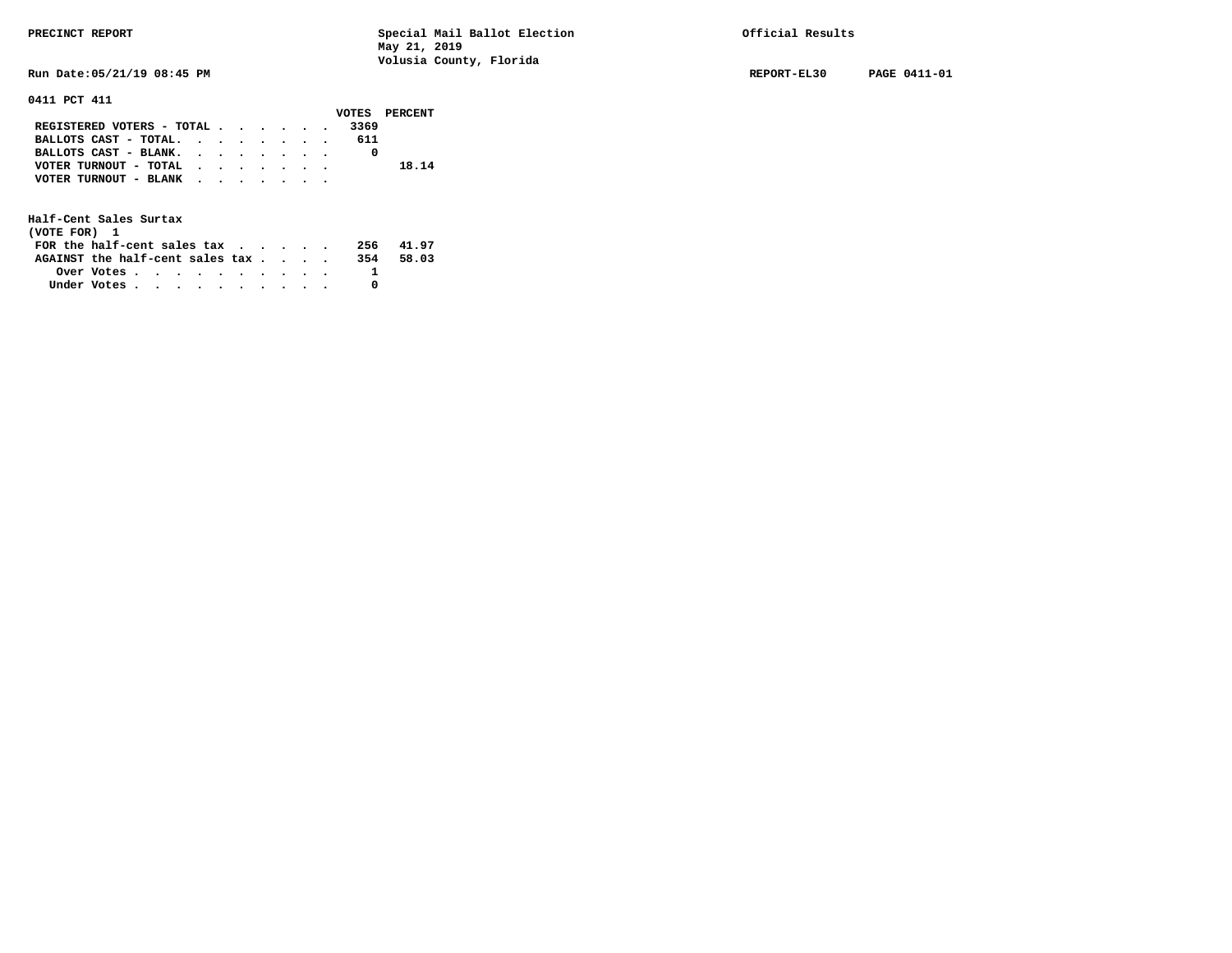PRECINCT REPORT | Special Mail Ballot Election | Official Results
May 21, 2019
Volusia County, Florida

Run Date:05/21/19 08:45 PM | REPORT-EL30 | PAGE 0411-01

## 0411 PCT 411

| | VOTES | PERCENT |
|---|---|---|
| REGISTERED VOTERS - TOTAL | 3369 | |
| BALLOTS CAST - TOTAL | 611 | |
| BALLOTS CAST - BLANK | 0 | |
| VOTER TURNOUT - TOTAL | | 18.14 |
| VOTER TURNOUT - BLANK | | |

### Half-Cent Sales Surtax
(VOTE FOR) 1

| | VOTES | PERCENT |
|---|---|---|
| FOR the half-cent sales tax | 256 | 41.97 |
| AGAINST the half-cent sales tax | 354 | 58.03 |
| Over Votes | 1 | |
| Under Votes | 0 | |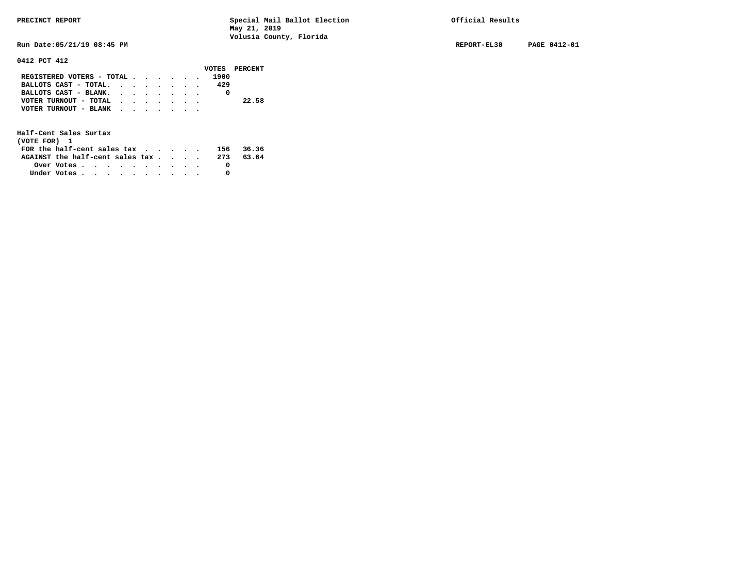PRECINCT REPORT

Special Mail Ballot Election
May 21, 2019
Volusia County, Florida

Official Results

Run Date:05/21/19 08:45 PM

REPORT-EL30 PAGE 0412-01

## 0412 PCT 412

| | VOTES | PERCENT |
|---|---|---|
| REGISTERED VOTERS - TOTAL | 1900 | |
| BALLOTS CAST - TOTAL. | 429 | |
| BALLOTS CAST - BLANK. | 0 | |
| VOTER TURNOUT - TOTAL | | 22.58 |
| VOTER TURNOUT - BLANK | | |

### Half-Cent Sales Surtax
(VOTE FOR) 1

| | VOTES | PERCENT |
|---|---|---|
| FOR the half-cent sales tax | 156 | 36.36 |
| AGAINST the half-cent sales tax | 273 | 63.64 |
| Over Votes | 0 | |
| Under Votes | 0 | |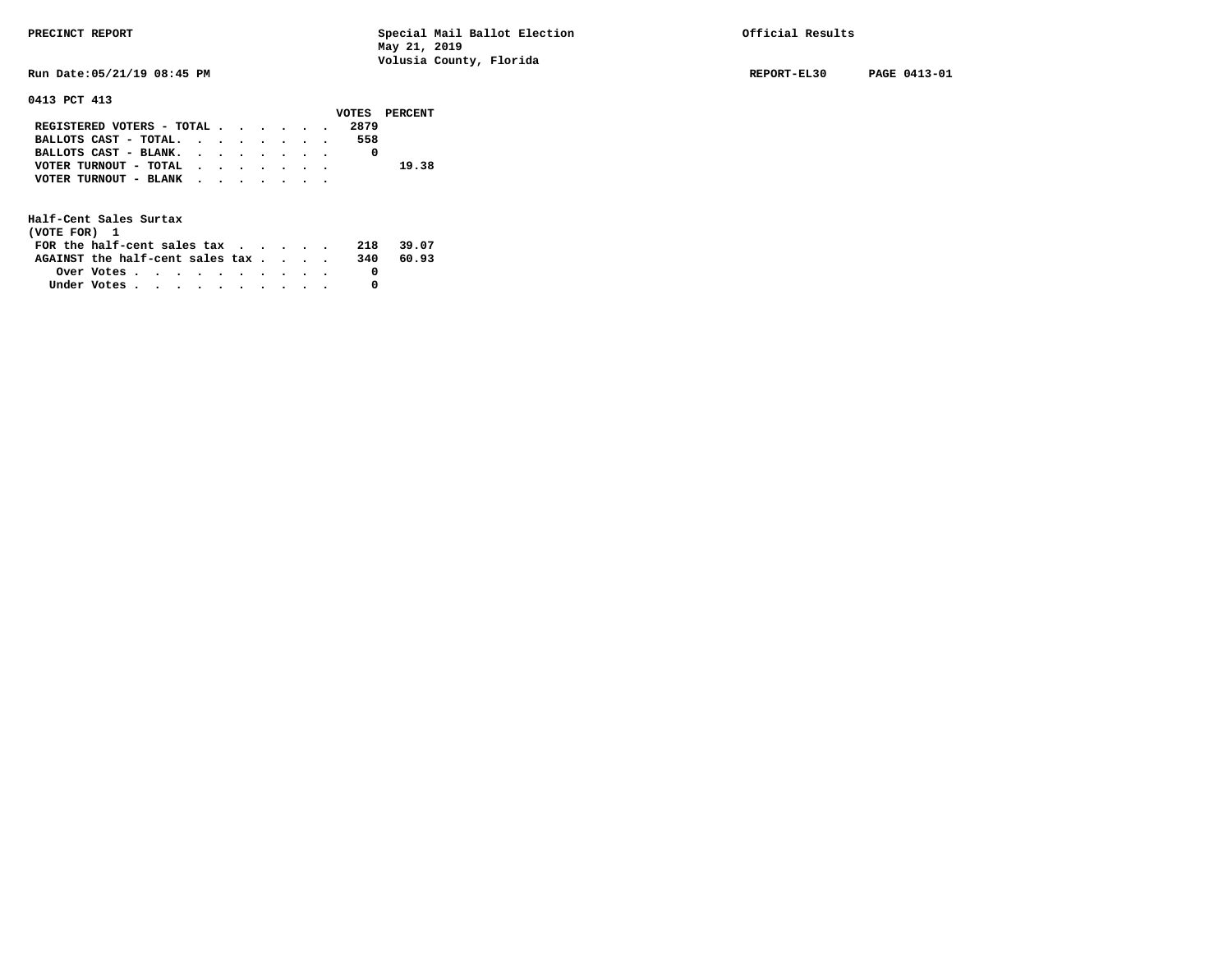PRECINCT REPORT — Special Mail Ballot Election, May 21, 2019, Volusia County, Florida — Official Results

Run Date:05/21/19 08:45 PM — REPORT-EL30 — PAGE 0413-01

## 0413 PCT 413

| | VOTES | PERCENT |
|---|---|---|
| REGISTERED VOTERS - TOTAL | 2879 | |
| BALLOTS CAST - TOTAL. | 558 | |
| BALLOTS CAST - BLANK. | 0 | |
| VOTER TURNOUT - TOTAL | | 19.38 |
| VOTER TURNOUT - BLANK | | |

### Half-Cent Sales Surtax
(VOTE FOR) 1

| | VOTES | PERCENT |
|---|---|---|
| FOR the half-cent sales tax | 218 | 39.07 |
| AGAINST the half-cent sales tax | 340 | 60.93 |
| Over Votes | 0 | |
| Under Votes | 0 | |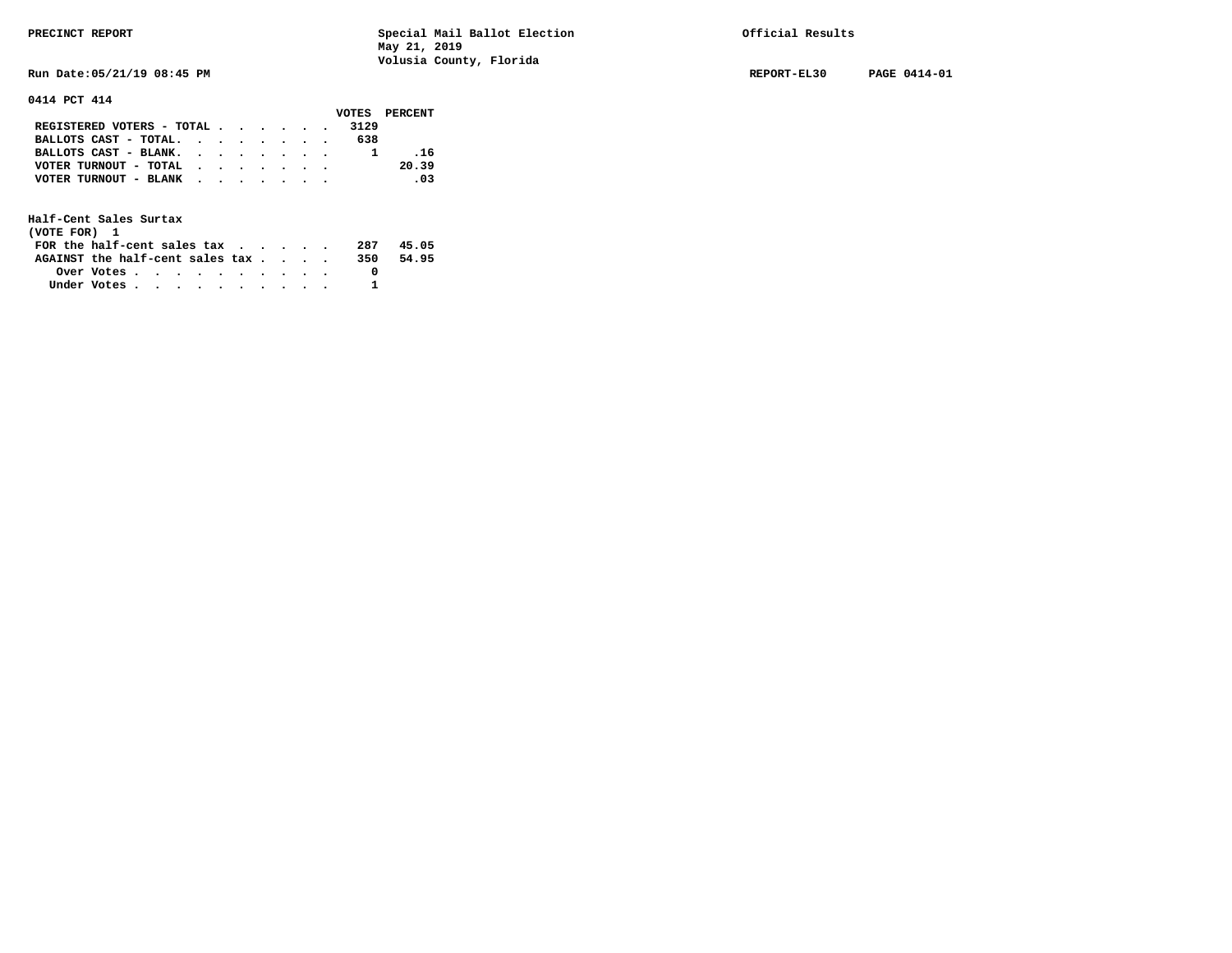**PRECINCT REPORT** — Special Mail Ballot Election, May 21, 2019, Volusia County, Florida — Official Results

Run Date:05/21/19 08:45 PM — REPORT-EL30 — PAGE 0414-01

## 0414 PCT 414

| | VOTES | PERCENT |
|---|---|---|
| REGISTERED VOTERS - TOTAL | 3129 | |
| BALLOTS CAST - TOTAL. | 638 | |
| BALLOTS CAST - BLANK. | 1 | .16 |
| VOTER TURNOUT - TOTAL | | 20.39 |
| VOTER TURNOUT - BLANK | | .03 |

### Half-Cent Sales Surtax
(VOTE FOR) 1

| | VOTES | PERCENT |
|---|---|---|
| FOR the half-cent sales tax | 287 | 45.05 |
| AGAINST the half-cent sales tax | 350 | 54.95 |
| Over Votes | 0 | |
| Under Votes | 1 | |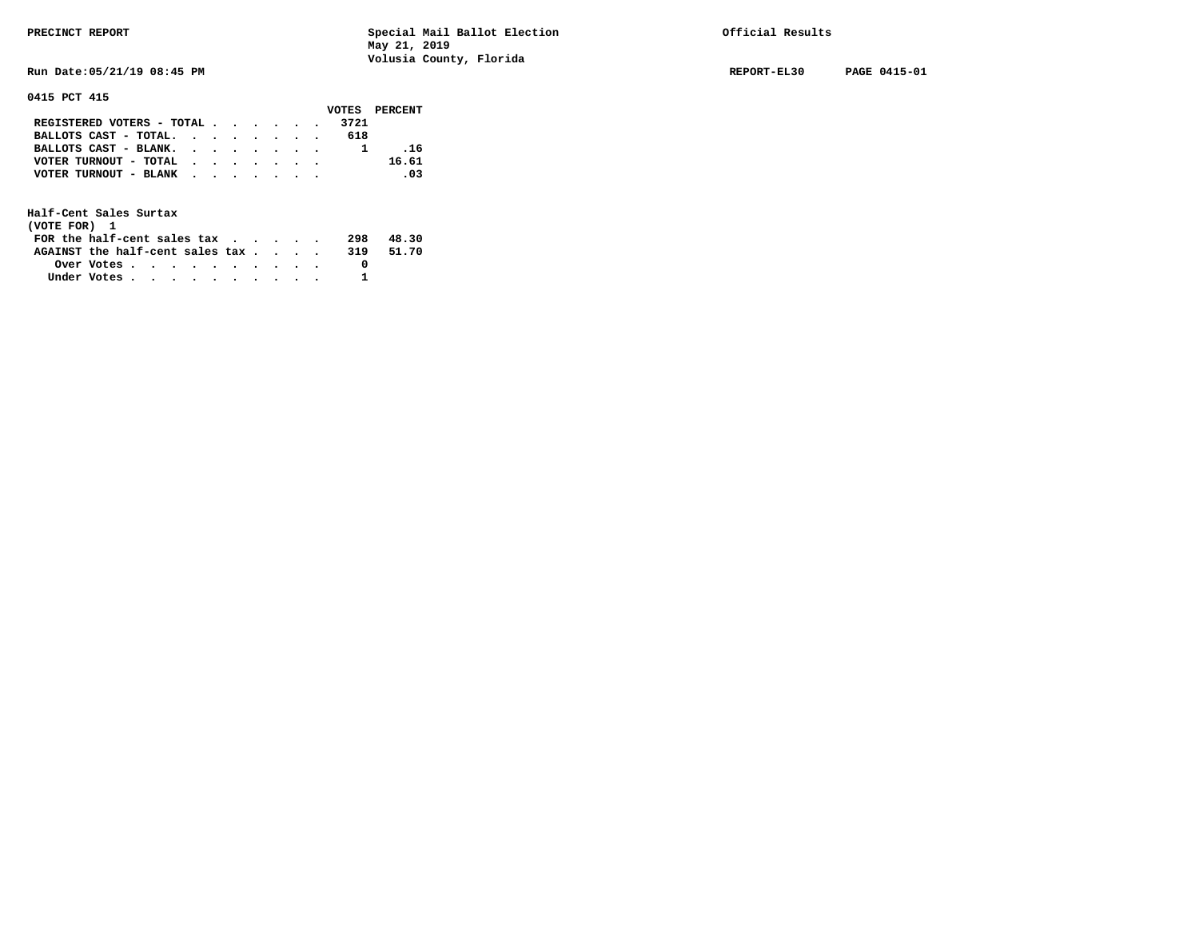PRECINCT REPORT

Special Mail Ballot Election
May 21, 2019
Volusia County, Florida

Official Results

Run Date:05/21/19 08:45 PM

REPORT-EL30 PAGE 0415-01

**0415 PCT 415**

| | VOTES | PERCENT |
|---|---|---|
| REGISTERED VOTERS - TOTAL | 3721 | |
| BALLOTS CAST - TOTAL | 618 | |
| BALLOTS CAST - BLANK | 1 | .16 |
| VOTER TURNOUT - TOTAL | | 16.61 |
| VOTER TURNOUT - BLANK | | .03 |

**Half-Cent Sales Surtax**
(VOTE FOR) 1

| | VOTES | PERCENT |
|---|---|---|
| FOR the half-cent sales tax | 298 | 48.30 |
| AGAINST the half-cent sales tax | 319 | 51.70 |
| Over Votes | 0 | |
| Under Votes | 1 | |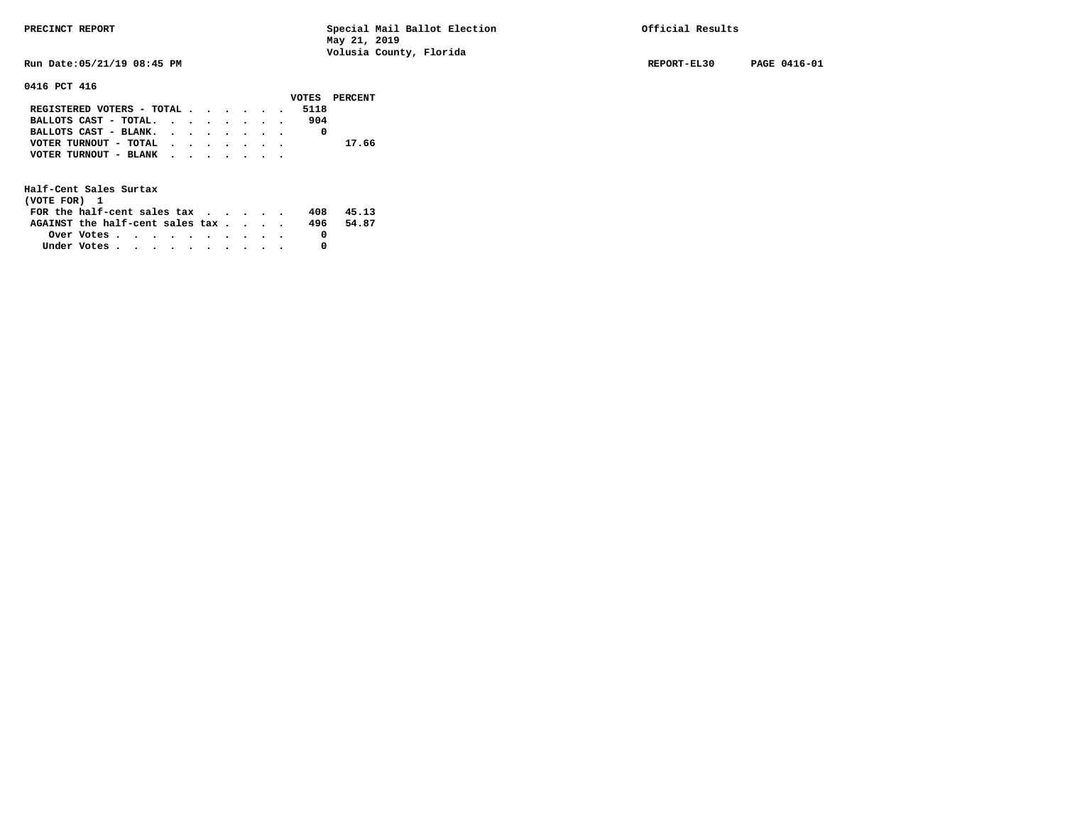PRECINCT REPORT

Special Mail Ballot Election
May 21, 2019
Volusia County, Florida

Official Results

Run Date:05/21/19 08:45 PM

REPORT-EL30 PAGE 0416-01

**0416 PCT 416**

| | VOTES | PERCENT |
|---|---|---|
| REGISTERED VOTERS - TOTAL | 5118 | |
| BALLOTS CAST - TOTAL. | 904 | |
| BALLOTS CAST - BLANK. | 0 | |
| VOTER TURNOUT - TOTAL | | 17.66 |
| VOTER TURNOUT - BLANK | | |

**Half-Cent Sales Surtax**
(VOTE FOR) 1

| | VOTES | PERCENT |
|---|---|---|
| FOR the half-cent sales tax | 408 | 45.13 |
| AGAINST the half-cent sales tax | 496 | 54.87 |
| Over Votes | 0 | |
| Under Votes | 0 | |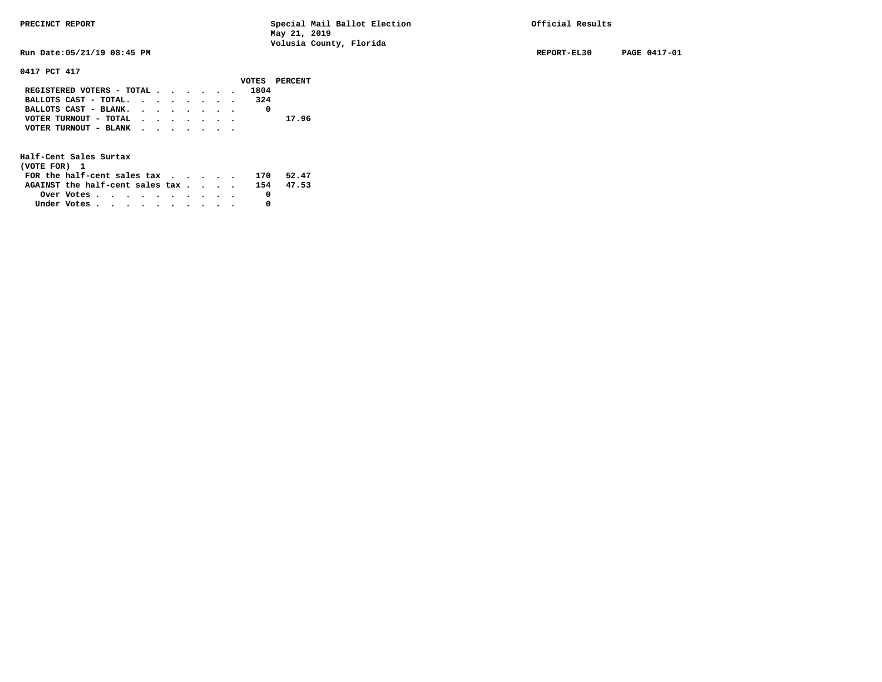PRECINCT REPORT — Special Mail Ballot Election, May 21, 2019, Volusia County, Florida — Official Results

Run Date:05/21/19 08:45 PM — REPORT-EL30 — PAGE 0417-01

## 0417 PCT 417

| | VOTES | PERCENT |
|---|---|---|
| REGISTERED VOTERS - TOTAL | 1804 | |
| BALLOTS CAST - TOTAL. | 324 | |
| BALLOTS CAST - BLANK. | 0 | |
| VOTER TURNOUT - TOTAL | | 17.96 |
| VOTER TURNOUT - BLANK | | |

### Half-Cent Sales Surtax
(VOTE FOR) 1

| | VOTES | PERCENT |
|---|---|---|
| FOR the half-cent sales tax | 170 | 52.47 |
| AGAINST the half-cent sales tax | 154 | 47.53 |
| Over Votes | 0 | |
| Under Votes | 0 | |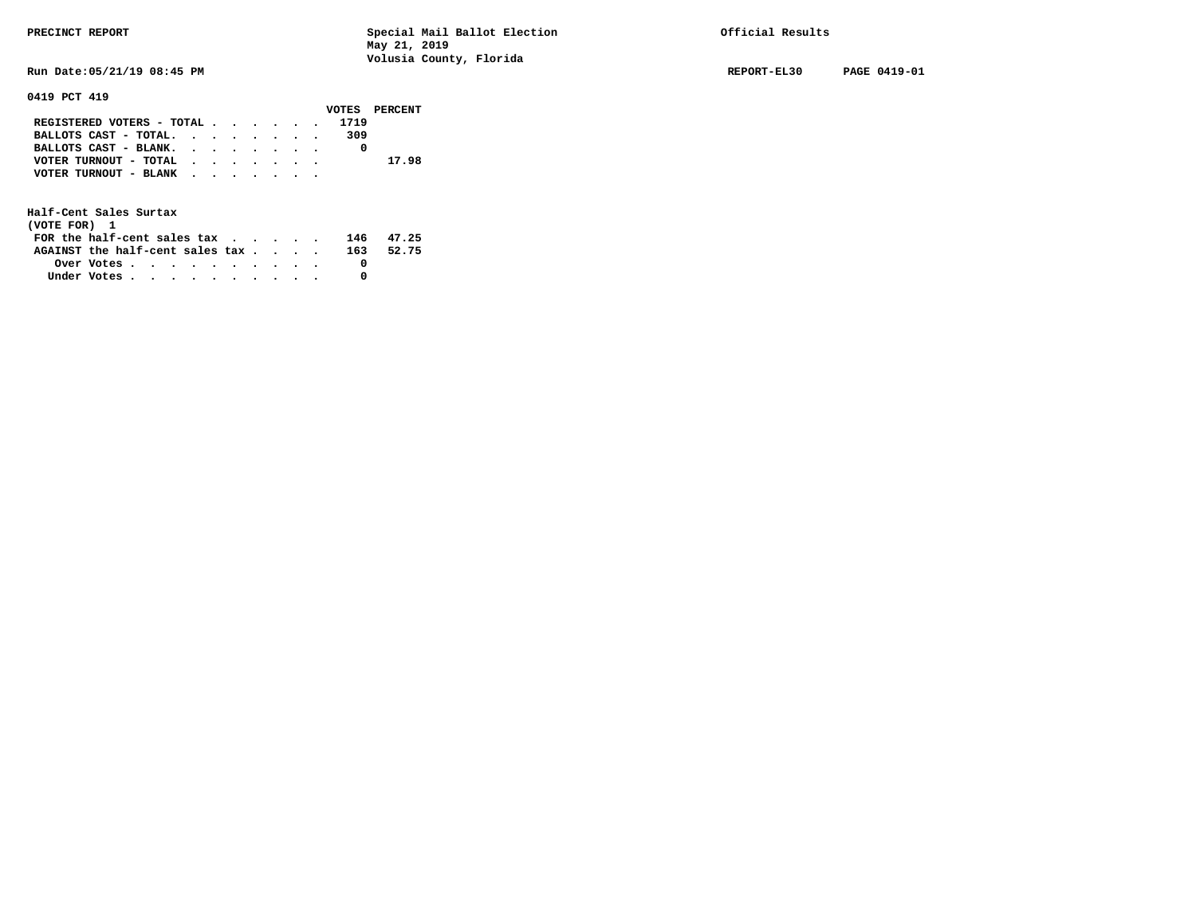PRECINCT REPORT — Special Mail Ballot Election, May 21, 2019, Volusia County, Florida — Official Results

Run Date:05/21/19 08:45 PM — REPORT-EL30 — PAGE 0419-01

## 0419 PCT 419

| | VOTES | PERCENT |
|---|---|---|
| REGISTERED VOTERS - TOTAL | 1719 | |
| BALLOTS CAST - TOTAL. | 309 | |
| BALLOTS CAST - BLANK. | 0 | |
| VOTER TURNOUT - TOTAL | | 17.98 |
| VOTER TURNOUT - BLANK | | |

## Half-Cent Sales Surtax
(VOTE FOR) 1

| | VOTES | PERCENT |
|---|---|---|
| FOR the half-cent sales tax | 146 | 47.25 |
| AGAINST the half-cent sales tax | 163 | 52.75 |
| Over Votes | 0 | |
| Under Votes | 0 | |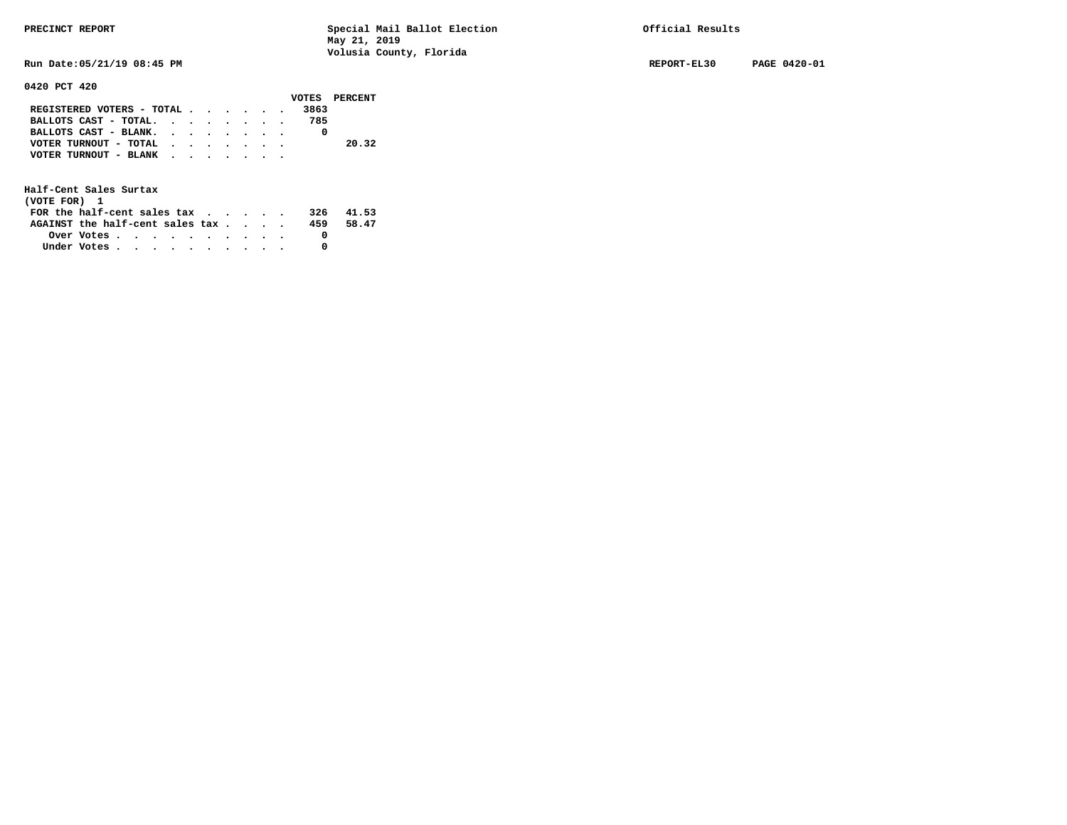PRECINCT REPORT

Special Mail Ballot Election
May 21, 2019
Volusia County, Florida

Official Results

Run Date:05/21/19 08:45 PM

REPORT-EL30 PAGE 0420-01

**0420 PCT 420**

| | VOTES | PERCENT |
|---|---|---|
| REGISTERED VOTERS - TOTAL | 3863 | |
| BALLOTS CAST - TOTAL. | 785 | |
| BALLOTS CAST - BLANK. | 0 | |
| VOTER TURNOUT - TOTAL | | 20.32 |
| VOTER TURNOUT - BLANK | | |

**Half-Cent Sales Surtax**
(VOTE FOR) 1

| | VOTES | PERCENT |
|---|---|---|
| FOR the half-cent sales tax | 326 | 41.53 |
| AGAINST the half-cent sales tax | 459 | 58.47 |
| Over Votes | 0 | |
| Under Votes | 0 | |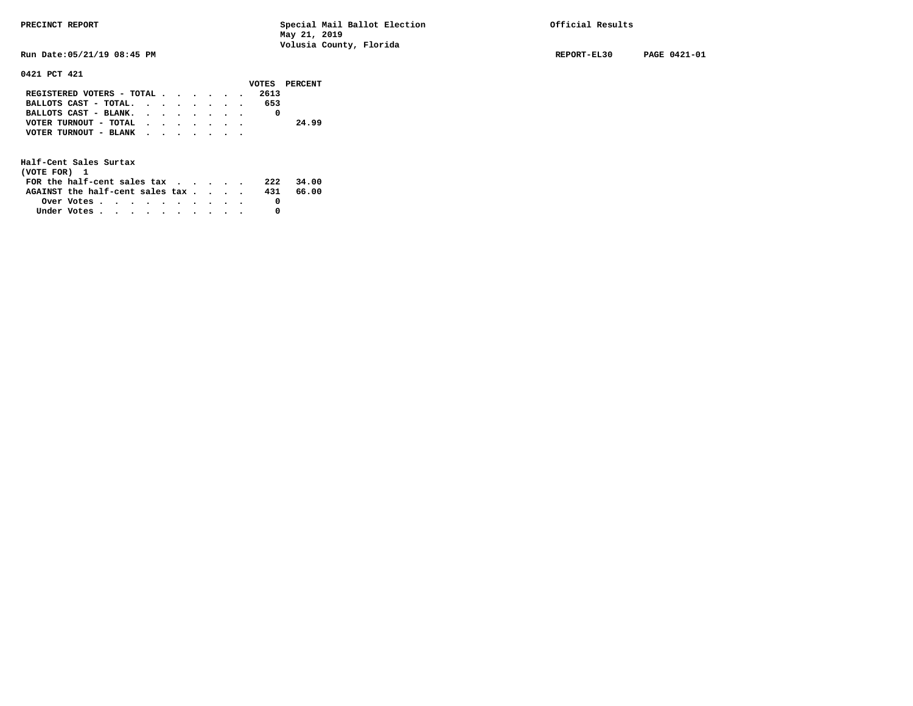PRECINCT REPORT — Special Mail Ballot Election, May 21, 2019, Volusia County, Florida — Official Results

Run Date:05/21/19 08:45 PM — REPORT-EL30 — PAGE 0421-01

## 0421 PCT 421

| | VOTES | PERCENT |
|---|---|---|
| REGISTERED VOTERS - TOTAL | 2613 | |
| BALLOTS CAST - TOTAL | 653 | |
| BALLOTS CAST - BLANK | 0 | |
| VOTER TURNOUT - TOTAL | | 24.99 |
| VOTER TURNOUT - BLANK | | |

### Half-Cent Sales Surtax
(VOTE FOR) 1

| | VOTES | PERCENT |
|---|---|---|
| FOR the half-cent sales tax | 222 | 34.00 |
| AGAINST the half-cent sales tax | 431 | 66.00 |
| Over Votes | 0 | |
| Under Votes | 0 | |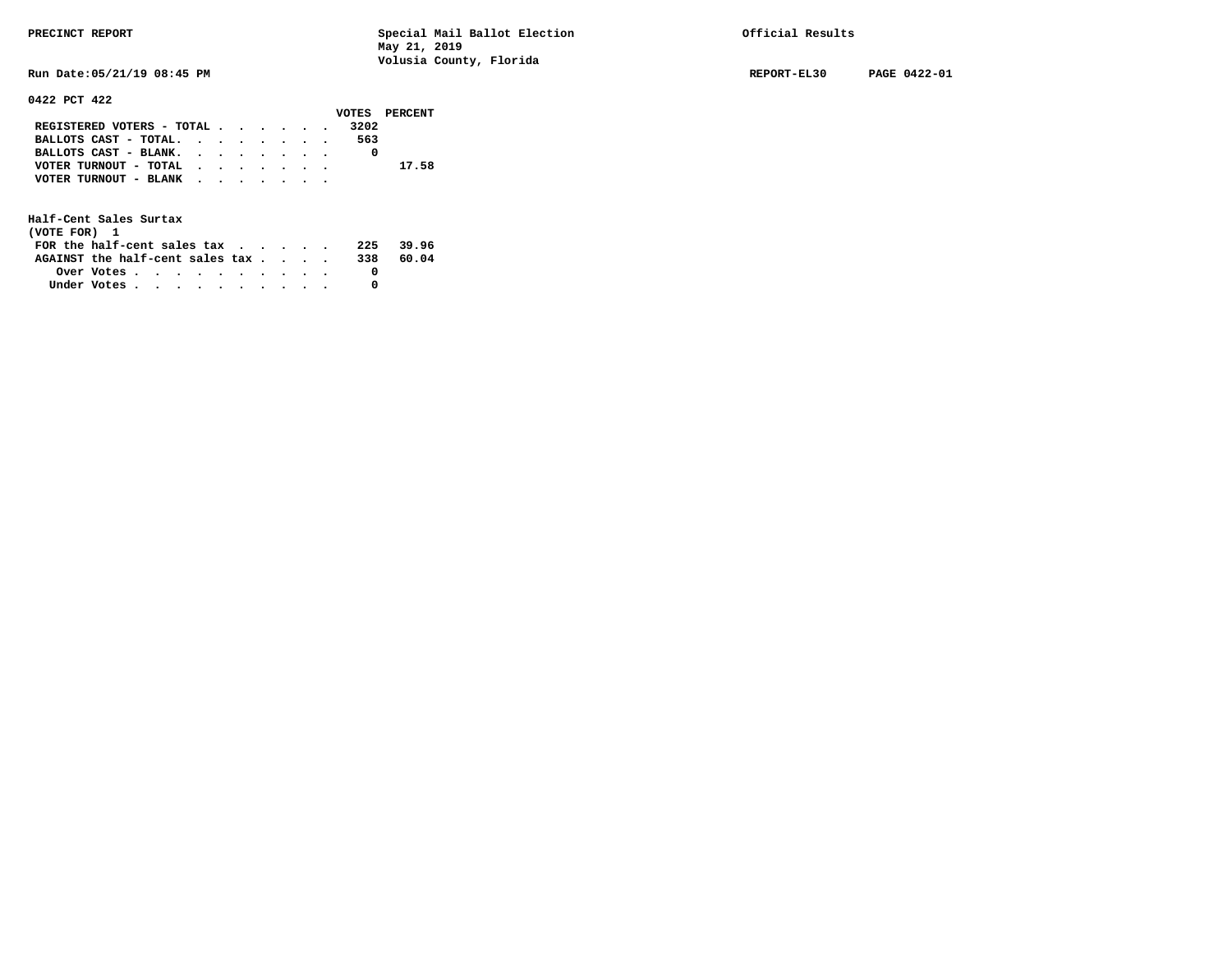PRECINCT REPORT

Special Mail Ballot Election
May 21, 2019
Volusia County, Florida

Official Results

Run Date:05/21/19 08:45 PM

REPORT-EL30 PAGE 0422-01

## 0422 PCT 422

| | VOTES | PERCENT |
|---|---|---|
| REGISTERED VOTERS - TOTAL | 3202 | |
| BALLOTS CAST - TOTAL. | 563 | |
| BALLOTS CAST - BLANK. | 0 | |
| VOTER TURNOUT - TOTAL | | 17.58 |
| VOTER TURNOUT - BLANK | | |

### Half-Cent Sales Surtax
(VOTE FOR) 1

| | VOTES | PERCENT |
|---|---|---|
| FOR the half-cent sales tax | 225 | 39.96 |
| AGAINST the half-cent sales tax | 338 | 60.04 |
| Over Votes | 0 | |
| Under Votes | 0 | |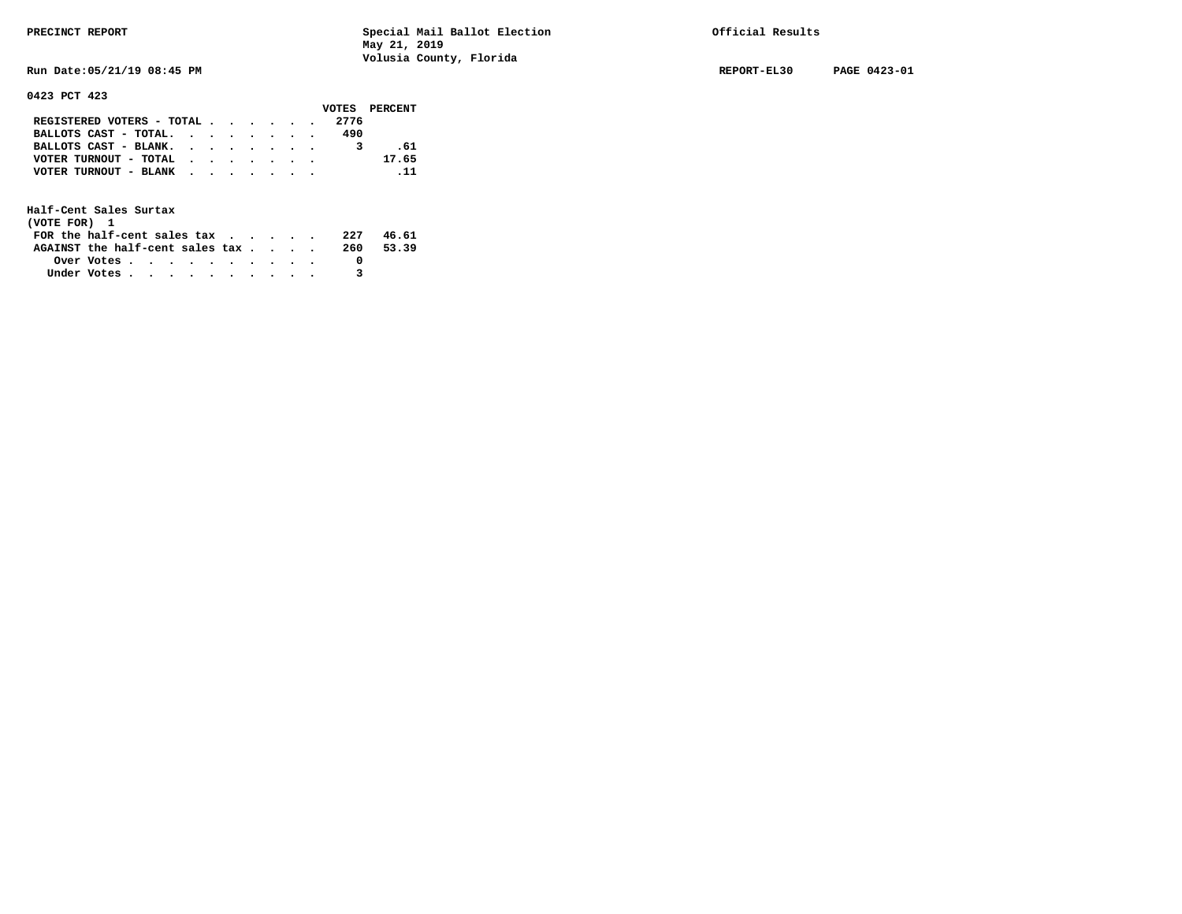PRECINCT REPORT — Special Mail Ballot Election, May 21, 2019, Volusia County, Florida — Official Results

Run Date:05/21/19 08:45 PM — REPORT-EL30 — PAGE 0423-01

**0423 PCT 423**

| | VOTES | PERCENT |
|---|---|---|
| REGISTERED VOTERS - TOTAL | 2776 | |
| BALLOTS CAST - TOTAL. | 490 | |
| BALLOTS CAST - BLANK. | 3 | .61 |
| VOTER TURNOUT - TOTAL | | 17.65 |
| VOTER TURNOUT - BLANK | | .11 |

**Half-Cent Sales Surtax**
(VOTE FOR) 1

| | VOTES | PERCENT |
|---|---|---|
| FOR the half-cent sales tax | 227 | 46.61 |
| AGAINST the half-cent sales tax | 260 | 53.39 |
| Over Votes | 0 | |
| Under Votes | 3 | |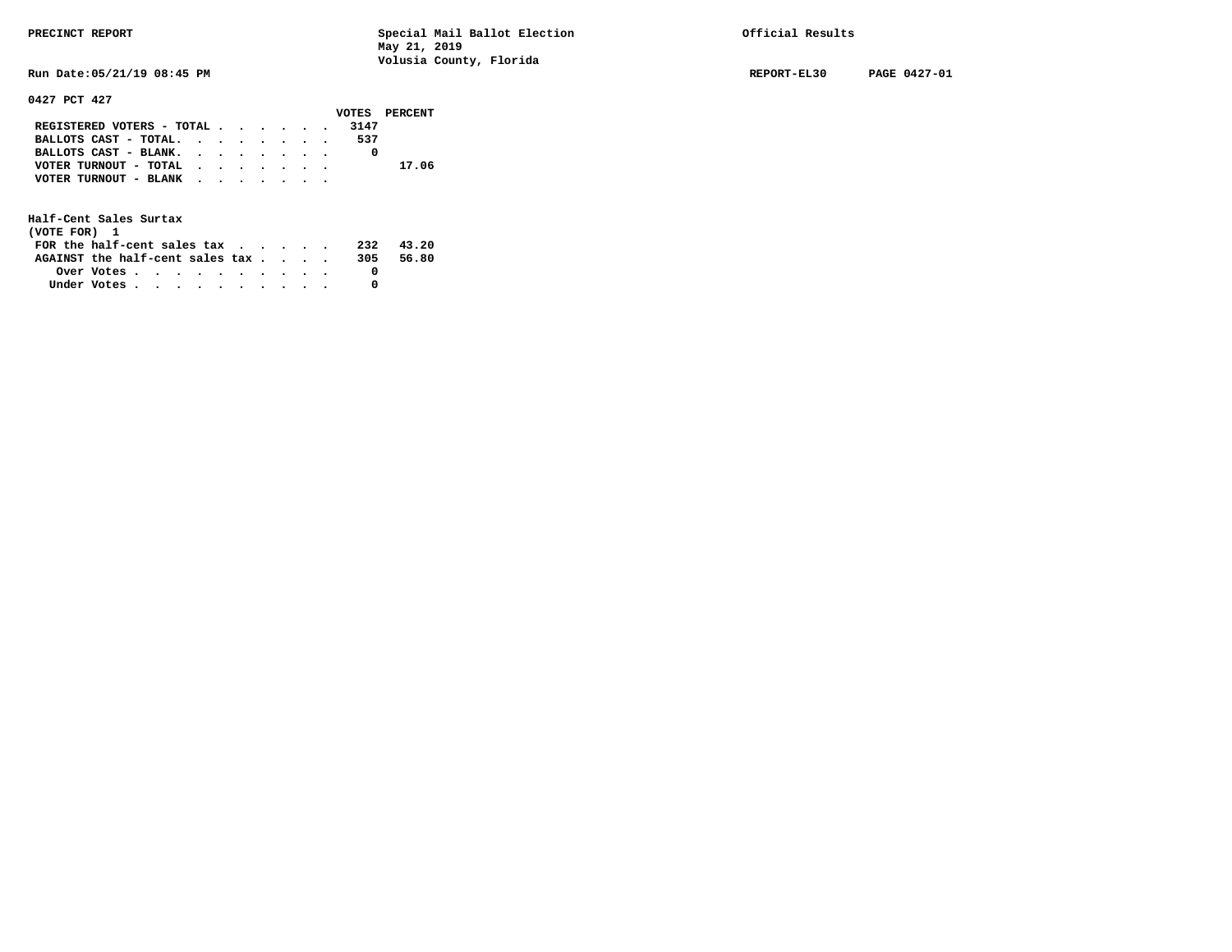PRECINCT REPORT — Special Mail Ballot Election — May 21, 2019 — Volusia County, Florida — Official Results

Run Date:05/21/19 08:45 PM — REPORT-EL30 — PAGE 0427-01

## 0427 PCT 427

| | VOTES | PERCENT |
|---|---|---|
| REGISTERED VOTERS - TOTAL | 3147 | |
| BALLOTS CAST - TOTAL. | 537 | |
| BALLOTS CAST - BLANK. | 0 | |
| VOTER TURNOUT - TOTAL | | 17.06 |
| VOTER TURNOUT - BLANK | | |

### Half-Cent Sales Surtax
(VOTE FOR) 1

| | VOTES | PERCENT |
|---|---|---|
| FOR the half-cent sales tax | 232 | 43.20 |
| AGAINST the half-cent sales tax | 305 | 56.80 |
| Over Votes | 0 | |
| Under Votes | 0 | |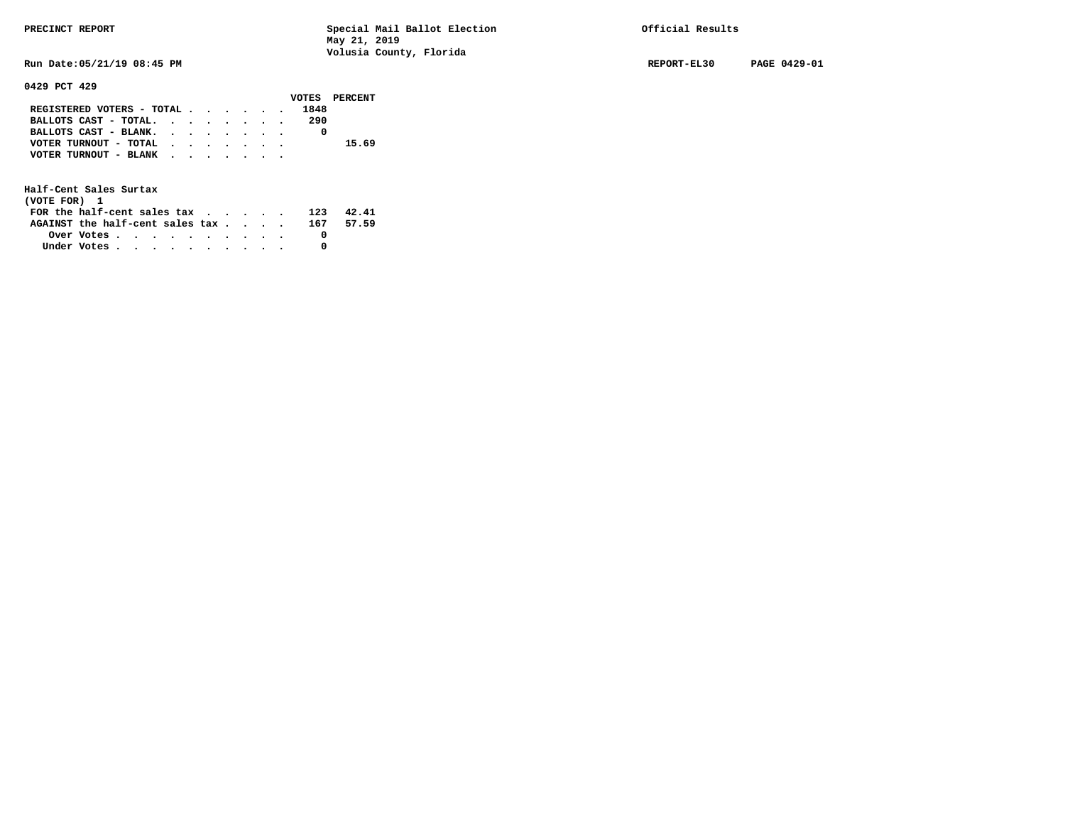## 0429 PCT 429

| | VOTES | PERCENT |
|---|---|---|
| REGISTERED VOTERS - TOTAL | 1848 | |
| BALLOTS CAST - TOTAL. | 290 | |
| BALLOTS CAST - BLANK. | 0 | |
| VOTER TURNOUT - TOTAL | | 15.69 |
| VOTER TURNOUT - BLANK | | |

### Half-Cent Sales Surtax
(VOTE FOR) 1

| | VOTES | PERCENT |
|---|---|---|
| FOR the half-cent sales tax | 123 | 42.41 |
| AGAINST the half-cent sales tax | 167 | 57.59 |
| Over Votes | 0 | |
| Under Votes | 0 | |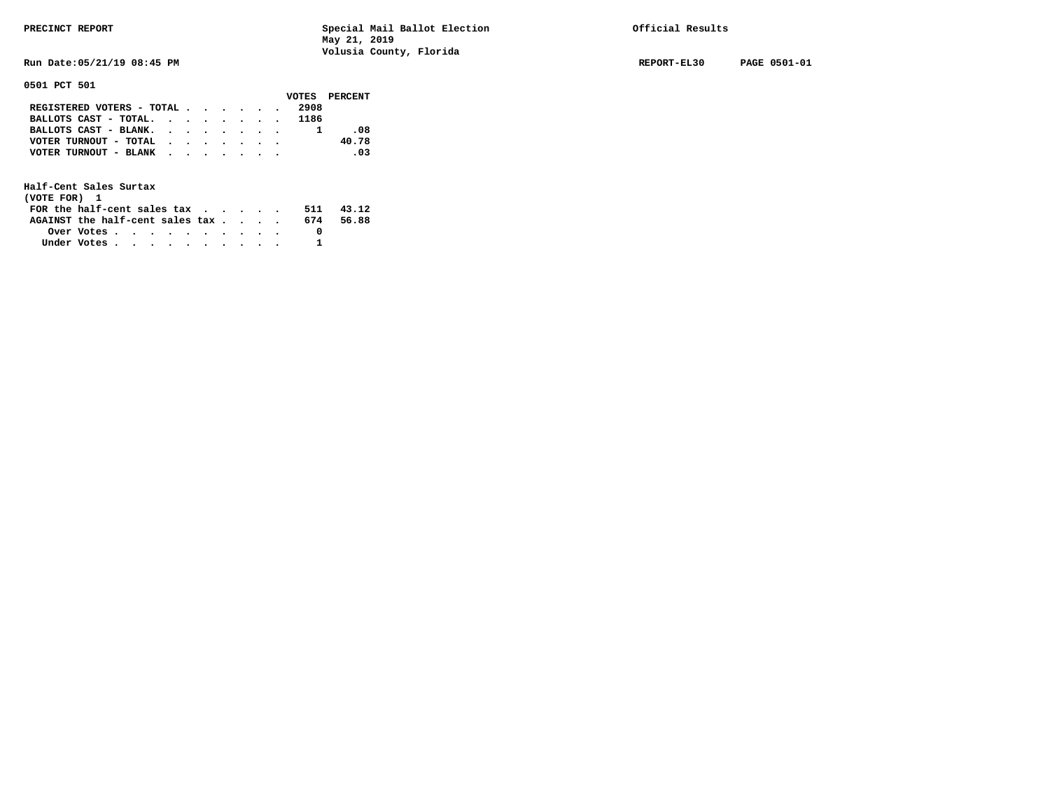**PRECINCT REPORT** — Special Mail Ballot Election, May 21, 2019, Volusia County, Florida — Official Results

Run Date:05/21/19 08:45 PM — REPORT-EL30 — PAGE 0501-01

## 0501 PCT 501

| | VOTES | PERCENT |
|---|---|---|
| REGISTERED VOTERS - TOTAL | 2908 | |
| BALLOTS CAST - TOTAL. | 1186 | |
| BALLOTS CAST - BLANK. | 1 | .08 |
| VOTER TURNOUT - TOTAL | | 40.78 |
| VOTER TURNOUT - BLANK | | .03 |

### Half-Cent Sales Surtax
(VOTE FOR) 1

| | VOTES | PERCENT |
|---|---|---|
| FOR the half-cent sales tax | 511 | 43.12 |
| AGAINST the half-cent sales tax | 674 | 56.88 |
| Over Votes | 0 | |
| Under Votes | 1 | |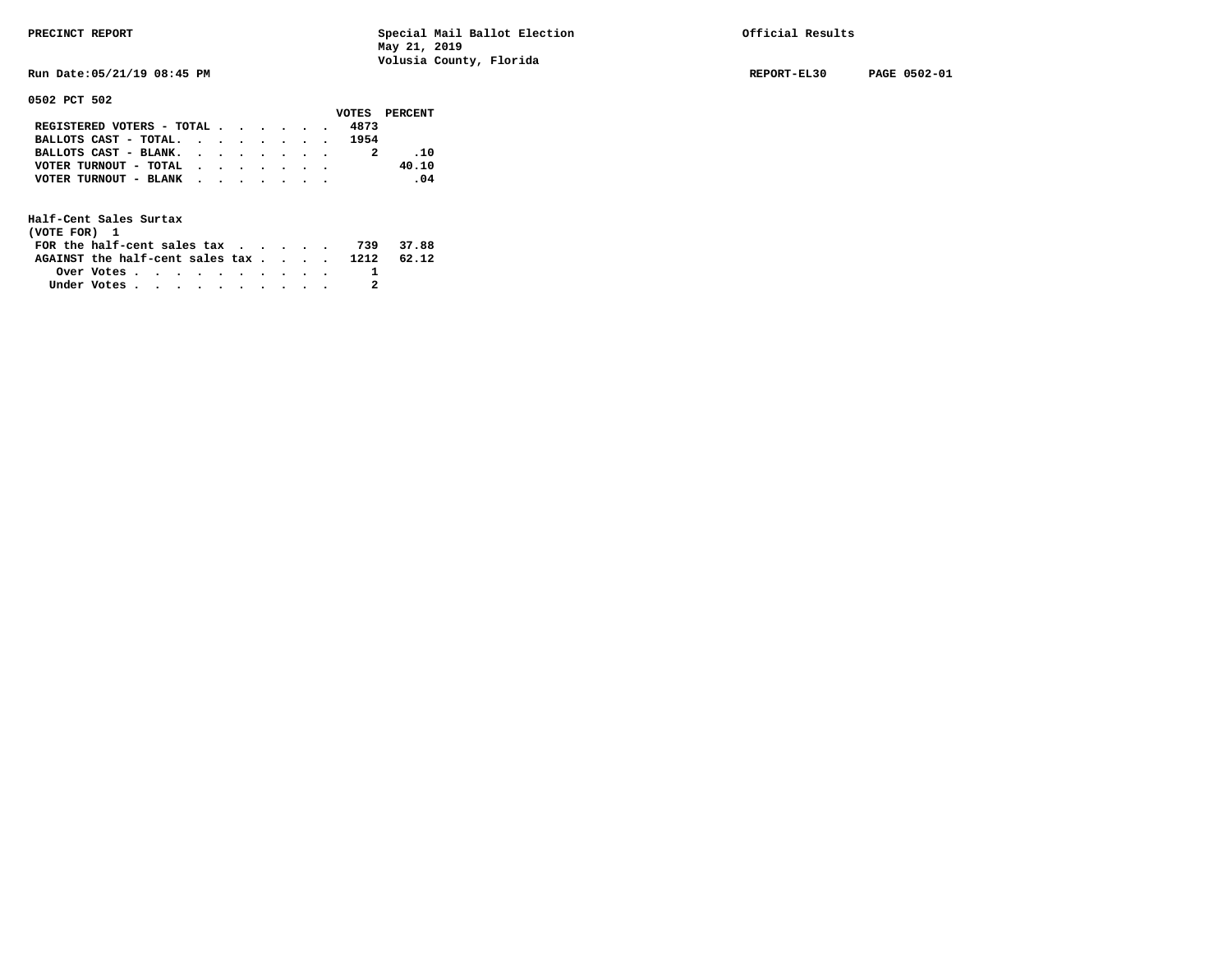PRECINCT REPORT — Special Mail Ballot Election, May 21, 2019, Volusia County, Florida — Official Results

Run Date:05/21/19 08:45 PM — REPORT-EL30 — PAGE 0502-01

**0502 PCT 502**

| | VOTES | PERCENT |
|---|---|---|
| REGISTERED VOTERS - TOTAL | 4873 | |
| BALLOTS CAST - TOTAL. | 1954 | |
| BALLOTS CAST - BLANK. | 2 | .10 |
| VOTER TURNOUT - TOTAL | | 40.10 |
| VOTER TURNOUT - BLANK | | .04 |

**Half-Cent Sales Surtax**
**(VOTE FOR) 1**

| | VOTES | PERCENT |
|---|---|---|
| FOR the half-cent sales tax | 739 | 37.88 |
| AGAINST the half-cent sales tax | 1212 | 62.12 |
| Over Votes | 1 | |
| Under Votes | 2 | |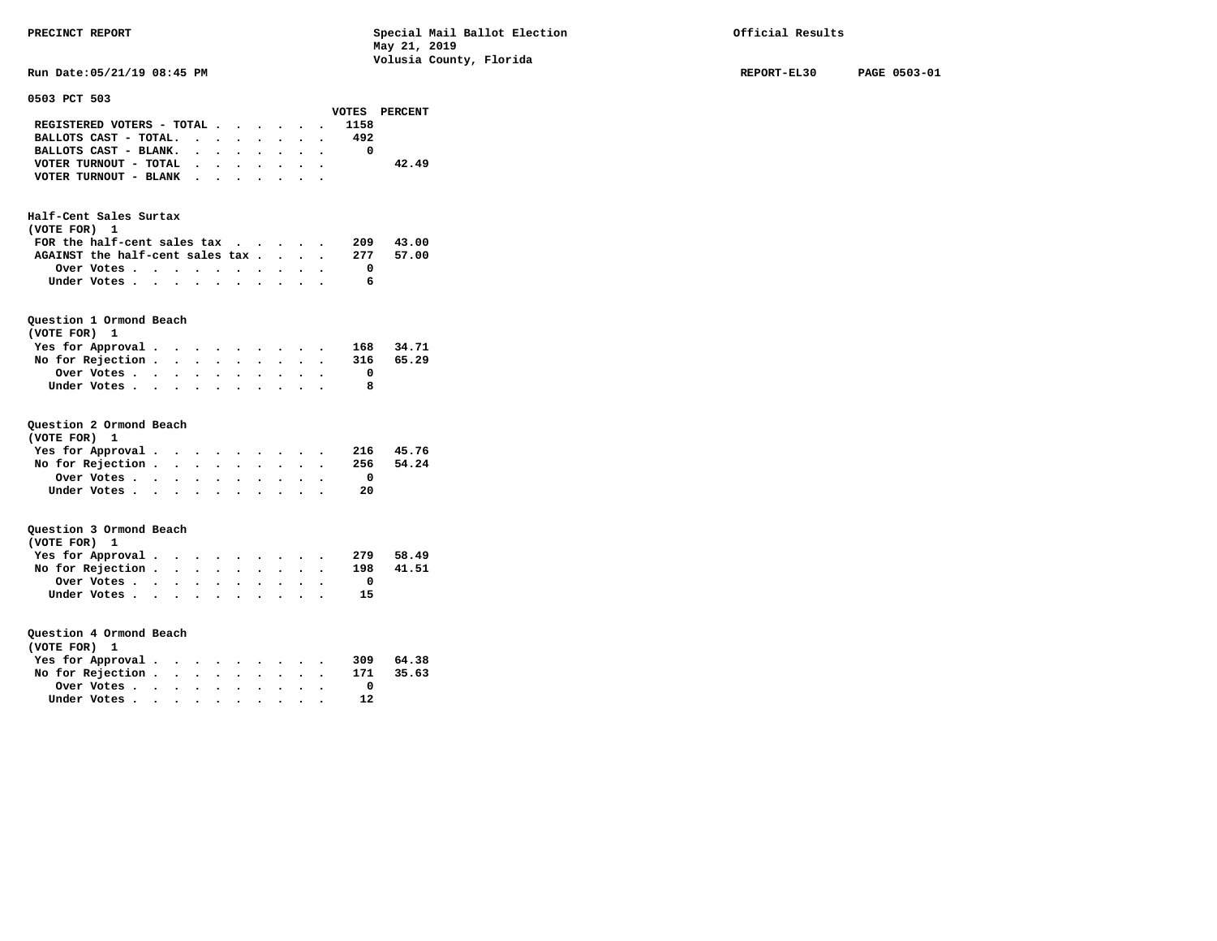PRECINCT REPORT — Special Mail Ballot Election, May 21, 2019, Volusia County, Florida — Official Results

Run Date:05/21/19 08:45 PM — REPORT-EL30 — PAGE 0503-01

## 0503 PCT 503

| | VOTES | PERCENT |
|---|---|---|
| REGISTERED VOTERS - TOTAL | 1158 | |
| BALLOTS CAST - TOTAL. | 492 | |
| BALLOTS CAST - BLANK. | 0 | |
| VOTER TURNOUT - TOTAL | | 42.49 |
| VOTER TURNOUT - BLANK | | |

### Half-Cent Sales Surtax
(VOTE FOR) 1

| | VOTES | PERCENT |
|---|---|---|
| FOR the half-cent sales tax | 209 | 43.00 |
| AGAINST the half-cent sales tax | 277 | 57.00 |
| Over Votes | 0 | |
| Under Votes | 6 | |

### Question 1 Ormond Beach
(VOTE FOR) 1

| | VOTES | PERCENT |
|---|---|---|
| Yes for Approval | 168 | 34.71 |
| No for Rejection | 316 | 65.29 |
| Over Votes | 0 | |
| Under Votes | 8 | |

### Question 2 Ormond Beach
(VOTE FOR) 1

| | VOTES | PERCENT |
|---|---|---|
| Yes for Approval | 216 | 45.76 |
| No for Rejection | 256 | 54.24 |
| Over Votes | 0 | |
| Under Votes | 20 | |

### Question 3 Ormond Beach
(VOTE FOR) 1

| | VOTES | PERCENT |
|---|---|---|
| Yes for Approval | 279 | 58.49 |
| No for Rejection | 198 | 41.51 |
| Over Votes | 0 | |
| Under Votes | 15 | |

### Question 4 Ormond Beach
(VOTE FOR) 1

| | VOTES | PERCENT |
|---|---|---|
| Yes for Approval | 309 | 64.38 |
| No for Rejection | 171 | 35.63 |
| Over Votes | 0 | |
| Under Votes | 12 | |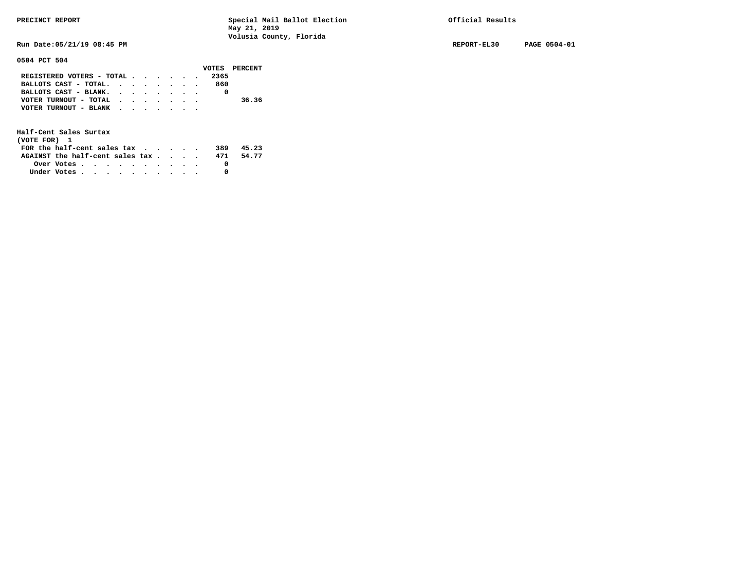PRECINCT REPORT

Special Mail Ballot Election
May 21, 2019
Volusia County, Florida

Official Results

Run Date:05/21/19 08:45 PM

REPORT-EL30 PAGE 0504-01

**0504 PCT 504**

| | VOTES | PERCENT |
|---|---|---|
| REGISTERED VOTERS - TOTAL | 2365 | |
| BALLOTS CAST - TOTAL | 860 | |
| BALLOTS CAST - BLANK | 0 | |
| VOTER TURNOUT - TOTAL | | 36.36 |
| VOTER TURNOUT - BLANK | | |

**Half-Cent Sales Surtax**
(VOTE FOR) 1

| | VOTES | PERCENT |
|---|---|---|
| FOR the half-cent sales tax | 389 | 45.23 |
| AGAINST the half-cent sales tax | 471 | 54.77 |
| Over Votes | 0 | |
| Under Votes | 0 | |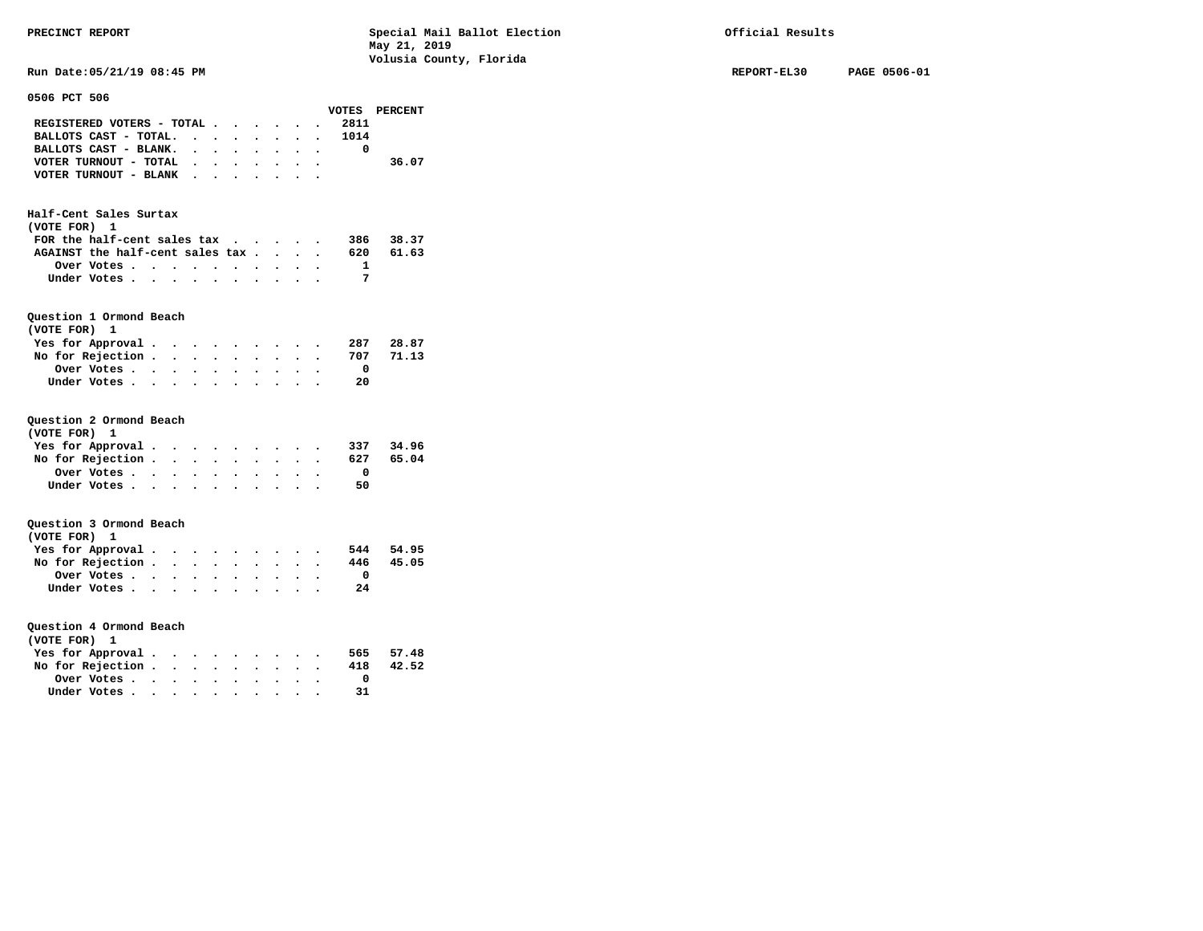PRECINCT REPORT | Special Mail Ballot Election | Official Results

May 21, 2019

Volusia County, Florida

Run Date:05/21/19 08:45 PM | REPORT-EL30 | PAGE 0506-01

## 0506 PCT 506

| | VOTES | PERCENT |
|---|---|---|
| REGISTERED VOTERS - TOTAL | 2811 | |
| BALLOTS CAST - TOTAL. | 1014 | |
| BALLOTS CAST - BLANK. | 0 | |
| VOTER TURNOUT - TOTAL | | 36.07 |
| VOTER TURNOUT - BLANK | | |

### Half-Cent Sales Surtax
(VOTE FOR) 1

| | VOTES | PERCENT |
|---|---|---|
| FOR the half-cent sales tax | 386 | 38.37 |
| AGAINST the half-cent sales tax | 620 | 61.63 |
| Over Votes | 1 | |
| Under Votes | 7 | |

### Question 1 Ormond Beach
(VOTE FOR) 1

| | VOTES | PERCENT |
|---|---|---|
| Yes for Approval | 287 | 28.87 |
| No for Rejection | 707 | 71.13 |
| Over Votes | 0 | |
| Under Votes | 20 | |

### Question 2 Ormond Beach
(VOTE FOR) 1

| | VOTES | PERCENT |
|---|---|---|
| Yes for Approval | 337 | 34.96 |
| No for Rejection | 627 | 65.04 |
| Over Votes | 0 | |
| Under Votes | 50 | |

### Question 3 Ormond Beach
(VOTE FOR) 1

| | VOTES | PERCENT |
|---|---|---|
| Yes for Approval | 544 | 54.95 |
| No for Rejection | 446 | 45.05 |
| Over Votes | 0 | |
| Under Votes | 24 | |

### Question 4 Ormond Beach
(VOTE FOR) 1

| | VOTES | PERCENT |
|---|---|---|
| Yes for Approval | 565 | 57.48 |
| No for Rejection | 418 | 42.52 |
| Over Votes | 0 | |
| Under Votes | 31 | |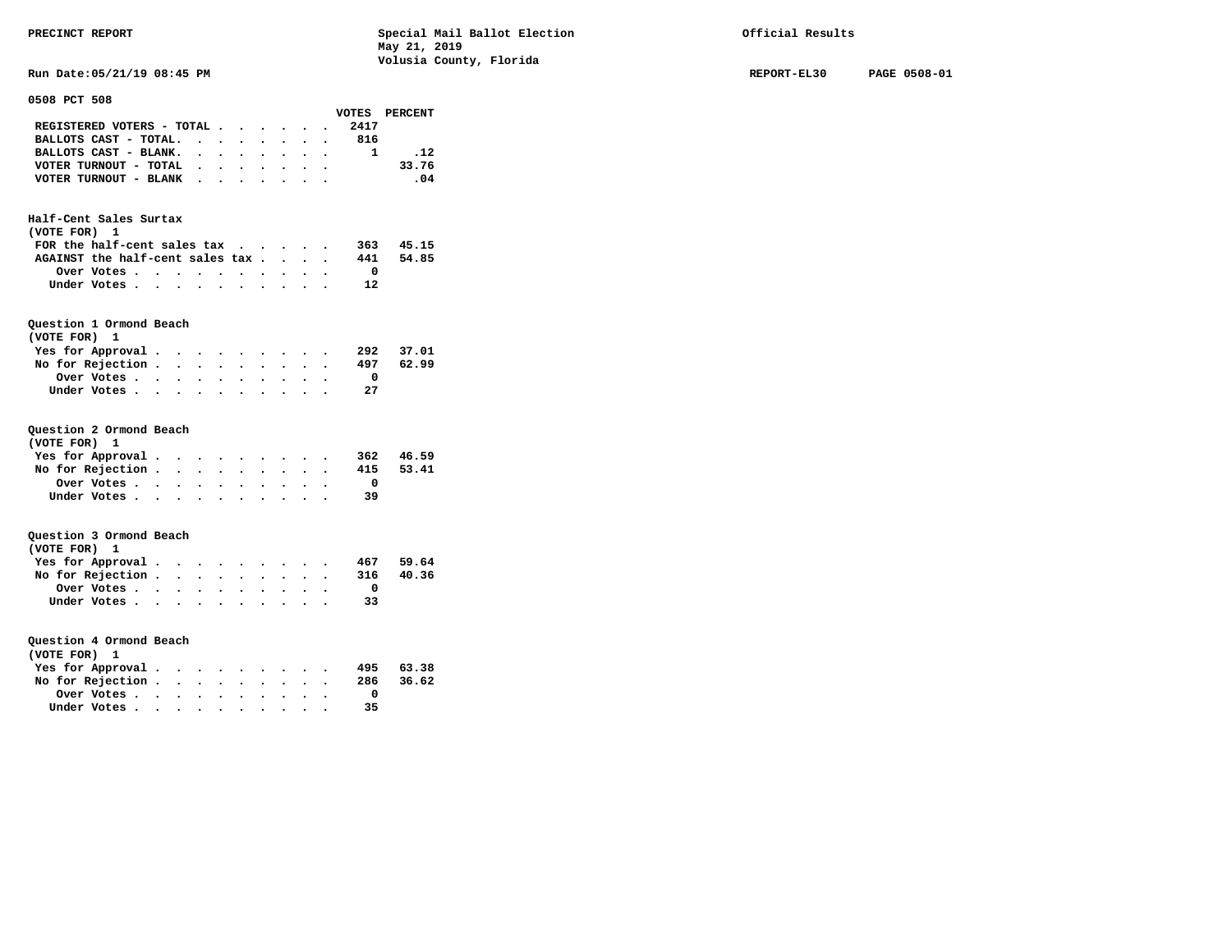PRECINCT REPORT — Special Mail Ballot Election, May 21, 2019, Volusia County, Florida — Official Results

Run Date:05/21/19 08:45 PM — REPORT-EL30 — PAGE 0508-01

**0508 PCT 508**

| | VOTES | PERCENT |
|---|---|---|
| REGISTERED VOTERS - TOTAL | 2417 | |
| BALLOTS CAST - TOTAL. | 816 | |
| BALLOTS CAST - BLANK. | 1 | .12 |
| VOTER TURNOUT - TOTAL | | 33.76 |
| VOTER TURNOUT - BLANK | | .04 |

**Half-Cent Sales Surtax**
(VOTE FOR) 1

| | VOTES | PERCENT |
|---|---|---|
| FOR the half-cent sales tax | 363 | 45.15 |
| AGAINST the half-cent sales tax | 441 | 54.85 |
| Over Votes | 0 | |
| Under Votes | 12 | |

**Question 1 Ormond Beach**
(VOTE FOR) 1

| | VOTES | PERCENT |
|---|---|---|
| Yes for Approval | 292 | 37.01 |
| No for Rejection | 497 | 62.99 |
| Over Votes | 0 | |
| Under Votes | 27 | |

**Question 2 Ormond Beach**
(VOTE FOR) 1

| | VOTES | PERCENT |
|---|---|---|
| Yes for Approval | 362 | 46.59 |
| No for Rejection | 415 | 53.41 |
| Over Votes | 0 | |
| Under Votes | 39 | |

**Question 3 Ormond Beach**
(VOTE FOR) 1

| | VOTES | PERCENT |
|---|---|---|
| Yes for Approval | 467 | 59.64 |
| No for Rejection | 316 | 40.36 |
| Over Votes | 0 | |
| Under Votes | 33 | |

**Question 4 Ormond Beach**
(VOTE FOR) 1

| | VOTES | PERCENT |
|---|---|---|
| Yes for Approval | 495 | 63.38 |
| No for Rejection | 286 | 36.62 |
| Over Votes | 0 | |
| Under Votes | 35 | |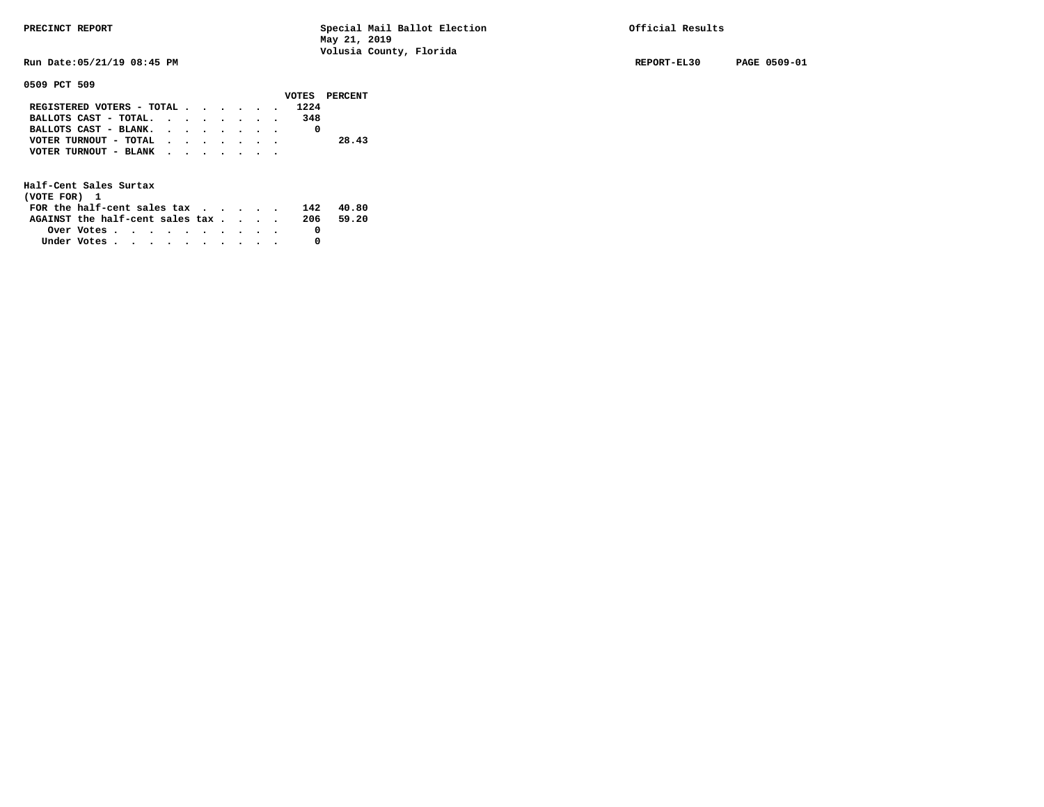PRECINCT REPORT

Special Mail Ballot Election
May 21, 2019
Volusia County, Florida

Official Results

Run Date:05/21/19 08:45 PM

REPORT-EL30 PAGE 0509-01

## 0509 PCT 509

| | VOTES | PERCENT |
|---|---|---|
| REGISTERED VOTERS - TOTAL | 1224 | |
| BALLOTS CAST - TOTAL. | 348 | |
| BALLOTS CAST - BLANK. | 0 | |
| VOTER TURNOUT - TOTAL | | 28.43 |
| VOTER TURNOUT - BLANK | | |

### Half-Cent Sales Surtax
(VOTE FOR) 1

| | VOTES | PERCENT |
|---|---|---|
| FOR the half-cent sales tax | 142 | 40.80 |
| AGAINST the half-cent sales tax | 206 | 59.20 |
| Over Votes | 0 | |
| Under Votes | 0 | |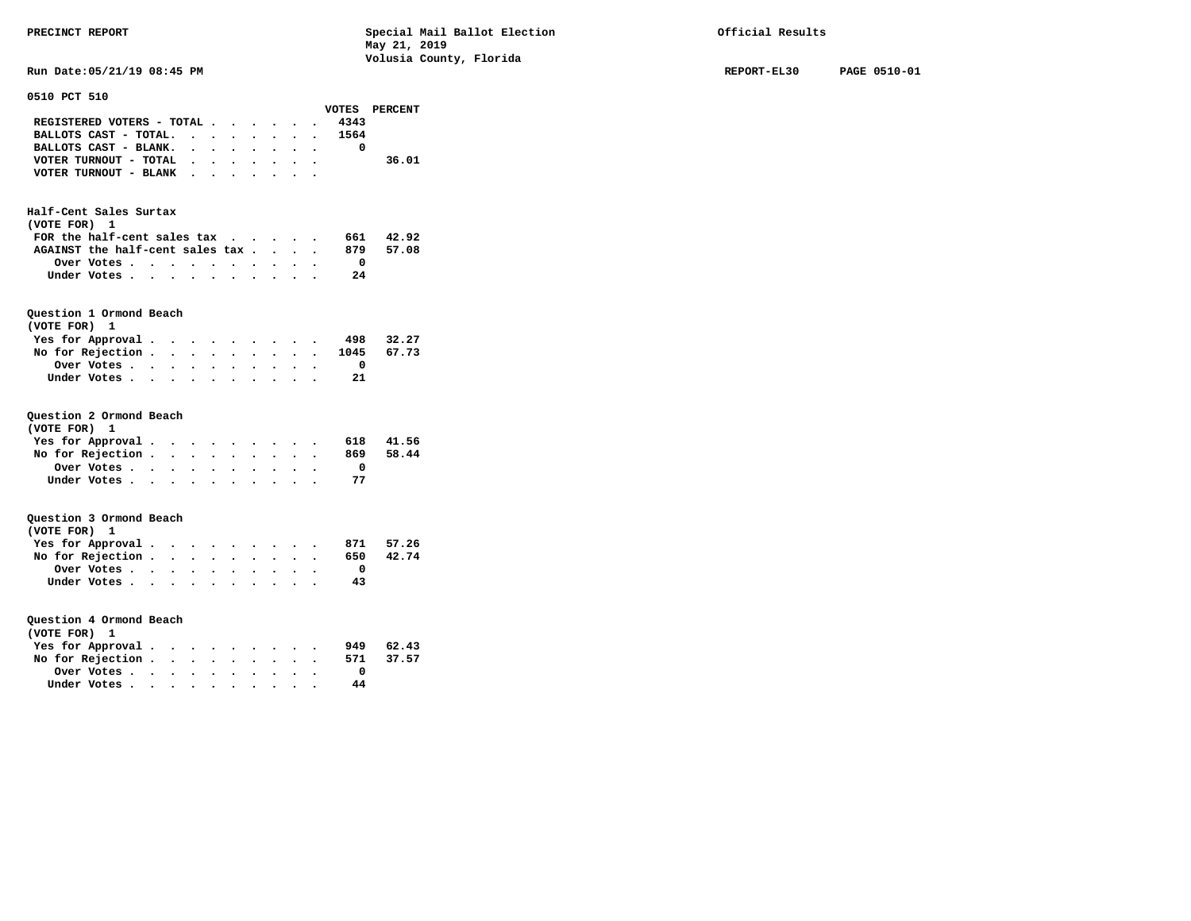PRECINCT REPORT — Special Mail Ballot Election, May 21, 2019, Volusia County, Florida — Official Results

Run Date:05/21/19 08:45 PM — REPORT-EL30 — PAGE 0510-01

## 0510 PCT 510

| | VOTES | PERCENT |
|---|---|---|
| REGISTERED VOTERS - TOTAL | 4343 | |
| BALLOTS CAST - TOTAL. | 1564 | |
| BALLOTS CAST - BLANK. | 0 | |
| VOTER TURNOUT - TOTAL | | 36.01 |
| VOTER TURNOUT - BLANK | | |

### Half-Cent Sales Surtax
(VOTE FOR) 1

| | VOTES | PERCENT |
|---|---|---|
| FOR the half-cent sales tax | 661 | 42.92 |
| AGAINST the half-cent sales tax | 879 | 57.08 |
| Over Votes | 0 | |
| Under Votes | 24 | |

### Question 1 Ormond Beach
(VOTE FOR) 1

| | VOTES | PERCENT |
|---|---|---|
| Yes for Approval | 498 | 32.27 |
| No for Rejection | 1045 | 67.73 |
| Over Votes | 0 | |
| Under Votes | 21 | |

### Question 2 Ormond Beach
(VOTE FOR) 1

| | VOTES | PERCENT |
|---|---|---|
| Yes for Approval | 618 | 41.56 |
| No for Rejection | 869 | 58.44 |
| Over Votes | 0 | |
| Under Votes | 77 | |

### Question 3 Ormond Beach
(VOTE FOR) 1

| | VOTES | PERCENT |
|---|---|---|
| Yes for Approval | 871 | 57.26 |
| No for Rejection | 650 | 42.74 |
| Over Votes | 0 | |
| Under Votes | 43 | |

### Question 4 Ormond Beach
(VOTE FOR) 1

| | VOTES | PERCENT |
|---|---|---|
| Yes for Approval | 949 | 62.43 |
| No for Rejection | 571 | 37.57 |
| Over Votes | 0 | |
| Under Votes | 44 | |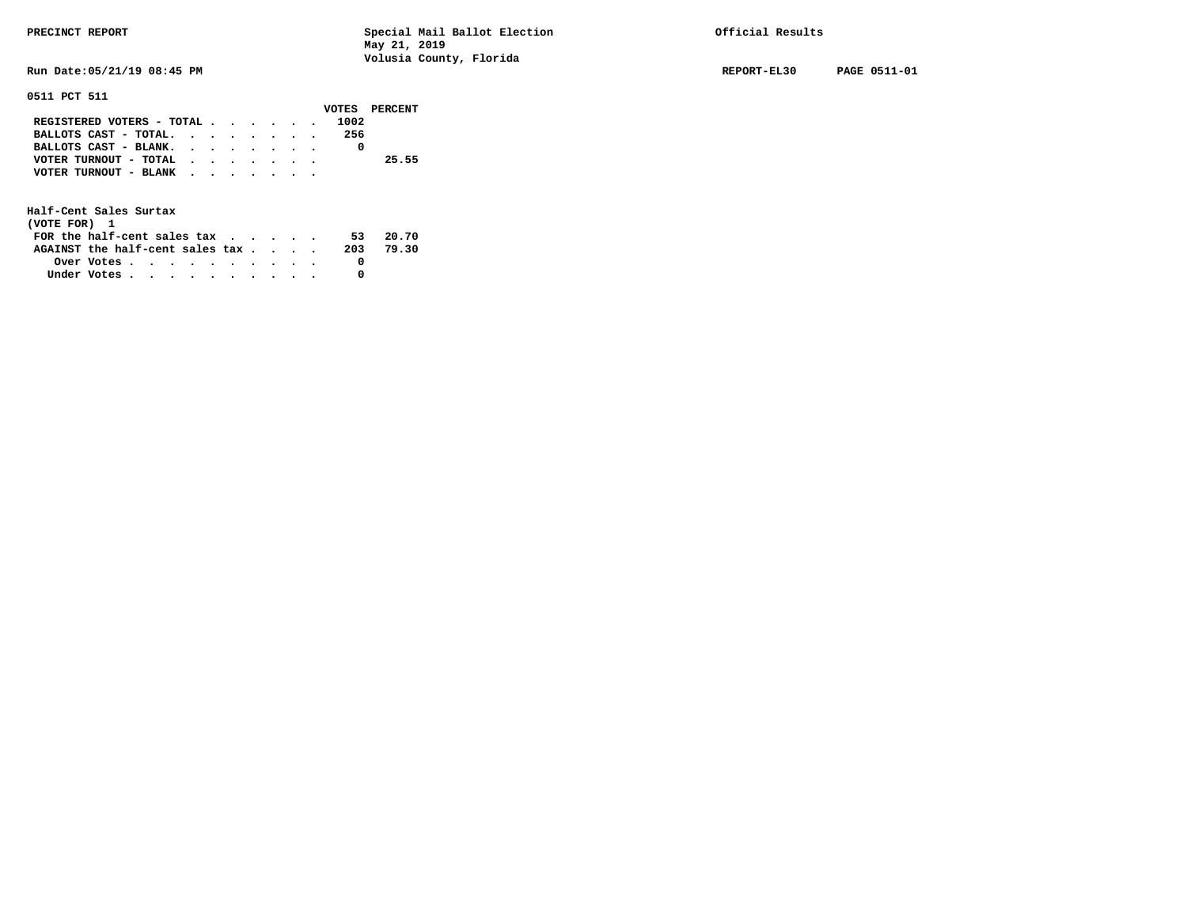PRECINCT REPORT — Special Mail Ballot Election, May 21, 2019, Volusia County, Florida — Official Results

Run Date:05/21/19 08:45 PM — REPORT-EL30 — PAGE 0511-01

**0511 PCT 511**

| | VOTES | PERCENT |
|---|---|---|
| REGISTERED VOTERS - TOTAL | 1002 | |
| BALLOTS CAST - TOTAL. | 256 | |
| BALLOTS CAST - BLANK. | 0 | |
| VOTER TURNOUT - TOTAL | | 25.55 |
| VOTER TURNOUT - BLANK | | |

**Half-Cent Sales Surtax**
(VOTE FOR) 1

| | VOTES | PERCENT |
|---|---|---|
| FOR the half-cent sales tax | 53 | 20.70 |
| AGAINST the half-cent sales tax | 203 | 79.30 |
| Over Votes | 0 | |
| Under Votes | 0 | |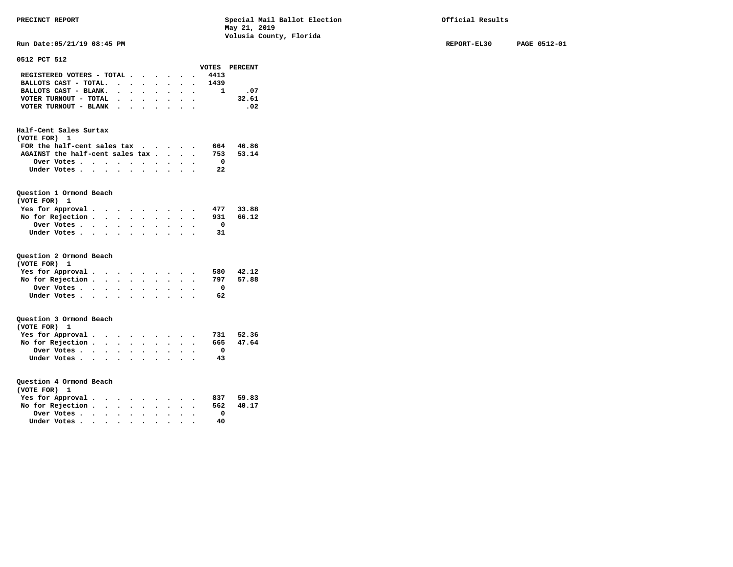PRECINCT REPORT — Special Mail Ballot Election — May 21, 2019 — Volusia County, Florida — Official Results

Run Date:05/21/19 08:45 PM — REPORT-EL30 — PAGE 0512-01

**0512 PCT 512**

| | VOTES | PERCENT |
|---|---|---|
| REGISTERED VOTERS - TOTAL | 4413 | |
| BALLOTS CAST - TOTAL. | 1439 | |
| BALLOTS CAST - BLANK. | 1 | .07 |
| VOTER TURNOUT - TOTAL | | 32.61 |
| VOTER TURNOUT - BLANK | | .02 |

**Half-Cent Sales Surtax**
(VOTE FOR) 1

| | VOTES | PERCENT |
|---|---|---|
| FOR the half-cent sales tax | 664 | 46.86 |
| AGAINST the half-cent sales tax | 753 | 53.14 |
| Over Votes | 0 | |
| Under Votes | 22 | |

**Question 1 Ormond Beach**
(VOTE FOR) 1

| | VOTES | PERCENT |
|---|---|---|
| Yes for Approval | 477 | 33.88 |
| No for Rejection | 931 | 66.12 |
| Over Votes | 0 | |
| Under Votes | 31 | |

**Question 2 Ormond Beach**
(VOTE FOR) 1

| | VOTES | PERCENT |
|---|---|---|
| Yes for Approval | 580 | 42.12 |
| No for Rejection | 797 | 57.88 |
| Over Votes | 0 | |
| Under Votes | 62 | |

**Question 3 Ormond Beach**
(VOTE FOR) 1

| | VOTES | PERCENT |
|---|---|---|
| Yes for Approval | 731 | 52.36 |
| No for Rejection | 665 | 47.64 |
| Over Votes | 0 | |
| Under Votes | 43 | |

**Question 4 Ormond Beach**
(VOTE FOR) 1

| | VOTES | PERCENT |
|---|---|---|
| Yes for Approval | 837 | 59.83 |
| No for Rejection | 562 | 40.17 |
| Over Votes | 0 | |
| Under Votes | 40 | |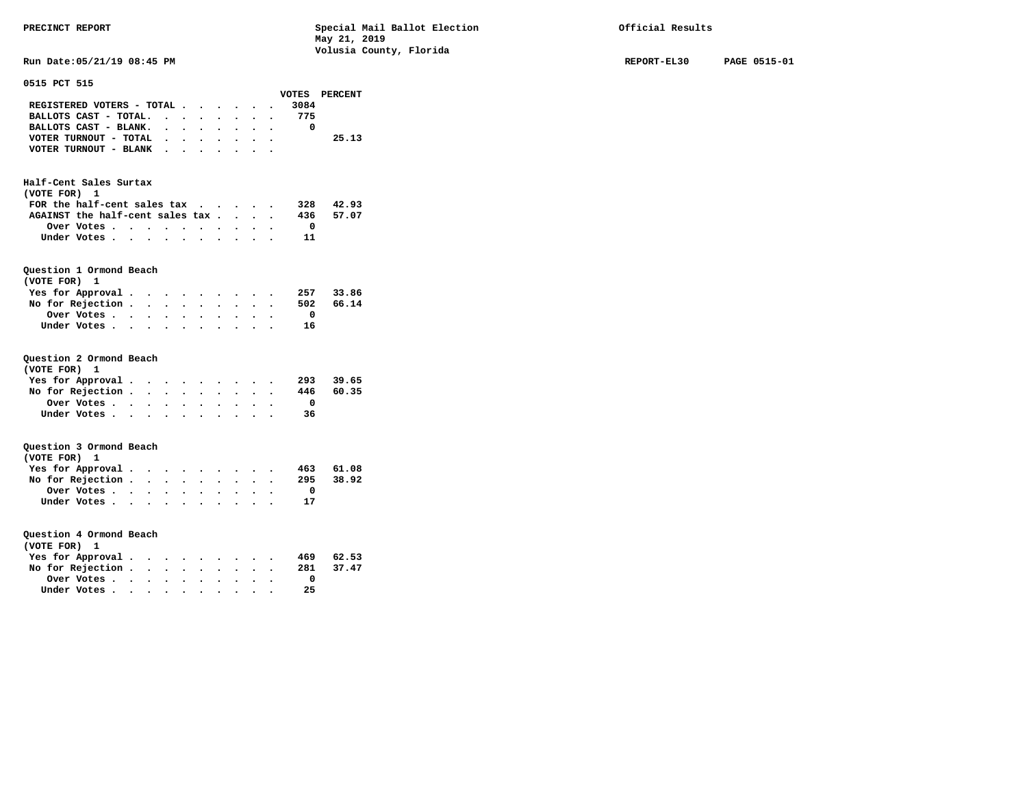PRECINCT REPORT | Special Mail Ballot Election | Official Results

May 21, 2019

Volusia County, Florida

Run Date:05/21/19 08:45 PM | REPORT-EL30 | PAGE 0515-01

## 0515 PCT 515

| | VOTES | PERCENT |
|---|---|---|
| REGISTERED VOTERS - TOTAL | 3084 | |
| BALLOTS CAST - TOTAL. | 775 | |
| BALLOTS CAST - BLANK. | 0 | |
| VOTER TURNOUT - TOTAL | | 25.13 |
| VOTER TURNOUT - BLANK | | |

### Half-Cent Sales Surtax
(VOTE FOR) 1

| | VOTES | PERCENT |
|---|---|---|
| FOR the half-cent sales tax | 328 | 42.93 |
| AGAINST the half-cent sales tax | 436 | 57.07 |
| Over Votes | 0 | |
| Under Votes | 11 | |

### Question 1 Ormond Beach
(VOTE FOR) 1

| | VOTES | PERCENT |
|---|---|---|
| Yes for Approval | 257 | 33.86 |
| No for Rejection | 502 | 66.14 |
| Over Votes | 0 | |
| Under Votes | 16 | |

### Question 2 Ormond Beach
(VOTE FOR) 1

| | VOTES | PERCENT |
|---|---|---|
| Yes for Approval | 293 | 39.65 |
| No for Rejection | 446 | 60.35 |
| Over Votes | 0 | |
| Under Votes | 36 | |

### Question 3 Ormond Beach
(VOTE FOR) 1

| | VOTES | PERCENT |
|---|---|---|
| Yes for Approval | 463 | 61.08 |
| No for Rejection | 295 | 38.92 |
| Over Votes | 0 | |
| Under Votes | 17 | |

### Question 4 Ormond Beach
(VOTE FOR) 1

| | VOTES | PERCENT |
|---|---|---|
| Yes for Approval | 469 | 62.53 |
| No for Rejection | 281 | 37.47 |
| Over Votes | 0 | |
| Under Votes | 25 | |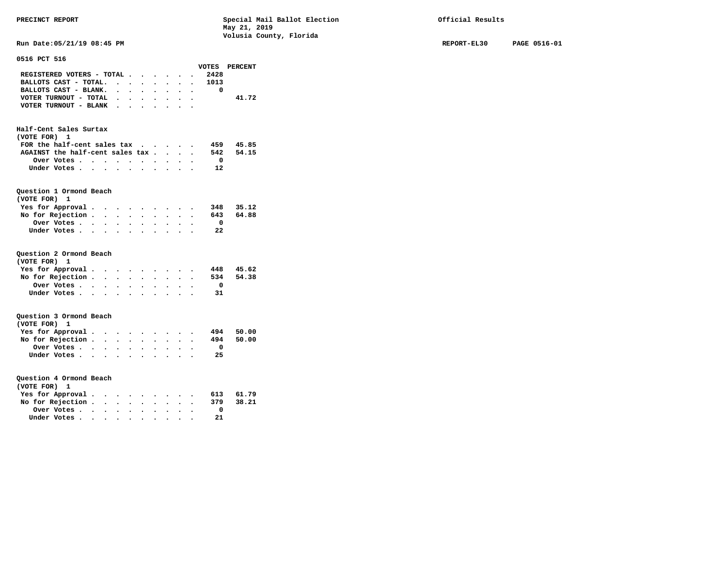PRECINCT REPORT — Special Mail Ballot Election, May 21, 2019, Volusia County, Florida — Official Results

Run Date:05/21/19 08:45 PM — REPORT-EL30 — PAGE 0516-01

## 0516 PCT 516

| | VOTES | PERCENT |
|---|---|---|
| REGISTERED VOTERS - TOTAL | 2428 | |
| BALLOTS CAST - TOTAL | 1013 | |
| BALLOTS CAST - BLANK | 0 | |
| VOTER TURNOUT - TOTAL | | 41.72 |
| VOTER TURNOUT - BLANK | | |

### Half-Cent Sales Surtax
(VOTE FOR) 1

| | VOTES | PERCENT |
|---|---|---|
| FOR the half-cent sales tax | 459 | 45.85 |
| AGAINST the half-cent sales tax | 542 | 54.15 |
| Over Votes | 0 | |
| Under Votes | 12 | |

### Question 1 Ormond Beach
(VOTE FOR) 1

| | VOTES | PERCENT |
|---|---|---|
| Yes for Approval | 348 | 35.12 |
| No for Rejection | 643 | 64.88 |
| Over Votes | 0 | |
| Under Votes | 22 | |

### Question 2 Ormond Beach
(VOTE FOR) 1

| | VOTES | PERCENT |
|---|---|---|
| Yes for Approval | 448 | 45.62 |
| No for Rejection | 534 | 54.38 |
| Over Votes | 0 | |
| Under Votes | 31 | |

### Question 3 Ormond Beach
(VOTE FOR) 1

| | VOTES | PERCENT |
|---|---|---|
| Yes for Approval | 494 | 50.00 |
| No for Rejection | 494 | 50.00 |
| Over Votes | 0 | |
| Under Votes | 25 | |

### Question 4 Ormond Beach
(VOTE FOR) 1

| | VOTES | PERCENT |
|---|---|---|
| Yes for Approval | 613 | 61.79 |
| No for Rejection | 379 | 38.21 |
| Over Votes | 0 | |
| Under Votes | 21 | |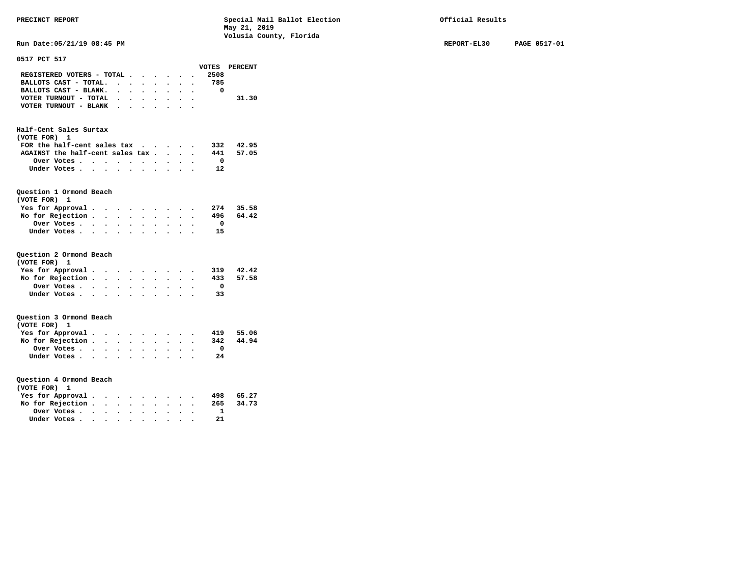PRECINCT REPORT — Special Mail Ballot Election, May 21, 2019, Volusia County, Florida — Official Results

Run Date:05/21/19 08:45 PM — REPORT-EL30 — PAGE 0517-01

## 0517 PCT 517

| | VOTES | PERCENT |
|---|---|---|
| REGISTERED VOTERS - TOTAL | 2508 | |
| BALLOTS CAST - TOTAL. | 785 | |
| BALLOTS CAST - BLANK. | 0 | |
| VOTER TURNOUT - TOTAL | | 31.30 |
| VOTER TURNOUT - BLANK | | |

### Half-Cent Sales Surtax
(VOTE FOR) 1

| | VOTES | PERCENT |
|---|---|---|
| FOR the half-cent sales tax | 332 | 42.95 |
| AGAINST the half-cent sales tax | 441 | 57.05 |
| Over Votes | 0 | |
| Under Votes | 12 | |

### Question 1 Ormond Beach
(VOTE FOR) 1

| | VOTES | PERCENT |
|---|---|---|
| Yes for Approval | 274 | 35.58 |
| No for Rejection | 496 | 64.42 |
| Over Votes | 0 | |
| Under Votes | 15 | |

### Question 2 Ormond Beach
(VOTE FOR) 1

| | VOTES | PERCENT |
|---|---|---|
| Yes for Approval | 319 | 42.42 |
| No for Rejection | 433 | 57.58 |
| Over Votes | 0 | |
| Under Votes | 33 | |

### Question 3 Ormond Beach
(VOTE FOR) 1

| | VOTES | PERCENT |
|---|---|---|
| Yes for Approval | 419 | 55.06 |
| No for Rejection | 342 | 44.94 |
| Over Votes | 0 | |
| Under Votes | 24 | |

### Question 4 Ormond Beach
(VOTE FOR) 1

| | VOTES | PERCENT |
|---|---|---|
| Yes for Approval | 498 | 65.27 |
| No for Rejection | 265 | 34.73 |
| Over Votes | 1 | |
| Under Votes | 21 | |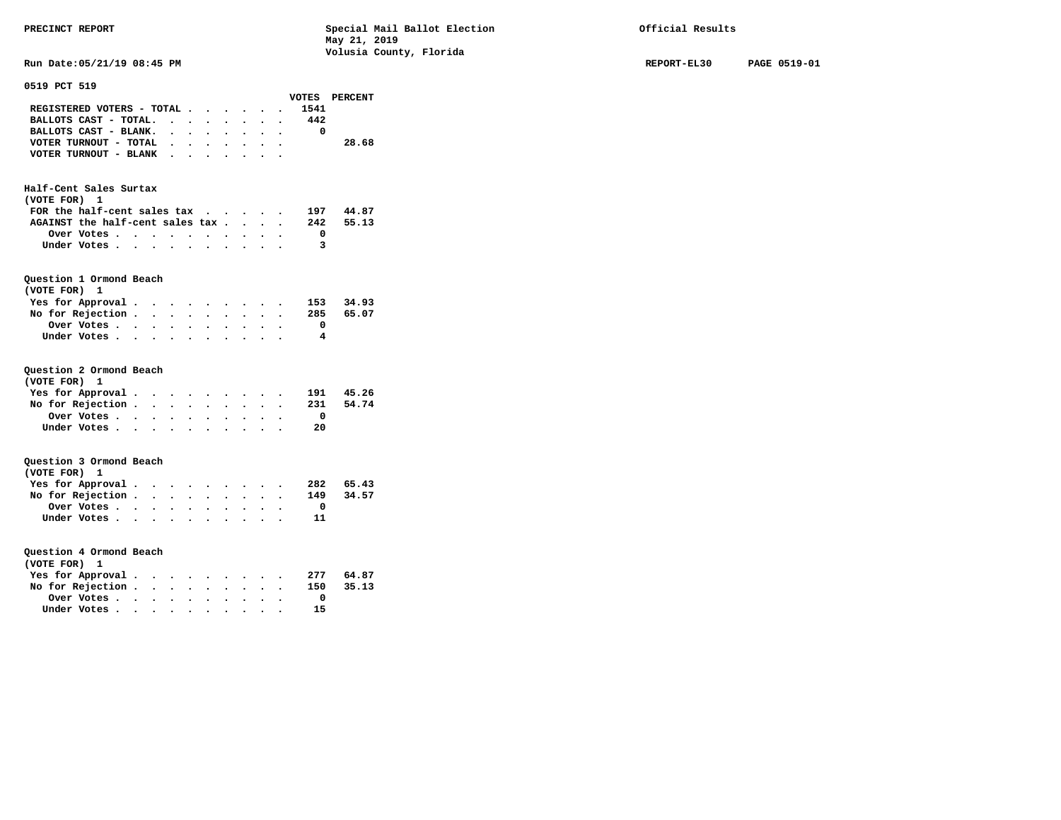PRECINCT REPORT — Special Mail Ballot Election, May 21, 2019, Volusia County, Florida — Official Results

Run Date:05/21/19 08:45 PM — REPORT-EL30 — PAGE 0519-01

**0519 PCT 519**

| | VOTES | PERCENT |
|---|---|---|
| REGISTERED VOTERS - TOTAL | 1541 | |
| BALLOTS CAST - TOTAL. | 442 | |
| BALLOTS CAST - BLANK. | 0 | |
| VOTER TURNOUT - TOTAL | | 28.68 |
| VOTER TURNOUT - BLANK | | |

**Half-Cent Sales Surtax**
(VOTE FOR) 1

| | VOTES | PERCENT |
|---|---|---|
| FOR the half-cent sales tax | 197 | 44.87 |
| AGAINST the half-cent sales tax | 242 | 55.13 |
| Over Votes | 0 | |
| Under Votes | 3 | |

**Question 1 Ormond Beach**
(VOTE FOR) 1

| | VOTES | PERCENT |
|---|---|---|
| Yes for Approval | 153 | 34.93 |
| No for Rejection | 285 | 65.07 |
| Over Votes | 0 | |
| Under Votes | 4 | |

**Question 2 Ormond Beach**
(VOTE FOR) 1

| | VOTES | PERCENT |
|---|---|---|
| Yes for Approval | 191 | 45.26 |
| No for Rejection | 231 | 54.74 |
| Over Votes | 0 | |
| Under Votes | 20 | |

**Question 3 Ormond Beach**
(VOTE FOR) 1

| | VOTES | PERCENT |
|---|---|---|
| Yes for Approval | 282 | 65.43 |
| No for Rejection | 149 | 34.57 |
| Over Votes | 0 | |
| Under Votes | 11 | |

**Question 4 Ormond Beach**
(VOTE FOR) 1

| | VOTES | PERCENT |
|---|---|---|
| Yes for Approval | 277 | 64.87 |
| No for Rejection | 150 | 35.13 |
| Over Votes | 0 | |
| Under Votes | 15 | |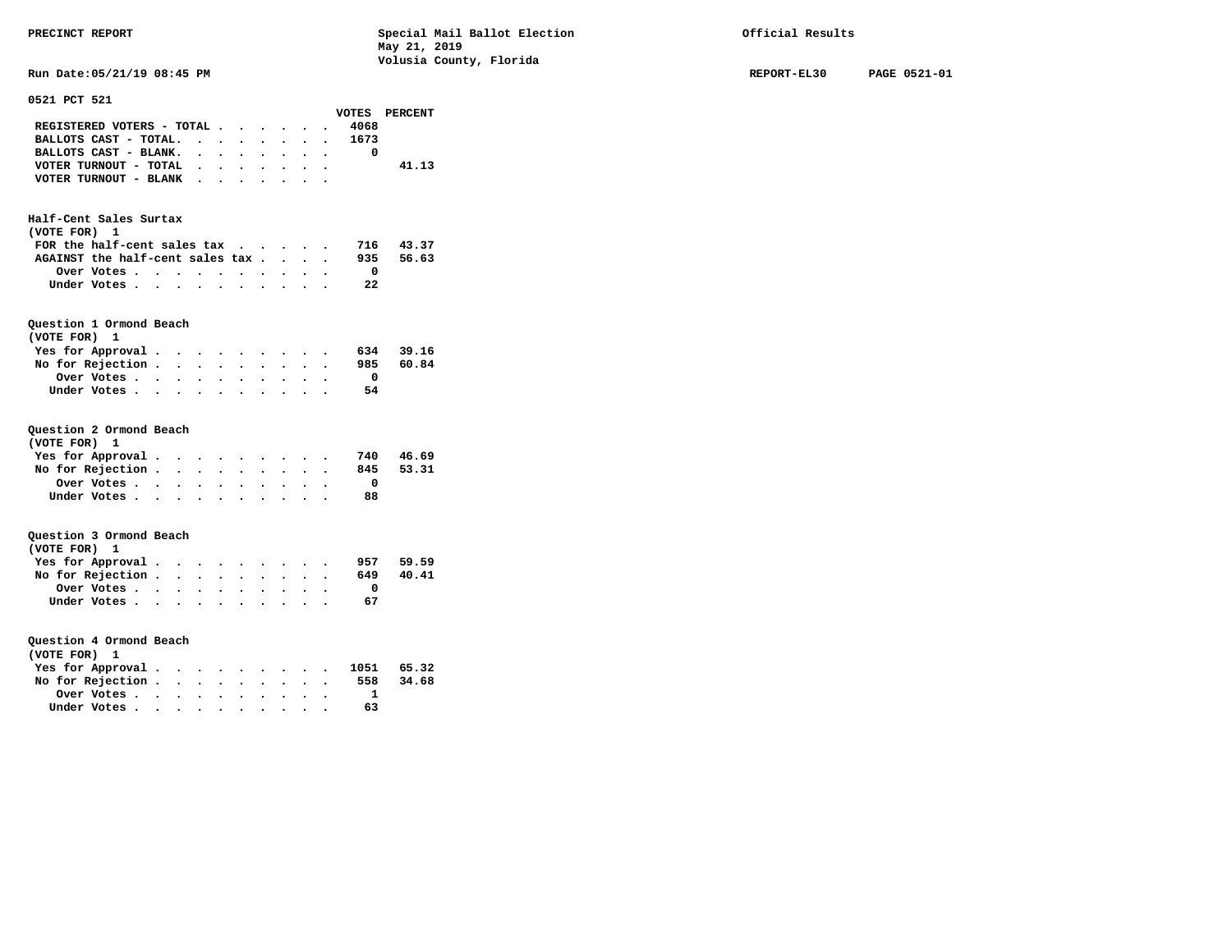PRECINCT REPORT

Special Mail Ballot Election
May 21, 2019
Volusia County, Florida

Official Results

Run Date:05/21/19 08:45 PM

REPORT-EL30 PAGE 0521-01

## 0521 PCT 521

| | VOTES | PERCENT |
|---|---|---|
| REGISTERED VOTERS - TOTAL | 4068 | |
| BALLOTS CAST - TOTAL. | 1673 | |
| BALLOTS CAST - BLANK. | 0 | |
| VOTER TURNOUT - TOTAL | | 41.13 |
| VOTER TURNOUT - BLANK | | |

### Half-Cent Sales Surtax
(VOTE FOR) 1

| | VOTES | PERCENT |
|---|---|---|
| FOR the half-cent sales tax | 716 | 43.37 |
| AGAINST the half-cent sales tax | 935 | 56.63 |
| Over Votes | 0 | |
| Under Votes | 22 | |

### Question 1 Ormond Beach
(VOTE FOR) 1

| | VOTES | PERCENT |
|---|---|---|
| Yes for Approval | 634 | 39.16 |
| No for Rejection | 985 | 60.84 |
| Over Votes | 0 | |
| Under Votes | 54 | |

### Question 2 Ormond Beach
(VOTE FOR) 1

| | VOTES | PERCENT |
|---|---|---|
| Yes for Approval | 740 | 46.69 |
| No for Rejection | 845 | 53.31 |
| Over Votes | 0 | |
| Under Votes | 88 | |

### Question 3 Ormond Beach
(VOTE FOR) 1

| | VOTES | PERCENT |
|---|---|---|
| Yes for Approval | 957 | 59.59 |
| No for Rejection | 649 | 40.41 |
| Over Votes | 0 | |
| Under Votes | 67 | |

### Question 4 Ormond Beach
(VOTE FOR) 1

| | VOTES | PERCENT |
|---|---|---|
| Yes for Approval | 1051 | 65.32 |
| No for Rejection | 558 | 34.68 |
| Over Votes | 1 | |
| Under Votes | 63 | |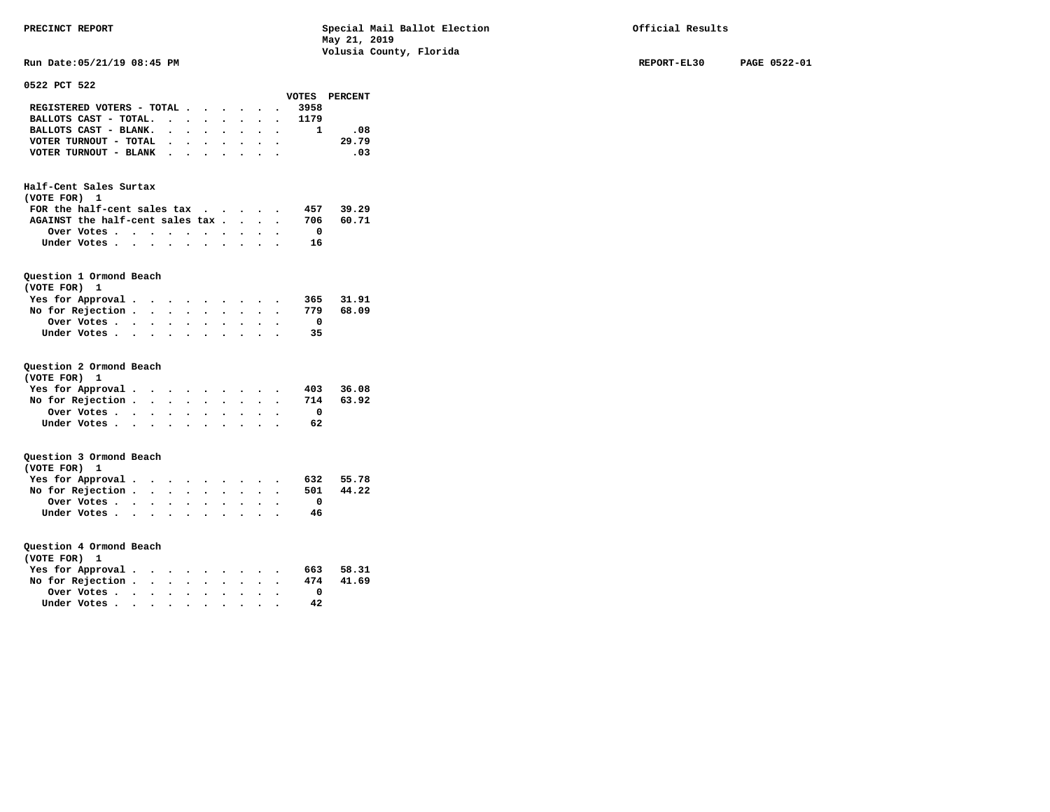PRECINCT REPORT

Special Mail Ballot Election
May 21, 2019
Volusia County, Florida

Official Results

Run Date:05/21/19 08:45 PM

REPORT-EL30 PAGE 0522-01

## 0522 PCT 522

| | VOTES | PERCENT |
|---|---|---|
| REGISTERED VOTERS - TOTAL | 3958 | |
| BALLOTS CAST - TOTAL. | 1179 | |
| BALLOTS CAST - BLANK. | 1 | .08 |
| VOTER TURNOUT - TOTAL | | 29.79 |
| VOTER TURNOUT - BLANK | | .03 |

### Half-Cent Sales Surtax
(VOTE FOR) 1

| | VOTES | PERCENT |
|---|---|---|
| FOR the half-cent sales tax | 457 | 39.29 |
| AGAINST the half-cent sales tax | 706 | 60.71 |
| Over Votes | 0 | |
| Under Votes | 16 | |

### Question 1 Ormond Beach
(VOTE FOR) 1

| | VOTES | PERCENT |
|---|---|---|
| Yes for Approval | 365 | 31.91 |
| No for Rejection | 779 | 68.09 |
| Over Votes | 0 | |
| Under Votes | 35 | |

### Question 2 Ormond Beach
(VOTE FOR) 1

| | VOTES | PERCENT |
|---|---|---|
| Yes for Approval | 403 | 36.08 |
| No for Rejection | 714 | 63.92 |
| Over Votes | 0 | |
| Under Votes | 62 | |

### Question 3 Ormond Beach
(VOTE FOR) 1

| | VOTES | PERCENT |
|---|---|---|
| Yes for Approval | 632 | 55.78 |
| No for Rejection | 501 | 44.22 |
| Over Votes | 0 | |
| Under Votes | 46 | |

### Question 4 Ormond Beach
(VOTE FOR) 1

| | VOTES | PERCENT |
|---|---|---|
| Yes for Approval | 663 | 58.31 |
| No for Rejection | 474 | 41.69 |
| Over Votes | 0 | |
| Under Votes | 42 | |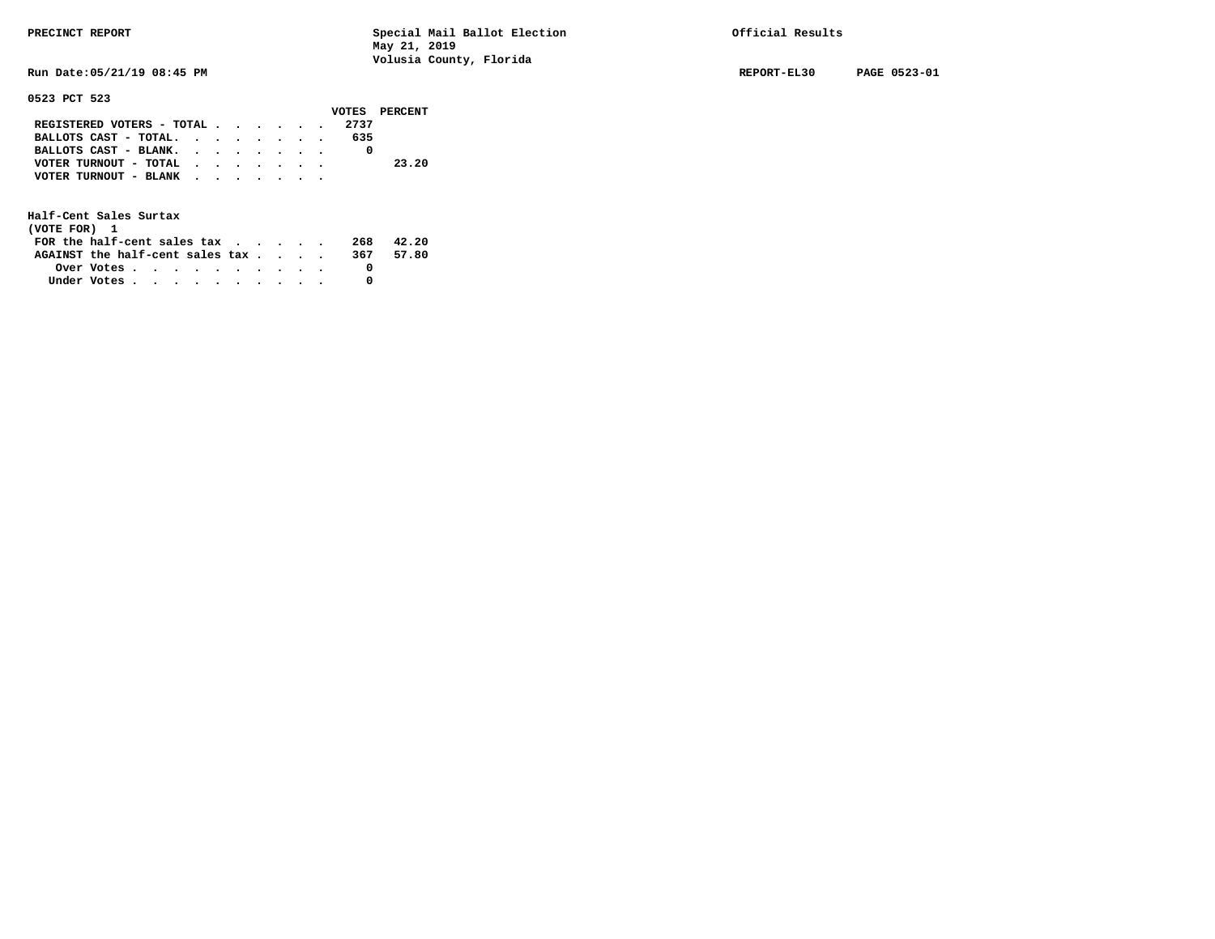PRECINCT REPORT — Special Mail Ballot Election, May 21, 2019, Volusia County, Florida — Official Results

Run Date:05/21/19 08:45 PM — REPORT-EL30 — PAGE 0523-01

**0523 PCT 523**

| | VOTES | PERCENT |
|---|---|---|
| REGISTERED VOTERS - TOTAL | 2737 | |
| BALLOTS CAST - TOTAL | 635 | |
| BALLOTS CAST - BLANK | 0 | |
| VOTER TURNOUT - TOTAL | | 23.20 |
| VOTER TURNOUT - BLANK | | |

**Half-Cent Sales Surtax**
(VOTE FOR) 1

| | VOTES | PERCENT |
|---|---|---|
| FOR the half-cent sales tax | 268 | 42.20 |
| AGAINST the half-cent sales tax | 367 | 57.80 |
| Over Votes | 0 | |
| Under Votes | 0 | |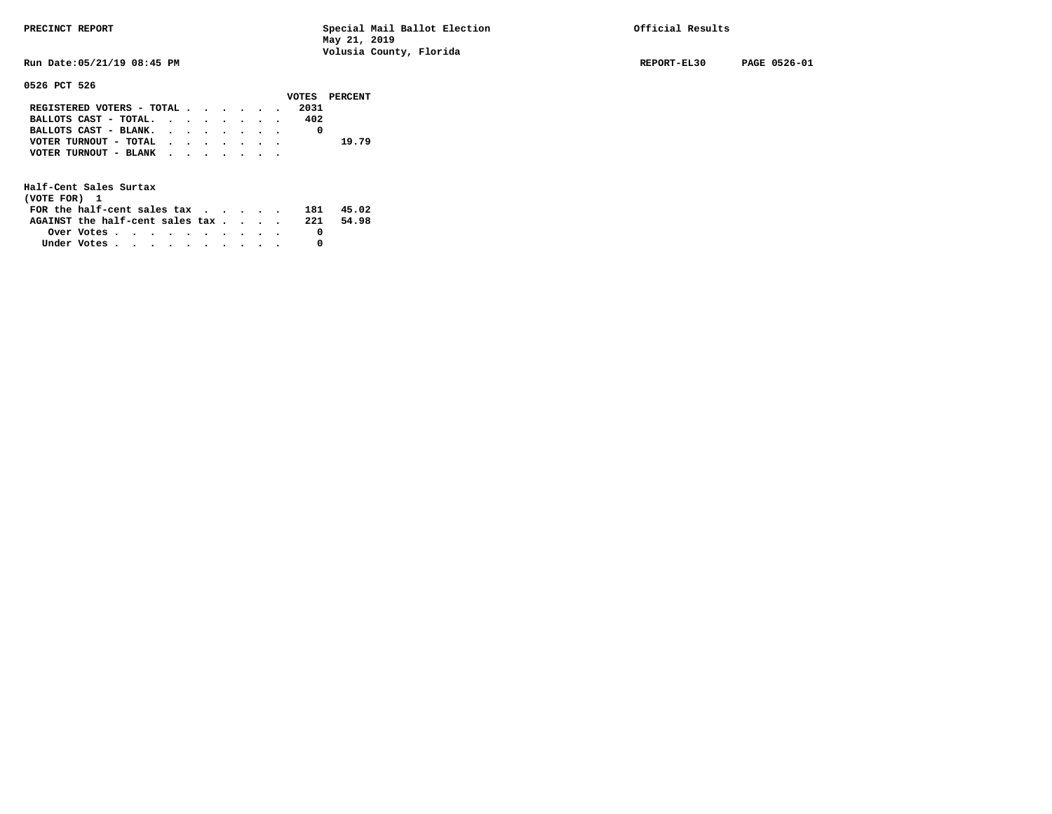PRECINCT REPORT — Special Mail Ballot Election, May 21, 2019, Volusia County, Florida — Official Results

Run Date:05/21/19 08:45 PM — REPORT-EL30 — PAGE 0526-01

**0526 PCT 526**

| | VOTES | PERCENT |
|---|---|---|
| REGISTERED VOTERS - TOTAL | 2031 | |
| BALLOTS CAST - TOTAL. | 402 | |
| BALLOTS CAST - BLANK. | 0 | |
| VOTER TURNOUT - TOTAL | | 19.79 |
| VOTER TURNOUT - BLANK | | |

**Half-Cent Sales Surtax**
(VOTE FOR) 1

| | VOTES | PERCENT |
|---|---|---|
| FOR the half-cent sales tax | 181 | 45.02 |
| AGAINST the half-cent sales tax | 221 | 54.98 |
| Over Votes | 0 | |
| Under Votes | 0 | |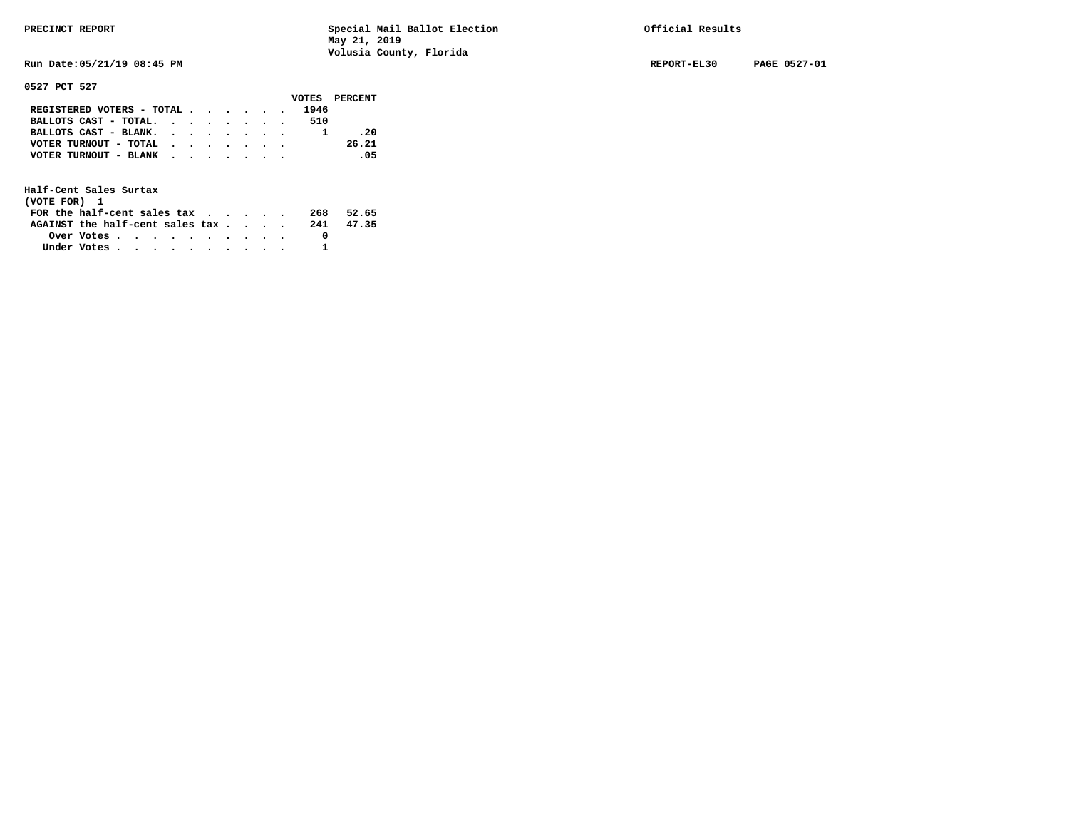PRECINCT REPORT — Special Mail Ballot Election, May 21, 2019, Volusia County, Florida — Official Results

Run Date:05/21/19 08:45 PM — REPORT-EL30 — PAGE 0527-01

**0527 PCT 527**

| | VOTES | PERCENT |
|---|---|---|
| REGISTERED VOTERS - TOTAL | 1946 | |
| BALLOTS CAST - TOTAL. | 510 | |
| BALLOTS CAST - BLANK. | 1 | .20 |
| VOTER TURNOUT - TOTAL | | 26.21 |
| VOTER TURNOUT - BLANK | | .05 |

**Half-Cent Sales Surtax**
(VOTE FOR) 1

| | VOTES | PERCENT |
|---|---|---|
| FOR the half-cent sales tax | 268 | 52.65 |
| AGAINST the half-cent sales tax | 241 | 47.35 |
| Over Votes | 0 | |
| Under Votes | 1 | |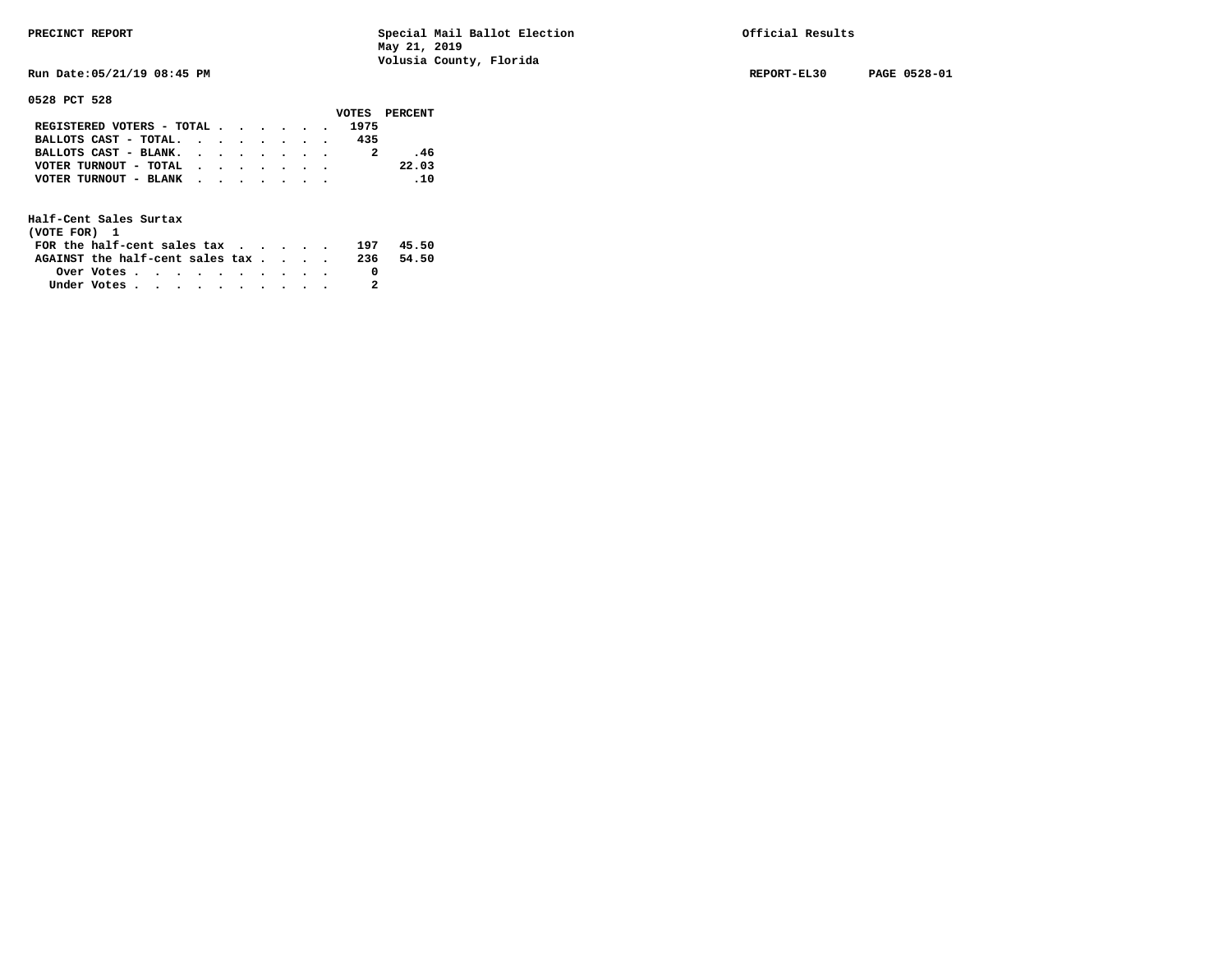PRECINCT REPORT

Special Mail Ballot Election
May 21, 2019
Volusia County, Florida

Official Results

Run Date:05/21/19 08:45 PM

REPORT-EL30 PAGE 0528-01

**0528 PCT 528**

| | VOTES | PERCENT |
|---|---|---|
| REGISTERED VOTERS - TOTAL | 1975 | |
| BALLOTS CAST - TOTAL. | 435 | |
| BALLOTS CAST - BLANK. | 2 | .46 |
| VOTER TURNOUT - TOTAL | | 22.03 |
| VOTER TURNOUT - BLANK | | .10 |

Half-Cent Sales Surtax
(VOTE FOR) 1

| | VOTES | PERCENT |
|---|---|---|
| FOR the half-cent sales tax | 197 | 45.50 |
| AGAINST the half-cent sales tax | 236 | 54.50 |
| Over Votes | 0 | |
| Under Votes | 2 | |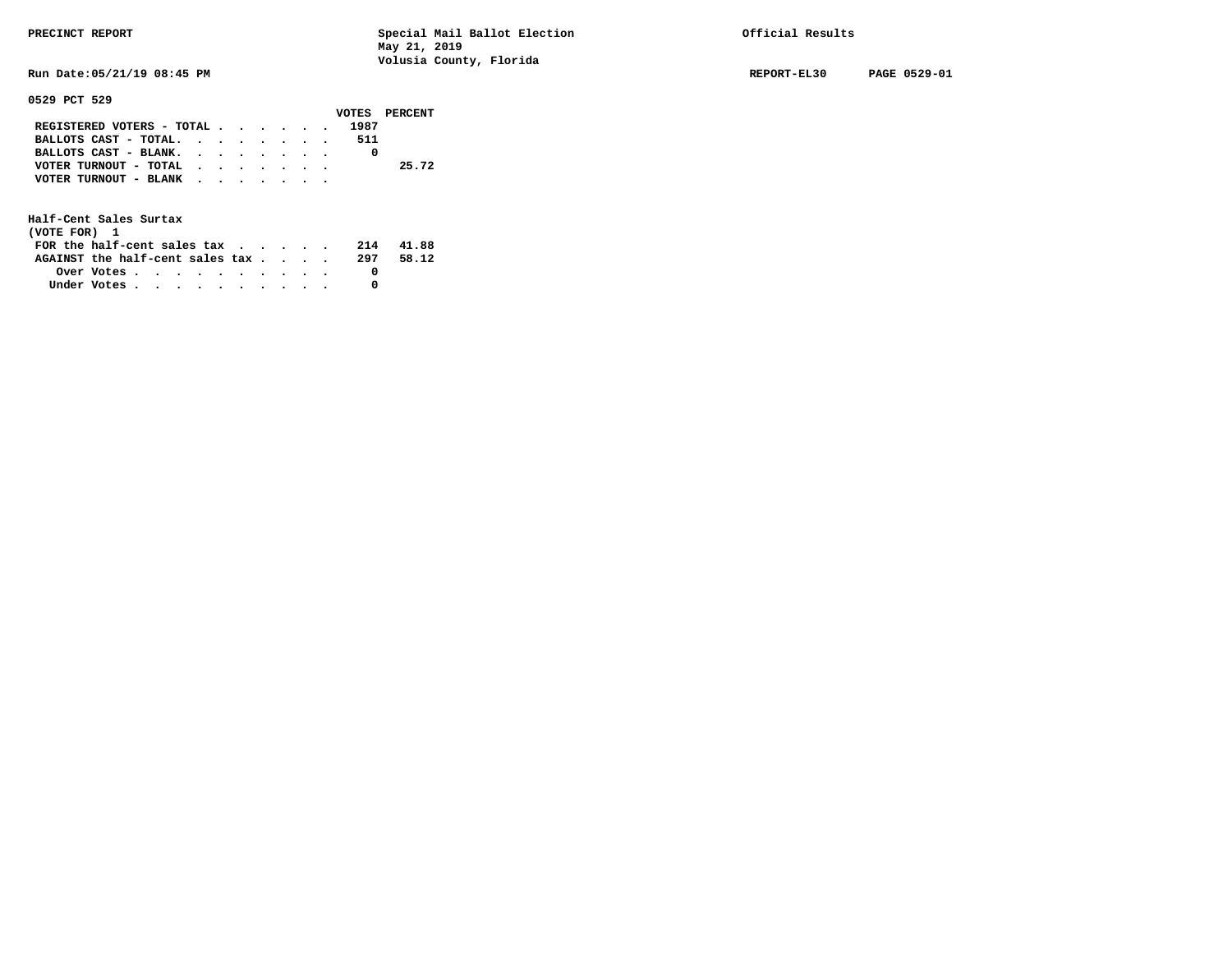PRECINCT REPORT — Special Mail Ballot Election, May 21, 2019, Volusia County, Florida — Official Results

Run Date:05/21/19 08:45 PM — REPORT-EL30 — PAGE 0529-01

## 0529 PCT 529

| | VOTES | PERCENT |
|---|---|---|
| REGISTERED VOTERS - TOTAL | 1987 | |
| BALLOTS CAST - TOTAL. | 511 | |
| BALLOTS CAST - BLANK. | 0 | |
| VOTER TURNOUT - TOTAL | | 25.72 |
| VOTER TURNOUT - BLANK | | |

### Half-Cent Sales Surtax
(VOTE FOR) 1

| | VOTES | PERCENT |
|---|---|---|
| FOR the half-cent sales tax | 214 | 41.88 |
| AGAINST the half-cent sales tax | 297 | 58.12 |
| Over Votes | 0 | |
| Under Votes | 0 | |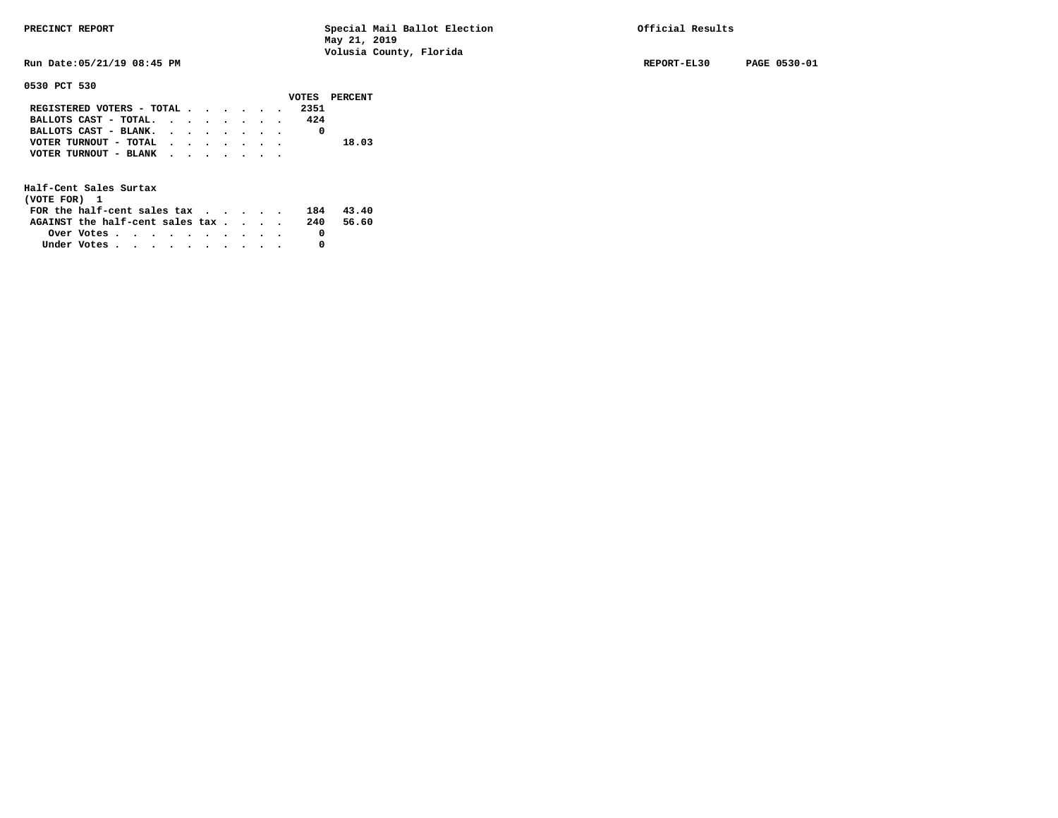PRECINCT REPORT — Special Mail Ballot Election, May 21, 2019, Volusia County, Florida — Official Results

Run Date:05/21/19 08:45 PM — REPORT-EL30 — PAGE 0530-01

## 0530 PCT 530

| | VOTES | PERCENT |
|---|---|---|
| REGISTERED VOTERS - TOTAL | 2351 | |
| BALLOTS CAST - TOTAL. | 424 | |
| BALLOTS CAST - BLANK. | 0 | |
| VOTER TURNOUT - TOTAL | | 18.03 |
| VOTER TURNOUT - BLANK | | |

### Half-Cent Sales Surtax
(VOTE FOR) 1

| | VOTES | PERCENT |
|---|---|---|
| FOR the half-cent sales tax | 184 | 43.40 |
| AGAINST the half-cent sales tax | 240 | 56.60 |
| Over Votes | 0 | |
| Under Votes | 0 | |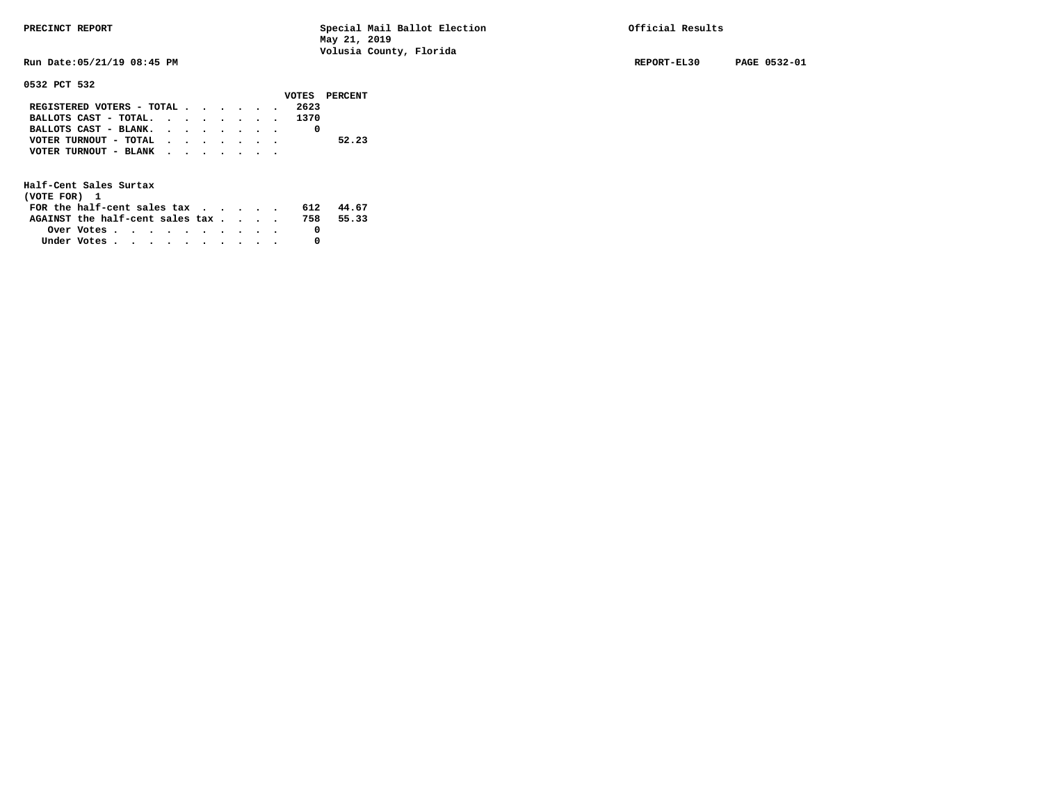PRECINCT REPORT — Special Mail Ballot Election, May 21, 2019, Volusia County, Florida — Official Results

Run Date:05/21/19 08:45 PM — REPORT-EL30 — PAGE 0532-01

## 0532 PCT 532

| | VOTES | PERCENT |
|---|---|---|
| REGISTERED VOTERS - TOTAL | 2623 | |
| BALLOTS CAST - TOTAL. | 1370 | |
| BALLOTS CAST - BLANK. | 0 | |
| VOTER TURNOUT - TOTAL | | 52.23 |
| VOTER TURNOUT - BLANK | | |

### Half-Cent Sales Surtax
(VOTE FOR) 1

| | VOTES | PERCENT |
|---|---|---|
| FOR the half-cent sales tax | 612 | 44.67 |
| AGAINST the half-cent sales tax | 758 | 55.33 |
| Over Votes | 0 | |
| Under Votes | 0 | |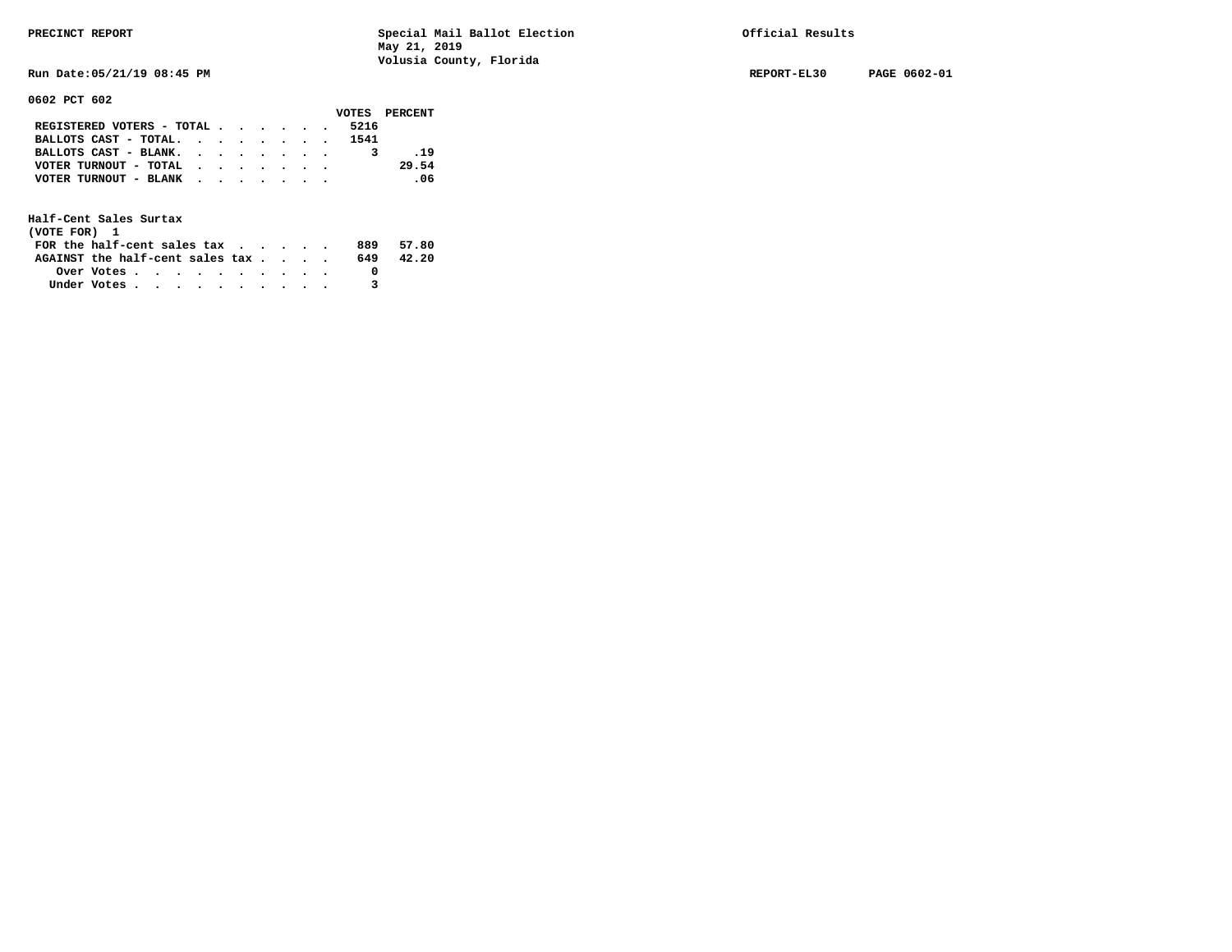PRECINCT REPORT — Special Mail Ballot Election, May 21, 2019, Volusia County, Florida — Official Results

Run Date:05/21/19 08:45 PM — REPORT-EL30 — PAGE 0602-01

## 0602 PCT 602

| | VOTES | PERCENT |
|---|---|---|
| REGISTERED VOTERS - TOTAL | 5216 | |
| BALLOTS CAST - TOTAL. | 1541 | |
| BALLOTS CAST - BLANK. | 3 | .19 |
| VOTER TURNOUT - TOTAL | | 29.54 |
| VOTER TURNOUT - BLANK | | .06 |

### Half-Cent Sales Surtax
(VOTE FOR) 1

| | VOTES | PERCENT |
|---|---|---|
| FOR the half-cent sales tax | 889 | 57.80 |
| AGAINST the half-cent sales tax | 649 | 42.20 |
| Over Votes | 0 | |
| Under Votes | 3 | |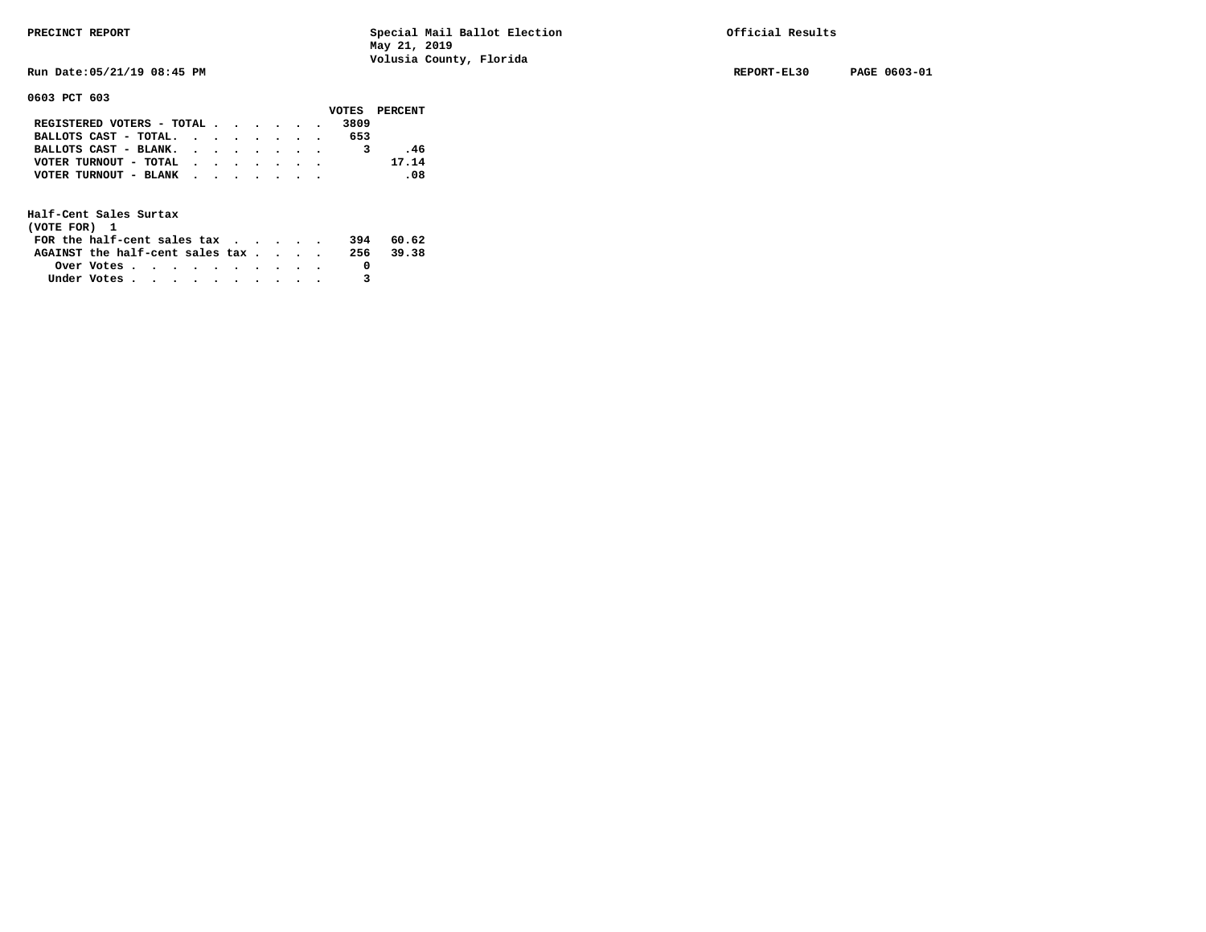PRECINCT REPORT

Special Mail Ballot Election
May 21, 2019
Volusia County, Florida

Official Results

Run Date:05/21/19 08:45 PM

REPORT-EL30 PAGE 0603-01

**0603 PCT 603**

| | VOTES | PERCENT |
|---|---|---|
| REGISTERED VOTERS - TOTAL | 3809 | |
| BALLOTS CAST - TOTAL. | 653 | |
| BALLOTS CAST - BLANK. | 3 | .46 |
| VOTER TURNOUT - TOTAL | | 17.14 |
| VOTER TURNOUT - BLANK | | .08 |

**Half-Cent Sales Surtax**
(VOTE FOR) 1

| | VOTES | PERCENT |
|---|---|---|
| FOR the half-cent sales tax | 394 | 60.62 |
| AGAINST the half-cent sales tax | 256 | 39.38 |
| Over Votes | 0 | |
| Under Votes | 3 | |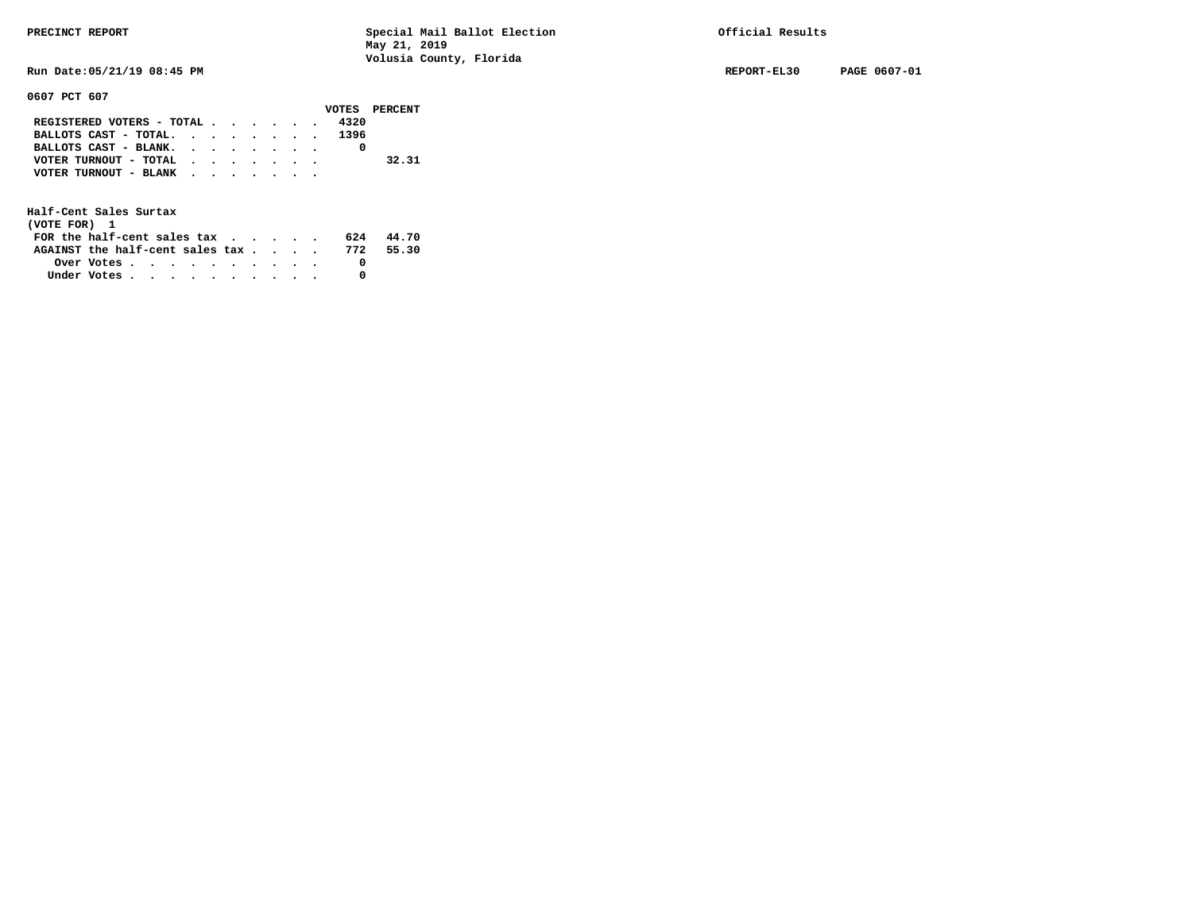PRECINCT REPORT

Special Mail Ballot Election
May 21, 2019
Volusia County, Florida

Official Results

Run Date:05/21/19 08:45 PM

REPORT-EL30 PAGE 0607-01

**0607 PCT 607**

| | VOTES | PERCENT |
|---|---|---|
| REGISTERED VOTERS - TOTAL | 4320 | |
| BALLOTS CAST - TOTAL. | 1396 | |
| BALLOTS CAST - BLANK. | 0 | |
| VOTER TURNOUT - TOTAL | | 32.31 |
| VOTER TURNOUT - BLANK | | |

**Half-Cent Sales Surtax**
(VOTE FOR) 1

| | VOTES | PERCENT |
|---|---|---|
| FOR the half-cent sales tax | 624 | 44.70 |
| AGAINST the half-cent sales tax | 772 | 55.30 |
| Over Votes | 0 | |
| Under Votes | 0 | |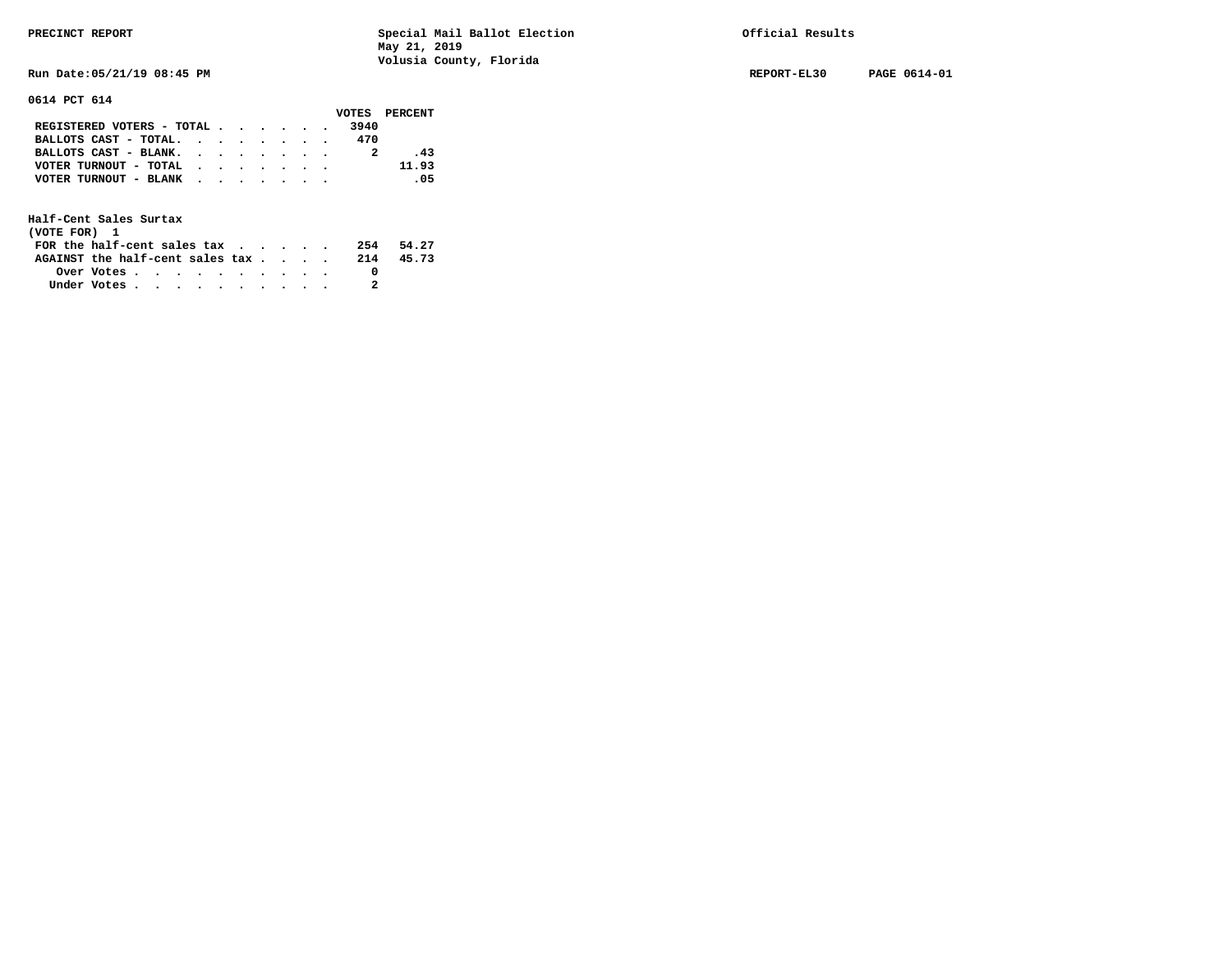PRECINCT REPORT — Special Mail Ballot Election, May 21, 2019, Volusia County, Florida — Official Results

Run Date:05/21/19 08:45 PM — REPORT-EL30 — PAGE 0614-01

## 0614 PCT 614

| | VOTES | PERCENT |
|---|---|---|
| REGISTERED VOTERS - TOTAL | 3940 | |
| BALLOTS CAST - TOTAL. | 470 | |
| BALLOTS CAST - BLANK. | 2 | .43 |
| VOTER TURNOUT - TOTAL | | 11.93 |
| VOTER TURNOUT - BLANK | | .05 |

### Half-Cent Sales Surtax
(VOTE FOR) 1

| | VOTES | PERCENT |
|---|---|---|
| FOR the half-cent sales tax | 254 | 54.27 |
| AGAINST the half-cent sales tax | 214 | 45.73 |
| Over Votes | 0 | |
| Under Votes | 2 | |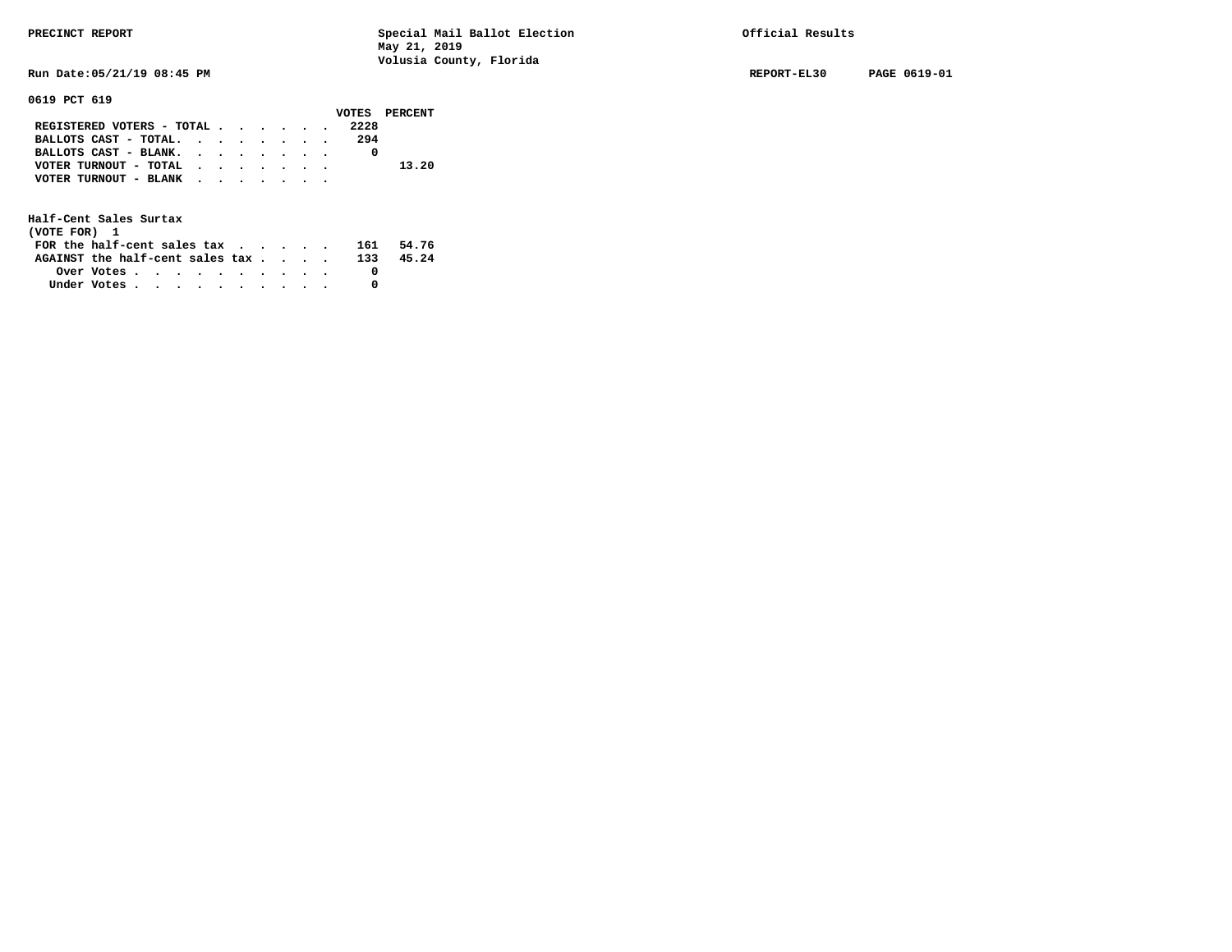PRECINCT REPORT — Special Mail Ballot Election, May 21, 2019, Volusia County, Florida — Official Results

Run Date:05/21/19 08:45 PM — REPORT-EL30 — PAGE 0619-01

**0619 PCT 619**

| | VOTES | PERCENT |
|---|---|---|
| REGISTERED VOTERS - TOTAL | 2228 | |
| BALLOTS CAST - TOTAL. | 294 | |
| BALLOTS CAST - BLANK. | 0 | |
| VOTER TURNOUT - TOTAL | | 13.20 |
| VOTER TURNOUT - BLANK | | |

**Half-Cent Sales Surtax**
(VOTE FOR) 1

| | VOTES | PERCENT |
|---|---|---|
| FOR the half-cent sales tax | 161 | 54.76 |
| AGAINST the half-cent sales tax | 133 | 45.24 |
| Over Votes | 0 | |
| Under Votes | 0 | |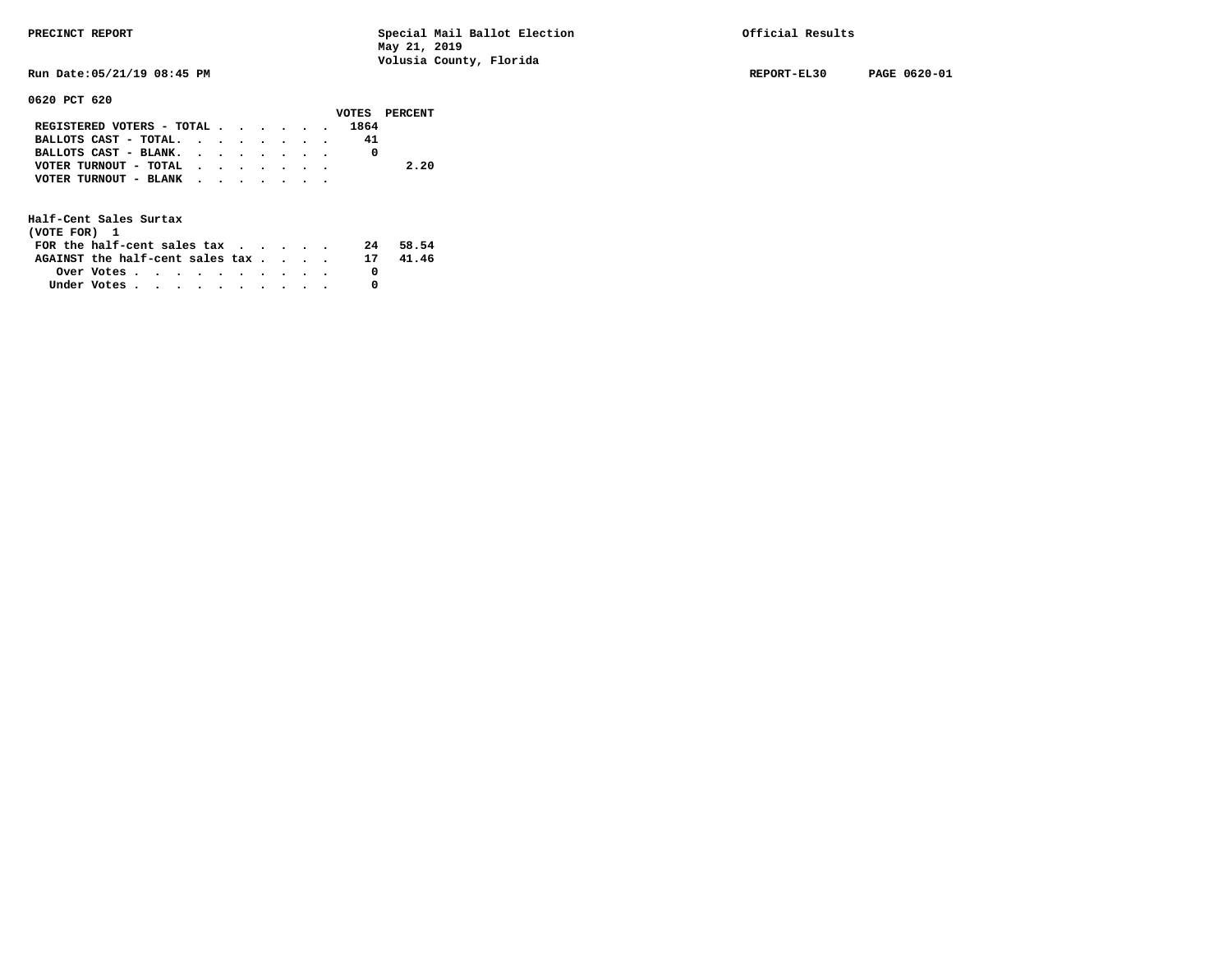PRECINCT REPORT — Special Mail Ballot Election, May 21, 2019, Volusia County, Florida — Official Results

Run Date:05/21/19 08:45 PM — REPORT-EL30 — PAGE 0620-01

**0620 PCT 620**

| | VOTES | PERCENT |
|---|---|---|
| REGISTERED VOTERS - TOTAL | 1864 | |
| BALLOTS CAST - TOTAL. | 41 | |
| BALLOTS CAST - BLANK. | 0 | |
| VOTER TURNOUT - TOTAL | | 2.20 |
| VOTER TURNOUT - BLANK | | |

**Half-Cent Sales Surtax**
(VOTE FOR) 1

| | VOTES | PERCENT |
|---|---|---|
| FOR the half-cent sales tax | 24 | 58.54 |
| AGAINST the half-cent sales tax | 17 | 41.46 |
| Over Votes | 0 | |
| Under Votes | 0 | |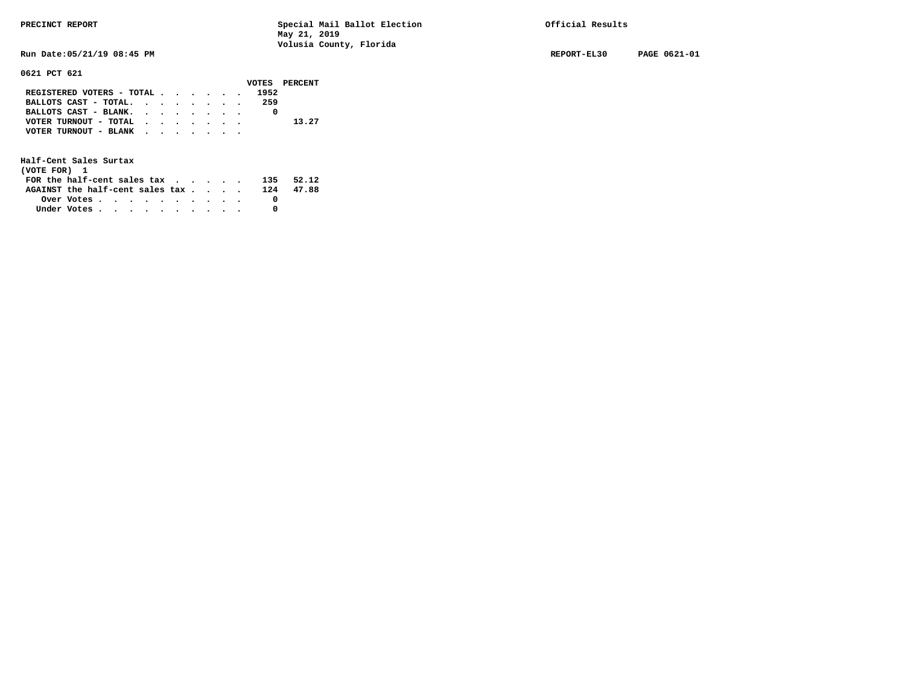PRECINCT REPORT — Special Mail Ballot Election, May 21, 2019, Volusia County, Florida — Official Results

Run Date:05/21/19 08:45 PM — REPORT-EL30 — PAGE 0621-01

**0621 PCT 621**

| | VOTES | PERCENT |
|---|---|---|
| REGISTERED VOTERS - TOTAL | 1952 | |
| BALLOTS CAST - TOTAL. | 259 | |
| BALLOTS CAST - BLANK. | 0 | |
| VOTER TURNOUT - TOTAL | | 13.27 |
| VOTER TURNOUT - BLANK | | |

**Half-Cent Sales Surtax**
(VOTE FOR) 1

| | VOTES | PERCENT |
|---|---|---|
| FOR the half-cent sales tax | 135 | 52.12 |
| AGAINST the half-cent sales tax | 124 | 47.88 |
| Over Votes | 0 | |
| Under Votes | 0 | |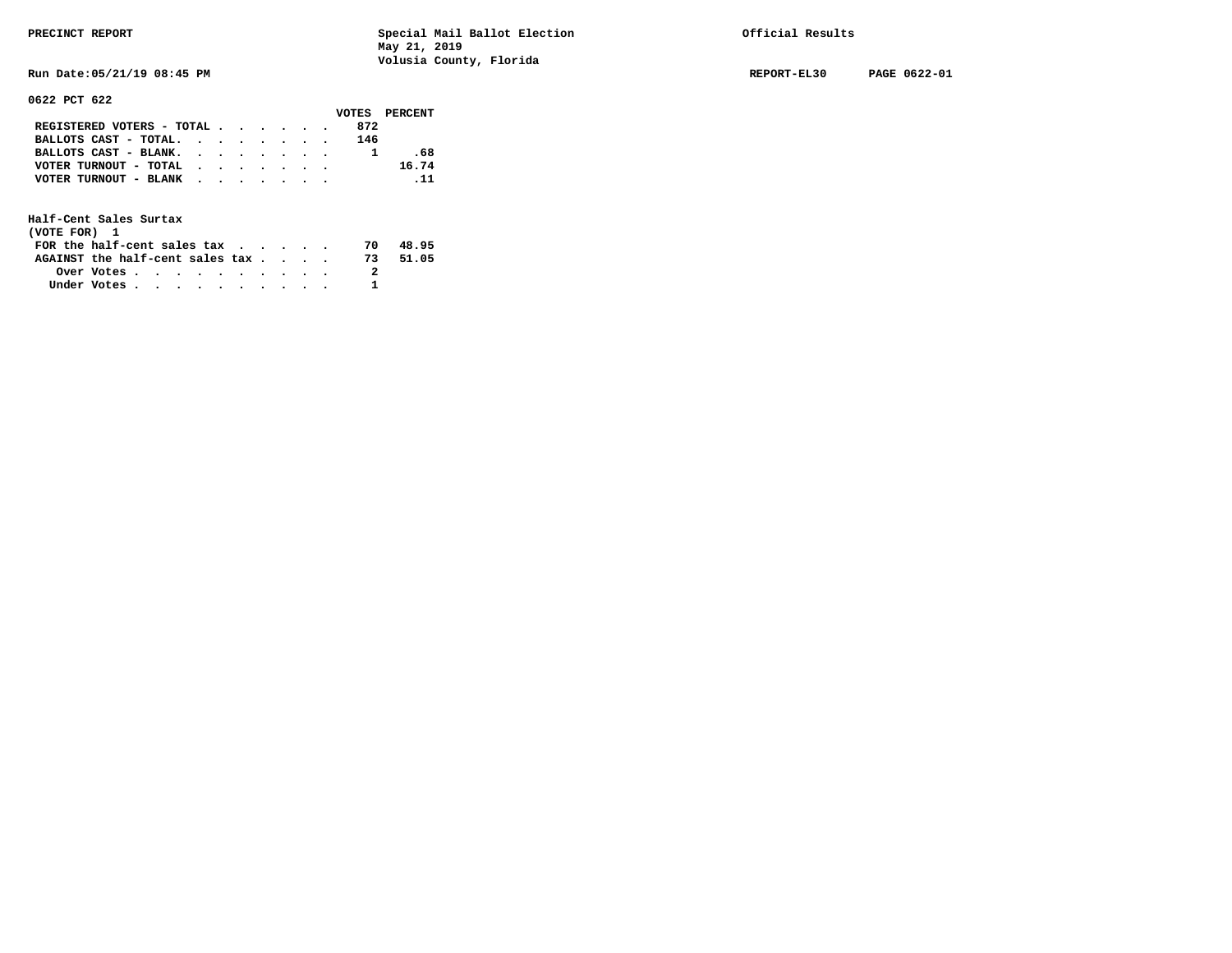PRECINCT REPORT — Special Mail Ballot Election, May 21, 2019, Volusia County, Florida — Official Results

Run Date:05/21/19 08:45 PM — REPORT-EL30 — PAGE 0622-01

**0622 PCT 622**

| | VOTES | PERCENT |
|---|---|---|
| REGISTERED VOTERS - TOTAL | 872 | |
| BALLOTS CAST - TOTAL | 146 | |
| BALLOTS CAST - BLANK | 1 | .68 |
| VOTER TURNOUT - TOTAL | | 16.74 |
| VOTER TURNOUT - BLANK | | .11 |

**Half-Cent Sales Surtax**
(VOTE FOR) 1

| | VOTES | PERCENT |
|---|---|---|
| FOR the half-cent sales tax | 70 | 48.95 |
| AGAINST the half-cent sales tax | 73 | 51.05 |
| Over Votes | 2 | |
| Under Votes | 1 | |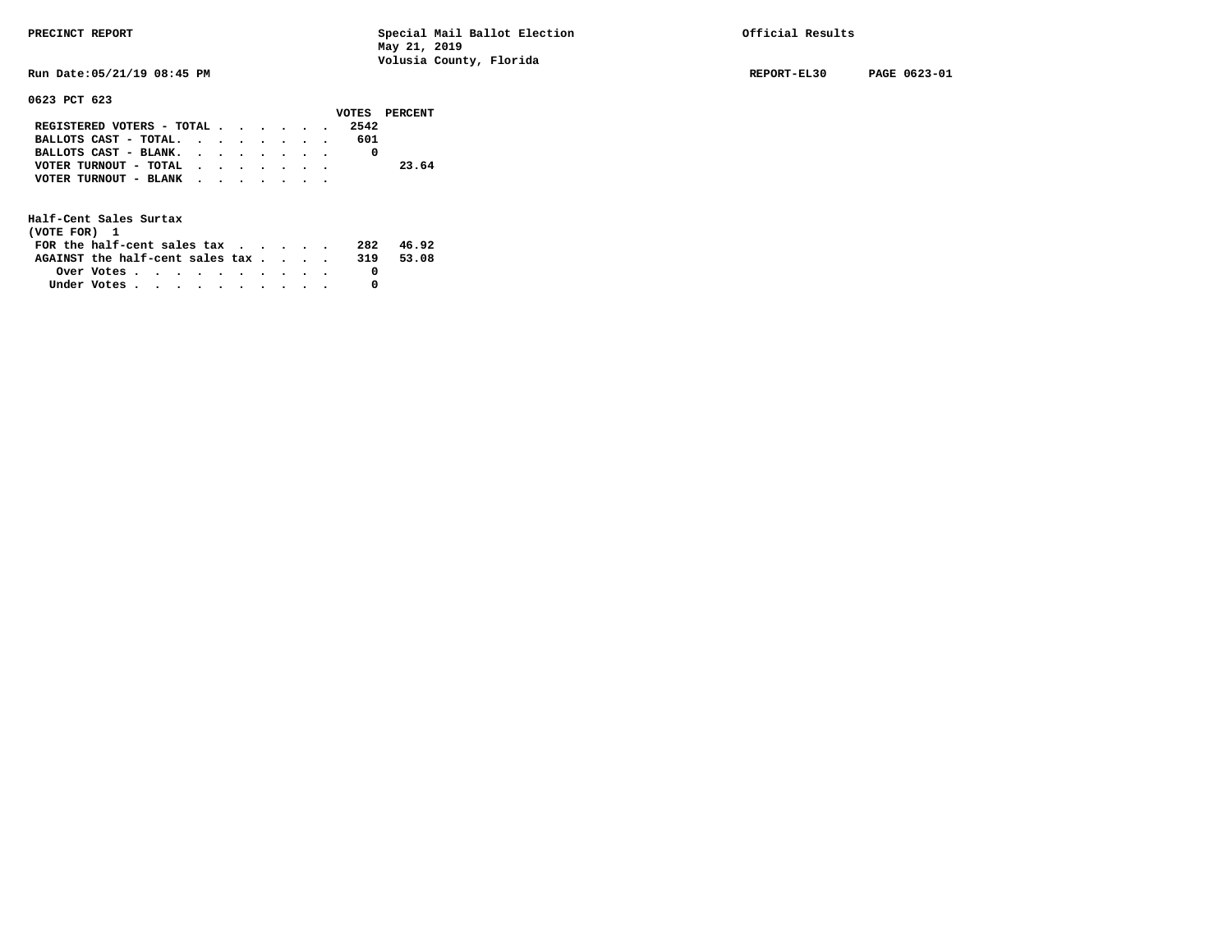PRECINCT REPORT — Special Mail Ballot Election, May 21, 2019, Volusia County, Florida — Official Results

Run Date:05/21/19 08:45 PM — REPORT-EL30 — PAGE 0623-01

## 0623 PCT 623

| | VOTES | PERCENT |
|---|---|---|
| REGISTERED VOTERS - TOTAL | 2542 | |
| BALLOTS CAST - TOTAL. | 601 | |
| BALLOTS CAST - BLANK. | 0 | |
| VOTER TURNOUT - TOTAL | | 23.64 |
| VOTER TURNOUT - BLANK | | |

### Half-Cent Sales Surtax
(VOTE FOR) 1

| | VOTES | PERCENT |
|---|---|---|
| FOR the half-cent sales tax | 282 | 46.92 |
| AGAINST the half-cent sales tax | 319 | 53.08 |
| Over Votes | 0 | |
| Under Votes | 0 | |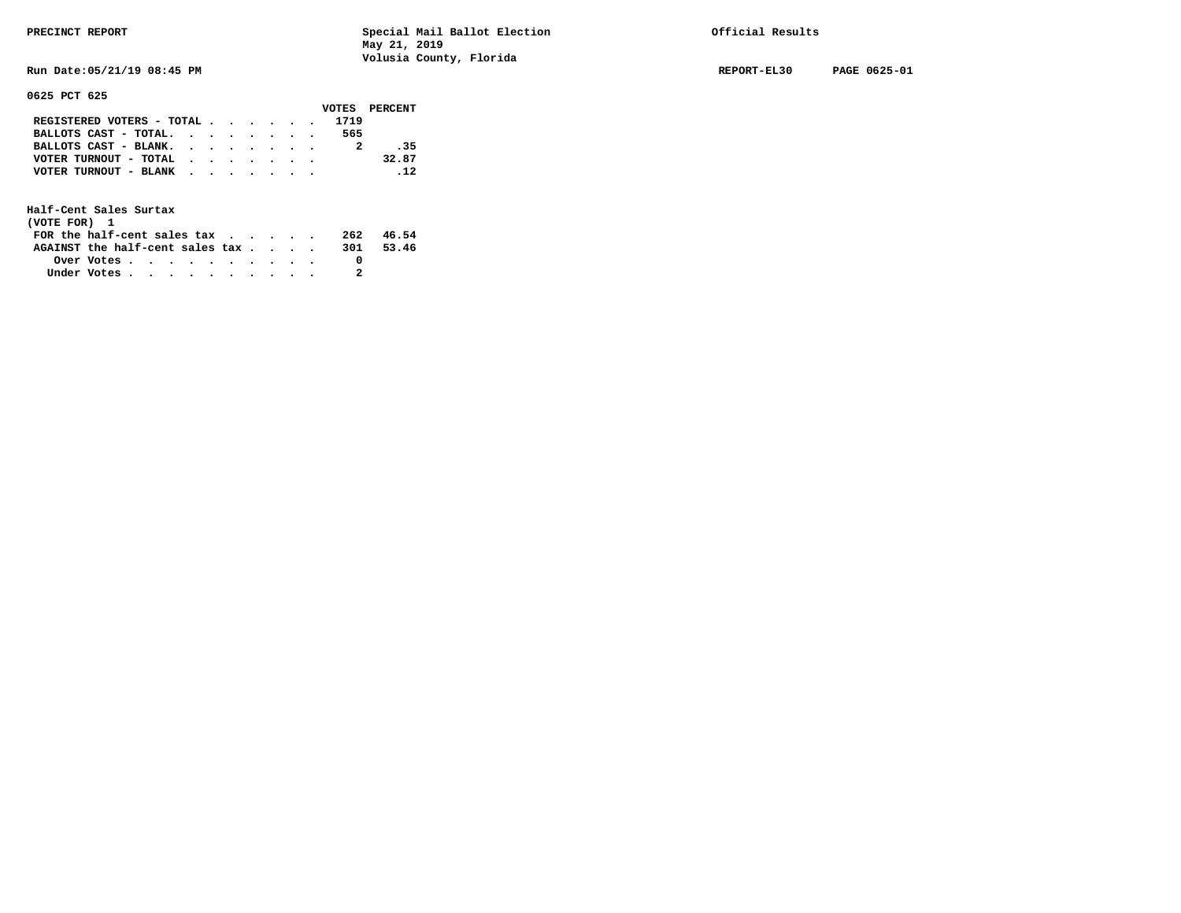PRECINCT REPORT

Special Mail Ballot Election
May 21, 2019
Volusia County, Florida

Official Results

Run Date:05/21/19 08:45 PM

REPORT-EL30 PAGE 0625-01

**0625 PCT 625**

| | VOTES | PERCENT |
|---|---|---|
| REGISTERED VOTERS - TOTAL | 1719 | |
| BALLOTS CAST - TOTAL. | 565 | |
| BALLOTS CAST - BLANK. | 2 | .35 |
| VOTER TURNOUT - TOTAL | | 32.87 |
| VOTER TURNOUT - BLANK | | .12 |

**Half-Cent Sales Surtax**
**(VOTE FOR) 1**

| | VOTES | PERCENT |
|---|---|---|
| FOR the half-cent sales tax | 262 | 46.54 |
| AGAINST the half-cent sales tax | 301 | 53.46 |
| Over Votes | 0 | |
| Under Votes | 2 | |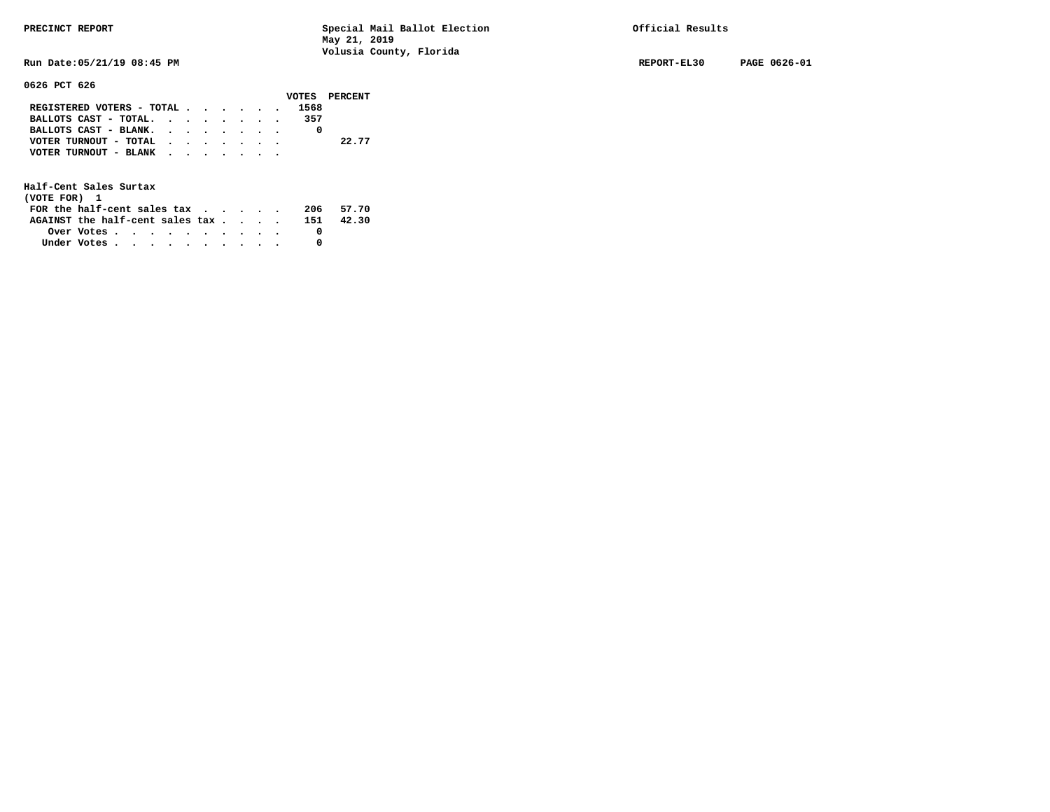PRECINCT REPORT — Special Mail Ballot Election, May 21, 2019, Volusia County, Florida — Official Results

Run Date:05/21/19 08:45 PM — REPORT-EL30 — PAGE 0626-01

## 0626 PCT 626

| | VOTES | PERCENT |
|---|---|---|
| REGISTERED VOTERS - TOTAL | 1568 | |
| BALLOTS CAST - TOTAL. | 357 | |
| BALLOTS CAST - BLANK. | 0 | |
| VOTER TURNOUT - TOTAL | | 22.77 |
| VOTER TURNOUT - BLANK | | |

### Half-Cent Sales Surtax
(VOTE FOR) 1

| | VOTES | PERCENT |
|---|---|---|
| FOR the half-cent sales tax | 206 | 57.70 |
| AGAINST the half-cent sales tax | 151 | 42.30 |
| Over Votes | 0 | |
| Under Votes | 0 | |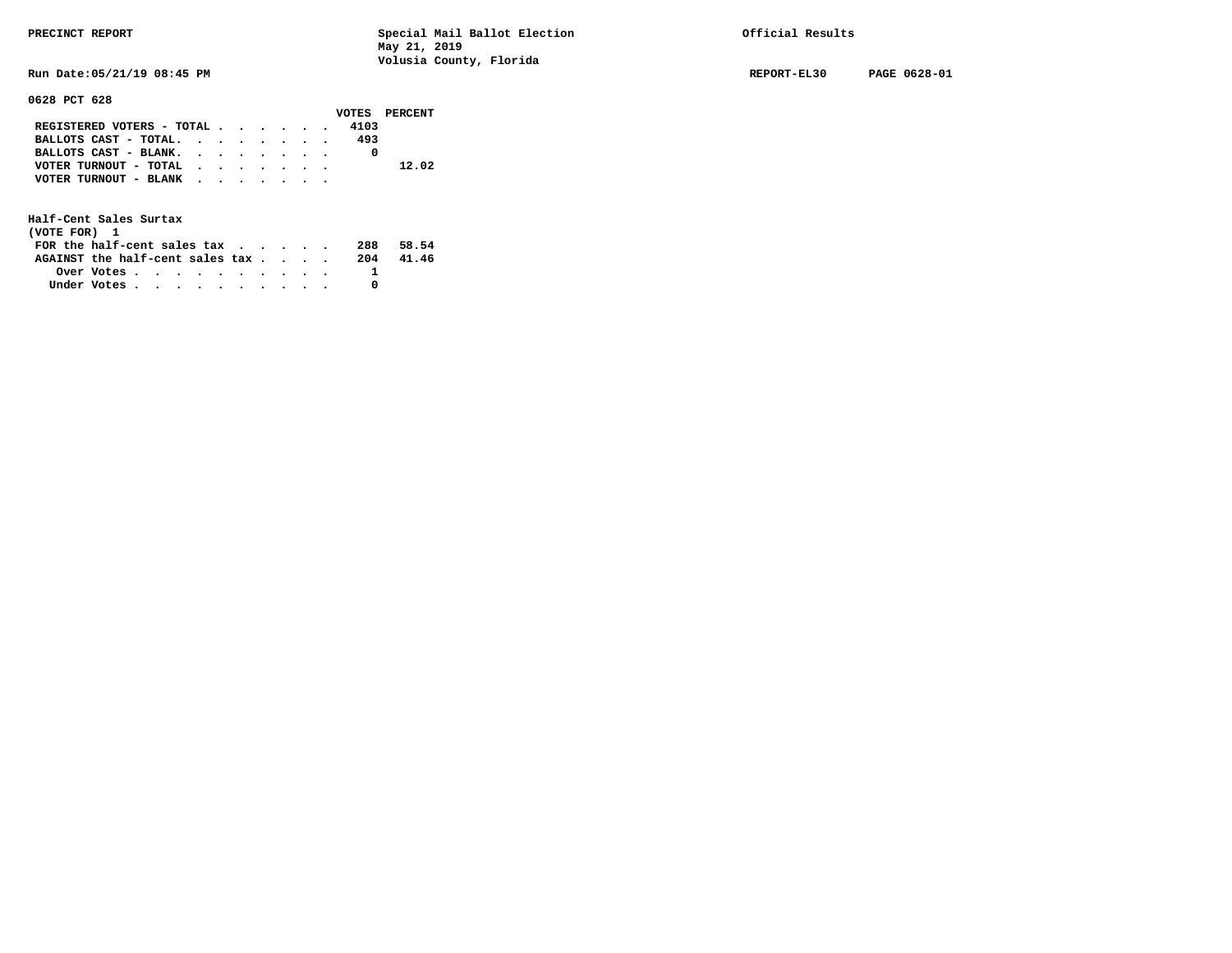PRECINCT REPORT — Special Mail Ballot Election, May 21, 2019, Volusia County, Florida — Official Results

Run Date:05/21/19 08:45 PM — REPORT-EL30 — PAGE 0628-01

**0628 PCT 628**

| | VOTES | PERCENT |
|---|---|---|
| REGISTERED VOTERS - TOTAL | 4103 | |
| BALLOTS CAST - TOTAL. | 493 | |
| BALLOTS CAST - BLANK. | 0 | |
| VOTER TURNOUT - TOTAL | | 12.02 |
| VOTER TURNOUT - BLANK | | |

**Half-Cent Sales Surtax**
(VOTE FOR) 1

| | VOTES | PERCENT |
|---|---|---|
| FOR the half-cent sales tax | 288 | 58.54 |
| AGAINST the half-cent sales tax | 204 | 41.46 |
| Over Votes | 1 | |
| Under Votes | 0 | |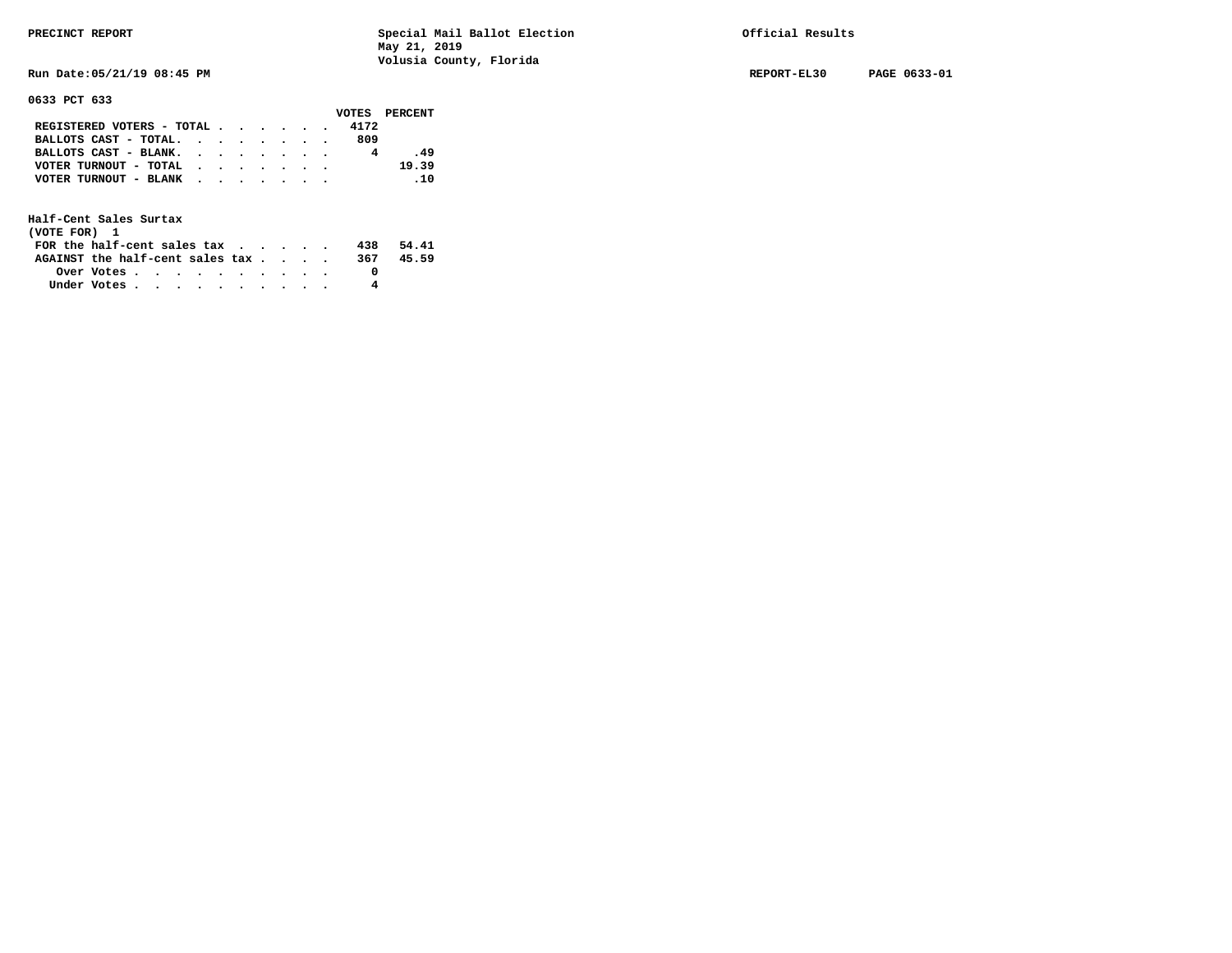PRECINCT REPORT — Special Mail Ballot Election, May 21, 2019, Volusia County, Florida — Official Results

Run Date:05/21/19 08:45 PM — REPORT-EL30 — PAGE 0633-01

**0633 PCT 633**

| | VOTES | PERCENT |
|---|---|---|
| REGISTERED VOTERS - TOTAL | 4172 | |
| BALLOTS CAST - TOTAL. | 809 | |
| BALLOTS CAST - BLANK. | 4 | .49 |
| VOTER TURNOUT - TOTAL | | 19.39 |
| VOTER TURNOUT - BLANK | | .10 |

**Half-Cent Sales Surtax**
(VOTE FOR) 1

| | VOTES | PERCENT |
|---|---|---|
| FOR the half-cent sales tax | 438 | 54.41 |
| AGAINST the half-cent sales tax | 367 | 45.59 |
| Over Votes | 0 | |
| Under Votes | 4 | |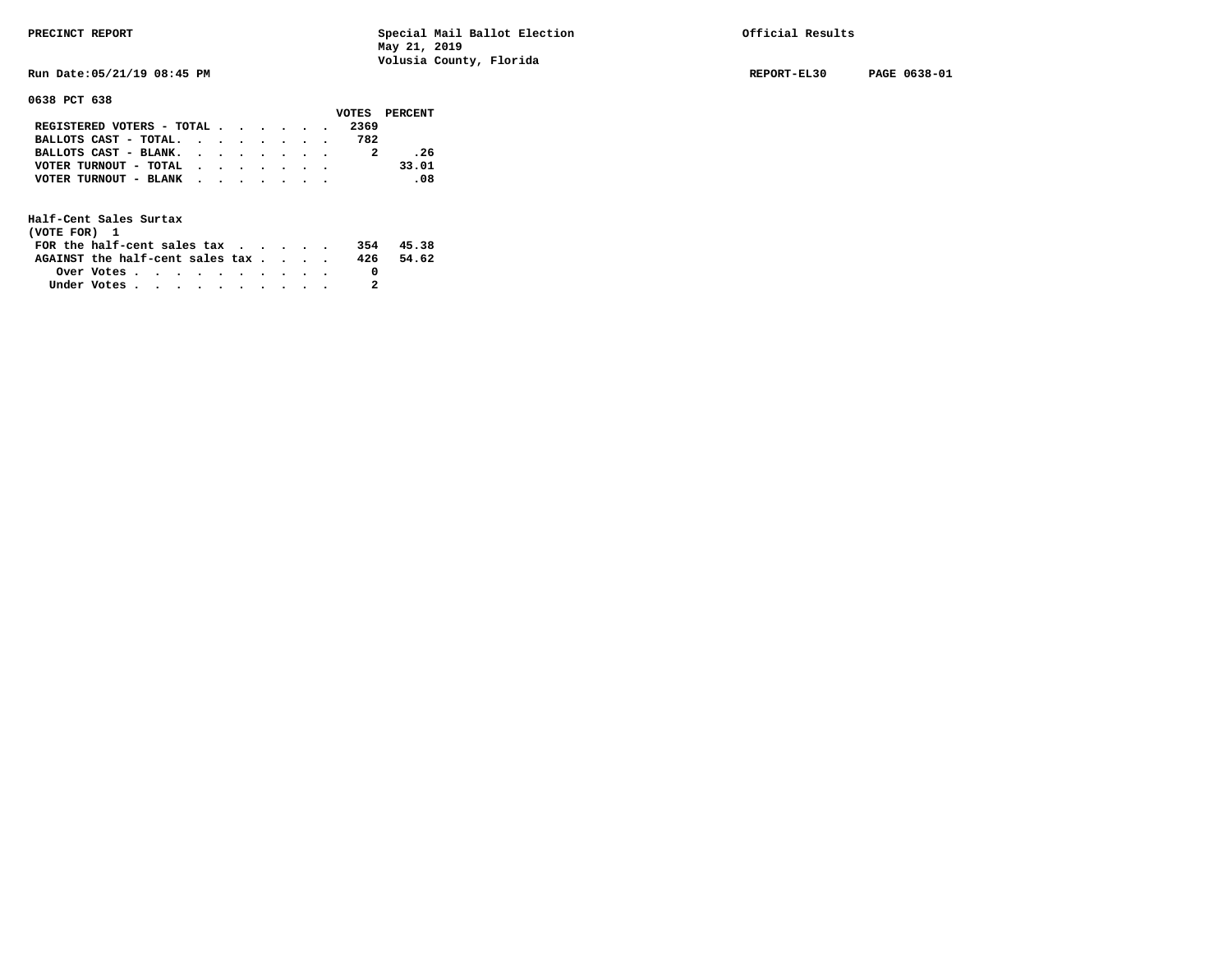PRECINCT REPORT — Special Mail Ballot Election, May 21, 2019, Volusia County, Florida — Official Results

Run Date:05/21/19 08:45 PM — REPORT-EL30 — PAGE 0638-01

**0638 PCT 638**

| | VOTES | PERCENT |
|---|---|---|
| REGISTERED VOTERS - TOTAL | 2369 | |
| BALLOTS CAST - TOTAL. | 782 | |
| BALLOTS CAST - BLANK. | 2 | .26 |
| VOTER TURNOUT - TOTAL | | 33.01 |
| VOTER TURNOUT - BLANK | | .08 |

**Half-Cent Sales Surtax**
(VOTE FOR) 1

| | VOTES | PERCENT |
|---|---|---|
| FOR the half-cent sales tax | 354 | 45.38 |
| AGAINST the half-cent sales tax | 426 | 54.62 |
| Over Votes | 0 | |
| Under Votes | 2 | |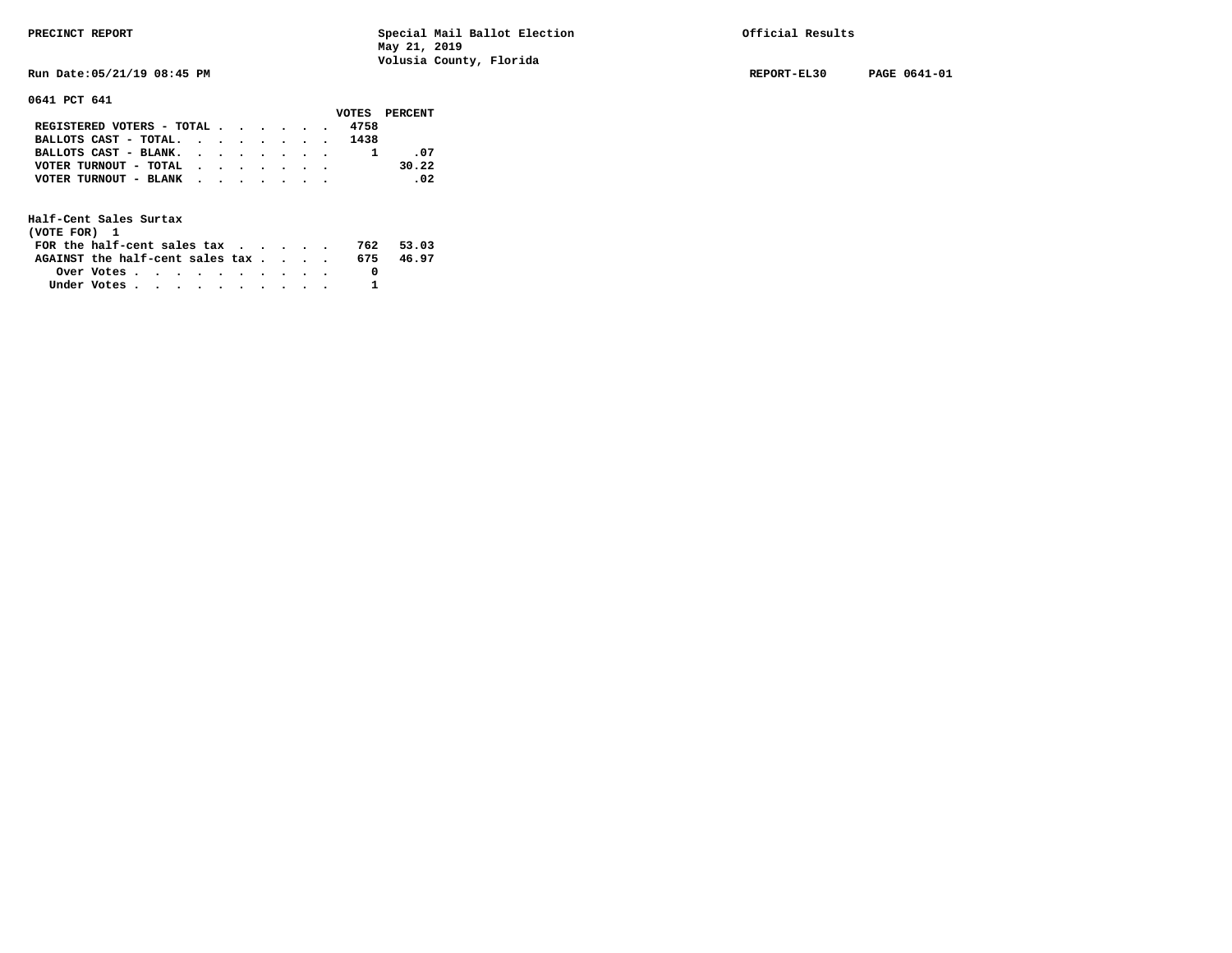PRECINCT REPORT

Special Mail Ballot Election
May 21, 2019
Volusia County, Florida

Official Results

Run Date:05/21/19 08:45 PM

REPORT-EL30 PAGE 0641-01

**0641 PCT 641**

| | VOTES | PERCENT |
|---|---|---|
| REGISTERED VOTERS - TOTAL | 4758 | |
| BALLOTS CAST - TOTAL. | 1438 | |
| BALLOTS CAST - BLANK. | 1 | .07 |
| VOTER TURNOUT - TOTAL | | 30.22 |
| VOTER TURNOUT - BLANK | | .02 |

**Half-Cent Sales Surtax**
(VOTE FOR) 1

| | VOTES | PERCENT |
|---|---|---|
| FOR the half-cent sales tax | 762 | 53.03 |
| AGAINST the half-cent sales tax | 675 | 46.97 |
| Over Votes | 0 | |
| Under Votes | 1 | |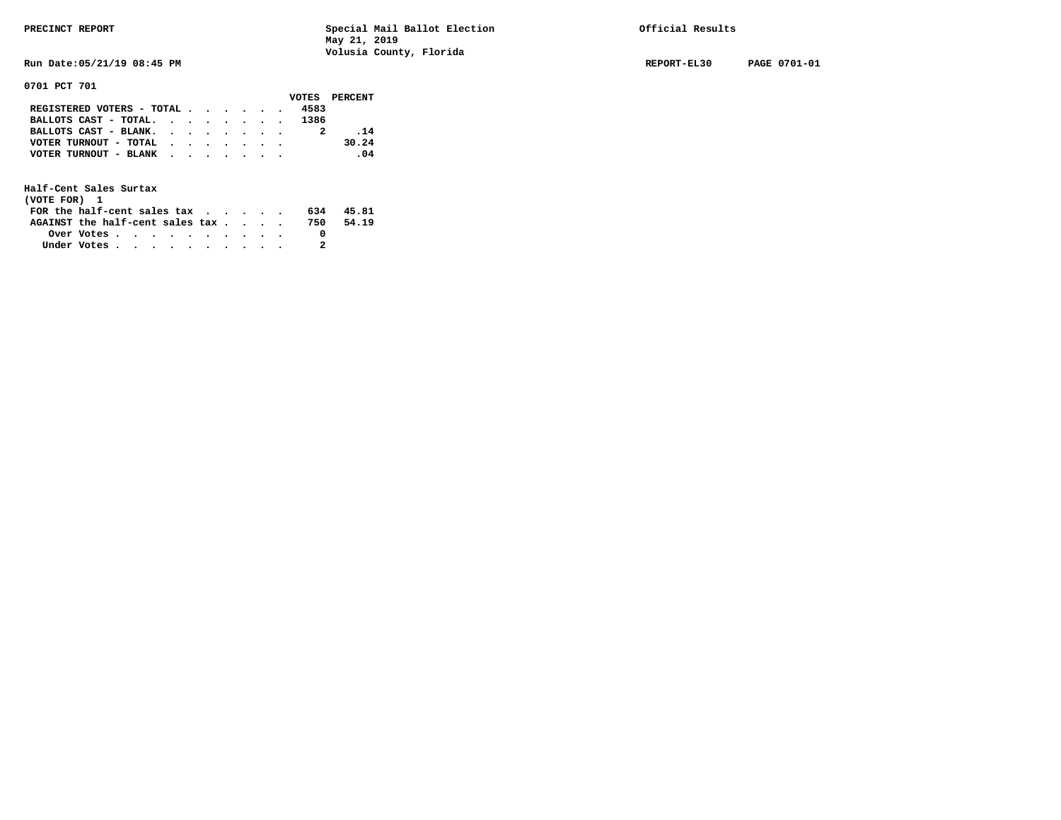PRECINCT REPORT

Special Mail Ballot Election
May 21, 2019
Volusia County, Florida

Official Results

Run Date:05/21/19 08:45 PM

REPORT-EL30 PAGE 0701-01

**0701 PCT 701**

| | VOTES | PERCENT |
|---|---|---|
| REGISTERED VOTERS - TOTAL | 4583 | |
| BALLOTS CAST - TOTAL. | 1386 | |
| BALLOTS CAST - BLANK. | 2 | .14 |
| VOTER TURNOUT - TOTAL | | 30.24 |
| VOTER TURNOUT - BLANK | | .04 |

**Half-Cent Sales Surtax**
(VOTE FOR) 1

| | VOTES | PERCENT |
|---|---|---|
| FOR the half-cent sales tax | 634 | 45.81 |
| AGAINST the half-cent sales tax | 750 | 54.19 |
| Over Votes | 0 | |
| Under Votes | 2 | |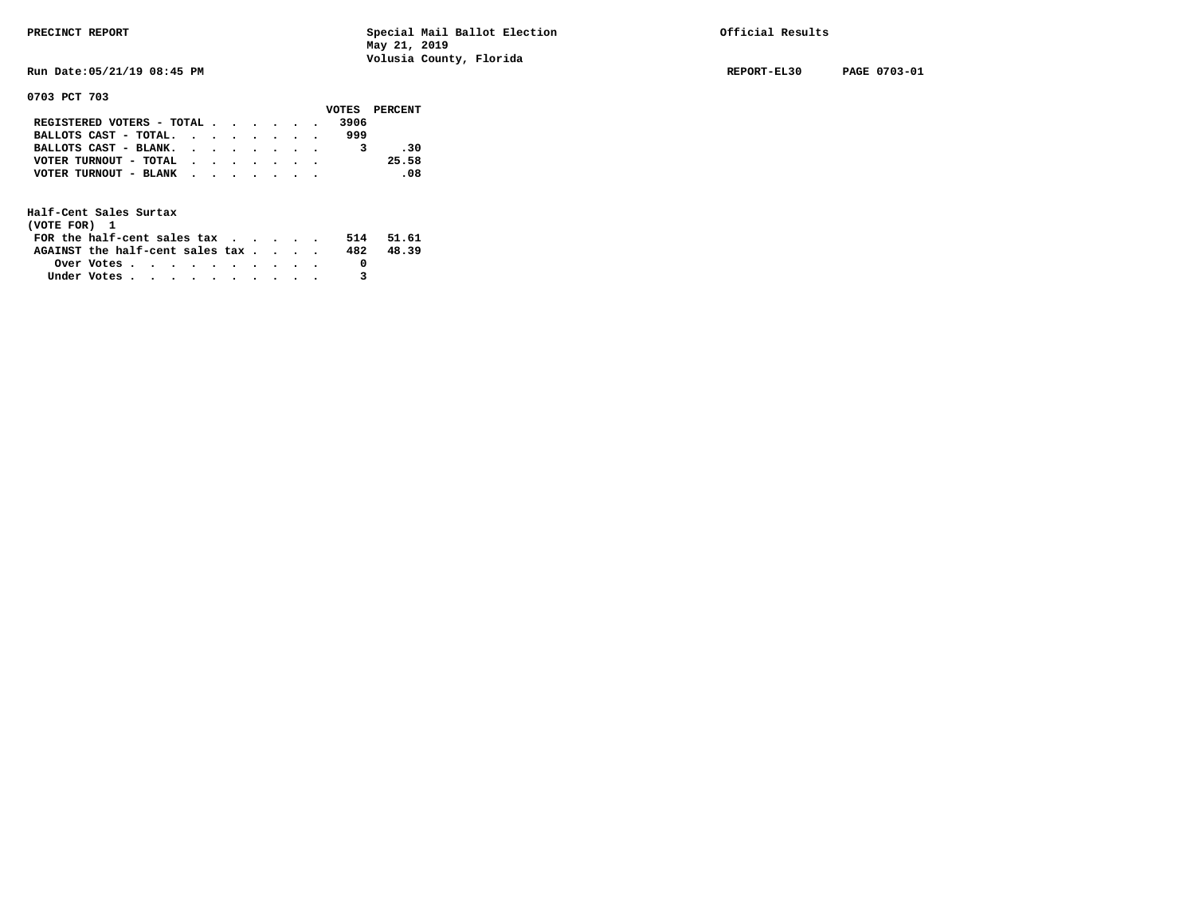**0703 PCT 703**

| | VOTES | PERCENT |
|---|---|---|
| REGISTERED VOTERS - TOTAL | 3906 | |
| BALLOTS CAST - TOTAL. | 999 | |
| BALLOTS CAST - BLANK. | 3 | .30 |
| VOTER TURNOUT - TOTAL | | 25.58 |
| VOTER TURNOUT - BLANK | | .08 |

**Half-Cent Sales Surtax**
**(VOTE FOR) 1**

| | VOTES | PERCENT |
|---|---|---|
| FOR the half-cent sales tax | 514 | 51.61 |
| AGAINST the half-cent sales tax | 482 | 48.39 |
| Over Votes | 0 | |
| Under Votes | 3 | |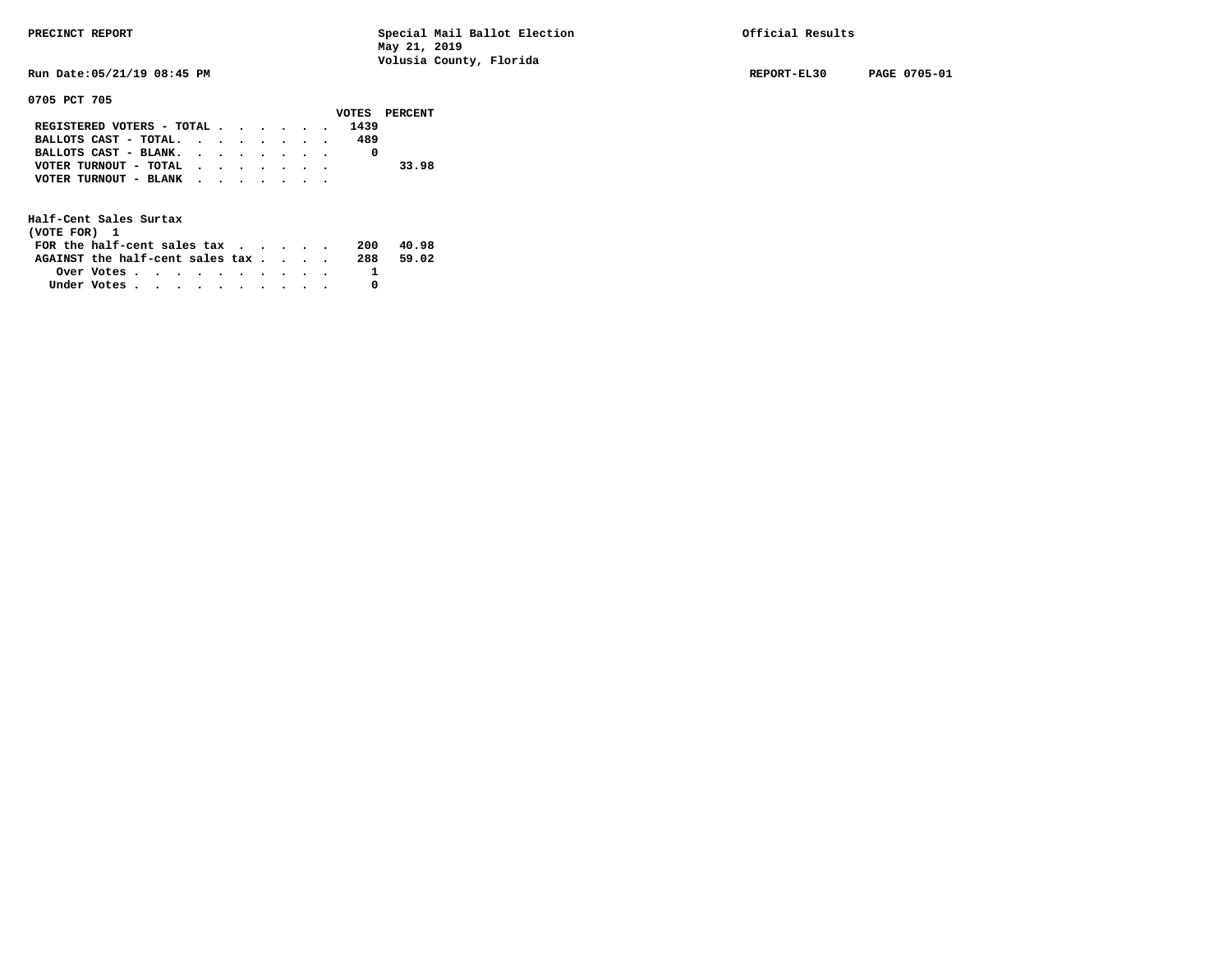PRECINCT REPORT

Special Mail Ballot Election
May 21, 2019
Volusia County, Florida

Official Results

Run Date:05/21/19 08:45 PM

REPORT-EL30 PAGE 0705-01

**0705 PCT 705**

| | VOTES | PERCENT |
|---|---|---|
| REGISTERED VOTERS - TOTAL | 1439 | |
| BALLOTS CAST - TOTAL. | 489 | |
| BALLOTS CAST - BLANK. | 0 | |
| VOTER TURNOUT - TOTAL | | 33.98 |
| VOTER TURNOUT - BLANK | | |

**Half-Cent Sales Surtax**
(VOTE FOR) 1

| | VOTES | PERCENT |
|---|---|---|
| FOR the half-cent sales tax | 200 | 40.98 |
| AGAINST the half-cent sales tax | 288 | 59.02 |
| Over Votes | 1 | |
| Under Votes | 0 | |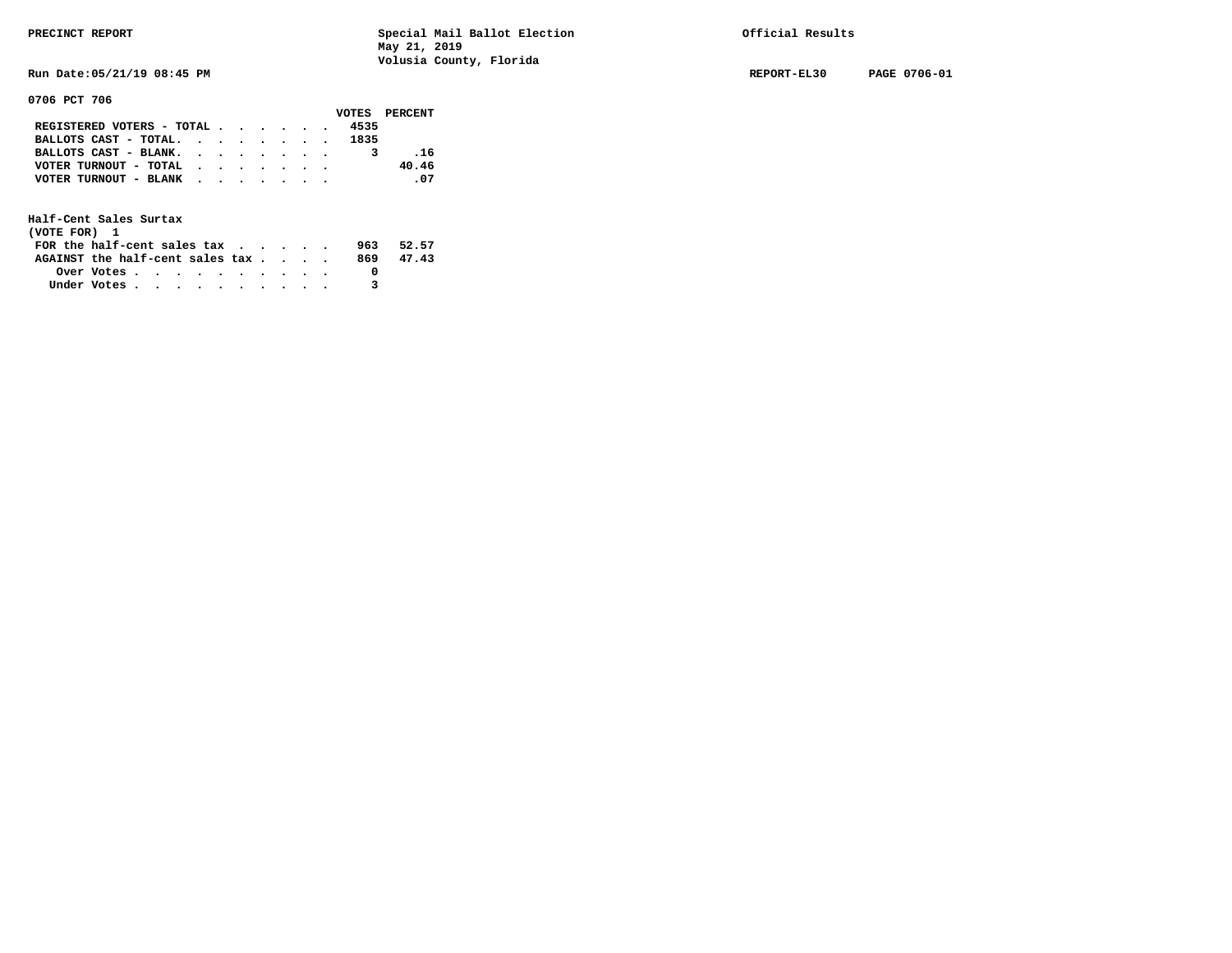PRECINCT REPORT — Special Mail Ballot Election, May 21, 2019, Volusia County, Florida — Official Results

Run Date:05/21/19 08:45 PM — REPORT-EL30 — PAGE 0706-01

## 0706 PCT 706

| | VOTES | PERCENT |
|---|---|---|
| REGISTERED VOTERS - TOTAL | 4535 | |
| BALLOTS CAST - TOTAL. | 1835 | |
| BALLOTS CAST - BLANK. | 3 | .16 |
| VOTER TURNOUT - TOTAL | | 40.46 |
| VOTER TURNOUT - BLANK | | .07 |

### Half-Cent Sales Surtax
(VOTE FOR) 1

| | VOTES | PERCENT |
|---|---|---|
| FOR the half-cent sales tax | 963 | 52.57 |
| AGAINST the half-cent sales tax | 869 | 47.43 |
| Over Votes | 0 | |
| Under Votes | 3 | |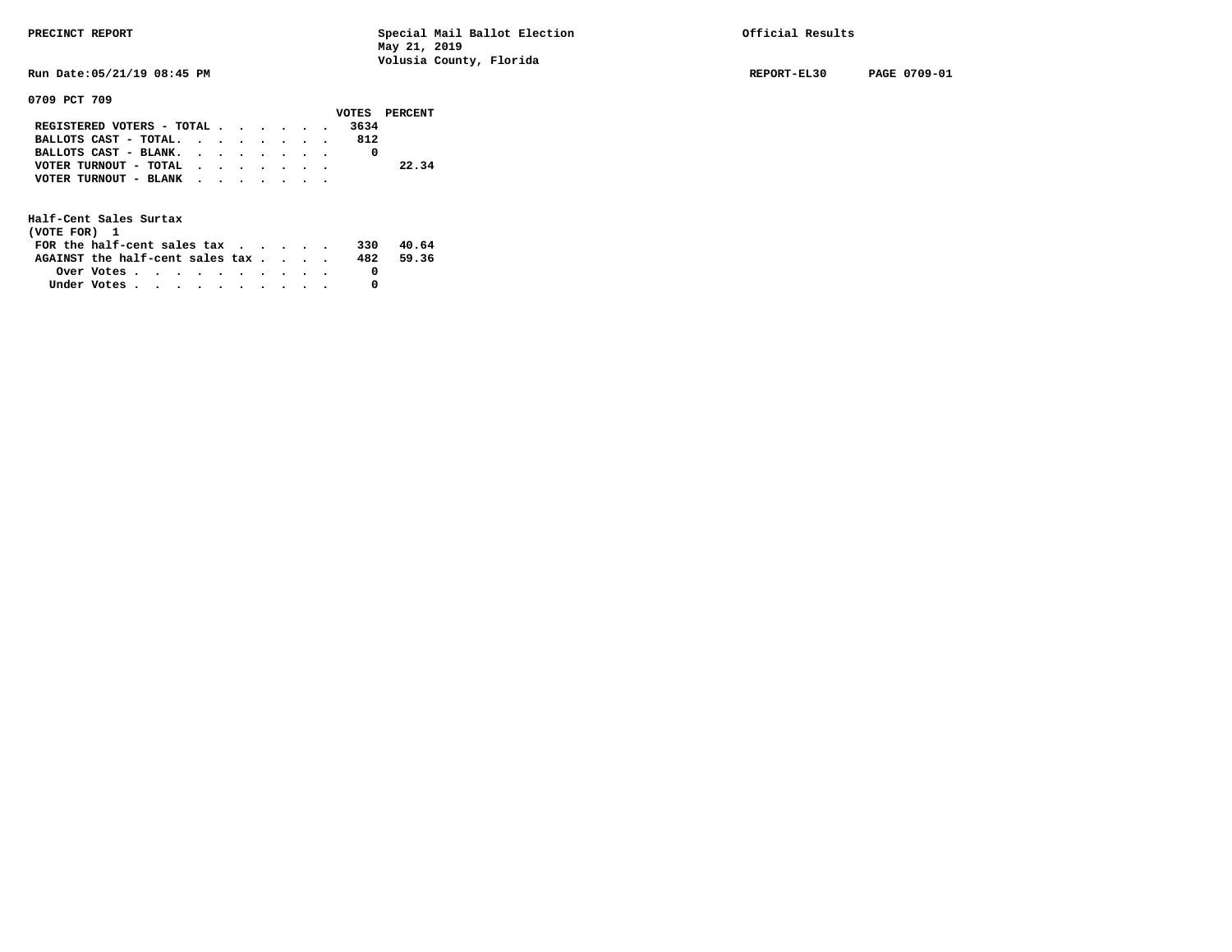PRECINCT REPORT — Special Mail Ballot Election, May 21, 2019, Volusia County, Florida — Official Results

Run Date:05/21/19 08:45 PM — REPORT-EL30 — PAGE 0709-01

**0709 PCT 709**

| | VOTES | PERCENT |
|---|---|---|
| REGISTERED VOTERS - TOTAL | 3634 | |
| BALLOTS CAST - TOTAL. | 812 | |
| BALLOTS CAST - BLANK. | 0 | |
| VOTER TURNOUT - TOTAL | | 22.34 |
| VOTER TURNOUT - BLANK | | |

**Half-Cent Sales Surtax**
(VOTE FOR) 1

| | VOTES | PERCENT |
|---|---|---|
| FOR the half-cent sales tax | 330 | 40.64 |
| AGAINST the half-cent sales tax | 482 | 59.36 |
| Over Votes | 0 | |
| Under Votes | 0 | |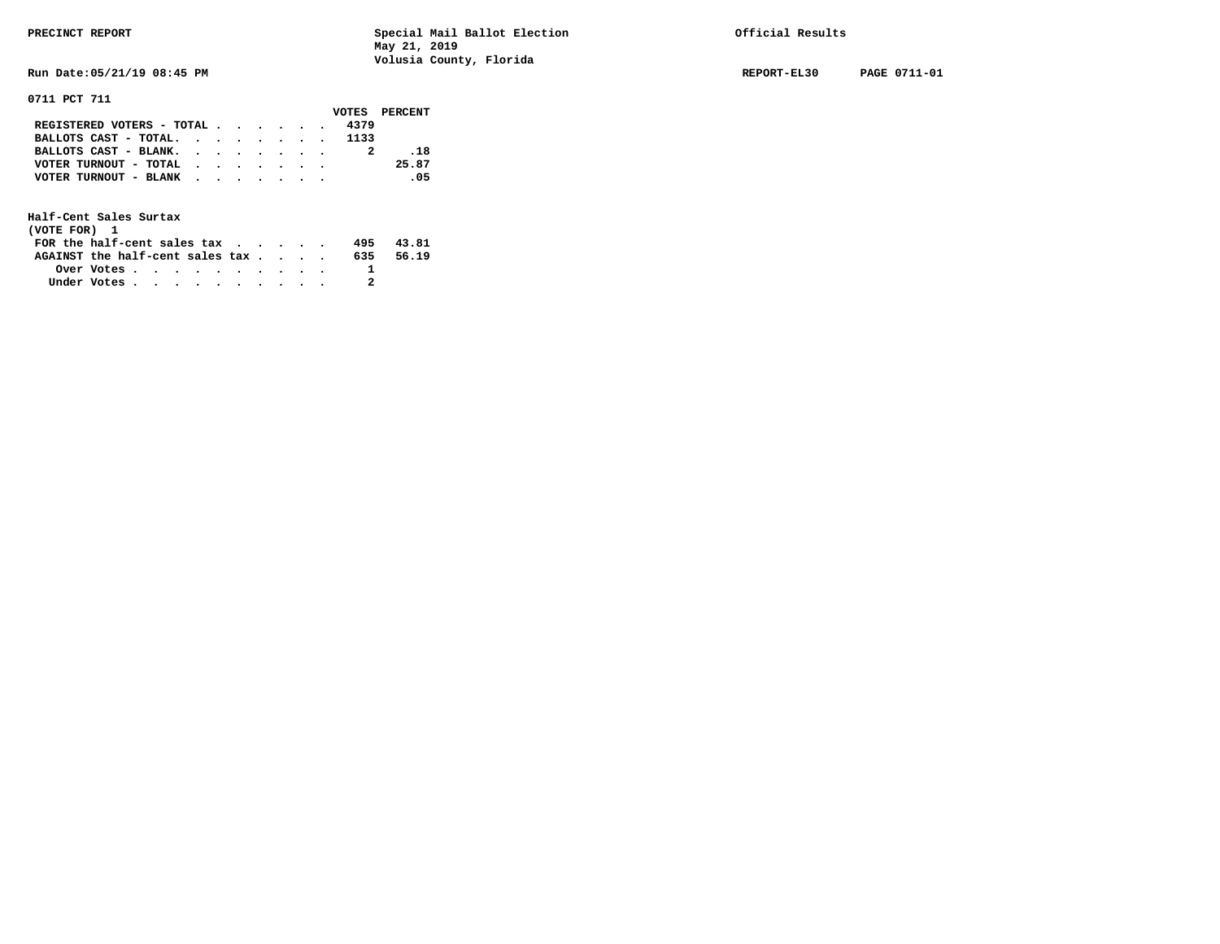PRECINCT REPORT

Special Mail Ballot Election
May 21, 2019
Volusia County, Florida

Official Results

Run Date:05/21/19 08:45 PM

REPORT-EL30 PAGE 0711-01

**0711 PCT 711**

| | VOTES | PERCENT |
|---|---|---|
| REGISTERED VOTERS - TOTAL | 4379 | |
| BALLOTS CAST - TOTAL. | 1133 | |
| BALLOTS CAST - BLANK. | 2 | .18 |
| VOTER TURNOUT - TOTAL | | 25.87 |
| VOTER TURNOUT - BLANK | | .05 |

**Half-Cent Sales Surtax**
**(VOTE FOR) 1**

| | VOTES | PERCENT |
|---|---|---|
| FOR the half-cent sales tax | 495 | 43.81 |
| AGAINST the half-cent sales tax | 635 | 56.19 |
| Over Votes | 1 | |
| Under Votes | 2 | |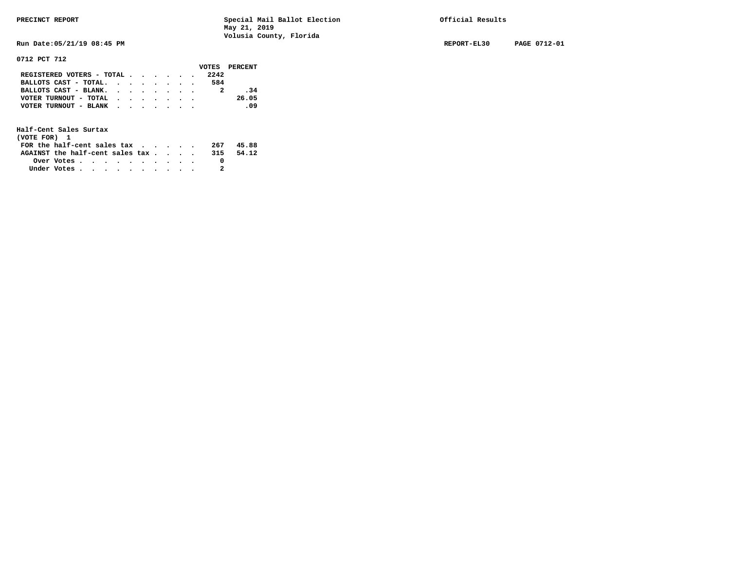PRECINCT REPORT — Special Mail Ballot Election, May 21, 2019, Volusia County, Florida — Official Results

Run Date:05/21/19 08:45 PM — REPORT-EL30 — PAGE 0712-01

## 0712 PCT 712

| | VOTES | PERCENT |
|---|---|---|
| REGISTERED VOTERS - TOTAL | 2242 | |
| BALLOTS CAST - TOTAL | 584 | |
| BALLOTS CAST - BLANK | 2 | .34 |
| VOTER TURNOUT - TOTAL | | 26.05 |
| VOTER TURNOUT - BLANK | | .09 |

### Half-Cent Sales Surtax
(VOTE FOR) 1

| | VOTES | PERCENT |
|---|---|---|
| FOR the half-cent sales tax | 267 | 45.88 |
| AGAINST the half-cent sales tax | 315 | 54.12 |
| Over Votes | 0 | |
| Under Votes | 2 | |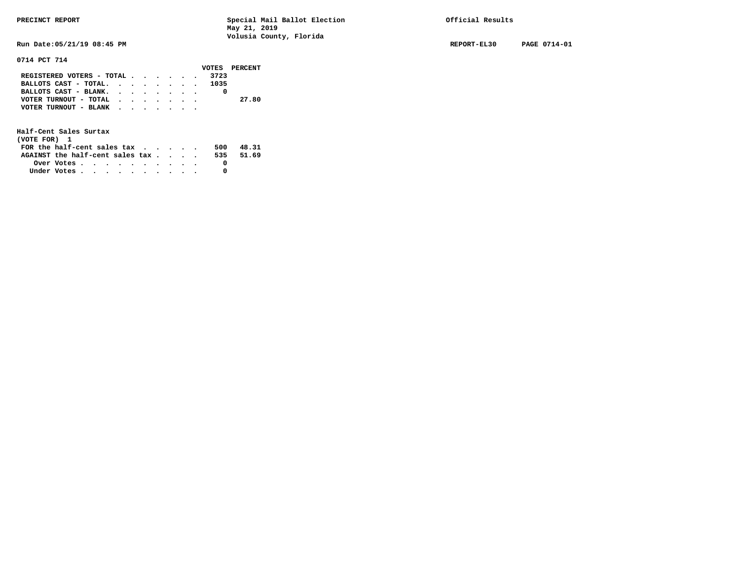PRECINCT REPORT — Special Mail Ballot Election, May 21, 2019, Volusia County, Florida — Official Results

Run Date:05/21/19 08:45 PM — REPORT-EL30 — PAGE 0714-01

## 0714 PCT 714

| | VOTES | PERCENT |
|---|---|---|
| REGISTERED VOTERS - TOTAL | 3723 | |
| BALLOTS CAST - TOTAL. | 1035 | |
| BALLOTS CAST - BLANK. | 0 | |
| VOTER TURNOUT - TOTAL | | 27.80 |
| VOTER TURNOUT - BLANK | | |

### Half-Cent Sales Surtax
(VOTE FOR) 1

| | VOTES | PERCENT |
|---|---|---|
| FOR the half-cent sales tax | 500 | 48.31 |
| AGAINST the half-cent sales tax | 535 | 51.69 |
| Over Votes | 0 | |
| Under Votes | 0 | |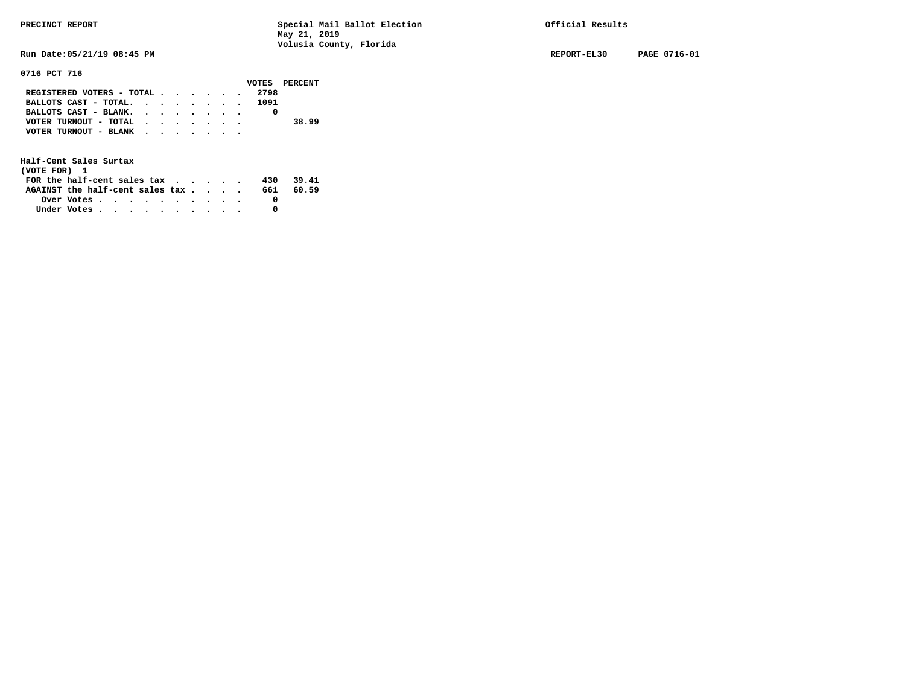PRECINCT REPORT

Special Mail Ballot Election
May 21, 2019
Volusia County, Florida

Official Results

Run Date:05/21/19 08:45 PM

REPORT-EL30 PAGE 0716-01

**0716 PCT 716**

| | VOTES | PERCENT |
|---|---|---|
| REGISTERED VOTERS - TOTAL | 2798 | |
| BALLOTS CAST - TOTAL. | 1091 | |
| BALLOTS CAST - BLANK. | 0 | |
| VOTER TURNOUT - TOTAL | | 38.99 |
| VOTER TURNOUT - BLANK | | |

**Half-Cent Sales Surtax**
(VOTE FOR) 1

| | VOTES | PERCENT |
|---|---|---|
| FOR the half-cent sales tax | 430 | 39.41 |
| AGAINST the half-cent sales tax | 661 | 60.59 |
| Over Votes | 0 | |
| Under Votes | 0 | |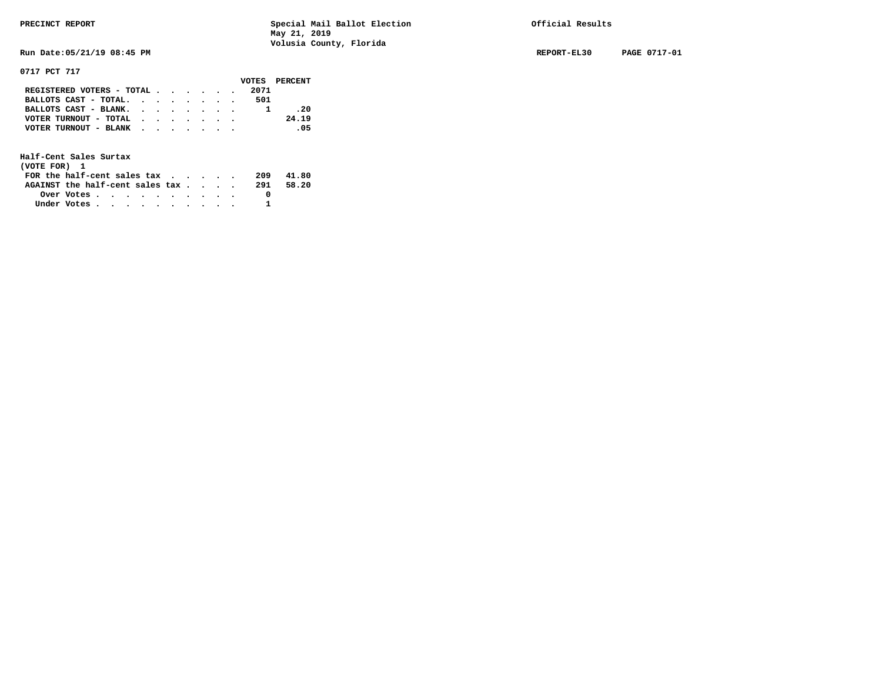PRECINCT REPORT — Special Mail Ballot Election, May 21, 2019, Volusia County, Florida — Official Results

Run Date:05/21/19 08:45 PM — REPORT-EL30 — PAGE 0717-01

## 0717 PCT 717

| | VOTES | PERCENT |
|---|---|---|
| REGISTERED VOTERS - TOTAL | 2071 | |
| BALLOTS CAST - TOTAL. | 501 | |
| BALLOTS CAST - BLANK. | 1 | .20 |
| VOTER TURNOUT - TOTAL | | 24.19 |
| VOTER TURNOUT - BLANK | | .05 |

### Half-Cent Sales Surtax
(VOTE FOR) 1

| | VOTES | PERCENT |
|---|---|---|
| FOR the half-cent sales tax | 209 | 41.80 |
| AGAINST the half-cent sales tax | 291 | 58.20 |
| Over Votes | 0 | |
| Under Votes | 1 | |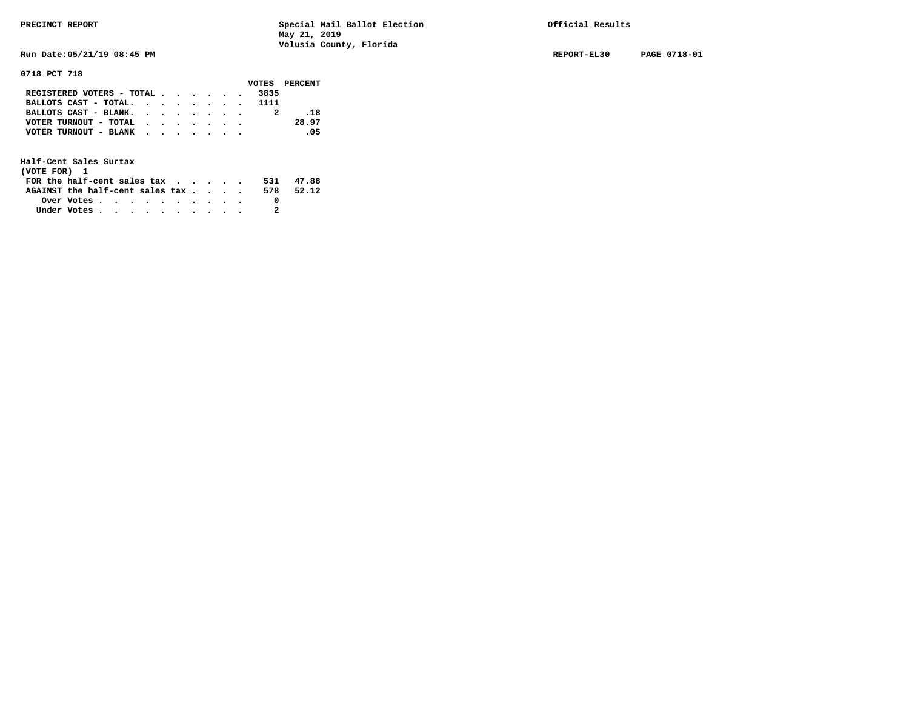PRECINCT REPORT — Special Mail Ballot Election, May 21, 2019, Volusia County, Florida — Official Results

Run Date:05/21/19 08:45 PM — REPORT-EL30 — PAGE 0718-01

**0718 PCT 718**

| | VOTES | PERCENT |
|---|---|---|
| REGISTERED VOTERS - TOTAL | 3835 | |
| BALLOTS CAST - TOTAL. | 1111 | |
| BALLOTS CAST - BLANK. | 2 | .18 |
| VOTER TURNOUT - TOTAL | | 28.97 |
| VOTER TURNOUT - BLANK | | .05 |

**Half-Cent Sales Surtax**
**(VOTE FOR) 1**

| | VOTES | PERCENT |
|---|---|---|
| FOR the half-cent sales tax | 531 | 47.88 |
| AGAINST the half-cent sales tax | 578 | 52.12 |
| Over Votes | 0 | |
| Under Votes | 2 | |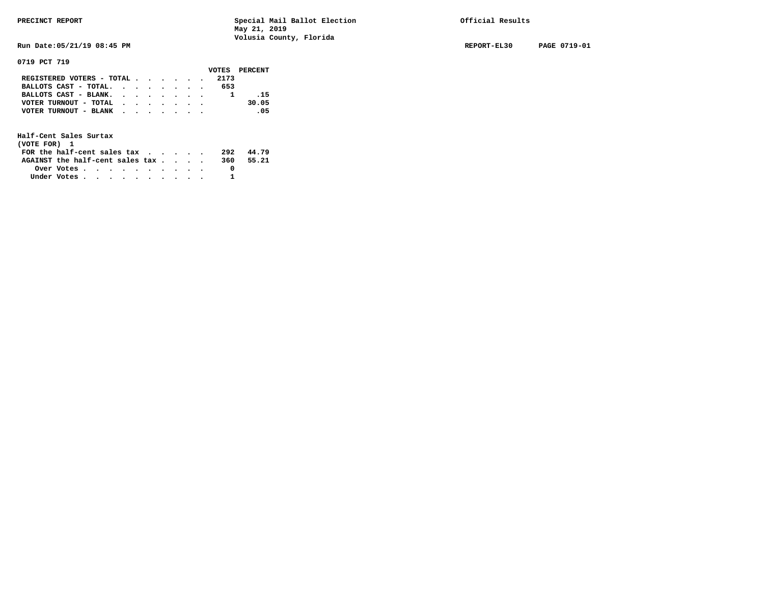PRECINCT REPORT — Special Mail Ballot Election, May 21, 2019, Volusia County, Florida — Official Results

Run Date:05/21/19 08:45 PM — REPORT-EL30 — PAGE 0719-01

**0719 PCT 719**

| | VOTES | PERCENT |
|---|---|---|
| REGISTERED VOTERS - TOTAL | 2173 | |
| BALLOTS CAST - TOTAL. | 653 | |
| BALLOTS CAST - BLANK. | 1 | .15 |
| VOTER TURNOUT - TOTAL | | 30.05 |
| VOTER TURNOUT - BLANK | | .05 |

**Half-Cent Sales Surtax**
(VOTE FOR) 1

| | VOTES | PERCENT |
|---|---|---|
| FOR the half-cent sales tax | 292 | 44.79 |
| AGAINST the half-cent sales tax | 360 | 55.21 |
| Over Votes | 0 | |
| Under Votes | 1 | |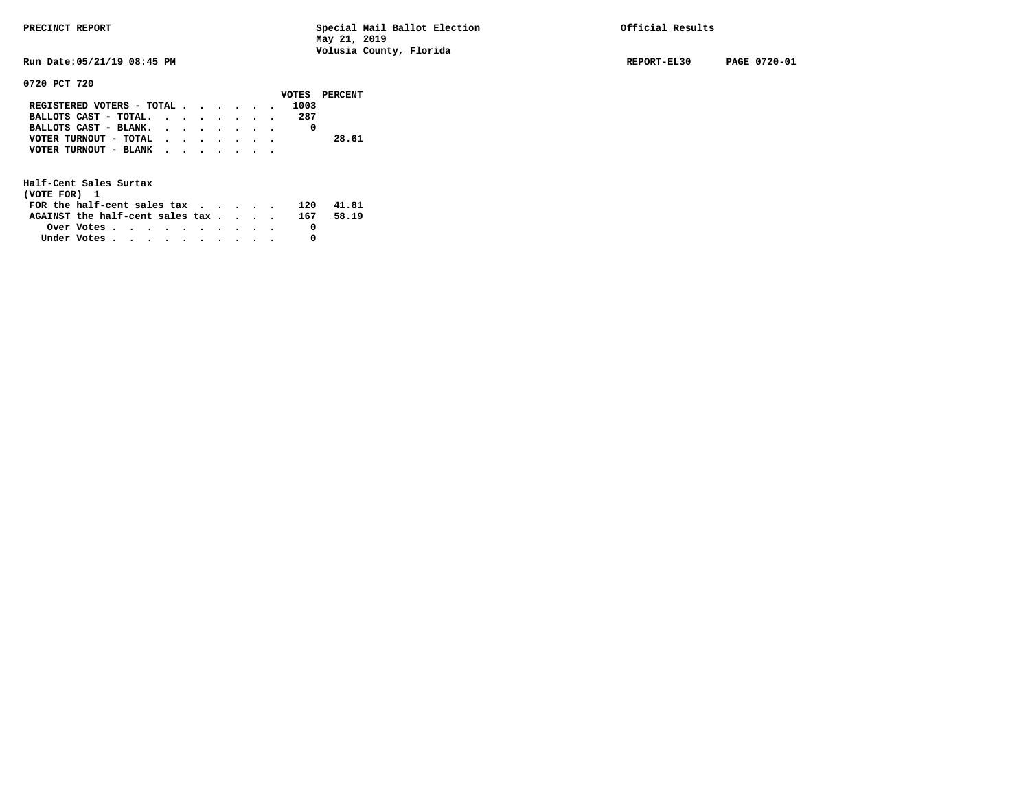PRECINCT REPORT — Special Mail Ballot Election, May 21, 2019, Volusia County, Florida — Official Results

Run Date:05/21/19 08:45 PM — REPORT-EL30 — PAGE 0720-01

**0720 PCT 720**

| | VOTES | PERCENT |
|---|---|---|
| REGISTERED VOTERS - TOTAL | 1003 | |
| BALLOTS CAST - TOTAL. | 287 | |
| BALLOTS CAST - BLANK. | 0 | |
| VOTER TURNOUT - TOTAL | | 28.61 |
| VOTER TURNOUT - BLANK | | |

**Half-Cent Sales Surtax**
(VOTE FOR) 1

| | VOTES | PERCENT |
|---|---|---|
| FOR the half-cent sales tax | 120 | 41.81 |
| AGAINST the half-cent sales tax | 167 | 58.19 |
| Over Votes | 0 | |
| Under Votes | 0 | |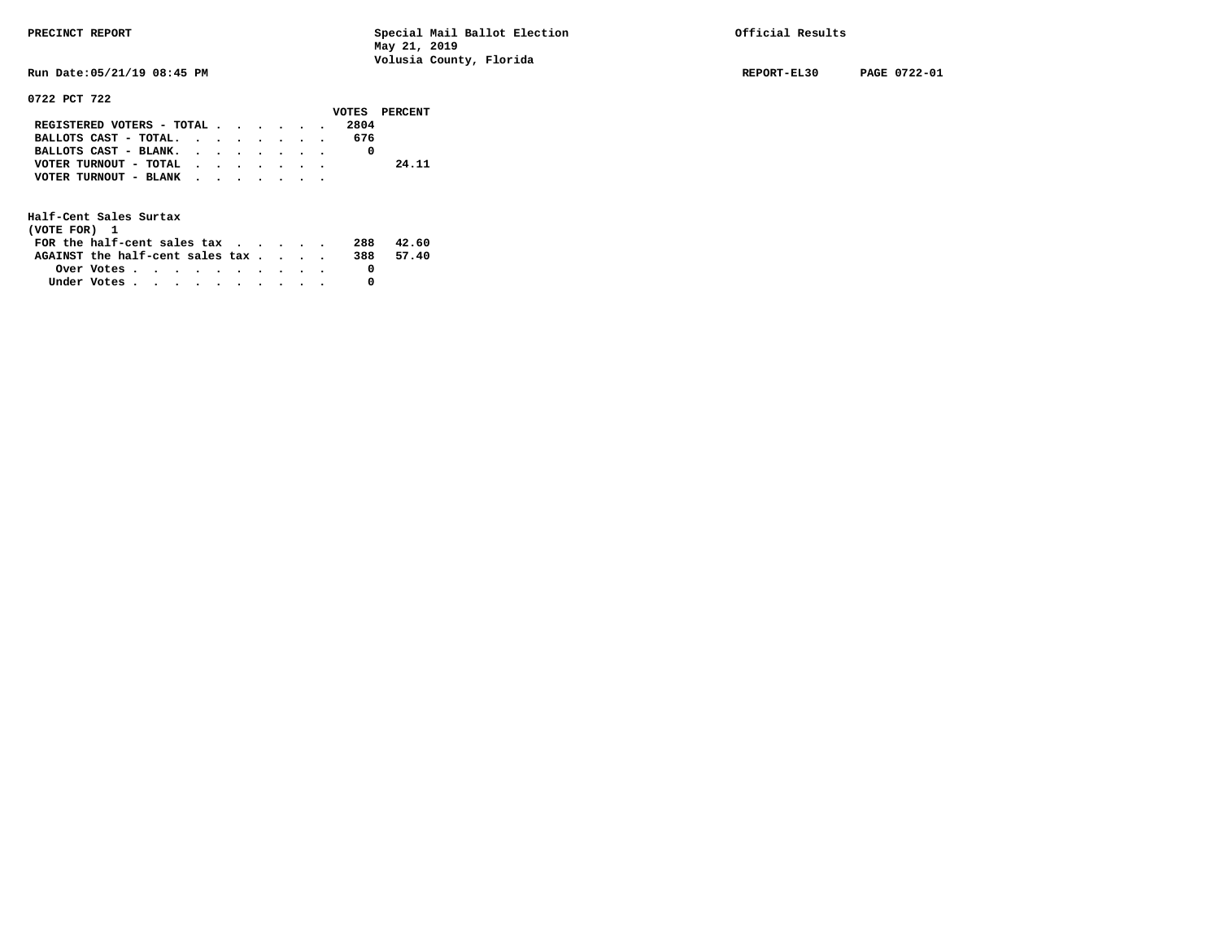PRECINCT REPORT — Special Mail Ballot Election, May 21, 2019, Volusia County, Florida — Official Results

Run Date:05/21/19 08:45 PM — REPORT-EL30 — PAGE 0722-01

**0722 PCT 722**

| | VOTES | PERCENT |
|---|---|---|
| REGISTERED VOTERS - TOTAL | 2804 | |
| BALLOTS CAST - TOTAL. | 676 | |
| BALLOTS CAST - BLANK. | 0 | |
| VOTER TURNOUT - TOTAL | | 24.11 |
| VOTER TURNOUT - BLANK | | |

**Half-Cent Sales Surtax**
(VOTE FOR) 1

| | VOTES | PERCENT |
|---|---|---|
| FOR the half-cent sales tax | 288 | 42.60 |
| AGAINST the half-cent sales tax | 388 | 57.40 |
| Over Votes | 0 | |
| Under Votes | 0 | |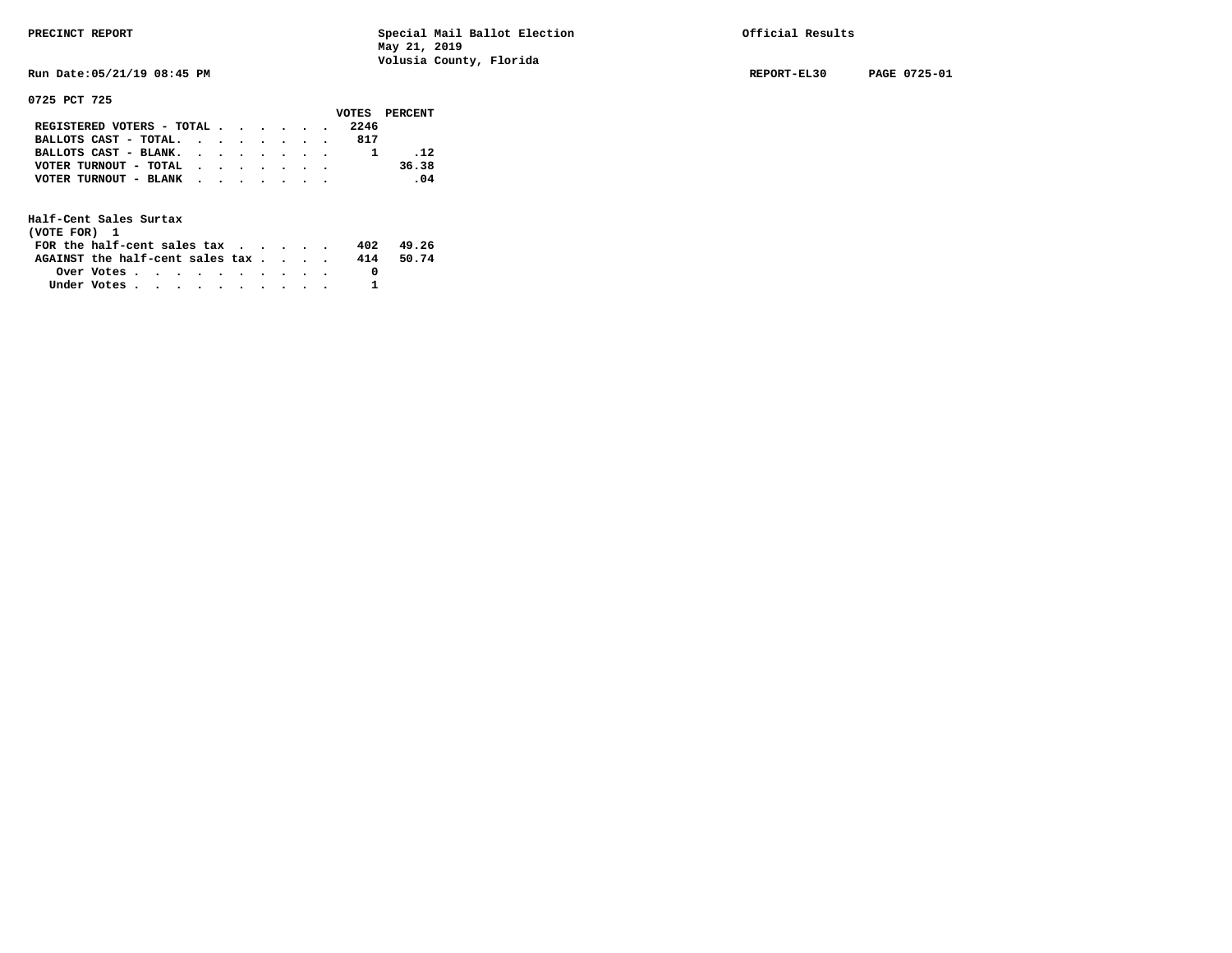PRECINCT REPORT

Special Mail Ballot Election
May 21, 2019
Volusia County, Florida

Official Results

Run Date:05/21/19 08:45 PM

REPORT-EL30 PAGE 0725-01

**0725 PCT 725**

| | VOTES | PERCENT |
|---|---|---|
| REGISTERED VOTERS - TOTAL | 2246 | |
| BALLOTS CAST - TOTAL. | 817 | |
| BALLOTS CAST - BLANK. | 1 | .12 |
| VOTER TURNOUT - TOTAL | | 36.38 |
| VOTER TURNOUT - BLANK | | .04 |

**Half-Cent Sales Surtax**
(VOTE FOR) 1

| | VOTES | PERCENT |
|---|---|---|
| FOR the half-cent sales tax | 402 | 49.26 |
| AGAINST the half-cent sales tax | 414 | 50.74 |
| Over Votes | 0 | |
| Under Votes | 1 | |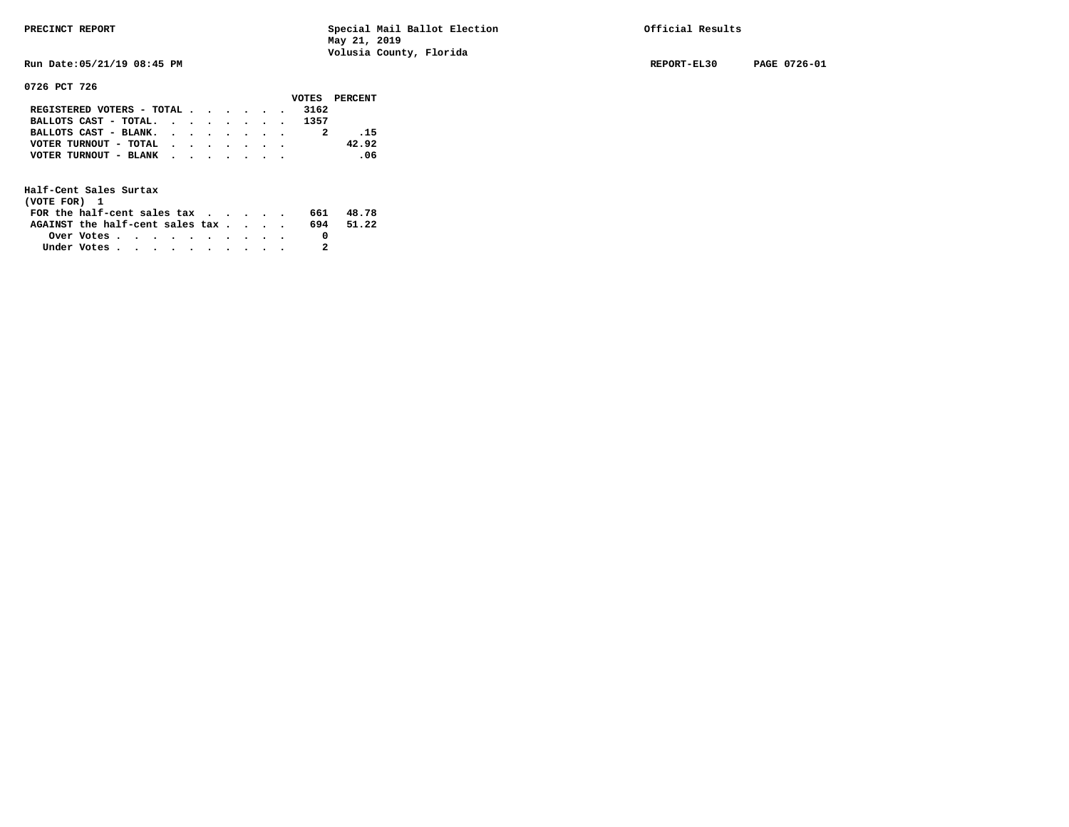PRECINCT REPORT — Special Mail Ballot Election, May 21, 2019, Volusia County, Florida — Official Results

Run Date:05/21/19 08:45 PM — REPORT-EL30 — PAGE 0726-01

## 0726 PCT 726

| | VOTES | PERCENT |
|---|---|---|
| REGISTERED VOTERS - TOTAL | 3162 | |
| BALLOTS CAST - TOTAL | 1357 | |
| BALLOTS CAST - BLANK | 2 | .15 |
| VOTER TURNOUT - TOTAL | | 42.92 |
| VOTER TURNOUT - BLANK | | .06 |

### Half-Cent Sales Surtax
(VOTE FOR) 1

| | VOTES | PERCENT |
|---|---|---|
| FOR the half-cent sales tax | 661 | 48.78 |
| AGAINST the half-cent sales tax | 694 | 51.22 |
| Over Votes | 0 | |
| Under Votes | 2 | |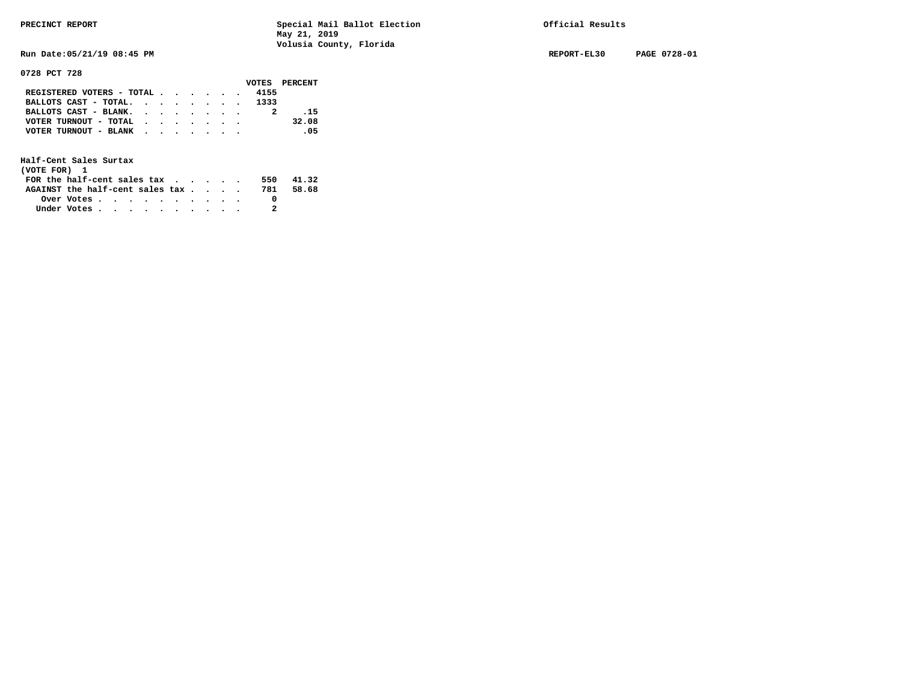PRECINCT REPORT — Special Mail Ballot Election, May 21, 2019, Volusia County, Florida — Official Results

Run Date:05/21/19 08:45 PM — REPORT-EL30 — PAGE 0728-01

**0728 PCT 728**

| | VOTES | PERCENT |
|---|---|---|
| REGISTERED VOTERS - TOTAL | 4155 | |
| BALLOTS CAST - TOTAL. | 1333 | |
| BALLOTS CAST - BLANK. | 2 | .15 |
| VOTER TURNOUT - TOTAL | | 32.08 |
| VOTER TURNOUT - BLANK | | .05 |

**Half-Cent Sales Surtax**
(VOTE FOR) 1

| | VOTES | PERCENT |
|---|---|---|
| FOR the half-cent sales tax | 550 | 41.32 |
| AGAINST the half-cent sales tax | 781 | 58.68 |
| Over Votes | 0 | |
| Under Votes | 2 | |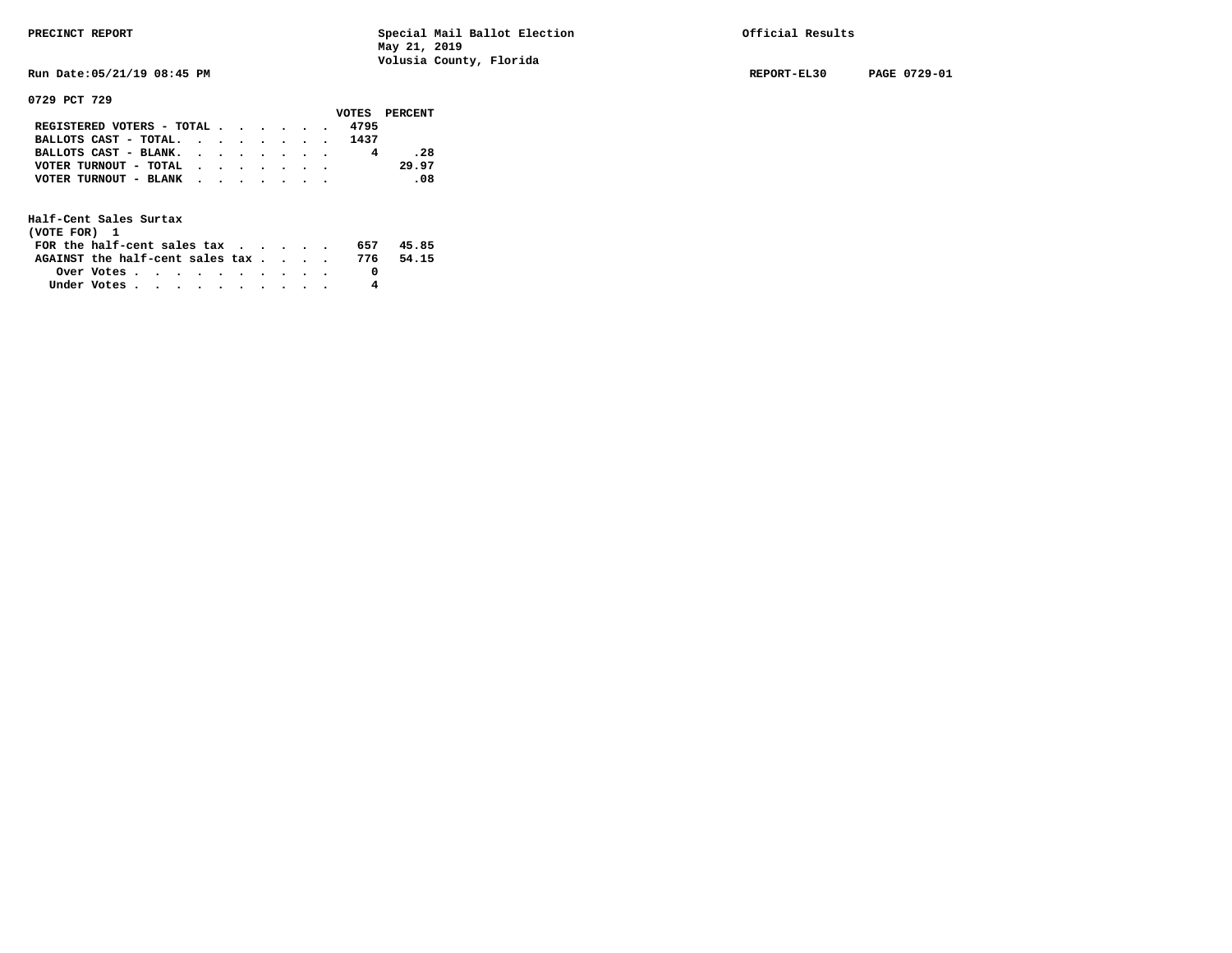PRECINCT REPORT — Special Mail Ballot Election, May 21, 2019, Volusia County, Florida — Official Results

Run Date:05/21/19 08:45 PM — REPORT-EL30 — PAGE 0729-01

**0729 PCT 729**

| | VOTES | PERCENT |
|---|---|---|
| REGISTERED VOTERS - TOTAL | 4795 | |
| BALLOTS CAST - TOTAL. | 1437 | |
| BALLOTS CAST - BLANK. | 4 | .28 |
| VOTER TURNOUT - TOTAL | | 29.97 |
| VOTER TURNOUT - BLANK | | .08 |

**Half-Cent Sales Surtax**
(VOTE FOR) 1

| | VOTES | PERCENT |
|---|---|---|
| FOR the half-cent sales tax | 657 | 45.85 |
| AGAINST the half-cent sales tax | 776 | 54.15 |
| Over Votes | 0 | |
| Under Votes | 4 | |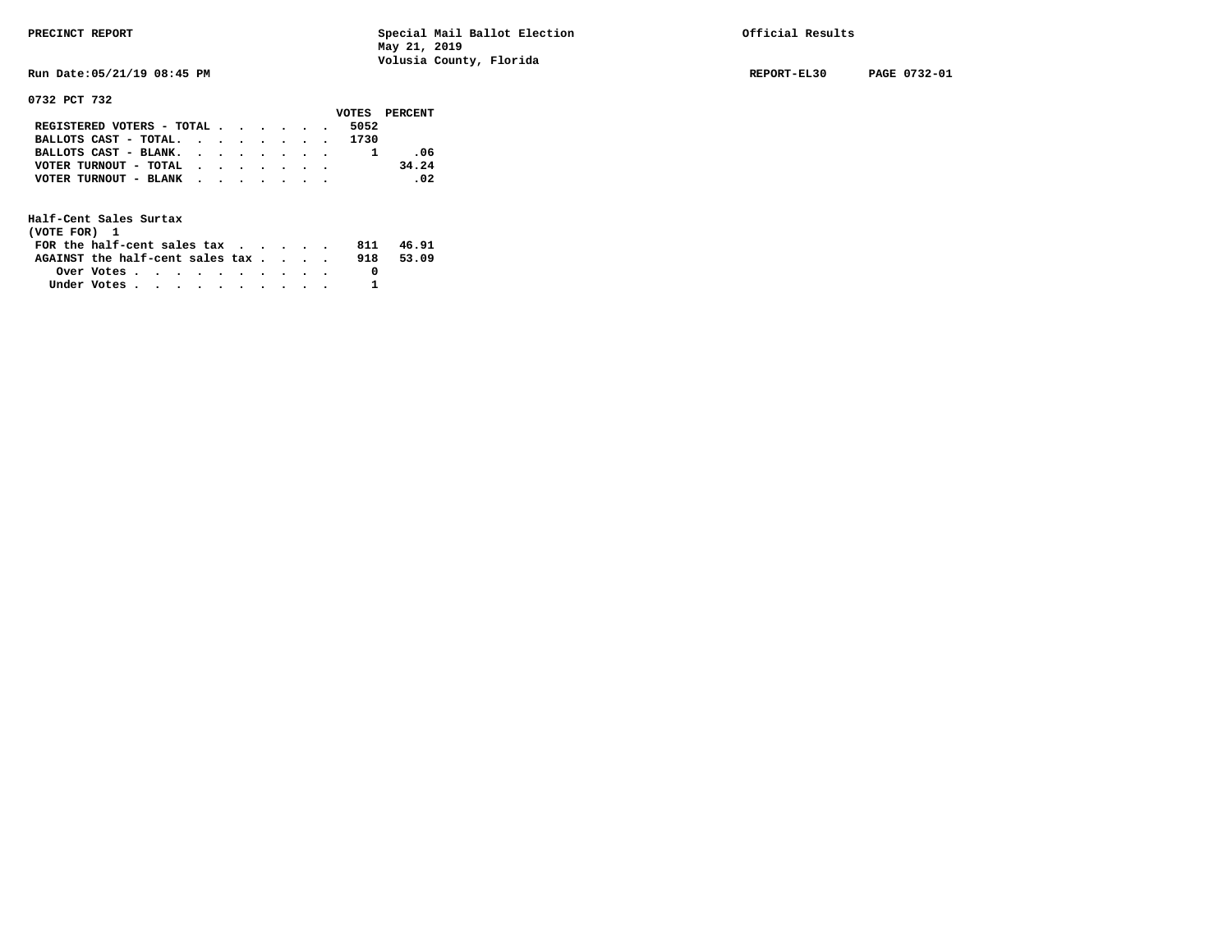PRECINCT REPORT

Special Mail Ballot Election
May 21, 2019
Volusia County, Florida

Official Results

Run Date:05/21/19 08:45 PM

REPORT-EL30 PAGE 0732-01

**0732 PCT 732**

| | VOTES | PERCENT |
|---|---|---|
| REGISTERED VOTERS - TOTAL | 5052 | |
| BALLOTS CAST - TOTAL. | 1730 | |
| BALLOTS CAST - BLANK. | 1 | .06 |
| VOTER TURNOUT - TOTAL | | 34.24 |
| VOTER TURNOUT - BLANK | | .02 |

**Half-Cent Sales Surtax**
**(VOTE FOR) 1**

| | VOTES | PERCENT |
|---|---|---|
| FOR the half-cent sales tax | 811 | 46.91 |
| AGAINST the half-cent sales tax | 918 | 53.09 |
| Over Votes | 0 | |
| Under Votes | 1 | |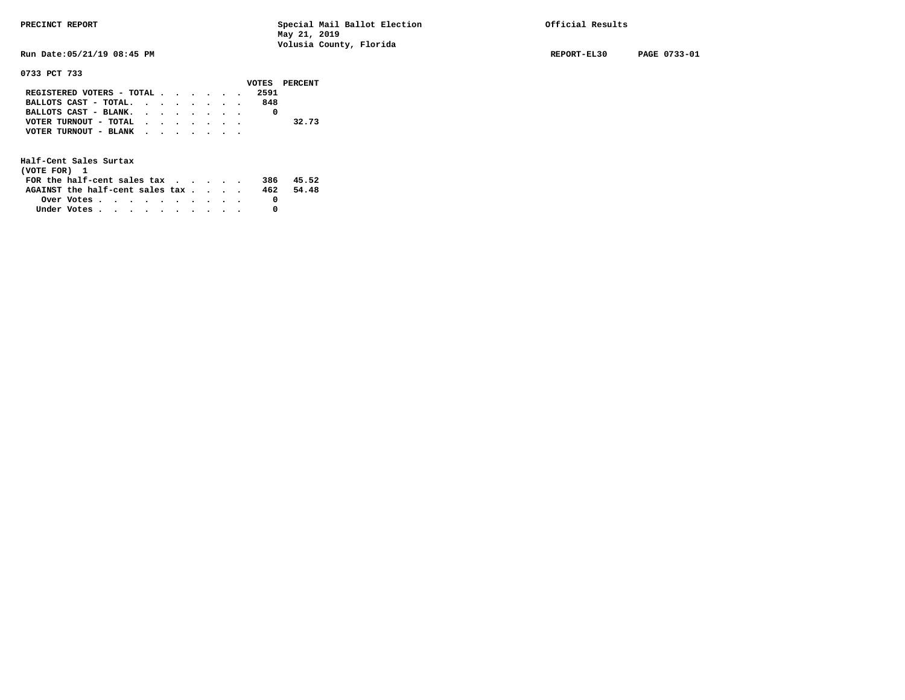PRECINCT REPORT

Special Mail Ballot Election
May 21, 2019
Volusia County, Florida

Official Results

Run Date:05/21/19 08:45 PM

REPORT-EL30 PAGE 0733-01

**0733 PCT 733**

| | VOTES | PERCENT |
|---|---|---|
| REGISTERED VOTERS - TOTAL | 2591 | |
| BALLOTS CAST - TOTAL. | 848 | |
| BALLOTS CAST - BLANK. | 0 | |
| VOTER TURNOUT - TOTAL | | 32.73 |
| VOTER TURNOUT - BLANK | | |

**Half-Cent Sales Surtax**
**(VOTE FOR) 1**

| | VOTES | PERCENT |
|---|---|---|
| FOR the half-cent sales tax | 386 | 45.52 |
| AGAINST the half-cent sales tax | 462 | 54.48 |
| Over Votes | 0 | |
| Under Votes | 0 | |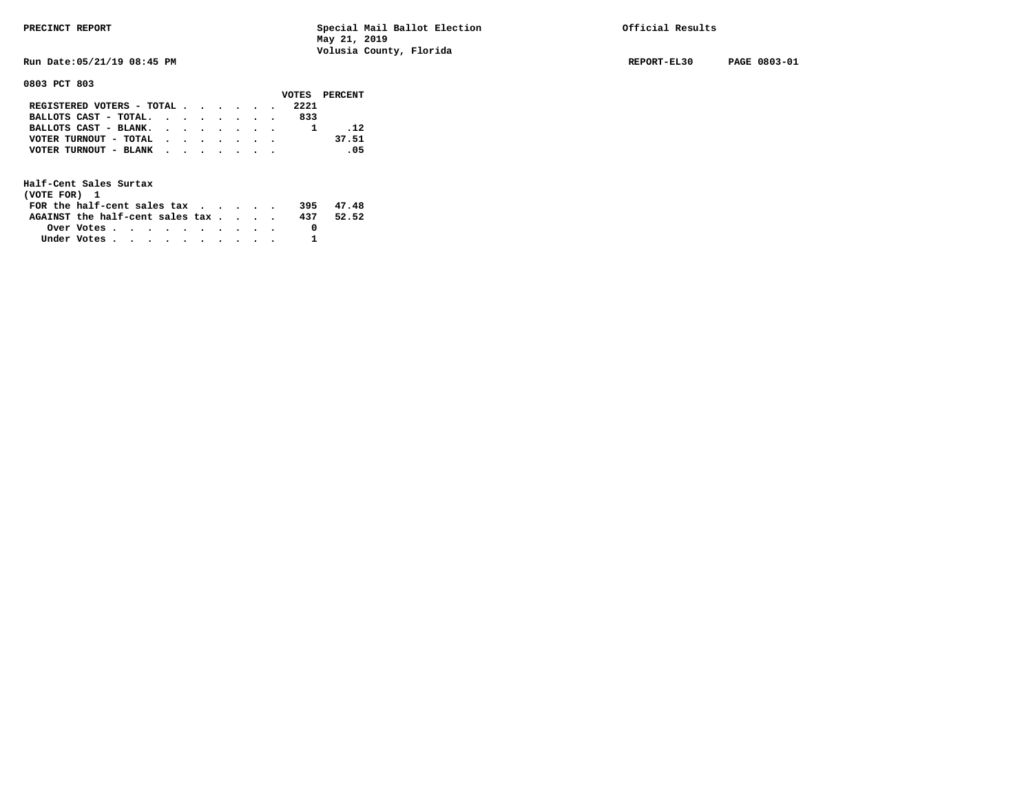PRECINCT REPORT

Special Mail Ballot Election
May 21, 2019
Volusia County, Florida

Official Results

Run Date:05/21/19 08:45 PM

REPORT-EL30 PAGE 0803-01

**0803 PCT 803**

| | VOTES | PERCENT |
|---|---|---|
| REGISTERED VOTERS - TOTAL | 2221 | |
| BALLOTS CAST - TOTAL. | 833 | |
| BALLOTS CAST - BLANK. | 1 | .12 |
| VOTER TURNOUT - TOTAL | | 37.51 |
| VOTER TURNOUT - BLANK | | .05 |

**Half-Cent Sales Surtax**
**(VOTE FOR) 1**

| | VOTES | PERCENT |
|---|---|---|
| FOR the half-cent sales tax | 395 | 47.48 |
| AGAINST the half-cent sales tax | 437 | 52.52 |
| Over Votes | 0 | |
| Under Votes | 1 | |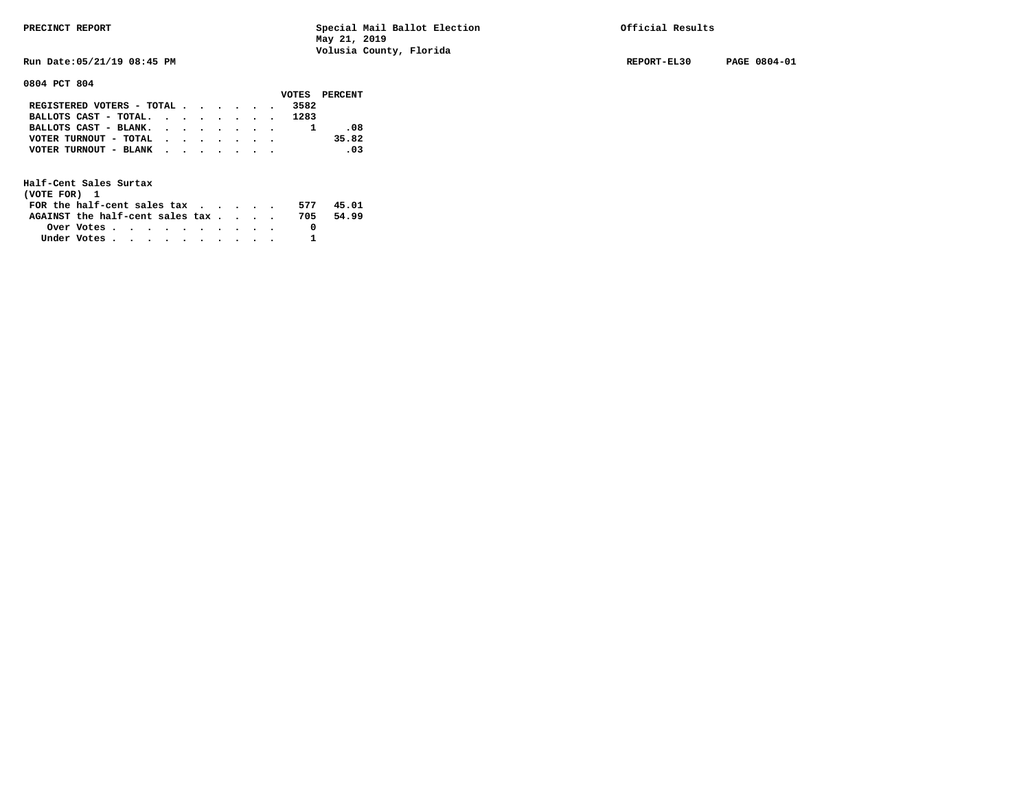PRECINCT REPORT | Special Mail Ballot Election | Official Results

May 21, 2019

Volusia County, Florida

Run Date:05/21/19 08:45 PM | REPORT-EL30 | PAGE 0804-01

**0804 PCT 804**

| | VOTES | PERCENT |
|---|---|---|
| REGISTERED VOTERS - TOTAL | 3582 | |
| BALLOTS CAST - TOTAL. | 1283 | |
| BALLOTS CAST - BLANK. | 1 | .08 |
| VOTER TURNOUT - TOTAL | | 35.82 |
| VOTER TURNOUT - BLANK | | .03 |

**Half-Cent Sales Surtax**
**(VOTE FOR) 1**

| | VOTES | PERCENT |
|---|---|---|
| FOR the half-cent sales tax | 577 | 45.01 |
| AGAINST the half-cent sales tax | 705 | 54.99 |
| Over Votes | 0 | |
| Under Votes | 1 | |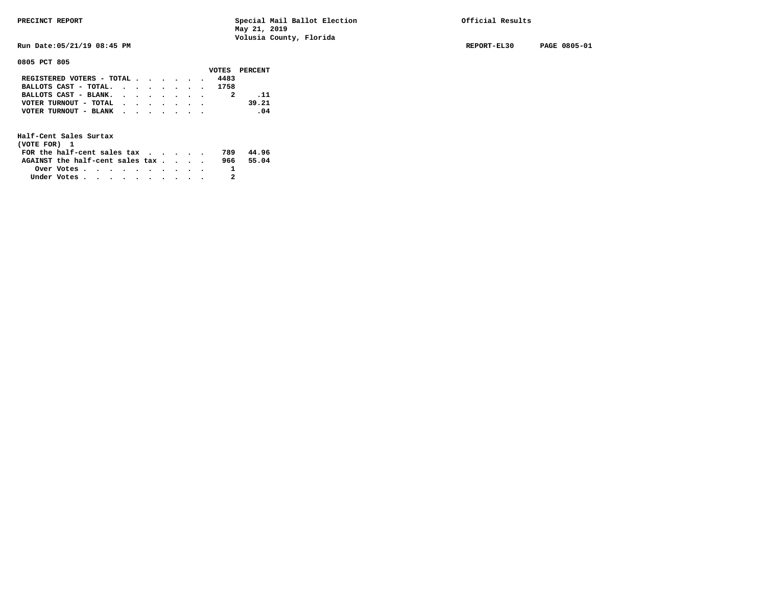PRECINCT REPORT — Special Mail Ballot Election, May 21, 2019, Volusia County, Florida — Official Results

Run Date:05/21/19 08:45 PM — REPORT-EL30 — PAGE 0805-01

**0805 PCT 805**

| | VOTES | PERCENT |
|---|---|---|
| REGISTERED VOTERS - TOTAL | 4483 | |
| BALLOTS CAST - TOTAL. | 1758 | |
| BALLOTS CAST - BLANK. | 2 | .11 |
| VOTER TURNOUT - TOTAL | | 39.21 |
| VOTER TURNOUT - BLANK | | .04 |

**Half-Cent Sales Surtax**
(VOTE FOR) 1

| | VOTES | PERCENT |
|---|---|---|
| FOR the half-cent sales tax | 789 | 44.96 |
| AGAINST the half-cent sales tax | 966 | 55.04 |
| Over Votes | 1 | |
| Under Votes | 2 | |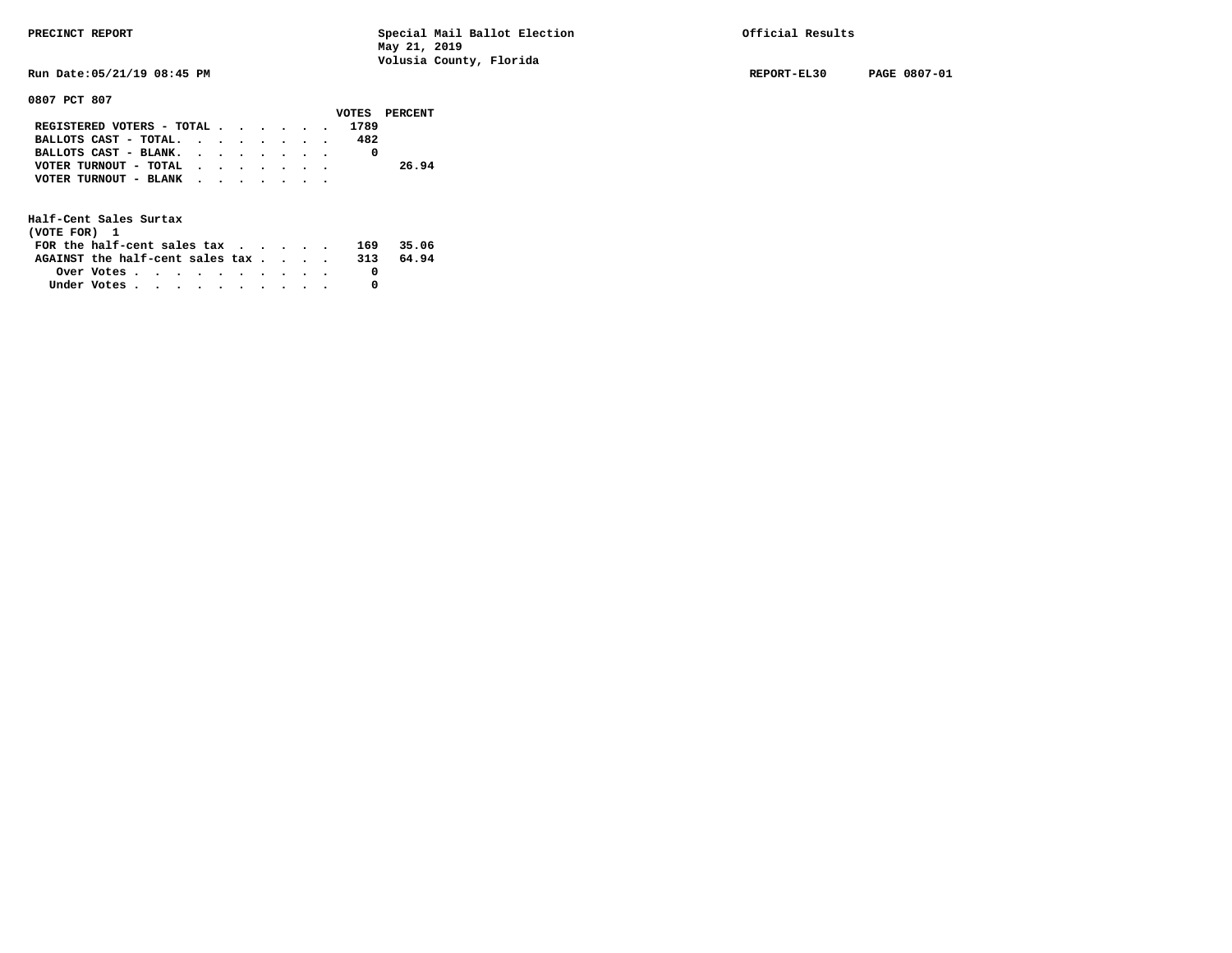PRECINCT REPORT — Special Mail Ballot Election, May 21, 2019, Volusia County, Florida — Official Results

Run Date:05/21/19 08:45 PM — REPORT-EL30 — PAGE 0807-01

**0807 PCT 807**

| | VOTES | PERCENT |
|---|---|---|
| REGISTERED VOTERS - TOTAL | 1789 | |
| BALLOTS CAST - TOTAL. | 482 | |
| BALLOTS CAST - BLANK. | 0 | |
| VOTER TURNOUT - TOTAL | | 26.94 |
| VOTER TURNOUT - BLANK | | |

**Half-Cent Sales Surtax**
(VOTE FOR) 1

| | VOTES | PERCENT |
|---|---|---|
| FOR the half-cent sales tax | 169 | 35.06 |
| AGAINST the half-cent sales tax | 313 | 64.94 |
| Over Votes | 0 | |
| Under Votes | 0 | |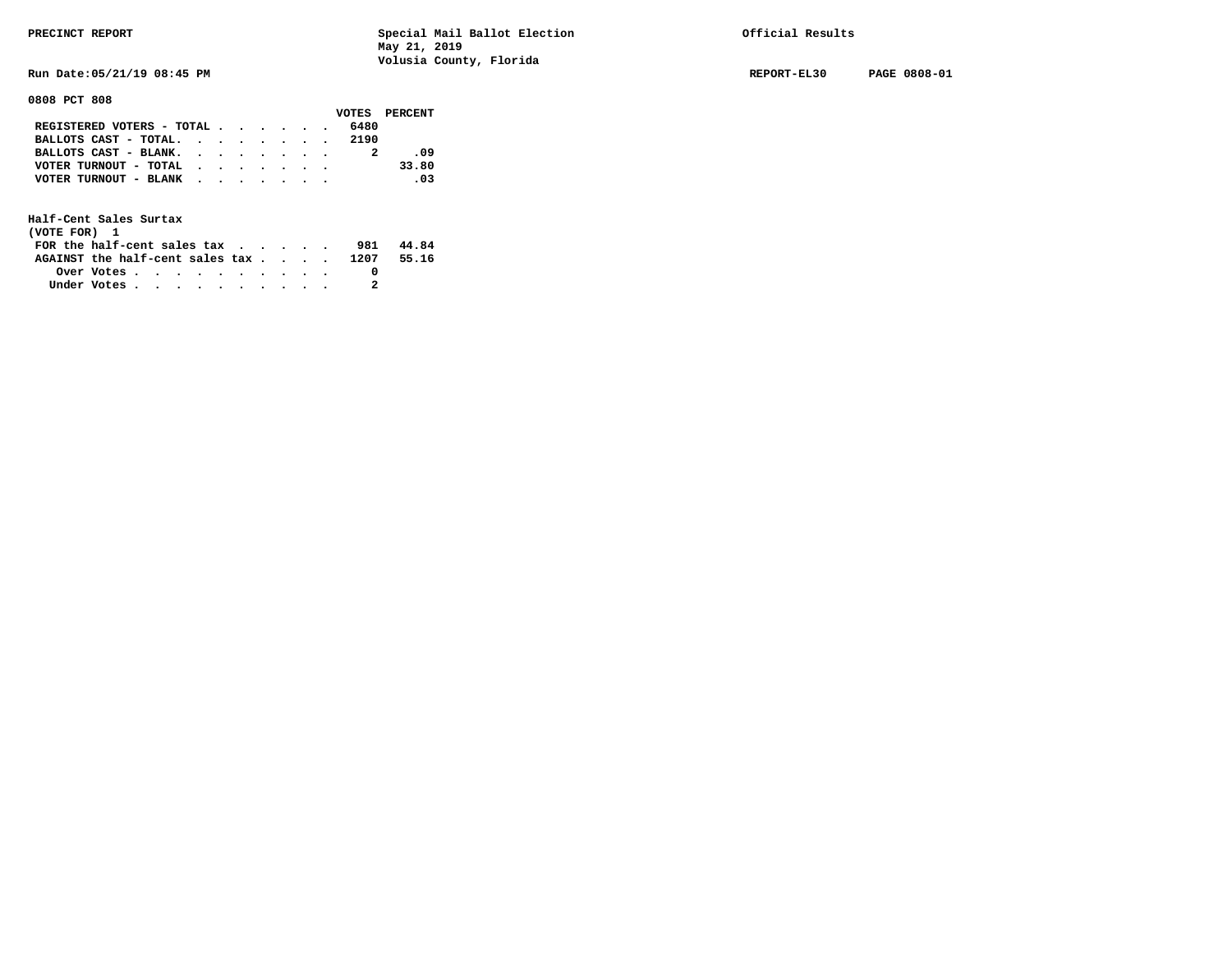**PRECINCT REPORT** — Special Mail Ballot Election, May 21, 2019, Volusia County, Florida — Official Results

Run Date:05/21/19 08:45 PM — REPORT-EL30 — PAGE 0808-01

**0808 PCT 808**

| | VOTES | PERCENT |
|---|---|---|
| REGISTERED VOTERS - TOTAL | 6480 | |
| BALLOTS CAST - TOTAL | 2190 | |
| BALLOTS CAST - BLANK | 2 | .09 |
| VOTER TURNOUT - TOTAL | | 33.80 |
| VOTER TURNOUT - BLANK | | .03 |

**Half-Cent Sales Surtax**
(VOTE FOR) 1

| | VOTES | PERCENT |
|---|---|---|
| FOR the half-cent sales tax | 981 | 44.84 |
| AGAINST the half-cent sales tax | 1207 | 55.16 |
| Over Votes | 0 | |
| Under Votes | 2 | |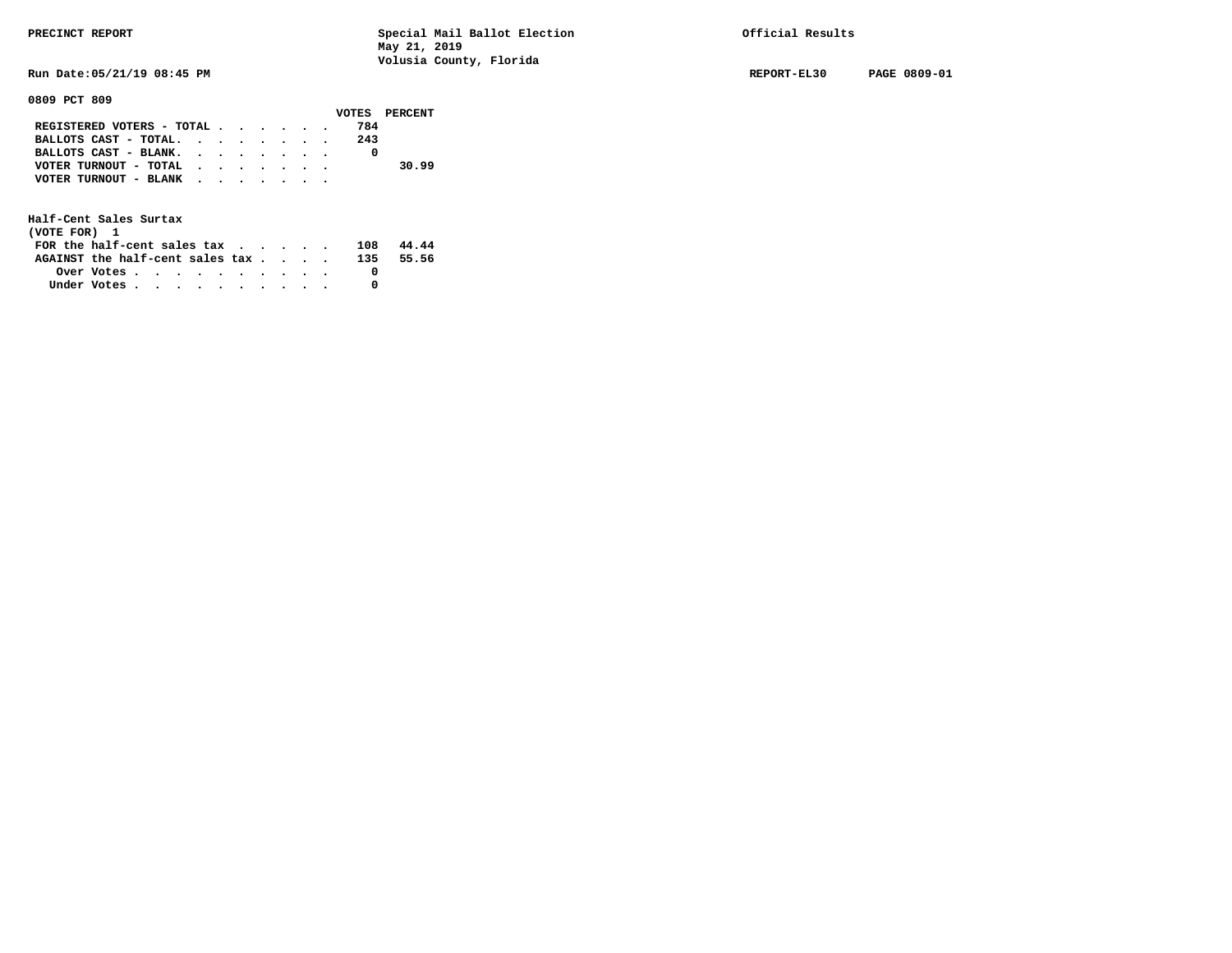PRECINCT REPORT — Special Mail Ballot Election, May 21, 2019, Volusia County, Florida — Official Results

Run Date:05/21/19 08:45 PM — REPORT-EL30 — PAGE 0809-01

**0809 PCT 809**

| | VOTES | PERCENT |
|---|---|---|
| REGISTERED VOTERS - TOTAL | 784 | |
| BALLOTS CAST - TOTAL. | 243 | |
| BALLOTS CAST - BLANK. | 0 | |
| VOTER TURNOUT - TOTAL | | 30.99 |
| VOTER TURNOUT - BLANK | | |

**Half-Cent Sales Surtax**
(VOTE FOR) 1

| | VOTES | PERCENT |
|---|---|---|
| FOR the half-cent sales tax | 108 | 44.44 |
| AGAINST the half-cent sales tax | 135 | 55.56 |
| Over Votes | 0 | |
| Under Votes | 0 | |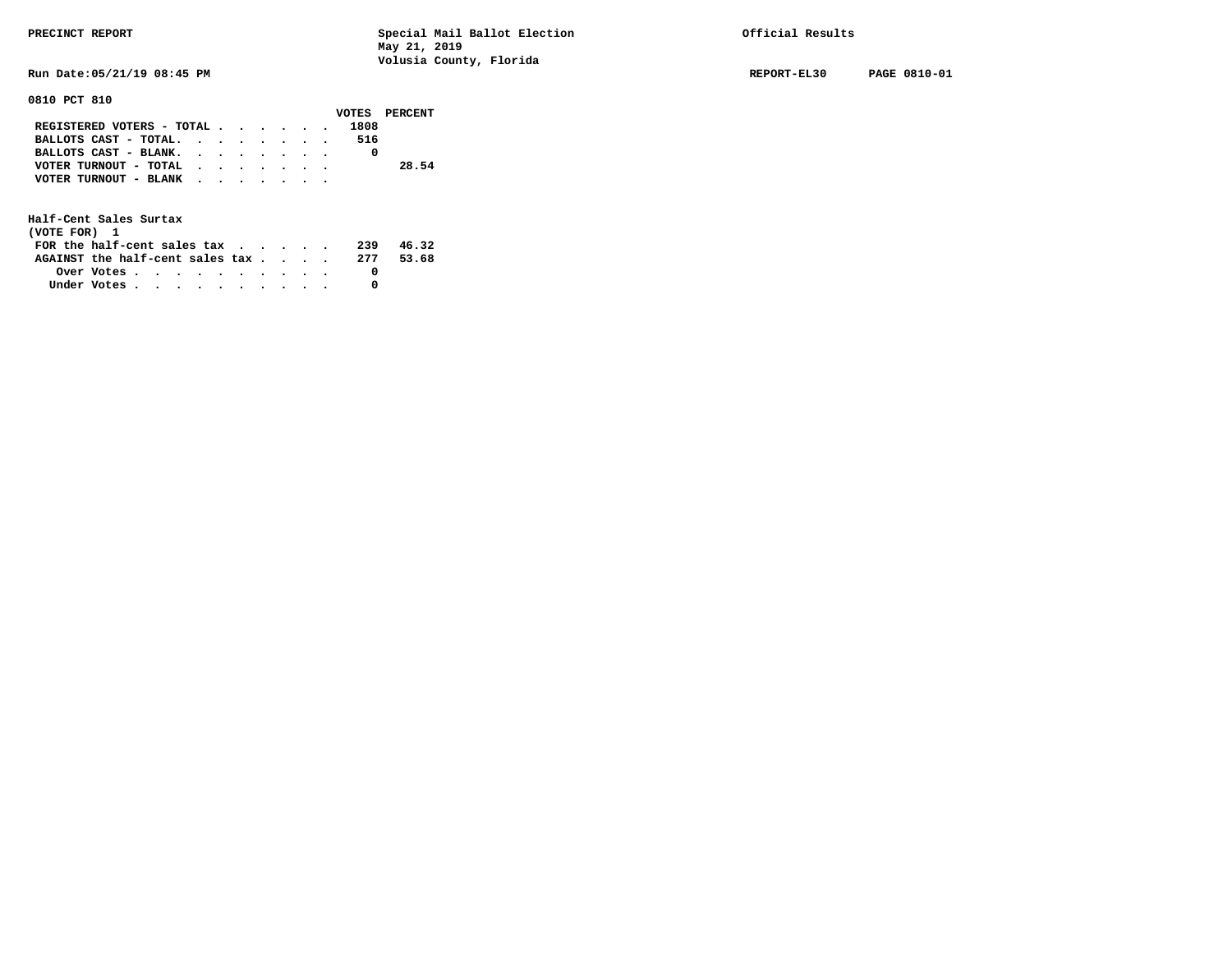PRECINCT REPORT — Special Mail Ballot Election, May 21, 2019, Volusia County, Florida — Official Results

Run Date:05/21/19 08:45 PM — REPORT-EL30 — PAGE 0810-01

**0810 PCT 810**

| | VOTES | PERCENT |
|---|---|---|
| REGISTERED VOTERS - TOTAL | 1808 | |
| BALLOTS CAST - TOTAL | 516 | |
| BALLOTS CAST - BLANK | 0 | |
| VOTER TURNOUT - TOTAL | | 28.54 |
| VOTER TURNOUT - BLANK | | |

**Half-Cent Sales Surtax**
(VOTE FOR) 1

| | VOTES | PERCENT |
|---|---|---|
| FOR the half-cent sales tax | 239 | 46.32 |
| AGAINST the half-cent sales tax | 277 | 53.68 |
| Over Votes | 0 | |
| Under Votes | 0 | |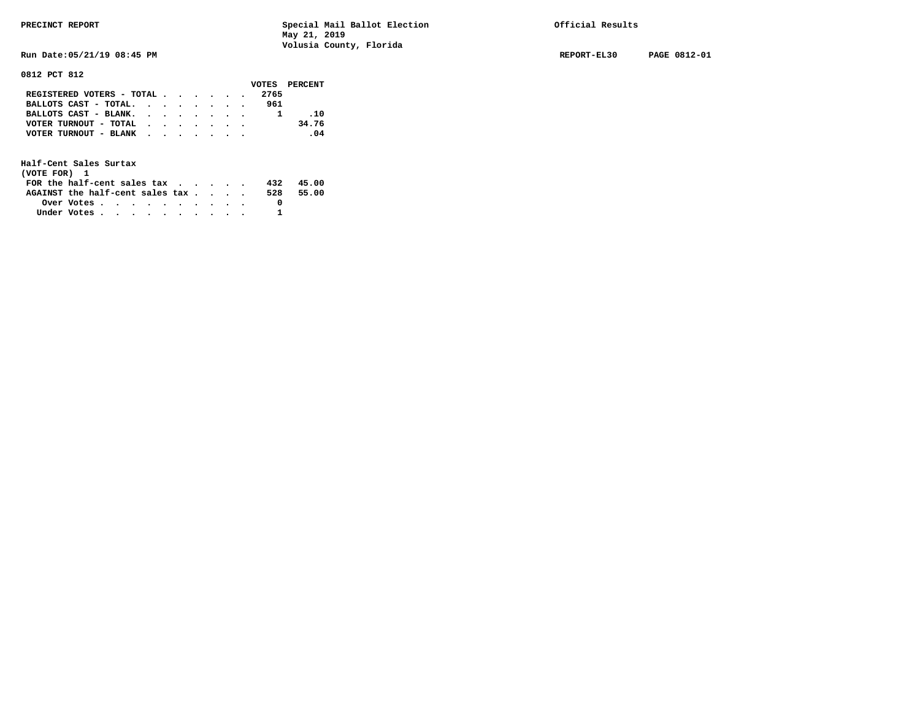PRECINCT REPORT

Special Mail Ballot Election
May 21, 2019
Volusia County, Florida

Official Results

Run Date:05/21/19 08:45 PM

REPORT-EL30 PAGE 0812-01

**0812 PCT 812**

| | VOTES | PERCENT |
|---|---|---|
| REGISTERED VOTERS - TOTAL | 2765 | |
| BALLOTS CAST - TOTAL. | 961 | |
| BALLOTS CAST - BLANK. | 1 | .10 |
| VOTER TURNOUT - TOTAL | | 34.76 |
| VOTER TURNOUT - BLANK | | .04 |

**Half-Cent Sales Surtax**
(VOTE FOR) 1

| | VOTES | PERCENT |
|---|---|---|
| FOR the half-cent sales tax | 432 | 45.00 |
| AGAINST the half-cent sales tax | 528 | 55.00 |
| Over Votes | 0 | |
| Under Votes | 1 | |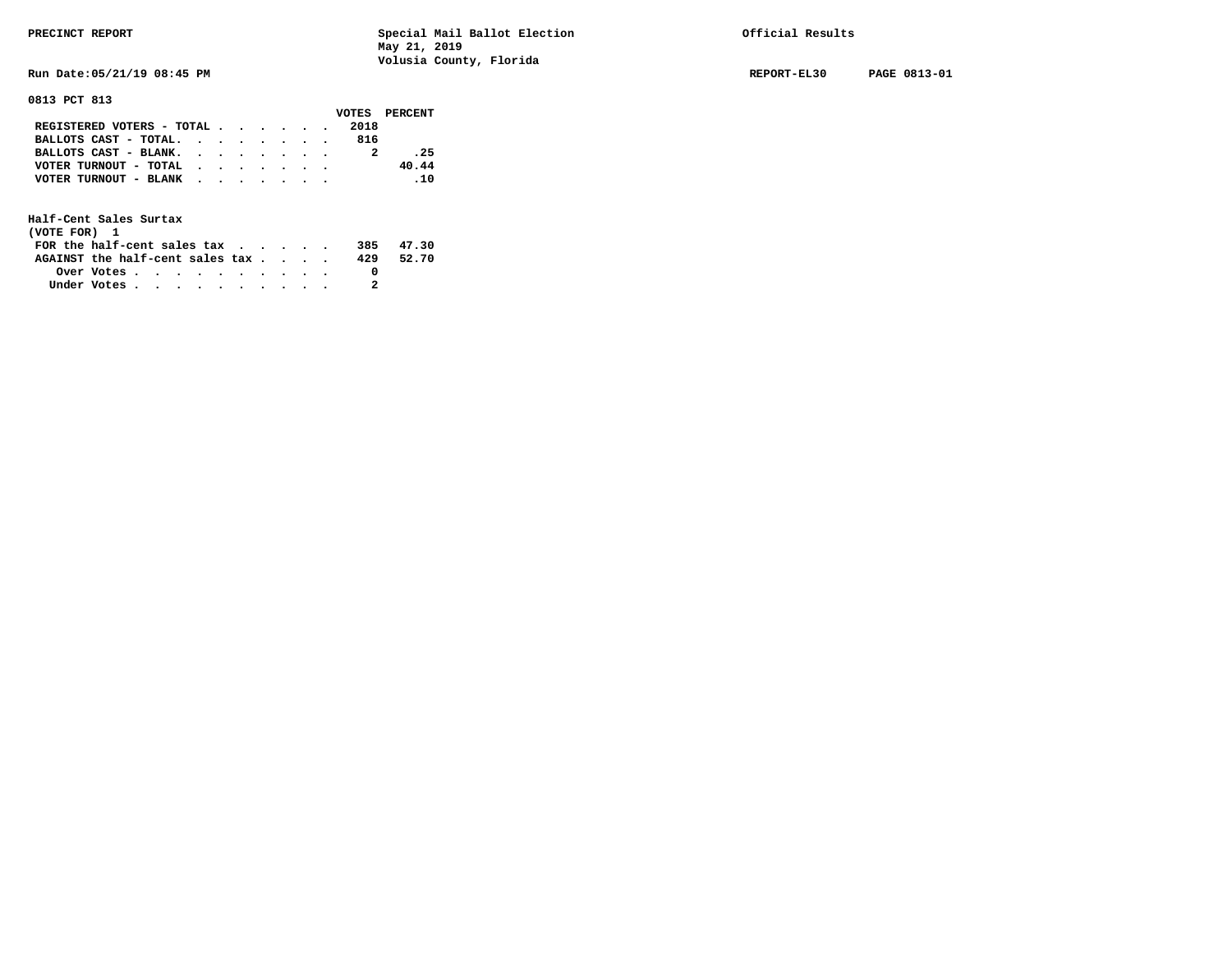PRECINCT REPORT

Special Mail Ballot Election
May 21, 2019
Volusia County, Florida

Official Results

Run Date:05/21/19 08:45 PM

REPORT-EL30 PAGE 0813-01

## 0813 PCT 813

| | VOTES | PERCENT |
|---|---|---|
| REGISTERED VOTERS - TOTAL | 2018 | |
| BALLOTS CAST - TOTAL | 816 | |
| BALLOTS CAST - BLANK | 2 | .25 |
| VOTER TURNOUT - TOTAL | | 40.44 |
| VOTER TURNOUT - BLANK | | .10 |

### Half-Cent Sales Surtax
(VOTE FOR) 1

| | VOTES | PERCENT |
|---|---|---|
| FOR the half-cent sales tax | 385 | 47.30 |
| AGAINST the half-cent sales tax | 429 | 52.70 |
| Over Votes | 0 | |
| Under Votes | 2 | |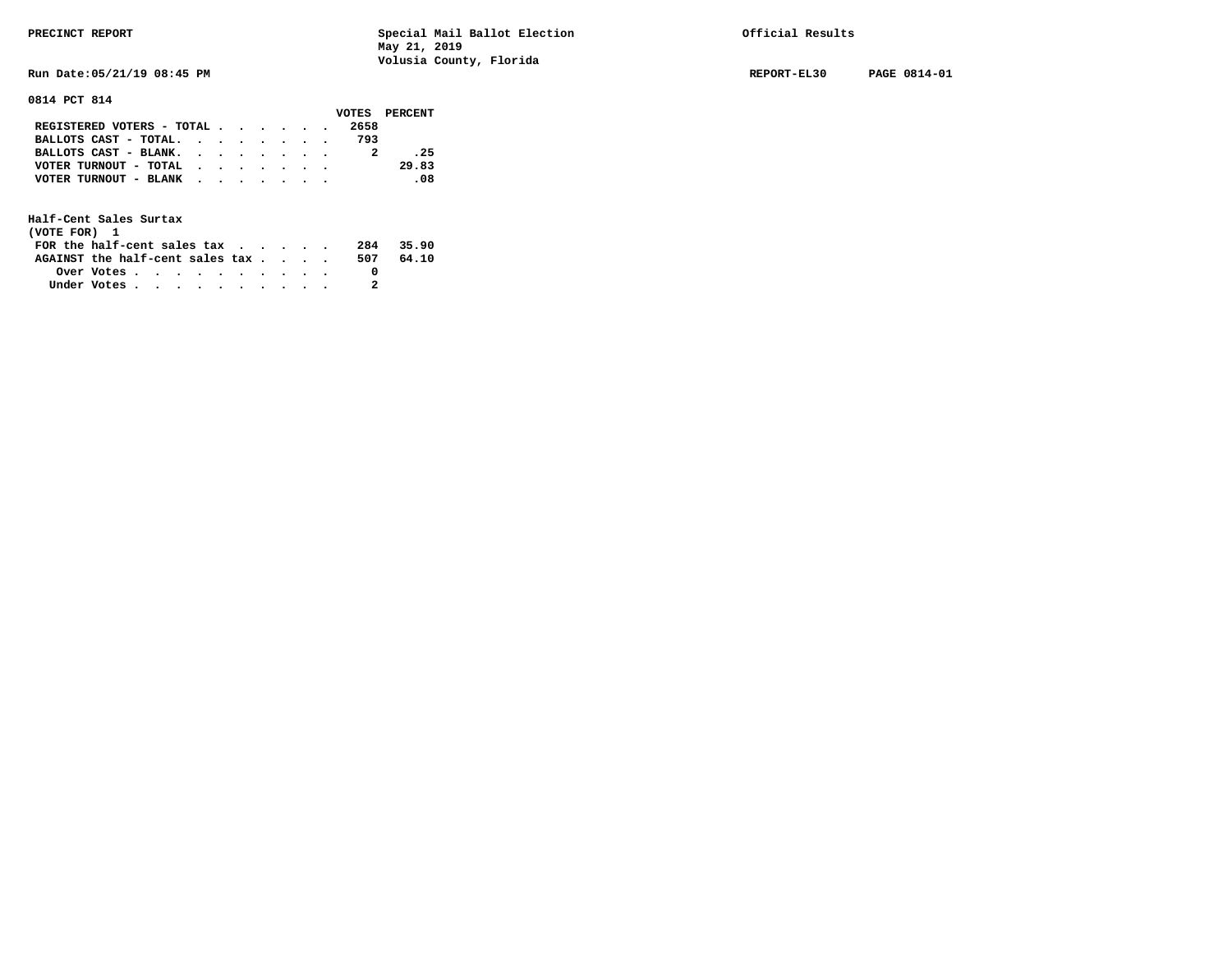PRECINCT REPORT — Special Mail Ballot Election, May 21, 2019, Volusia County, Florida — Official Results

Run Date:05/21/19 08:45 PM — REPORT-EL30 — PAGE 0814-01

## 0814 PCT 814

| | VOTES | PERCENT |
|---|---|---|
| REGISTERED VOTERS - TOTAL | 2658 | |
| BALLOTS CAST - TOTAL | 793 | |
| BALLOTS CAST - BLANK | 2 | .25 |
| VOTER TURNOUT - TOTAL | | 29.83 |
| VOTER TURNOUT - BLANK | | .08 |

### Half-Cent Sales Surtax
(VOTE FOR) 1

| | VOTES | PERCENT |
|---|---|---|
| FOR the half-cent sales tax | 284 | 35.90 |
| AGAINST the half-cent sales tax | 507 | 64.10 |
| Over Votes | 0 | |
| Under Votes | 2 | |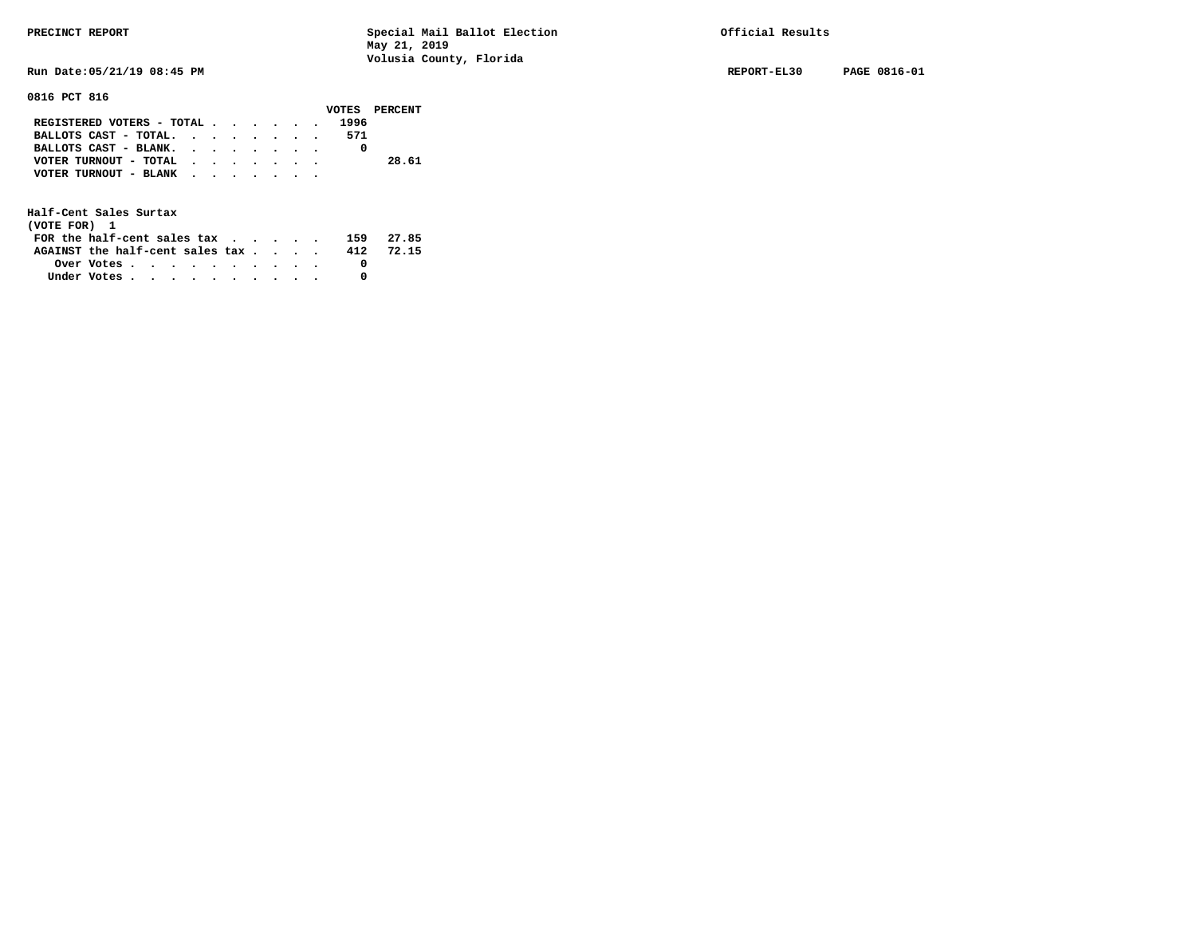PRECINCT REPORT

Special Mail Ballot Election
May 21, 2019
Volusia County, Florida

Official Results

Run Date:05/21/19 08:45 PM

REPORT-EL30 PAGE 0816-01

**0816 PCT 816**

| | VOTES | PERCENT |
|---|---|---|
| REGISTERED VOTERS - TOTAL | 1996 | |
| BALLOTS CAST - TOTAL. | 571 | |
| BALLOTS CAST - BLANK. | 0 | |
| VOTER TURNOUT - TOTAL | | 28.61 |
| VOTER TURNOUT - BLANK | | |

**Half-Cent Sales Surtax**
**(VOTE FOR) 1**

| | VOTES | PERCENT |
|---|---|---|
| FOR the half-cent sales tax | 159 | 27.85 |
| AGAINST the half-cent sales tax | 412 | 72.15 |
| Over Votes | 0 | |
| Under Votes | 0 | |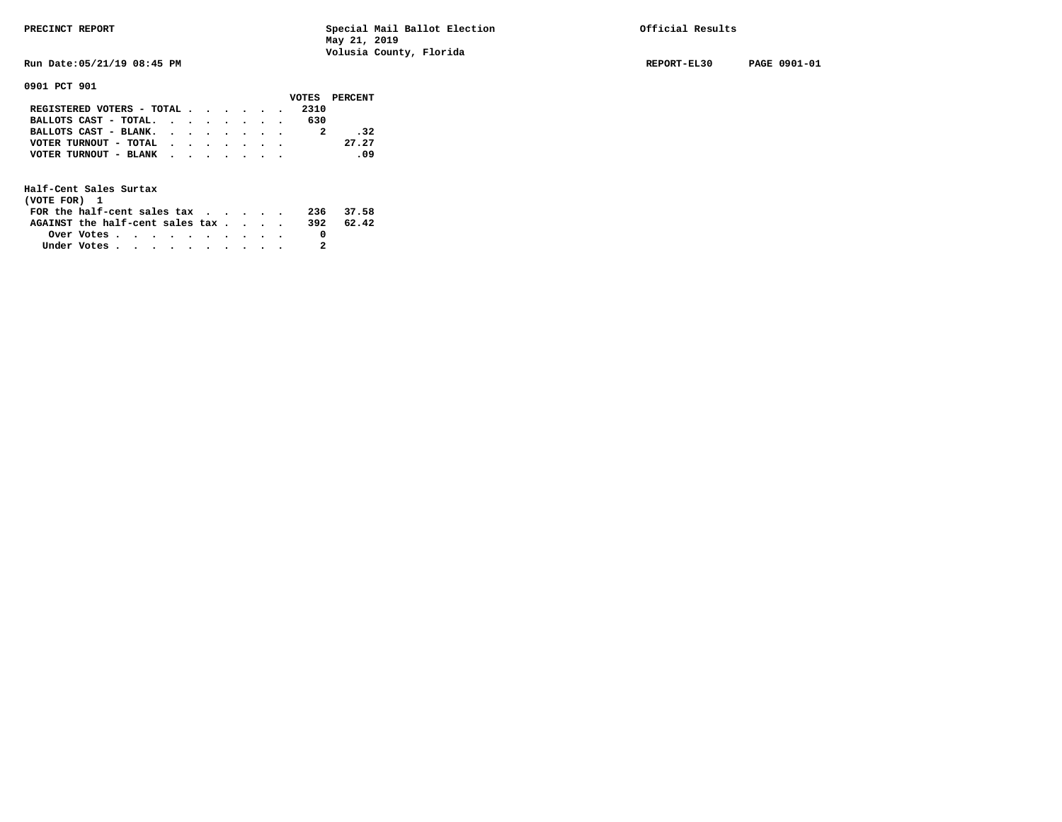PRECINCT REPORT — Special Mail Ballot Election, May 21, 2019, Volusia County, Florida — Official Results

Run Date:05/21/19 08:45 PM — REPORT-EL30 — PAGE 0901-01

## 0901 PCT 901

| | VOTES | PERCENT |
|---|---|---|
| REGISTERED VOTERS - TOTAL | 2310 | |
| BALLOTS CAST - TOTAL. | 630 | |
| BALLOTS CAST - BLANK. | 2 | .32 |
| VOTER TURNOUT - TOTAL | | 27.27 |
| VOTER TURNOUT - BLANK | | .09 |

### Half-Cent Sales Surtax
(VOTE FOR) 1

| | VOTES | PERCENT |
|---|---|---|
| FOR the half-cent sales tax | 236 | 37.58 |
| AGAINST the half-cent sales tax | 392 | 62.42 |
| Over Votes | 0 | |
| Under Votes | 2 | |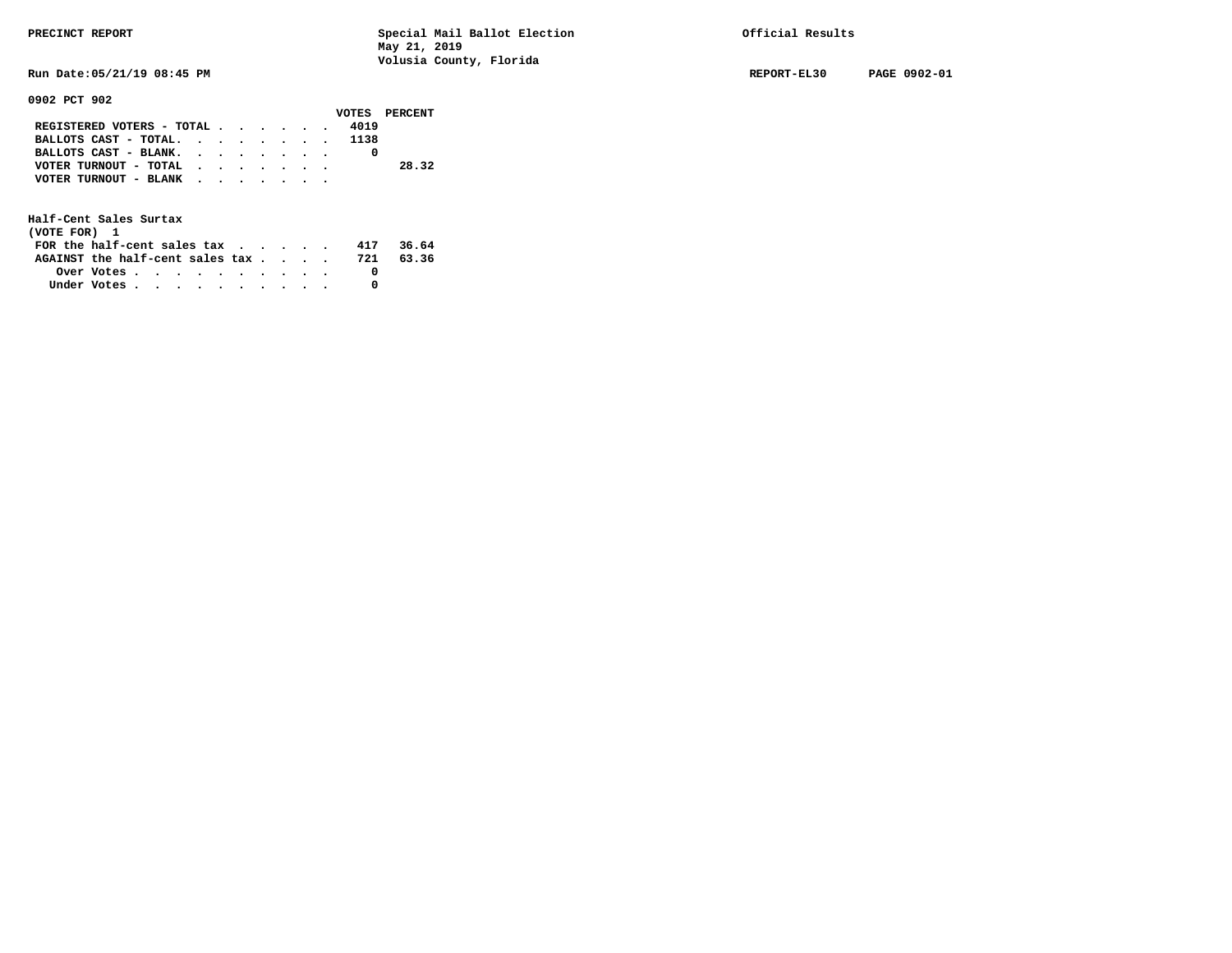PRECINCT REPORT — Special Mail Ballot Election — May 21, 2019 — Volusia County, Florida — Official Results

Run Date:05/21/19 08:45 PM — REPORT-EL30 — PAGE 0902-01

**0902 PCT 902**

| | VOTES | PERCENT |
|---|---|---|
| REGISTERED VOTERS - TOTAL | 4019 | |
| BALLOTS CAST - TOTAL | 1138 | |
| BALLOTS CAST - BLANK | 0 | |
| VOTER TURNOUT - TOTAL | | 28.32 |
| VOTER TURNOUT - BLANK | | |

**Half-Cent Sales Surtax**
(VOTE FOR) 1

| | VOTES | PERCENT |
|---|---|---|
| FOR the half-cent sales tax | 417 | 36.64 |
| AGAINST the half-cent sales tax | 721 | 63.36 |
| Over Votes | 0 | |
| Under Votes | 0 | |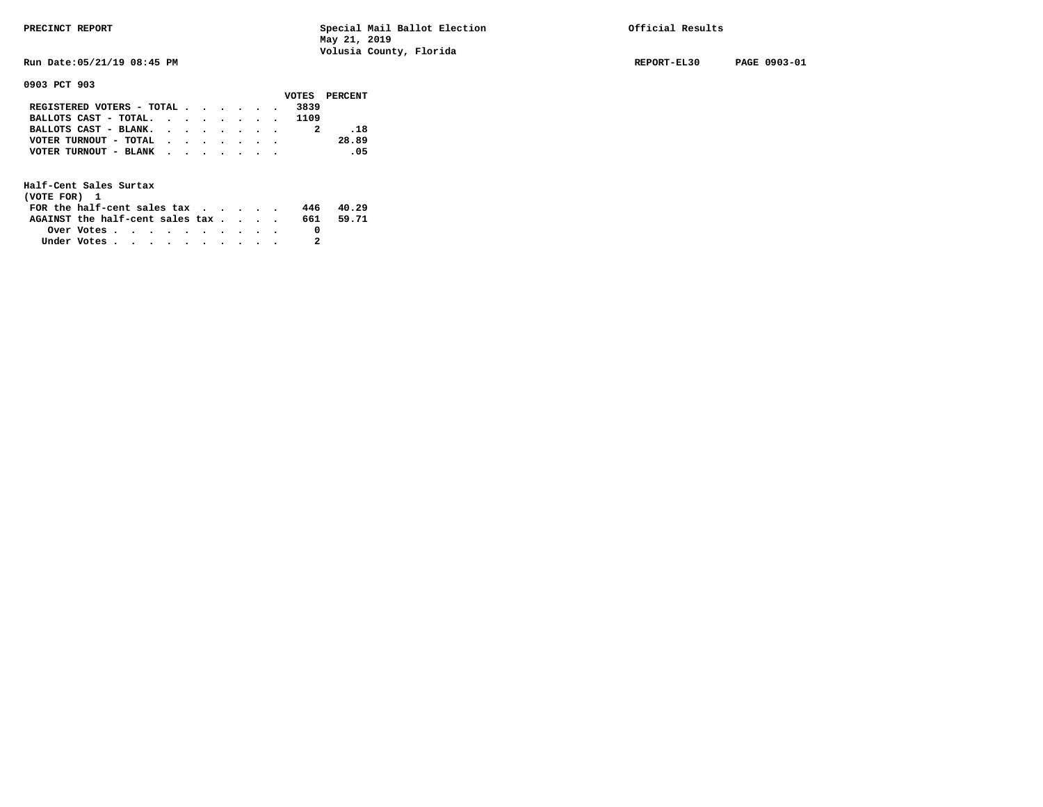PRECINCT REPORT — Special Mail Ballot Election, May 21, 2019, Volusia County, Florida — Official Results

Run Date:05/21/19 08:45 PM — REPORT-EL30 — PAGE 0903-01

## 0903 PCT 903

| | VOTES | PERCENT |
|---|---|---|
| REGISTERED VOTERS - TOTAL | 3839 | |
| BALLOTS CAST - TOTAL. | 1109 | |
| BALLOTS CAST - BLANK. | 2 | .18 |
| VOTER TURNOUT - TOTAL | | 28.89 |
| VOTER TURNOUT - BLANK | | .05 |

### Half-Cent Sales Surtax
(VOTE FOR) 1

| | VOTES | PERCENT |
|---|---|---|
| FOR the half-cent sales tax | 446 | 40.29 |
| AGAINST the half-cent sales tax | 661 | 59.71 |
| Over Votes | 0 | |
| Under Votes | 2 | |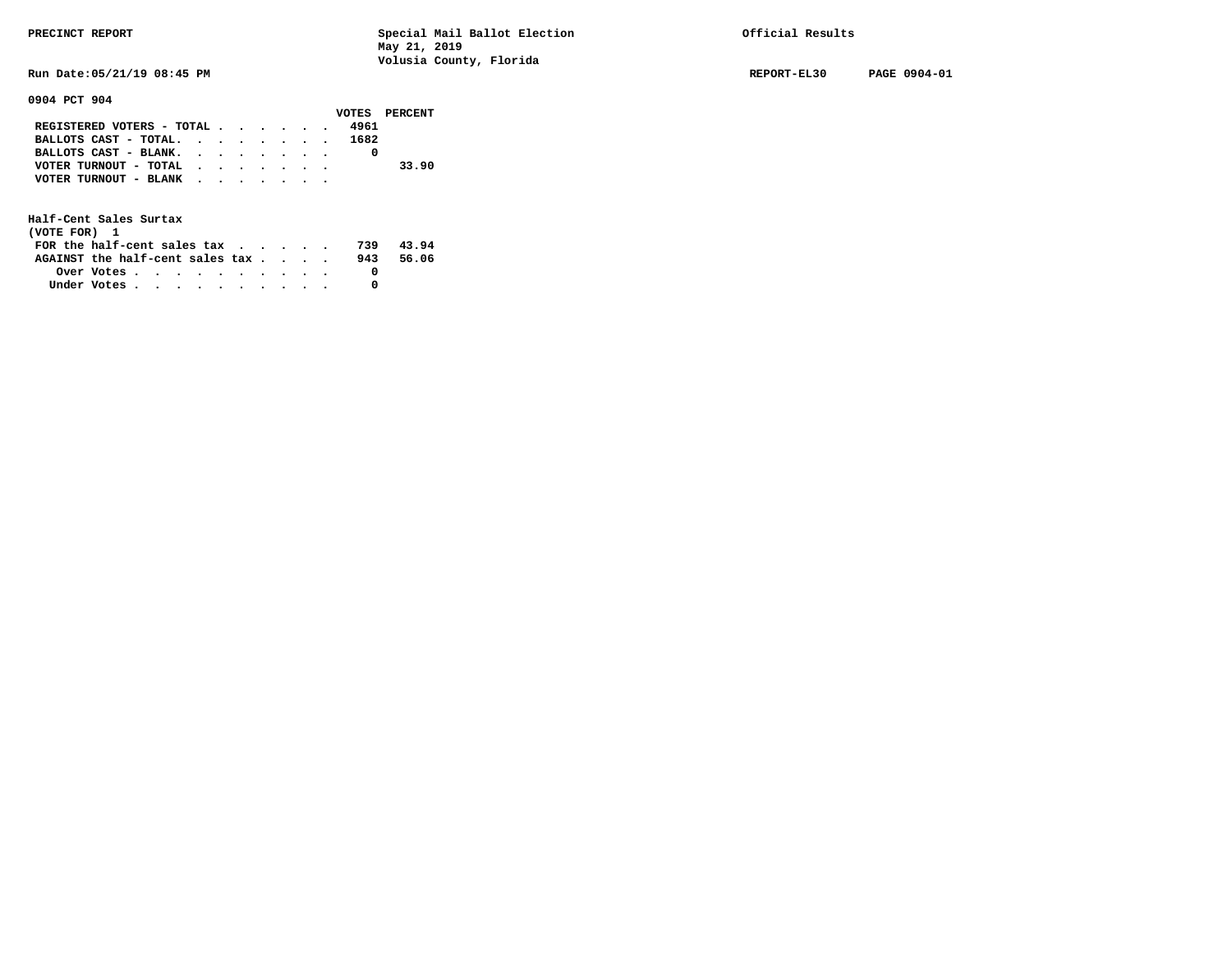PRECINCT REPORT

Special Mail Ballot Election
May 21, 2019
Volusia County, Florida

Official Results

Run Date:05/21/19 08:45 PM

REPORT-EL30 PAGE 0904-01

**0904 PCT 904**

| | VOTES | PERCENT |
|---|---|---|
| REGISTERED VOTERS - TOTAL | 4961 | |
| BALLOTS CAST - TOTAL | 1682 | |
| BALLOTS CAST - BLANK | 0 | |
| VOTER TURNOUT - TOTAL | | 33.90 |
| VOTER TURNOUT - BLANK | | |

**Half-Cent Sales Surtax**
(VOTE FOR) 1

| | VOTES | PERCENT |
|---|---|---|
| FOR the half-cent sales tax | 739 | 43.94 |
| AGAINST the half-cent sales tax | 943 | 56.06 |
| Over Votes | 0 | |
| Under Votes | 0 | |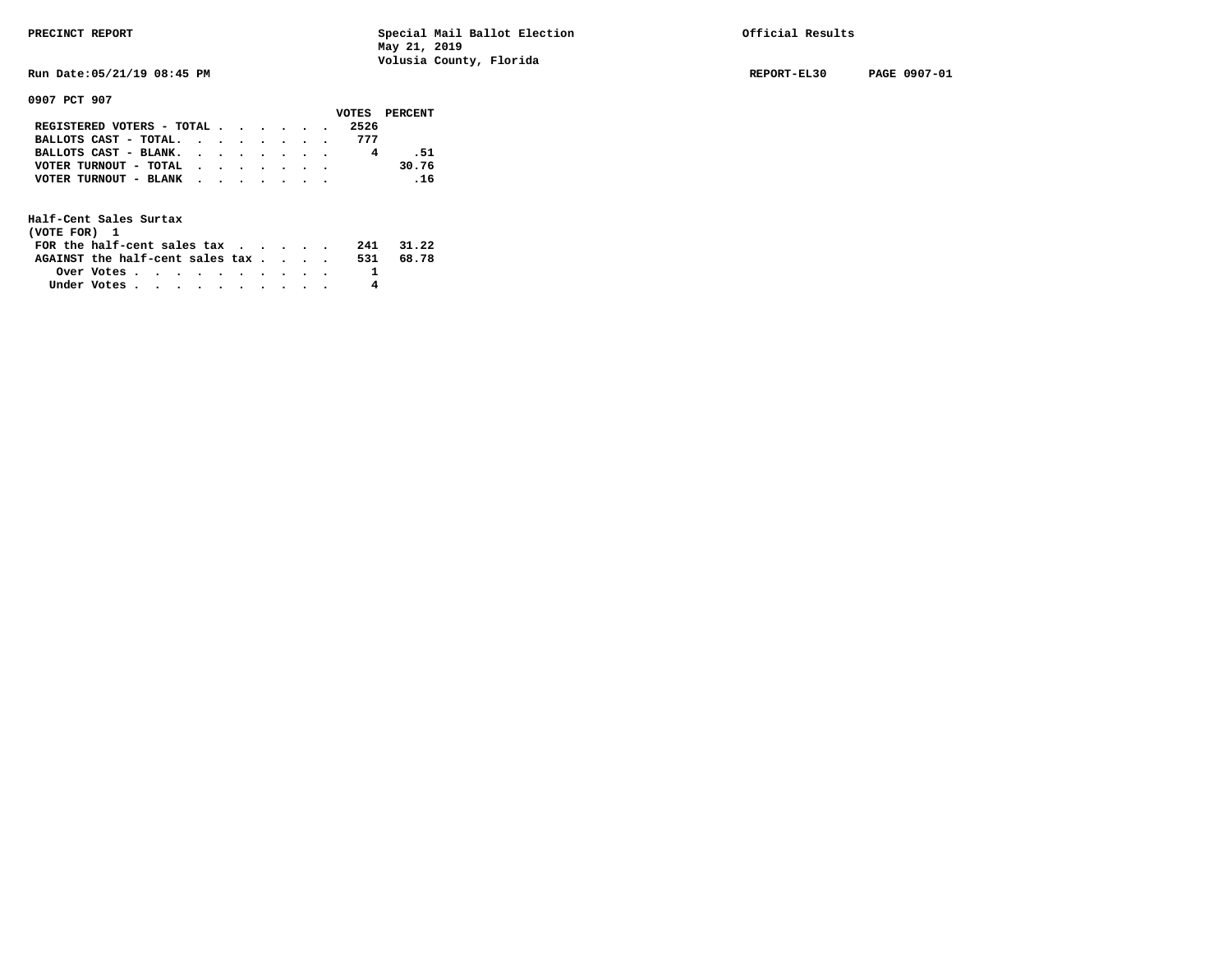PRECINCT REPORT — Special Mail Ballot Election, May 21, 2019, Volusia County, Florida — Official Results

Run Date:05/21/19 08:45 PM — REPORT-EL30 — PAGE 0907-01

**0907 PCT 907**

| | VOTES | PERCENT |
|---|---|---|
| REGISTERED VOTERS - TOTAL | 2526 | |
| BALLOTS CAST - TOTAL. | 777 | |
| BALLOTS CAST - BLANK. | 4 | .51 |
| VOTER TURNOUT - TOTAL | | 30.76 |
| VOTER TURNOUT - BLANK | | .16 |

**Half-Cent Sales Surtax**
(VOTE FOR) 1

| | VOTES | PERCENT |
|---|---|---|
| FOR the half-cent sales tax | 241 | 31.22 |
| AGAINST the half-cent sales tax | 531 | 68.78 |
| Over Votes | 1 | |
| Under Votes | 4 | |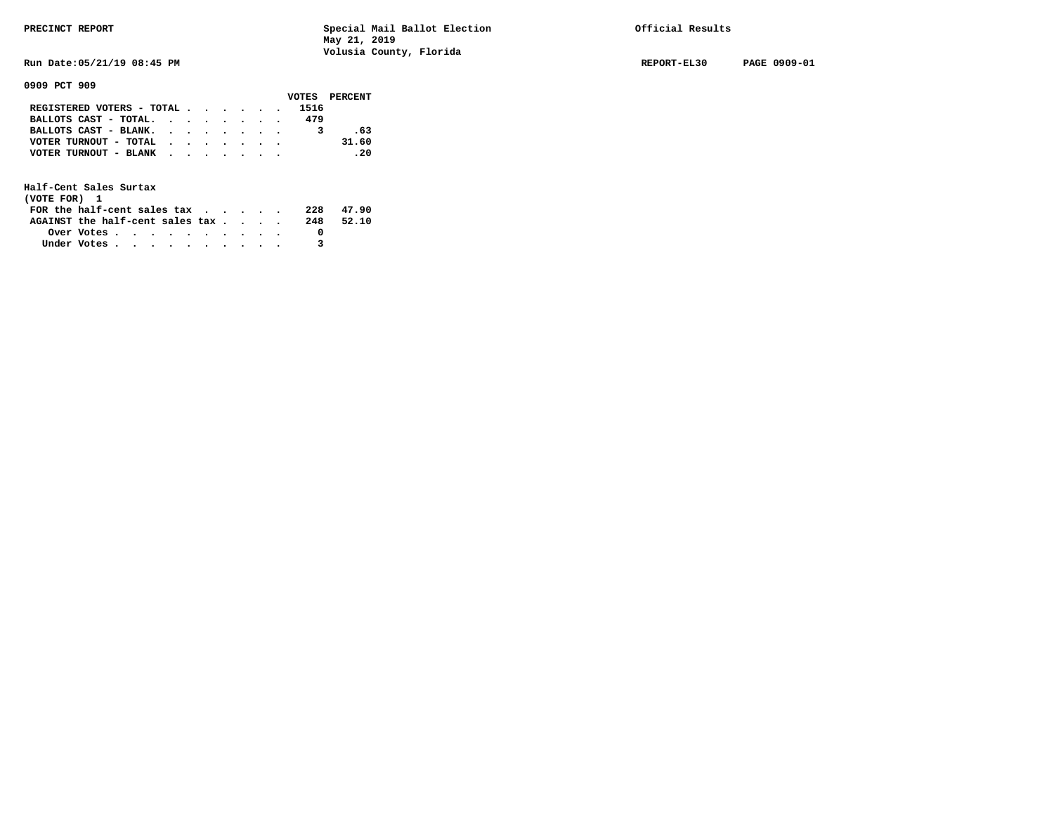PRECINCT REPORT

Special Mail Ballot Election
May 21, 2019
Volusia County, Florida

Official Results

Run Date:05/21/19 08:45 PM

REPORT-EL30 PAGE 0909-01

**0909 PCT 909**

| | VOTES | PERCENT |
|---|---|---|
| REGISTERED VOTERS - TOTAL | 1516 | |
| BALLOTS CAST - TOTAL. | 479 | |
| BALLOTS CAST - BLANK. | 3 | .63 |
| VOTER TURNOUT - TOTAL | | 31.60 |
| VOTER TURNOUT - BLANK | | .20 |

**Half-Cent Sales Surtax**
(VOTE FOR) 1

| | VOTES | PERCENT |
|---|---|---|
| FOR the half-cent sales tax | 228 | 47.90 |
| AGAINST the half-cent sales tax | 248 | 52.10 |
| Over Votes | 0 | |
| Under Votes | 3 | |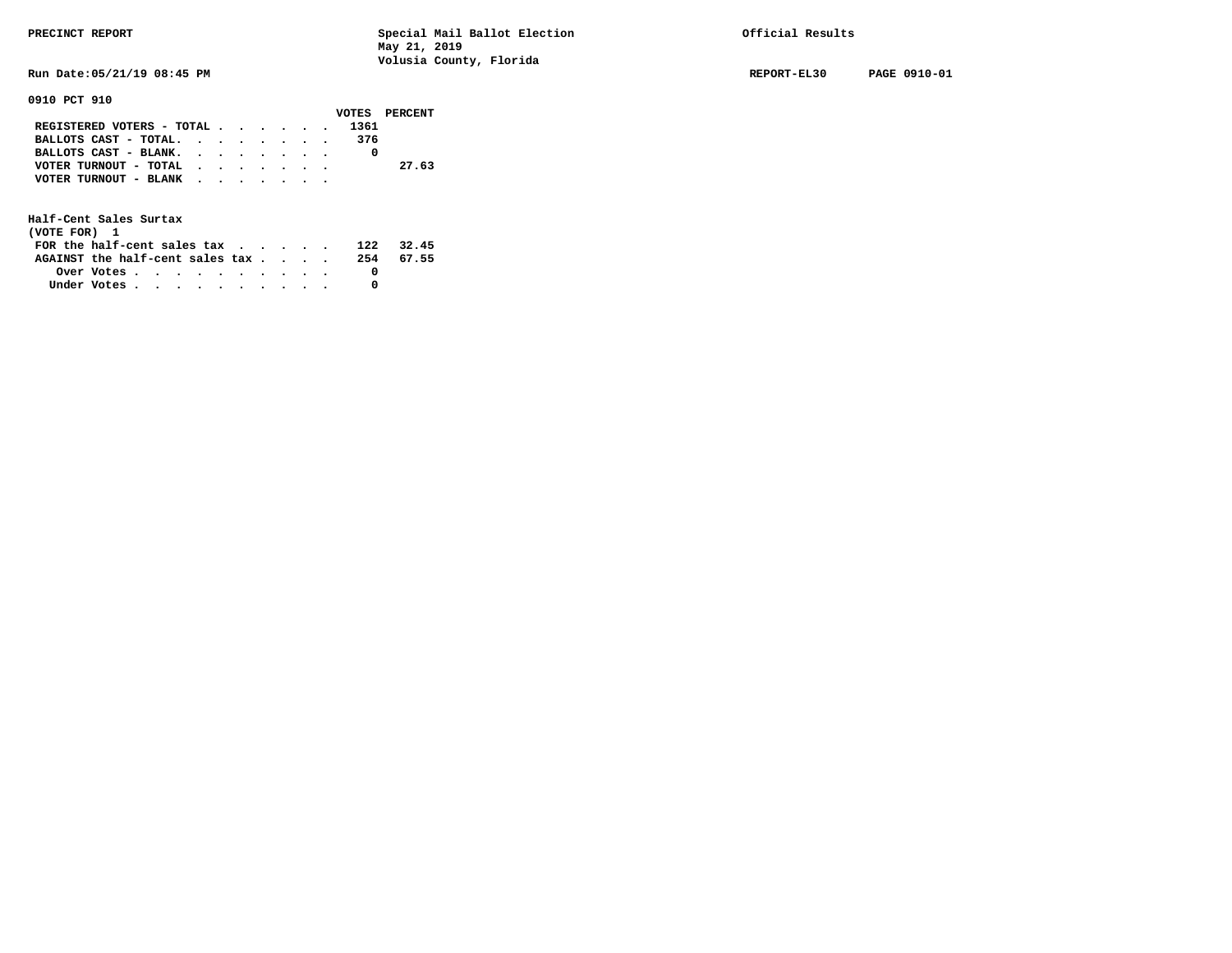PRECINCT REPORT

Special Mail Ballot Election
May 21, 2019
Volusia County, Florida

Official Results

Run Date:05/21/19 08:45 PM

REPORT-EL30 PAGE 0910-01

**0910 PCT 910**

| | VOTES | PERCENT |
|---|---|---|
| REGISTERED VOTERS - TOTAL | 1361 | |
| BALLOTS CAST - TOTAL. | 376 | |
| BALLOTS CAST - BLANK. | 0 | |
| VOTER TURNOUT - TOTAL | | 27.63 |
| VOTER TURNOUT - BLANK | | |

**Half-Cent Sales Surtax**
**(VOTE FOR) 1**

| | VOTES | PERCENT |
|---|---|---|
| FOR the half-cent sales tax | 122 | 32.45 |
| AGAINST the half-cent sales tax | 254 | 67.55 |
| Over Votes | 0 | |
| Under Votes | 0 | |